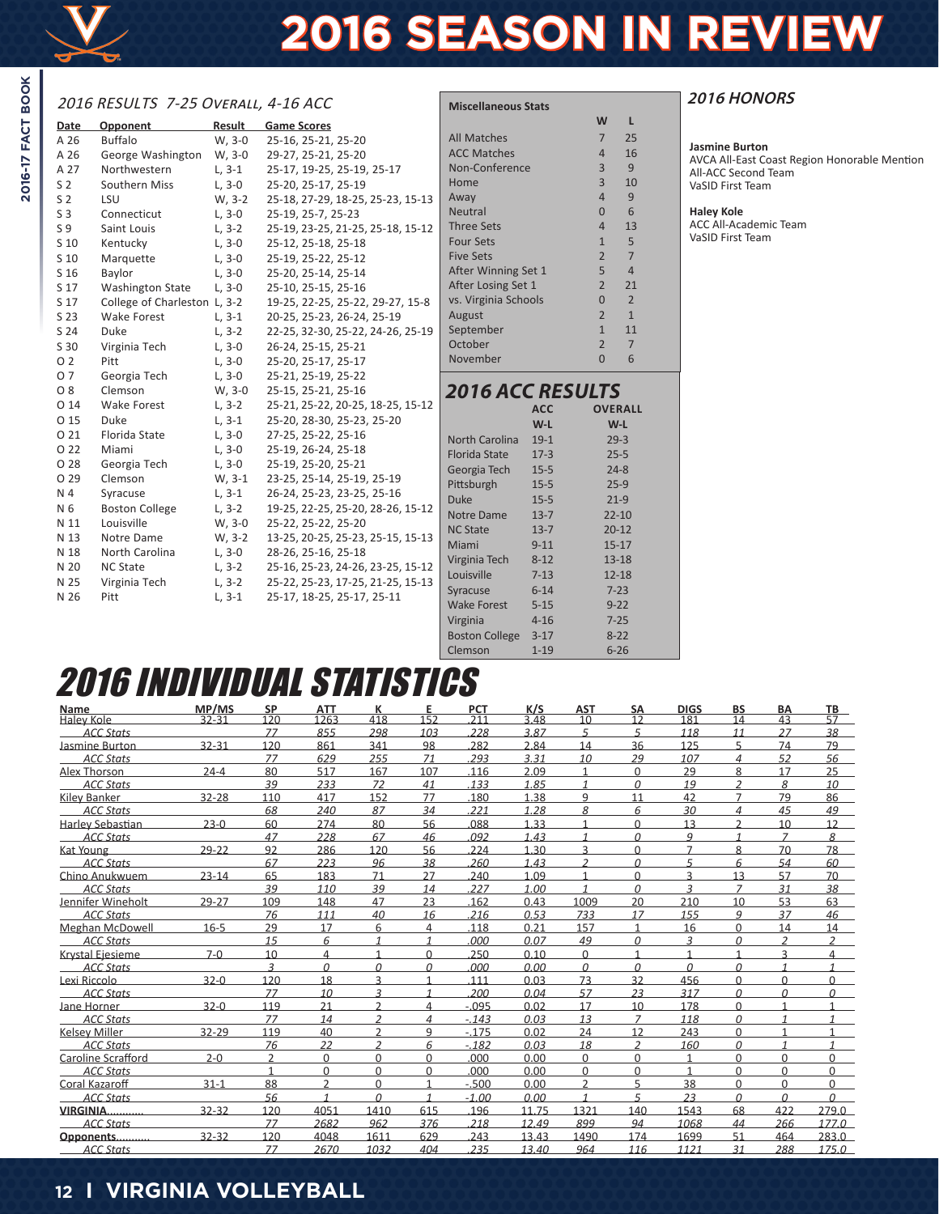# 2016 SEASON IN REVIEW

## 2016 RESULTS 7-25 Overall, 4-16 ACC

| Date | Opponent | Result | Game Scores |
|---|---|---|---|
| A 26 | Buffalo | W, 3-0 | 25-16, 25-21, 25-20 |
| A 26 | George Washington | W, 3-0 | 29-27, 25-21, 25-20 |
| A 27 | Northwestern | L, 3-1 | 25-17, 19-25, 25-19, 25-17 |
| S 2 | Southern Miss | L, 3-0 | 25-20, 25-17, 25-19 |
| S 2 | LSU | W, 3-2 | 25-18, 27-29, 18-25, 25-23, 15-13 |
| S 3 | Connecticut | L, 3-0 | 25-19, 25-7, 25-23 |
| S 9 | Saint Louis | L, 3-2 | 25-19, 23-25, 21-25, 25-18, 15-12 |
| S 10 | Kentucky | L, 3-0 | 25-12, 25-18, 25-18 |
| S 10 | Marquette | L, 3-0 | 25-19, 25-22, 25-12 |
| S 16 | Baylor | L, 3-0 | 25-20, 25-14, 25-14 |
| S 17 | Washington State | L, 3-0 | 25-10, 25-15, 25-16 |
| S 17 | College of Charleston | L, 3-2 | 19-25, 22-25, 25-22, 29-27, 15-8 |
| S 23 | Wake Forest | L, 3-1 | 20-25, 25-23, 26-24, 25-19 |
| S 24 | Duke | L, 3-2 | 22-25, 32-30, 25-22, 24-26, 25-19 |
| S 30 | Virginia Tech | L, 3-0 | 26-24, 25-15, 25-21 |
| O 2 | Pitt | L, 3-0 | 25-20, 25-17, 25-17 |
| O 7 | Georgia Tech | L, 3-0 | 25-21, 25-19, 25-22 |
| O 8 | Clemson | W, 3-0 | 25-15, 25-21, 25-16 |
| O 14 | Wake Forest | L, 3-2 | 25-21, 25-22, 20-25, 18-25, 15-12 |
| O 15 | Duke | L, 3-1 | 25-20, 28-30, 25-23, 25-20 |
| O 21 | Florida State | L, 3-0 | 27-25, 25-22, 25-16 |
| O 22 | Miami | L, 3-0 | 25-19, 26-24, 25-18 |
| O 28 | Georgia Tech | L, 3-0 | 25-19, 25-20, 25-21 |
| O 29 | Clemson | W, 3-1 | 23-25, 25-14, 25-19, 25-19 |
| N 4 | Syracuse | L, 3-1 | 26-24, 25-23, 23-25, 25-16 |
| N 6 | Boston College | L, 3-2 | 19-25, 22-25, 25-20, 28-26, 15-12 |
| N 11 | Louisville | W, 3-0 | 25-22, 25-22, 25-20 |
| N 13 | Notre Dame | W, 3-2 | 13-25, 20-25, 25-23, 25-15, 15-13 |
| N 18 | North Carolina | L, 3-0 | 28-26, 25-16, 25-18 |
| N 20 | NC State | L, 3-2 | 25-16, 25-23, 24-26, 23-25, 15-12 |
| N 25 | Virginia Tech | L, 3-2 | 25-22, 25-23, 17-25, 21-25, 15-13 |
| N 26 | Pitt | L, 3-1 | 25-17, 18-25, 25-17, 25-11 |

### Miscellaneous Stats

| | W | L |
|---|---|---|
| All Matches | 7 | 25 |
| ACC Matches | 4 | 16 |
| Non-Conference | 3 | 9 |
| Home | 3 | 10 |
| Away | 4 | 9 |
| Neutral | 0 | 6 |
| Three Sets | 4 | 13 |
| Four Sets | 1 | 5 |
| Five Sets | 2 | 7 |
| After Winning Set 1 | 5 | 4 |
| After Losing Set 1 | 2 | 21 |
| vs. Virginia Schools | 0 | 2 |
| August | 2 | 1 |
| September | 1 | 11 |
| October | 2 | 7 |
| November | 0 | 6 |

## 2016 ACC RESULTS

| | ACC W-L | OVERALL W-L |
|---|---|---|
| North Carolina | 19-1 | 29-3 |
| Florida State | 17-3 | 25-5 |
| Georgia Tech | 15-5 | 24-8 |
| Pittsburgh | 15-5 | 25-9 |
| Duke | 15-5 | 21-9 |
| Notre Dame | 13-7 | 22-10 |
| NC State | 13-7 | 20-12 |
| Miami | 9-11 | 15-17 |
| Virginia Tech | 8-12 | 13-18 |
| Louisville | 7-13 | 12-18 |
| Syracuse | 6-14 | 7-23 |
| Wake Forest | 5-15 | 9-22 |
| Virginia | 4-16 | 7-25 |
| Boston College | 3-17 | 8-22 |
| Clemson | 1-19 | 6-26 |

## 2016 HONORS

**Jasmine Burton**
AVCA All-East Coast Region Honorable Mention
All-ACC Second Team
VaSID First Team

**Haley Kole**
ACC All-Academic Team
VaSID First Team

## 2016 INDIVIDUAL STATISTICS

| Name | MP/MS | SP | ATT | K | E | PCT | K/S | AST | SA | DIGS | BS | BA | TB |
|---|---|---|---|---|---|---|---|---|---|---|---|---|---|
| Haley Kole | 32-31 | 120 | 1263 | 418 | 152 | .211 | 3.48 | 10 | 12 | 181 | 14 | 43 | 57 |
| *ACC Stats* | | *77* | *855* | *298* | *103* | *.228* | *3.87* | *5* | *5* | *118* | *11* | *27* | *38* |
| Jasmine Burton | 32-31 | 120 | 861 | 341 | 98 | .282 | 2.84 | 14 | 36 | 125 | 5 | 74 | 79 |
| *ACC Stats* | | *77* | *629* | *255* | *71* | *.293* | *3.31* | *10* | *29* | *107* | *4* | *52* | *56* |
| Alex Thorson | 24-4 | 80 | 517 | 167 | 107 | .116 | 2.09 | 1 | 0 | 29 | 8 | 17 | 25 |
| *ACC Stats* | | *39* | *233* | *72* | *41* | *.133* | *1.85* | *1* | *0* | *19* | *2* | *8* | *10* |
| Kiley Banker | 32-28 | 110 | 417 | 152 | 77 | .180 | 1.38 | 9 | 11 | 42 | 7 | 79 | 86 |
| *ACC Stats* | | *68* | *240* | *87* | *34* | *.221* | *1.28* | *8* | *6* | *30* | *4* | *45* | *49* |
| Harley Sebastian | 23-0 | 60 | 274 | 80 | 56 | .088 | 1.33 | 1 | 0 | 13 | 2 | 10 | 12 |
| *ACC Stats* | | *47* | *228* | *67* | *46* | *.092* | *1.43* | *1* | *0* | *9* | *1* | *7* | *8* |
| Kat Young | 29-22 | 92 | 286 | 120 | 56 | .224 | 1.30 | 3 | 0 | 7 | 8 | 70 | 78 |
| *ACC Stats* | | *67* | *223* | *96* | *38* | *.260* | *1.43* | *2* | *0* | *5* | *6* | *54* | *60* |
| Chino Anukwuem | 23-14 | 65 | 183 | 71 | 27 | .240 | 1.09 | 1 | 0 | 3 | 13 | 57 | 70 |
| *ACC Stats* | | *39* | *110* | *39* | *14* | *.227* | *1.00* | *1* | *0* | *3* | *7* | *31* | *38* |
| Jennifer Wineholt | 29-27 | 109 | 148 | 47 | 23 | .162 | 0.43 | 1009 | 20 | 210 | 10 | 53 | 63 |
| *ACC Stats* | | *76* | *111* | *40* | *16* | *.216* | *0.53* | *733* | *17* | *155* | *9* | *37* | *46* |
| Meghan McDowell | 16-5 | 29 | 17 | 6 | 4 | .118 | 0.21 | 157 | 1 | 16 | 0 | 14 | 14 |
| *ACC Stats* | | *15* | *6* | *1* | *1* | *.000* | *0.07* | *49* | *0* | *3* | *0* | *2* | *2* |
| Krystal Ejesieme | 7-0 | 10 | 4 | 1 | 0 | .250 | 0.10 | 0 | 1 | 1 | 1 | 3 | 4 |
| *ACC Stats* | | *3* | *0* | *0* | *0* | *.000* | *0.00* | *0* | *0* | *0* | *0* | *1* | *1* |
| Lexi Riccolo | 32-0 | 120 | 18 | 3 | 1 | .111 | 0.03 | 73 | 32 | 456 | 0 | 0 | 0 |
| *ACC Stats* | | *77* | *10* | *3* | *1* | *.200* | *0.04* | *57* | *23* | *317* | *0* | *0* | *0* |
| Jane Horner | 32-0 | 119 | 21 | 2 | 4 | -.095 | 0.02 | 17 | 10 | 178 | 0 | 1 | 1 |
| *ACC Stats* | | *77* | *14* | *2* | *4* | *-.143* | *0.03* | *13* | *7* | *118* | *0* | *1* | *1* |
| Kelsey Miller | 32-29 | 119 | 40 | 2 | 9 | -.175 | 0.02 | 24 | 12 | 243 | 0 | 1 | 1 |
| *ACC Stats* | | *76* | *22* | *2* | *6* | *-.182* | *0.03* | *18* | *2* | *160* | *0* | *1* | *1* |
| Caroline Scrafford | 2-0 | 2 | 0 | 0 | 0 | .000 | 0.00 | 0 | 0 | 1 | 0 | 0 | 0 |
| *ACC Stats* | | 1 | 0 | 0 | 0 | .000 | 0.00 | 0 | 0 | 1 | 0 | 0 | 0 |
| Coral Kazaroff | 31-1 | 88 | 2 | 0 | 1 | -.500 | 0.00 | 2 | 5 | 38 | 0 | 0 | 0 |
| *ACC Stats* | | *56* | *1* | *0* | *1* | *-1.00* | *0.00* | *1* | *5* | *23* | *0* | *0* | *0* |
| **VIRGINIA**.......... | 32-32 | 120 | 4051 | 1410 | 615 | .196 | 11.75 | 1321 | 140 | 1543 | 68 | 422 | 279.0 |
| *ACC Stats* | | *77* | *2682* | *962* | *376* | *.218* | *12.49* | *899* | *94* | *1068* | *44* | *266* | *177.0* |
| **Opponents**.......... | 32-32 | 120 | 4048 | 1611 | 629 | .243 | 13.43 | 1490 | 174 | 1699 | 51 | 464 | 283.0 |
| *ACC Stats* | | *77* | *2670* | *1032* | *404* | *.235* | *13.40* | *964* | *116* | *1121* | *31* | *288* | *175.0* |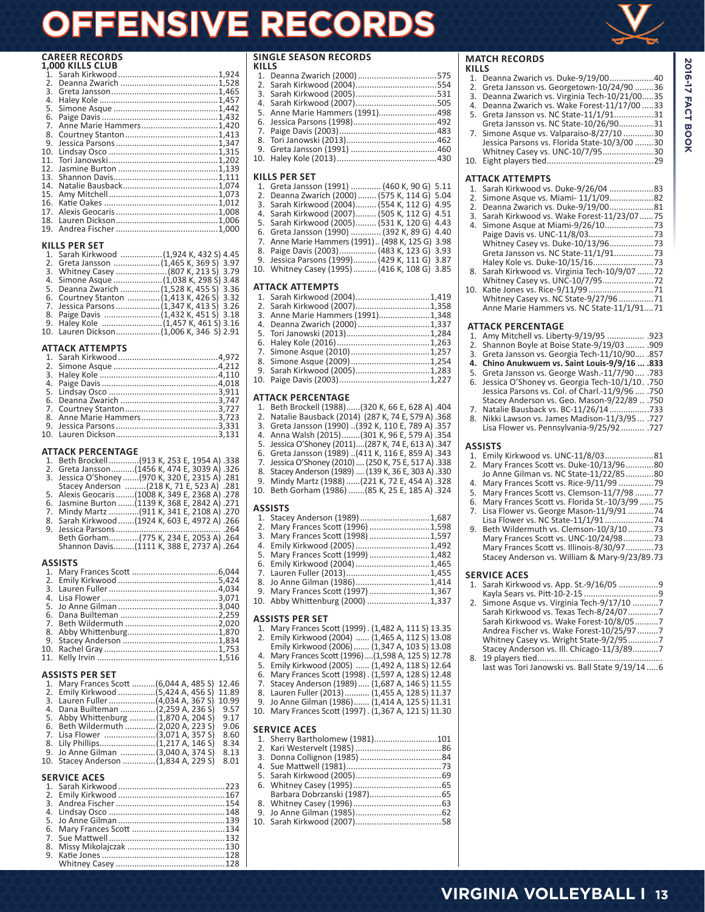# OFFENSIVE RECORDS

## CAREER RECORDS

### 1,000 KILLS CLUB

1. Sarah Kirkwood ....1,924
2. Deanna Zwarich ....1,528
3. Greta Jansson ....1,465
4. Haley Kole ....1,457
5. Simone Asque ....1,442
6. Paige Davis ....1,432
7. Anne Marie Hammers ....1,420
8. Courtney Stanton ....1,413
9. Jessica Parsons ....1,347
10. Lindsay Osco ....1,315
11. Tori Janowski ....1,202
12. Jasmine Burton ....1,139
13. Shannon Davis ....1,111
14. Natalie Bausback ....1,074
15. Amy Mitchell ....1,073
16. Katie Oakes ....1,012
17. Alexis Geocaris ....1,008
18. Lauren Dickson ....1,006
19. Andrea Fischer ....1,000

### KILLS PER SET

1. Sarah Kirkwood ....(1,924 K, 432 S) 4.45
2. Greta Jansson ....(1,465 K, 369 S) 3.97
3. Whitney Casey ....(807 K, 213 S) 3.79
4. Simone Asque ....(1,038 K, 298 S) 3.48
5. Deanna Zwarich ....(1,528 K, 455 S) 3.36
6. Courtney Stanton ....(1,413 K, 426 S) 3.32
7. Jessica Parsons ....(1,347 K, 413 S) 3.26
8. Paige Davis ....(1,432 K, 451 S) 3.18
9. Haley Kole ....(1,457 K, 461 S) 3.16
10. Lauren Dickson ....(1,006 K, 346 S) 2.91

### ATTACK ATTEMPTS

1. Sarah Kirkwood ....4,972
2. Simone Asque ....4,212
3. Haley Kole ....4,110
4. Paige Davis ....4,018
5. Lindsay Osco ....3,911
6. Deanna Zwarich ....3,747
7. Courtney Stanton ....3,727
8. Anne Marie Hammers ....3,723
9. Jessica Parsons ....3,331
10. Lauren Dickson ....3,131

### ATTACK PERCENTAGE

1. Beth Brockell ....(913 K, 253 E, 1954 A) .338
2. Greta Jansson ....(1456 K, 474 E, 3039 A) .326
3. Jessica O'Shoney ....(970 K, 320 E, 2315 A) .281
   Stacey Anderson ....(218 K, 71 E, 523 A) .281
5. Alexis Geocaris ....(1008 K, 349 E, 2368 A) .278
6. Jasmine Burton ....(1139 K, 368 E, 2842 A) .271
7. Mindy Martz ....(911 K, 341 E, 2108 A) .270
8. Sarah Kirkwood ....(1924 K, 603 E, 4972 A) .266
9. Jessica Parsons .... .264
   Beth Gorham ....(775 K, 234 E, 2053 A) .264
   Shannon Davis ....(1111 K, 388 E, 2737 A) .264

### ASSISTS

1. Mary Frances Scott ....6,044
2. Emily Kirkwood ....5,424
3. Lauren Fuller ....4,034
4. Lisa Flower ....3,071
5. Jo Anne Gilman ....3,040
6. Dana Builteman ....2,259
7. Beth Wildermuth ....2,020
8. Abby Whittenburg ....1,870
9. Stacey Anderson ....1,834
10. Rachel Gray ....1,753
11. Kelly Irvin ....1,516

### ASSISTS PER SET

1. Mary Frances Scott ....(6,044 A, 485 S) 12.46
2. Emily Kirkwood ....(5,424 A, 456 S) 11.89
3. Lauren Fuller ....(4,034 A, 367 S) 10.99
4. Dana Builteman ....(2,259 A, 236 S) 9.57
5. Abby Whittenburg ....(1,870 A, 204 S) 9.17
6. Beth Wildermuth ....(2,020 A, 223 S) 9.06
7. Lisa Flower ....(3,071 A, 357 S) 8.60
8. Lily Phillips ....(1,217 A, 146 S) 8.34
9. Jo Anne Gilman ....(3,040 A, 374 S) 8.13
10. Stacey Anderson ....(1,834 A, 229 S) 8.01

### SERVICE ACES

1. Sarah Kirkwood ....223
2. Emily Kirkwood ....167
3. Andrea Fischer ....154
4. Lindsay Osco ....148
5. Jo Anne Gilman ....139
6. Mary Frances Scott ....134
7. Sue Mattwell ....132
8. Missy Mikolajczak ....130
9. Katie Jones ....128
   Whitney Casey ....128

## SINGLE SEASON RECORDS

### KILLS

1. Deanna Zwarich (2000) ....575
2. Sarah Kirkwood (2004) ....554
3. Sarah Kirkwood (2005) ....531
4. Sarah Kirkwood (2007) ....505
5. Anne Marie Hammers (1991) ....498
6. Jessica Parsons (1998) ....492
7. Paige Davis (2003) ....483
8. Tori Janowski (2013) ....462
9. Greta Jansson (1991) ....460
10. Haley Kole (2013) ....430

### KILLS PER SET

1. Greta Jansson (1991) .... (460 K, 90 G) 5.11
2. Deanna Zwarich (2000) .... (575 K, 114 G) 5.04
3. Sarah Kirkwood (2004) .... (554 K, 112 G) 4.95
4. Sarah Kirkwood (2007) .... (505 K, 112 G) 4.51
5. Sarah Kirkwood (2005) .... (531 K, 120 G) 4.43
6. Greta Jansson (1990) .... (392 K, 89 G) 4.40
7. Anne Marie Hammers (1991) .. (498 K, 125 G) 3.98
8. Paige Davis (2003) .... (483 K, 123 G) 3.93
9. Jessica Parsons (1999) .... (429 K, 111 G) 3.87
10. Whitney Casey (1995) .... (416 K, 108 G) 3.85

### ATTACK ATTEMPTS

1. Sarah Kirkwood (2004) ....1,419
2. Sarah Kirkwood (2007) ....1,358
3. Anne Marie Hammers (1991) ....1,348
4. Deanna Zwarich (2000) ....1,337
5. Tori Janowski (2013) ....1,284
6. Haley Kole (2016) ....1,263
7. Simone Asque (2010) ....1,257
8. Simone Asque (2009) ....1,254
9. Sarah Kirkwood (2005) ....1,283
10. Paige Davis (2003) ....1,227

### ATTACK PERCENTAGE

1. Beth Brockell (1988) ....(320 K, 66 E, 628 A) .404
2. Natalie Bausback (2014) (287 K, 74 E, 579 A) .368
3. Greta Jansson (1990) ..(392 K, 110 E, 789 A) .357
4. Anna Walsh (2015) ....(301 K, 96 E, 579 A) .354
5. Jessica O'Shoney (2011) ....(287 K, 74 E, 613 A) .347
6. Greta Jansson (1989) ..(411 K, 116 E, 859 A) .343
7. Jessica O'Shoney (2010) .... (250 K, 75 E, 517 A) .338
8. Stacey Anderson (1989) .... (139 K, 36 E, 303 A) .330
9. Mindy Martz (1988) ....(221 K, 72 E, 454 A) .328
10. Beth Gorham (1986) ....(85 K, 25 E, 185 A) .324

### ASSISTS

1. Stacey Anderson (1989) ....1,687
2. Mary Frances Scott (1996) ....1,598
3. Mary Frances Scott (1998) ....1,597
4. Emily Kirkwood (2005) ....1,492
5. Mary Frances Scott (1999) ....1,482
6. Emily Kirkwood (2004) ....1,465
7. Lauren Fuller (2013) ....1,455
8. Jo Anne Gilman (1986) ....1,414
9. Mary Frances Scott (1997) ....1,367
10. Abby Whittenburg (2000) ....1,337

### ASSISTS PER SET

1. Mary Frances Scott (1999) . (1,482 A, 111 S) 13.35
2. Emily Kirkwood (2004) .... (1,465 A, 112 S) 13.08
   Emily Kirkwood (2006) .... (1,347 A, 103 S) 13.08
4. Mary Frances Scott (1996) ....(1,598 A, 125 S) 12.78
5. Emily Kirkwood (2005) .... (1,492 A, 118 S) 12.64
6. Mary Frances Scott (1998) . (1,597 A, 128 S) 12.48
7. Stacey Anderson (1989) .... (1,687 A, 146 S) 11.55
8. Lauren Fuller (2013) .... (1,455 A, 128 S) 11.37
9. Jo Anne Gilman (1986) .... (1,414 A, 125 S) 11.31
10. Mary Frances Scott (1997) . (1,367 A, 121 S) 11.30

### SERVICE ACES

1. Sherry Bartholomew (1981) ....101
2. Kari Westervelt (1985) ....86
3. Donna Collignon (1985) ....84
4. Sue Mattwell (1981) ....73
5. Sarah Kirkwood (2005) ....69
6. Whitney Casey (1995) ....65
   Barbara Dobrzanski (1987) ....65
8. Whitney Casey (1996) ....63
9. Jo Anne Gilman (1985) ....62
10. Sarah Kirkwood (2007) ....58

## MATCH RECORDS

### KILLS

1. Deanna Zwarich vs. Duke-9/19/00 ....40
2. Greta Jansson vs. Georgetown-10/24/90 ....36
3. Deanna Zwarich vs. Virginia Tech-10/21/00 ....35
4. Deanna Zwarich vs. Wake Forest-11/17/00 ....33
5. Greta Jansson vs. NC State-11/1/91 ....31
   Greta Jansson vs. NC State-10/26/90 ....31
7. Simone Asque vs. Valparaiso-8/27/10 ....30
   Jessica Parsons vs. Florida State-10/3/00 ....30
   Whitney Casey vs. UNC-10/7/95 ....30
10. Eight players tied ....29

### ATTACK ATTEMPTS

1. Sarah Kirkwood vs. Duke-9/26/04 ....83
2. Simone Asque vs. Miami- 11/1/09 ....82
2. Deanna Zwarich vs. Duke-9/19/00 ....81
3. Sarah Kirkwood vs. Wake Forest-11/23/07 ....75
4. Simone Asque at Miami-9/26/10 ....73
   Paige Davis vs. UNC-11/8/03 ....73
   Whitney Casey vs. Duke-10/13/96 ....73
   Greta Jansson vs. NC State-11/1/91 ....73
   Haley Kole vs. Duke-10/15/16 ....73
8. Sarah Kirkwood vs. Virginia Tech-10/9/07 ....72
   Whitney Casey vs. UNC-10/7/95 ....72
10. Katie Jones vs. Rice-9/11/99 ....71
    Whitney Casey vs. NC State-9/27/96 ....71
    Anne Marie Hammers vs. NC State-11/1/91 ....71

### ATTACK PERCENTAGE

1. Amy Mitchell vs. Liberty-9/19/95 .... .923
2. Shannon Boyle at Boise State-9/19/03 .... .909
3. Greta Jansson vs. Georgia Tech-11/10/90 .... .857
4. **Chino Anukwuem vs. Saint Louis-9/9/16 .... .833**
5. Greta Jansson vs. George Wash.-11/7/90 .... .783
6. Jessica O'Shoney vs. Georgia Tech-10/1/10. .750
   Jessica Parsons vs. Col. of Charl.-11/9/96 .... .750
   Stacey Anderson vs. Geo. Mason-9/22/89 .. .750
7. Natalie Bausback vs. BC-11/26/14 .... .733
8. Nikki Lawson vs. James Madison-11/3/95 ... .727
   Lisa Flower vs. Pennsylvania-9/25/92 .... .727

### ASSISTS

1. Emily Kirkwood vs. UNC-11/8/03 ....81
2. Mary Frances Scott vs. Duke-10/13/96 ....80
   Jo Anne Gilman vs. NC State-11/22/85 ....80
4. Mary Frances Scott vs. Rice-9/11/99 ....79
5. Mary Frances Scott vs. Clemson-11/7/98 ....77
6. Mary Frances Scott vs. Florida St.-10/3/99 ....75
7. Lisa Flower vs. George Mason-11/9/91 ....74
   Lisa Flower vs. NC State-11/1/91 ....74
9. Beth Wildermuth vs. Clemson-10/3/10 ....73
   Mary Frances Scott vs. UNC-10/24/98 ....73
   Mary Frances Scott vs. Illinois-8/30/97 ....73
   Stacey Anderson vs. William & Mary-9/23/89 .73

### SERVICE ACES

1. Sarah Kirkwood vs. App. St.-9/16/05 ....9
   Kayla Sears vs. Pitt-10-2-15 ....9
2. Simone Asque vs. Virginia Tech-9/17/10 ....7
   Sarah Kirkwood vs. Texas Tech-8/24/07 ....7
   Sarah Kirkwood vs. Wake Forest-10/8/05 ....7
   Andrea Fischer vs. Wake Forest-10/25/97 ....7
   Whitney Casey vs. Wright State-9/2/95 ....7
   Stacey Anderson vs. Ill. Chicago-11/3/89 ....7
8. 19 players tied ....
   last was Tori Janowski vs. Ball State 9/19/14 ....6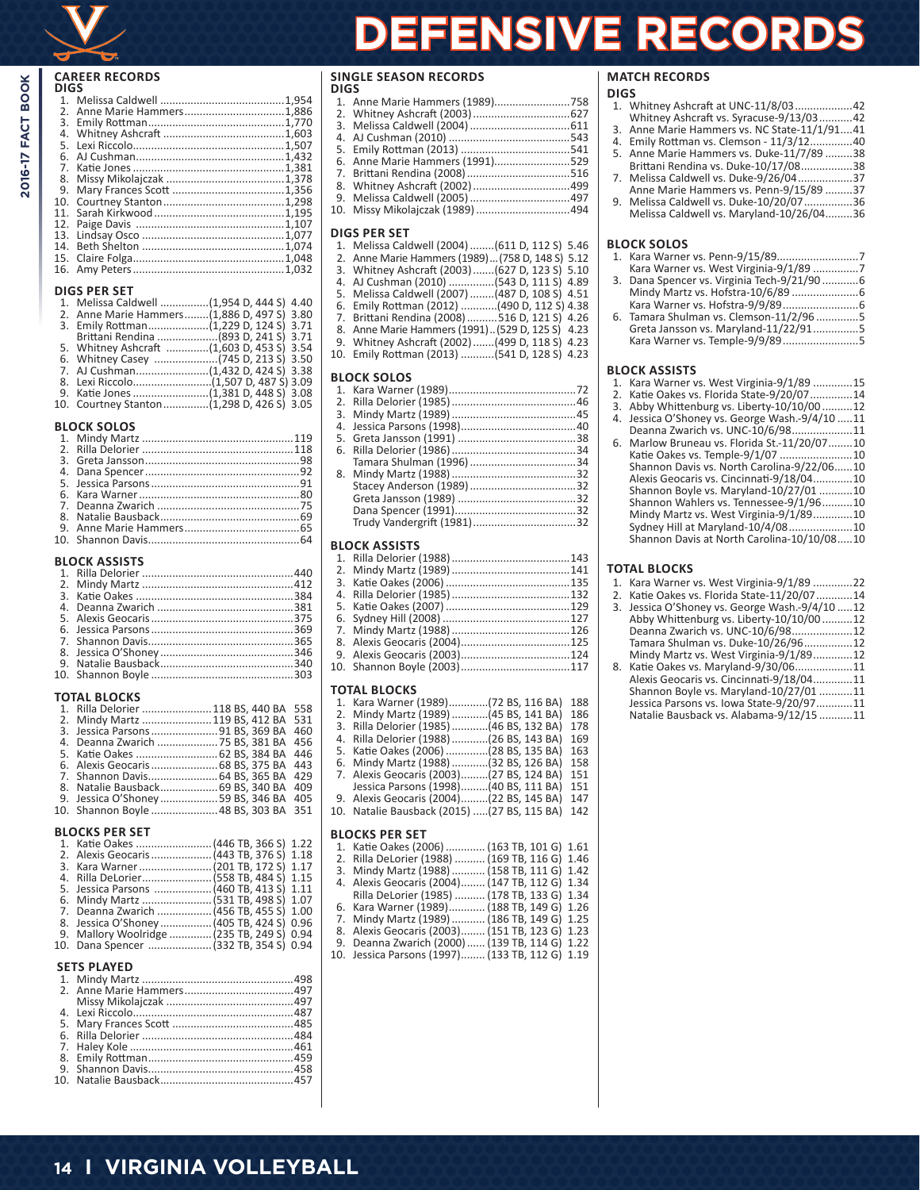# DEFENSIVE RECORDS

## CAREER RECORDS

### DIGS

1. Melissa Caldwell ........ 1,954
2. Anne Marie Hammers ........ 1,886
3. Emily Rottman ........ 1,770
4. Whitney Ashcraft ........ 1,603
5. Lexi Riccolo ........ 1,507
6. AJ Cushman ........ 1,432
7. Katie Jones ........ 1,381
8. Missy Mikolajczak ........ 1,378
9. Mary Frances Scott ........ 1,356
10. Courtney Stanton ........ 1,298
11. Sarah Kirkwood ........ 1,195
12. Paige Davis ........ 1,107
13. Lindsay Osco ........ 1,077
14. Beth Shelton ........ 1,074
15. Claire Folga ........ 1,048
16. Amy Peters ........ 1,032

### DIGS PER SET

1. Melissa Caldwell ........ (1,954 D, 444 S) 4.40
2. Anne Marie Hammers ........ (1,886 D, 497 S) 3.80
3. Emily Rottman ........ (1,229 D, 124 S) 3.71
   Brittani Rendina ........ (893 D, 241 S) 3.71
5. Whitney Ashcraft ........ (1,603 D, 453 S) 3.54
6. Whitney Casey ........ (745 D, 213 S) 3.50
7. AJ Cushman ........ (1,432 D, 424 S) 3.38
8. Lexi Riccolo ........ (1,507 D, 487 S) 3.09
9. Katie Jones ........ (1,381 D, 448 S) 3.08
10. Courtney Stanton ........ (1,298 D, 426 S) 3.05

### BLOCK SOLOS

1. Mindy Martz ........ 119
2. Rilla Delorier ........ 118
3. Greta Jansson ........ 98
4. Dana Spencer ........ 92
5. Jessica Parsons ........ 91
6. Kara Warner ........ 80
7. Deanna Zwarich ........ 75
8. Natalie Bausback ........ 69
9. Anne Marie Hammers ........ 65
10. Shannon Davis ........ 64

### BLOCK ASSISTS

1. Rilla Delorier ........ 440
2. Mindy Martz ........ 412
3. Katie Oakes ........ 384
4. Deanna Zwarich ........ 381
5. Alexis Geocaris ........ 375
6. Jessica Parsons ........ 369
7. Shannon Davis ........ 365
8. Jessica O'Shoney ........ 346
9. Natalie Bausback ........ 340
10. Shannon Boyle ........ 303

### TOTAL BLOCKS

1. Rilla Delorier ........ 118 BS, 440 BA 558
2. Mindy Martz ........ 119 BS, 412 BA 531
3. Jessica Parsons ........ 91 BS, 369 BA 460
4. Deanna Zwarich ........ 75 BS, 381 BA 456
5. Katie Oakes ........ 62 BS, 384 BA 446
6. Alexis Geocaris ........ 68 BS, 375 BA 443
7. Shannon Davis ........ 64 BS, 365 BA 429
8. Natalie Bausback ........ 69 BS, 340 BA 409
9. Jessica O'Shoney ........ 59 BS, 346 BA 405
10. Shannon Boyle ........ 48 BS, 303 BA 351

### BLOCKS PER SET

1. Katie Oakes ........ (446 TB, 366 S) 1.22
2. Alexis Geocaris ........ (443 TB, 376 S) 1.18
3. Kara Warner ........ (201 TB, 172 S) 1.17
4. Rilla DeLorier ........ (558 TB, 484 S) 1.15
5. Jessica Parsons ........ (460 TB, 413 S) 1.11
6. Mindy Martz ........ (531 TB, 498 S) 1.07
7. Deanna Zwarich ........ (456 TB, 455 S) 1.00
8. Jessica O'Shoney ........ (405 TB, 424 S) 0.96
9. Mallory Woolridge ........ (235 TB, 249 S) 0.94
10. Dana Spencer ........ (332 TB, 354 S) 0.94

### SETS PLAYED

1. Mindy Martz ........ 498
2. Anne Marie Hammers ........ 497
   Missy Mikolajczak ........ 497
4. Lexi Riccolo ........ 487
5. Mary Frances Scott ........ 485
6. Rilla Delorier ........ 484
7. Haley Kole ........ 461
8. Emily Rottman ........ 459
9. Shannon Davis ........ 458
10. Natalie Bausback ........ 457

## SINGLE SEASON RECORDS

### DIGS

1. Anne Marie Hammers (1989) ........ 758
2. Whitney Ashcraft (2003) ........ 627
3. Melissa Caldwell (2004) ........ 611
4. AJ Cushman (2010) ........ 543
5. Emily Rottman (2013) ........ 541
6. Anne Marie Hammers (1991) ........ 529
7. Brittani Rendina (2008) ........ 516
8. Whitney Ashcraft (2002) ........ 499
9. Melissa Caldwell (2005) ........ 497
10. Missy Mikolajczak (1989) ........ 494

### DIGS PER SET

1. Melissa Caldwell (2004) ........ (611 D, 112 S) 5.46
2. Anne Marie Hammers (1989) ... (758 D, 148 S) 5.12
3. Whitney Ashcraft (2003) ........ (627 D, 123 S) 5.10
4. AJ Cushman (2010) ........ (543 D, 111 S) 4.89
5. Melissa Caldwell (2007) ........ (487 D, 108 S) 4.51
6. Emily Rottman (2012) ........ (490 D, 112 S) 4.38
7. Brittani Rendina (2008) ........ 516 D, 121 S) 4.26
8. Anne Marie Hammers (1991) .. (529 D, 125 S) 4.23
9. Whitney Ashcraft (2002) ........ (499 D, 118 S) 4.23
10. Emily Rottman (2013) ........ (541 D, 128 S) 4.23

### BLOCK SOLOS

1. Kara Warner (1989) ........ 72
2. Rilla Delorier (1985) ........ 46
3. Mindy Martz (1989) ........ 45
4. Jessica Parsons (1998) ........ 40
5. Greta Jansson (1991) ........ 38
6. Rilla Delorier (1986) ........ 34
   Tamara Shulman (1996) ........ 34
8. Mindy Martz (1988) ........ 32
   Stacey Anderson (1989) ........ 32
   Greta Jansson (1989) ........ 32
   Dana Spencer (1991) ........ 32
   Trudy Vandergrift (1981) ........ 32

### BLOCK ASSISTS

1. Rilla Delorier (1988) ........ 143
2. Mindy Martz (1989) ........ 141
3. Katie Oakes (2006) ........ 135
4. Rilla Delorier (1985) ........ 132
5. Katie Oakes (2007) ........ 129
6. Sydney Hill (2008) ........ 127
7. Mindy Martz (1988) ........ 126
8. Alexis Geocaris (2004) ........ 125
9. Alexis Geocaris (2003) ........ 124
10. Shannon Boyle (2003) ........ 117

### TOTAL BLOCKS

1. Kara Warner (1989) ........ (72 BS, 116 BA) 188
2. Mindy Martz (1989) ........ (45 BS, 141 BA) 186
3. Rilla Delorier (1985) ........ (46 BS, 132 BA) 178
4. Rilla Delorier (1988) ........ (26 BS, 143 BA) 169
5. Katie Oakes (2006) ........ (28 BS, 135 BA) 163
6. Mindy Martz (1988) ........ (32 BS, 126 BA) 158
7. Alexis Geocaris (2003) ........ (27 BS, 124 BA) 151
   Jessica Parsons (1998) ........ (40 BS, 111 BA) 151
9. Alexis Geocaris (2004) ........ (22 BS, 145 BA) 147
10. Natalie Bausback (2015) ........ (27 BS, 115 BA) 142

### BLOCKS PER SET

1. Katie Oakes (2006) ........ (163 TB, 101 G) 1.61
2. Rilla DeLorier (1988) ........ (169 TB, 116 G) 1.46
3. Mindy Martz (1988) ........ (158 TB, 111 G) 1.42
4. Alexis Geocaris (2004) ........ (147 TB, 112 G) 1.34
   Rilla DeLorier (1985) ........ (178 TB, 133 G) 1.34
6. Kara Warner (1989) ........ (188 TB, 149 G) 1.26
7. Mindy Martz (1989) ........ (186 TB, 149 G) 1.25
8. Alexis Geocaris (2003) ........ (151 TB, 123 G) 1.23
9. Deanna Zwarich (2000) ........ (139 TB, 114 G) 1.22
10. Jessica Parsons (1997) ........ (133 TB, 112 G) 1.19

## MATCH RECORDS

### DIGS

1. Whitney Ashcraft at UNC-11/8/03 ........ 42
   Whitney Ashcraft vs. Syracuse-9/13/03 ........ 42
3. Anne Marie Hammers vs. NC State-11/1/91 .... 41
4. Emily Rottman vs. Clemson - 11/3/12 ........ 40
5. Anne Marie Hammers vs. Duke-11/7/89 ........ 38
   Brittani Rendina vs. Duke-10/17/08 ........ 38
7. Melissa Caldwell vs. Duke-9/26/04 ........ 37
   Anne Marie Hammers vs. Penn-9/15/89 ........ 37
9. Melissa Caldwell vs. Duke-10/20/07 ........ 36
   Melissa Caldwell vs. Maryland-10/26/04 ........ 36

### BLOCK SOLOS

1. Kara Warner vs. Penn-9/15/89 ........ 7
   Kara Warner vs. West Virginia-9/1/89 ........ 7
3. Dana Spencer vs. Virginia Tech-9/21/90 ........ 6
   Mindy Martz vs. Hofstra-10/6/89 ........ 6
   Kara Warner vs. Hofstra-9/9/89 ........ 6
6. Tamara Shulman vs. Clemson-11/2/96 ........ 5
   Greta Jansson vs. Maryland-11/22/91 ........ 5
   Kara Warner vs. Temple-9/9/89 ........ 5

### BLOCK ASSISTS

1. Kara Warner vs. West Virginia-9/1/89 ........ 15
2. Katie Oakes vs. Florida State-9/20/07 ........ 14
3. Abby Whittenburg vs. Liberty-10/10/00 ........ 12
4. Jessica O'Shoney vs. George Wash.-9/4/10 ..... 11
   Deanna Zwarich vs. UNC-10/6/98 ........ 11
6. Marlow Bruneau vs. Florida St.-11/20/07 ........ 10
   Katie Oakes vs. Temple-9/1/07 ........ 10
   Shannon Davis vs. North Carolina-9/22/06 ........ 10
   Alexis Geocaris vs. Cincinnati-9/18/04 ........ 10
   Shannon Boyle vs. Maryland-10/27/01 ........ 10
   Shannon Wahlers vs. Tennessee-9/1/96 ........ 10
   Mindy Martz vs. West Virginia-9/1/89 ........ 10
   Sydney Hill at Maryland-10/4/08 ........ 10
   Shannon Davis at North Carolina-10/10/08 ..... 10

### TOTAL BLOCKS

1. Kara Warner vs. West Virginia-9/1/89 ........ 22
2. Katie Oakes vs. Florida State-11/20/07 ........ 14
3. Jessica O'Shoney vs. George Wash.-9/4/10 ..... 12
   Abby Whittenburg vs. Liberty-10/10/00 ........ 12
   Deanna Zwarich vs. UNC-10/6/98 ........ 12
   Tamara Shulman vs. Duke-10/26/96 ........ 12
   Mindy Martz vs. West Virginia-9/1/89 ........ 12
8. Katie Oakes vs. Maryland-9/30/06 ........ 11
   Alexis Geocaris vs. Cincinnati-9/18/04 ........ 11
   Shannon Boyle vs. Maryland-10/27/01 ........ 11
   Jessica Parsons vs. Iowa State-9/20/97 ........ 11
   Natalie Bausback vs. Alabama-9/12/15 ........ 11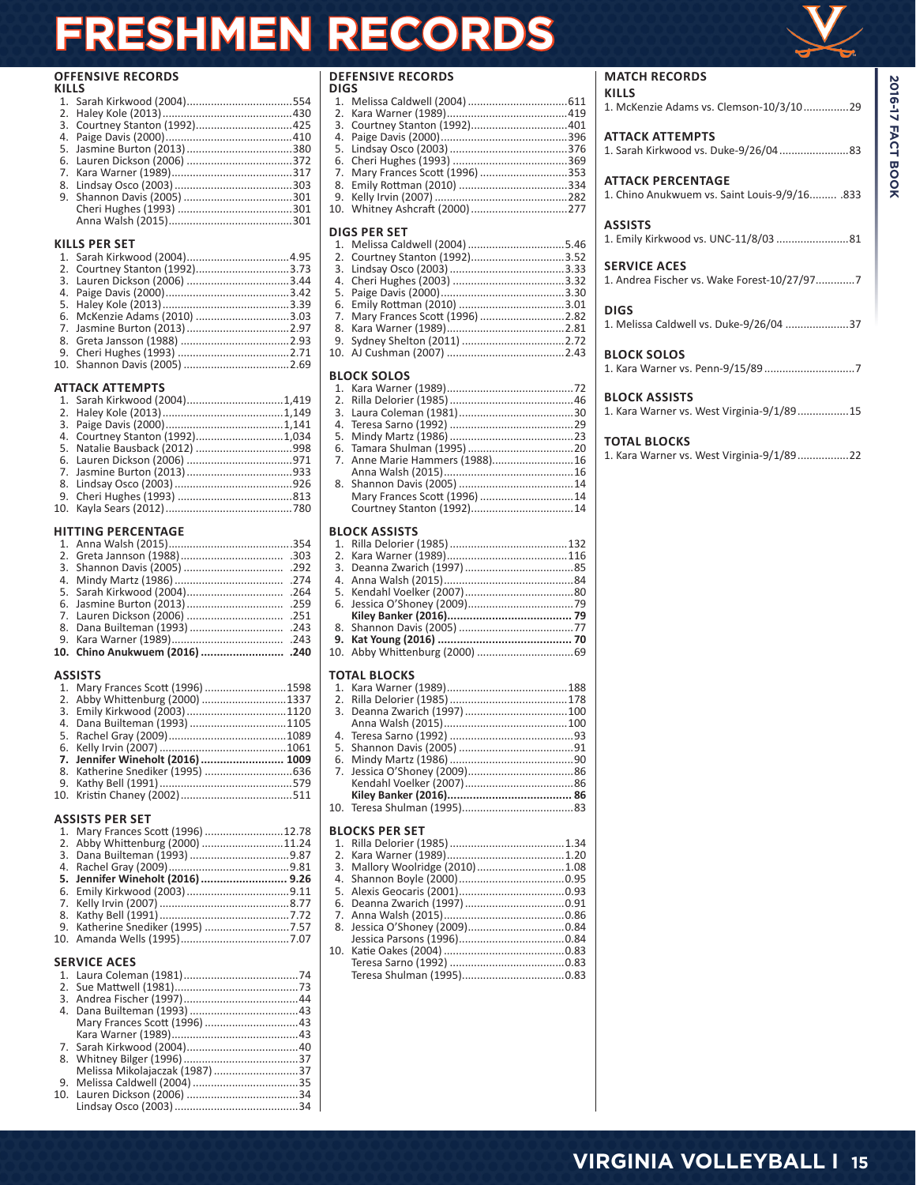# FRESHMEN RECORDS

## OFFENSIVE RECORDS

### KILLS

1. Sarah Kirkwood (2004) ... 554
2. Haley Kole (2013) ... 430
3. Courtney Stanton (1992) ... 425
4. Paige Davis (2000) ... 410
5. Jasmine Burton (2013) ... 380
6. Lauren Dickson (2006) ... 372
7. Kara Warner (1989) ... 317
8. Lindsay Osco (2003) ... 303
9. Shannon Davis (2005) ... 301
   Cheri Hughes (1993) ... 301
   Anna Walsh (2015) ... 301

### KILLS PER SET

1. Sarah Kirkwood (2004) ... 4.95
2. Courtney Stanton (1992) ... 3.73
3. Lauren Dickson (2006) ... 3.44
4. Paige Davis (2000) ... 3.42
5. Haley Kole (2013) ... 3.39
6. McKenzie Adams (2010) ... 3.03
7. Jasmine Burton (2013) ... 2.97
8. Greta Jansson (1988) ... 2.93
9. Cheri Hughes (1993) ... 2.71
10. Shannon Davis (2005) ... 2.69

### ATTACK ATTEMPTS

1. Sarah Kirkwood (2004) ... 1,419
2. Haley Kole (2013) ... 1,149
3. Paige Davis (2000) ... 1,141
4. Courtney Stanton (1992) ... 1,034
5. Natalie Bausback (2012) ... 998
6. Lauren Dickson (2006) ... 971
7. Jasmine Burton (2013) ... 933
8. Lindsay Osco (2003) ... 926
9. Cheri Hughes (1993) ... 813
10. Kayla Sears (2012) ... 780

### HITTING PERCENTAGE

1. Anna Walsh (2015) ... .354
2. Greta Jansson (1988) ... .303
3. Shannon Davis (2005) ... .292
4. Mindy Martz (1986) ... .274
5. Sarah Kirkwood (2004) ... .264
6. Jasmine Burton (2013) ... .259
7. Lauren Dickson (2006) ... .251
8. Dana Builteman (1993) ... .243
9. Kara Warner (1989) ... .243
10. **Chino Anukwuem (2016) ... .240**

### ASSISTS

1. Mary Frances Scott (1996) ... 1598
2. Abby Whittenburg (2000) ... 1337
3. Emily Kirkwood (2003) ... 1120
4. Dana Builteman (1993) ... 1105
5. Rachel Gray (2009) ... 1089
6. Kelly Irvin (2007) ... 1061
7. **Jennifer Wineholt (2016) ... 1009**
8. Katherine Snediker (1995) ... 636
9. Kathy Bell (1991) ... 579
10. Kristin Chaney (2002) ... 511

### ASSISTS PER SET

1. Mary Frances Scott (1996) ... 12.78
2. Abby Whittenburg (2000) ... 11.24
3. Dana Builteman (1993) ... 9.87
4. Rachel Gray (2009) ... 9.81
5. **Jennifer Wineholt (2016) ... 9.26**
6. Emily Kirkwood (2003) ... 9.11
7. Kelly Irvin (2007) ... 8.77
8. Kathy Bell (1991) ... 7.72
9. Katherine Snediker (1995) ... 7.57
10. Amanda Wells (1995) ... 7.07

### SERVICE ACES

1. Laura Coleman (1981) ... 74
2. Sue Mattwell (1981) ... 73
3. Andrea Fischer (1997) ... 44
4. Dana Builteman (1993) ... 43
   Mary Frances Scott (1996) ... 43
   Kara Warner (1989) ... 43
7. Sarah Kirkwood (2004) ... 40
8. Whitney Bilger (1996) ... 37
   Melissa Mikolajaczak (1987) ... 37
9. Melissa Caldwell (2004) ... 35
10. Lauren Dickson (2006) ... 34
    Lindsay Osco (2003) ... 34

## DEFENSIVE RECORDS

### DIGS

1. Melissa Caldwell (2004) ... 611
2. Kara Warner (1989) ... 419
3. Courtney Stanton (1992) ... 401
4. Paige Davis (2000) ... 396
5. Lindsay Osco (2003) ... 376
6. Cheri Hughes (1993) ... 369
7. Mary Frances Scott (1996) ... 353
8. Emily Rottman (2010) ... 334
9. Kelly Irvin (2007) ... 282
10. Whitney Ashcraft (2000) ... 277

### DIGS PER SET

1. Melissa Caldwell (2004) ... 5.46
2. Courtney Stanton (1992) ... 3.52
3. Lindsay Osco (2003) ... 3.33
4. Cheri Hughes (2003) ... 3.32
5. Paige Davis (2000) ... 3.30
6. Emily Rottman (2010) ... 3.01
7. Mary Frances Scott (1996) ... 2.82
8. Kara Warner (1989) ... 2.81
9. Sydney Shelton (2011) ... 2.72
10. AJ Cushman (2007) ... 2.43

### BLOCK SOLOS

1. Kara Warner (1989) ... 72
2. Rilla Delorier (1985) ... 46
3. Laura Coleman (1981) ... 30
4. Teresa Sarno (1992) ... 29
5. Mindy Martz (1986) ... 23
6. Tamara Shulman (1995) ... 20
7. Anne Marie Hammers (1988) ... 16
   Anna Walsh (2015) ... 16
8. Shannon Davis (2005) ... 14
   Mary Frances Scott (1996) ... 14
   Courtney Stanton (1992) ... 14

### BLOCK ASSISTS

1. Rilla Delorier (1985) ... 132
2. Kara Warner (1989) ... 116
3. Deanna Zwarich (1997) ... 85
4. Anna Walsh (2015) ... 84
5. Kendahl Voelker (2007) ... 80
6. Jessica O'Shoney (2009) ... 79
   **Kiley Banker (2016) ... 79**
8. Shannon Davis (2005) ... 77
9. **Kat Young (2016) ... 70**
10. Abby Whittenburg (2000) ... 69

### TOTAL BLOCKS

1. Kara Warner (1989) ... 188
2. Rilla Delorier (1985) ... 178
3. Deanna Zwarich (1997) ... 100
   Anna Walsh (2015) ... 100
4. Teresa Sarno (1992) ... 93
5. Shannon Davis (2005) ... 91
6. Mindy Martz (1986) ... 90
7. Jessica O'Shoney (2009) ... 86
   Kendahl Voelker (2007) ... 86
   **Kiley Banker (2016) ... 86**
10. Teresa Shulman (1995) ... 83

### BLOCKS PER SET

1. Rilla Delorier (1985) ... 1.34
2. Kara Warner (1989) ... 1.20
3. Mallory Woolridge (2010) ... 1.08
4. Shannon Boyle (2000) ... 0.95
5. Alexis Geocaris (2001) ... 0.93
6. Deanna Zwarich (1997) ... 0.91
7. Anna Walsh (2015) ... 0.86
8. Jessica O'Shoney (2009) ... 0.84
   Jessica Parsons (1996) ... 0.84
10. Katie Oakes (2004) ... 0.83
    Teresa Sarno (1992) ... 0.83
    Teresa Shulman (1995) ... 0.83

## MATCH RECORDS

### KILLS

1. McKenzie Adams vs. Clemson-10/3/10 ... 29

### ATTACK ATTEMPTS

1. Sarah Kirkwood vs. Duke-9/26/04 ... 83

### ATTACK PERCENTAGE

1. Chino Anukwuem vs. Saint Louis-9/9/16 ... .833

### ASSISTS

1. Emily Kirkwood vs. UNC-11/8/03 ... 81

### SERVICE ACES

1. Andrea Fischer vs. Wake Forest-10/27/97 ... 7

### DIGS

1. Melissa Caldwell vs. Duke-9/26/04 ... 37

### BLOCK SOLOS

1. Kara Warner vs. Penn-9/15/89 ... 7

### BLOCK ASSISTS

1. Kara Warner vs. West Virginia-9/1/89 ... 15

### TOTAL BLOCKS

1. Kara Warner vs. West Virginia-9/1/89 ... 22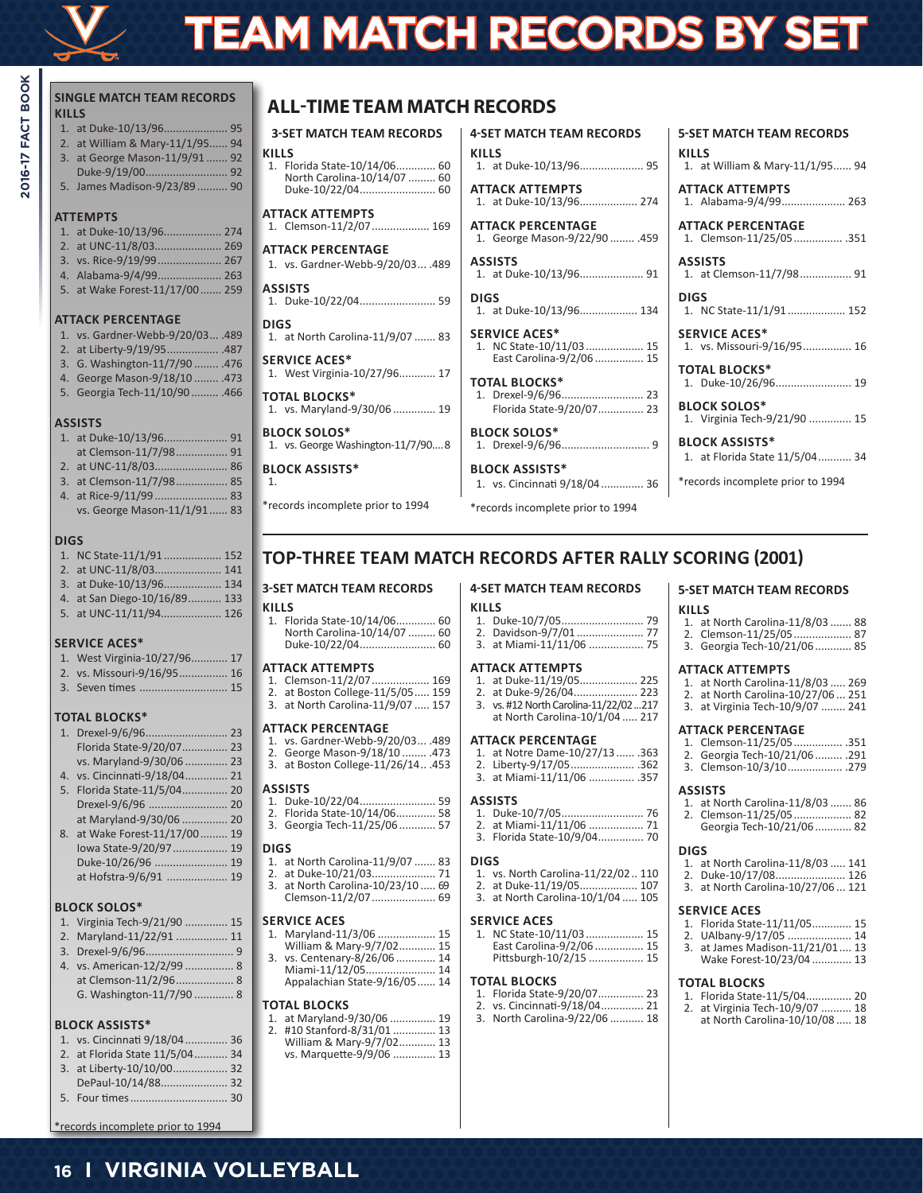# TEAM MATCH RECORDS BY SET

## SINGLE MATCH TEAM RECORDS

### KILLS
1. at Duke-10/13/96 .................... 95
2. at William & Mary-11/1/95 ...... 94
3. at George Mason-11/9/91 ....... 92
   Duke-9/19/00 .......................... 92
5. James Madison-9/23/89 .......... 90

### ATTEMPTS
1. at Duke-10/13/96 .................. 274
2. at UNC-11/8/03 ...................... 269
3. vs. Rice-9/19/99 .................... 267
4. Alabama-9/4/99 ..................... 263
5. at Wake Forest-11/17/00 ....... 259

### ATTACK PERCENTAGE
1. vs. Gardner-Webb-9/20/03 ... .489
2. at Liberty-9/19/95 ................. .487
3. G. Washington-11/7/90 ........ .476
4. George Mason-9/18/10 ........ .473
5. Georgia Tech-11/10/90 ......... .466

### ASSISTS
1. at Duke-10/13/96 .................... 91
   at Clemson-11/7/98 ................ 91
2. at UNC-11/8/03 ....................... 86
3. at Clemson-11/7/98 ................ 85
4. at Rice-9/11/99 ....................... 83
   vs. George Mason-11/1/91 ...... 83

### DIGS
1. NC State-11/1/91 ................... 152
2. at UNC-11/8/03 ...................... 141
3. at Duke-10/13/96 .................. 134
4. at San Diego-10/16/89 ........... 133
5. at UNC-11/11/94 .................... 126

### SERVICE ACES*
1. West Virginia-10/27/96 ........... 17
2. vs. Missouri-9/16/95 ............... 16
3. Seven times ............................ 15

### TOTAL BLOCKS*
1. Drexel-9/6/96 .......................... 23
   Florida State-9/20/07 .............. 23
   vs. Maryland-9/30/06 ............. 23
4. vs. Cincinnati-9/18/04 ............. 21
5. Florida State-11/5/04 .............. 20
   Drexel-9/6/96 .......................... 20
   at Maryland-9/30/06 .............. 20
8. at Wake Forest-11/17/00 ......... 19
   Iowa State-9/20/97 ................. 19
   Duke-10/26/96 ........................ 19
   at Hofstra-9/6/91 .................... 19

### BLOCK SOLOS*
1. Virginia Tech-9/21/90 ............. 15
2. Maryland-11/22/91 ................. 11
3. Drexel-9/6/96 ............................ 9
4. vs. American-12/2/99 ................ 8
   at Clemson-11/2/96 .................. 8
   G. Washington-11/7/90 ............ 8

### BLOCK ASSISTS*
1. vs. Cincinnati 9/18/04 ............. 36
2. at Florida State 11/5/04 .......... 34
3. at Liberty-10/10/00 ................. 32
   DePaul-10/14/88 ..................... 32
5. Four times ............................... 30

*records incomplete prior to 1994

## ALL-TIME TEAM MATCH RECORDS

### 3-SET MATCH TEAM RECORDS

**KILLS**
1. Florida State-10/14/06 ............. 60
   North Carolina-10/14/07 ......... 60
   Duke-10/22/04 ......................... 60

**ATTACK ATTEMPTS**
1. Clemson-11/2/07 .................. 169

**ATTACK PERCENTAGE**
1. vs. Gardner-Webb-9/20/03 ... .489

**ASSISTS**
1. Duke-10/22/04 ......................... 59

**DIGS**
1. at North Carolina-11/9/07 ....... 83

**SERVICE ACES***
1. West Virginia-10/27/96 ........... 17

**TOTAL BLOCKS***
1. vs. Maryland-9/30/06 ............. 19

**BLOCK SOLOS***
1. vs. George Washington-11/7/90 .... 8

**BLOCK ASSISTS***
1.

*records incomplete prior to 1994

### 4-SET MATCH TEAM RECORDS

**KILLS**
1. at Duke-10/13/96 .................... 95

**ATTACK ATTEMPTS**
1. at Duke-10/13/96 .................. 274

**ATTACK PERCENTAGE**
1. George Mason-9/22/90 ........ .459

**ASSISTS**
1. at Duke-10/13/96 .................... 91

**DIGS**
1. at Duke-10/13/96 .................. 134

**SERVICE ACES***
1. NC State-10/11/03 .................. 15
   East Carolina-9/2/06 ................ 15

**TOTAL BLOCKS***
1. Drexel-9/6/96 .......................... 23
   Florida State-9/20/07 .............. 23

**BLOCK SOLOS***
1. Drexel-9/6/96 ............................ 9

**BLOCK ASSISTS***
1. vs. Cincinnati 9/18/04 ............. 36

*records incomplete prior to 1994

### 5-SET MATCH TEAM RECORDS

**KILLS**
1. at William & Mary-11/1/95 ...... 94

**ATTACK ATTEMPTS**
1. Alabama-9/4/99 ..................... 263

**ATTACK PERCENTAGE**
1. Clemson-11/25/05 ................ .351

**ASSISTS**
1. at Clemson-11/7/98 ................. 91

**DIGS**
1. NC State-11/1/91 ................... 152

**SERVICE ACES***
1. vs. Missouri-9/16/95 ................ 16

**TOTAL BLOCKS***
1. Duke-10/26/96 ......................... 19

**BLOCK SOLOS***
1. Virginia Tech-9/21/90 .............. 15

**BLOCK ASSISTS***
1. at Florida State 11/5/04 ........... 34

*records incomplete prior to 1994

## TOP-THREE TEAM MATCH RECORDS AFTER RALLY SCORING (2001)

### 3-SET MATCH TEAM RECORDS

**KILLS**
1. Florida State-10/14/06 ............. 60
   North Carolina-10/14/07 ......... 60
   Duke-10/22/04 ......................... 60

**ATTACK ATTEMPTS**
1. Clemson-11/2/07 .................. 169
2. at Boston College-11/5/05 ..... 159
3. at North Carolina-11/9/07 ..... 157

**ATTACK PERCENTAGE**
1. vs. Gardner-Webb-9/20/03 ... .489
2. George Mason-9/18/10 ......... .473
3. at Boston College-11/26/14 .. .453

**ASSISTS**
1. Duke-10/22/04 ......................... 59
2. Florida State-10/14/06 ............. 58
3. Georgia Tech-11/25/06 ............ 57

**DIGS**
1. at North Carolina-11/9/07 ....... 83
2. at Duke-10/21/03 ..................... 70
3. at North Carolina-10/23/10 ..... 69
   Clemson-11/2/07 ..................... 69

**SERVICE ACES**
1. Maryland-11/3/06 ................... 15
   William & Mary-9/7/02 ............ 15
3. vs. Centenary-8/26/06 ............. 14
   Miami-11/12/05 ....................... 14
   Appalachian State-9/16/05 ...... 14

**TOTAL BLOCKS**
1. at Maryland-9/30/06 ............... 19
2. #10 Stanford-8/31/01 .............. 13
   William & Mary-9/7/02 ............ 13
   vs. Marquette-9/9/06 .............. 13

### 4-SET MATCH TEAM RECORDS

**KILLS**
1. Duke-10/7/05 ........................... 79
2. Davidson-9/7/01 ...................... 77
3. at Miami-11/11/06 .................. 75

**ATTACK ATTEMPTS**
1. at Duke-11/19/05 ................... 225
2. at Duke-9/26/04 ..................... 223
3. vs. #12 North Carolina-11/22/02 ... 217
   at North Carolina-10/1/04 ...... 217

**ATTACK PERCENTAGE**
1. at Notre Dame-10/27/13 ....... .363
2. Liberty-9/17/05 ..................... .362
3. at Miami-11/11/06 ............... .357

**ASSISTS**
1. Duke-10/7/05 ........................... 76
2. at Miami-11/11/06 .................. 71
3. Florida State-10/9/04 ............... 70

**DIGS**
1. vs. North Carolina-11/22/02 .. 110
2. at Duke-11/19/05 ................... 107
3. at North Carolina-10/1/04 ...... 105

**SERVICE ACES**
1. NC State-10/11/03 .................. 15
   East Carolina-9/2/06 ................ 15
   Pittsburgh-10/2/15 .................. 15

**TOTAL BLOCKS**
1. Florida State-9/20/07 ............... 23
2. vs. Cincinnati-9/18/04 ............. 21
3. North Carolina-9/22/06 ........... 18

### 5-SET MATCH TEAM RECORDS

**KILLS**
1. at North Carolina-11/8/03 ....... 88
2. Clemson-11/25/05 ................... 87
3. Georgia Tech-10/21/06 ............ 85

**ATTACK ATTEMPTS**
1. at North Carolina-11/8/03 ..... 269
2. at North Carolina-10/27/06 ... 251
3. at Virginia Tech-10/9/07 ........ 241

**ATTACK PERCENTAGE**
1. Clemson-11/25/05 ................ .351
2. Georgia Tech-10/21/06 ......... .291
3. Clemson-10/3/10 .................. .279

**ASSISTS**
1. at North Carolina-11/8/03 ....... 86
2. Clemson-11/25/05 ................... 82
   Georgia Tech-10/21/06 ............ 82

**DIGS**
1. at North Carolina-11/8/03 ..... 141
2. Duke-10/17/08 ....................... 126
3. at North Carolina-10/27/06 ... 121

**SERVICE ACES**
1. Florida State-11/11/05 ............. 15
2. UAlbany-9/17/05 ..................... 14
3. at James Madison-11/21/01 .... 13
   Wake Forest-10/23/04 ............. 13

**TOTAL BLOCKS**
1. Florida State-11/5/04 ............... 20
2. at Virginia Tech-10/9/07 .......... 18
   at North Carolina-10/10/08 ..... 18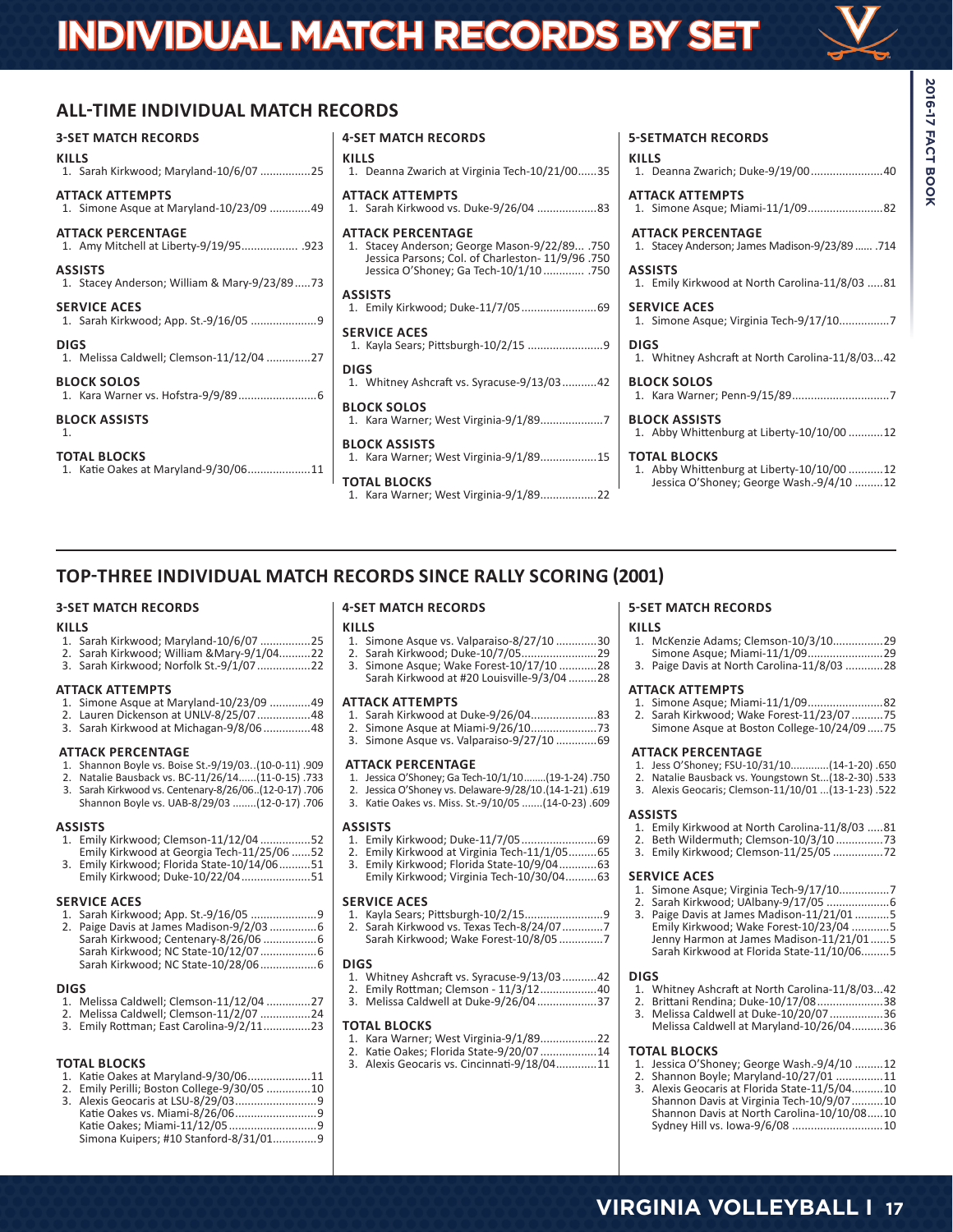# INDIVIDUAL MATCH RECORDS BY SET

## ALL-TIME INDIVIDUAL MATCH RECORDS

### 3-SET MATCH RECORDS

**KILLS**
1. Sarah Kirkwood; Maryland-10/6/07 ................25

**ATTACK ATTEMPTS**
1. Simone Asque at Maryland-10/23/09 .............49

**ATTACK PERCENTAGE**
1. Amy Mitchell at Liberty-9/19/95.................. .923

**ASSISTS**
1. Stacey Anderson; William & Mary-9/23/89.....73

**SERVICE ACES**
1. Sarah Kirkwood; App. St.-9/16/05 .....................9

**DIGS**
1. Melissa Caldwell; Clemson-11/12/04 ..............27

**BLOCK SOLOS**
1. Kara Warner vs. Hofstra-9/9/89.........................6

**BLOCK ASSISTS**
1.

**TOTAL BLOCKS**
1. Katie Oakes at Maryland-9/30/06....................11

### 4-SET MATCH RECORDS

**KILLS**
1. Deanna Zwarich at Virginia Tech-10/21/00......35

**ATTACK ATTEMPTS**
1. Sarah Kirkwood vs. Duke-9/26/04 ...................83

**ATTACK PERCENTAGE**
1. Stacey Anderson; George Mason-9/22/89... .750
   Jessica Parsons; Col. of Charleston- 11/9/96 .750
   Jessica O'Shoney; Ga Tech-10/1/10 ............. .750

**ASSISTS**
1. Emily Kirkwood; Duke-11/7/05........................69

**SERVICE ACES**
1. Kayla Sears; Pittsburgh-10/2/15 ........................9

**DIGS**
1. Whitney Ashcraft vs. Syracuse-9/13/03...........42

**BLOCK SOLOS**
1. Kara Warner; West Virginia-9/1/89....................7

**BLOCK ASSISTS**
1. Kara Warner; West Virginia-9/1/89..................15

**TOTAL BLOCKS**
1. Kara Warner; West Virginia-9/1/89..................22

### 5-SETMATCH RECORDS

**KILLS**
1. Deanna Zwarich; Duke-9/19/00.......................40

**ATTACK ATTEMPTS**
1. Simone Asque; Miami-11/1/09........................82

**ATTACK PERCENTAGE**
1. Stacey Anderson; James Madison-9/23/89 ...... .714

**ASSISTS**
1. Emily Kirkwood at North Carolina-11/8/03 .....81

**SERVICE ACES**
1. Simone Asque; Virginia Tech-9/17/10................7

**DIGS**
1. Whitney Ashcraft at North Carolina-11/8/03...42

**BLOCK SOLOS**
1. Kara Warner; Penn-9/15/89...............................7

**BLOCK ASSISTS**
1. Abby Whittenburg at Liberty-10/10/00 ...........12

**TOTAL BLOCKS**
1. Abby Whittenburg at Liberty-10/10/00 ...........12
   Jessica O'Shoney; George Wash.-9/4/10 .........12

## TOP-THREE INDIVIDUAL MATCH RECORDS SINCE RALLY SCORING (2001)

### 3-SET MATCH RECORDS

**KILLS**
1. Sarah Kirkwood; Maryland-10/6/07 ................25
2. Sarah Kirkwood; William &Mary-9/1/04..........22
3. Sarah Kirkwood; Norfolk St.-9/1/07.................22

**ATTACK ATTEMPTS**
1. Simone Asque at Maryland-10/23/09 .............49
2. Lauren Dickenson at UNLV-8/25/07.................48
3. Sarah Kirkwood at Michagan-9/8/06...............48

**ATTACK PERCENTAGE**
1. Shannon Boyle vs. Boise St.-9/19/03..(10-0-11) .909
2. Natalie Bausback vs. BC-11/26/14......(11-0-15) .733
3. Sarah Kirkwood vs. Centenary-8/26/06..(12-0-17) .706
   Shannon Boyle vs. UAB-8/29/03 ........(12-0-17) .706

**ASSISTS**
1. Emily Kirkwood; Clemson-11/12/04 ................52
   Emily Kirkwood at Georgia Tech-11/25/06 ......52
3. Emily Kirkwood; Florida State-10/14/06..........51
   Emily Kirkwood; Duke-10/22/04......................51

**SERVICE ACES**
1. Sarah Kirkwood; App. St.-9/16/05 .....................9
2. Paige Davis at James Madison-9/2/03 ..............6
   Sarah Kirkwood; Centenary-8/26/06 .................6
   Sarah Kirkwood; NC State-10/12/07 ..................6
   Sarah Kirkwood; NC State-10/28/06..................6

**DIGS**
1. Melissa Caldwell; Clemson-11/12/04 ..............27
2. Melissa Caldwell; Clemson-11/2/07 ................24
3. Emily Rottman; East Carolina-9/2/11..............23

**TOTAL BLOCKS**
1. Katie Oakes at Maryland-9/30/06....................11
2. Emily Perilli; Boston College-9/30/05 ..............10
3. Alexis Geocaris at LSU-8/29/03..........................9
   Katie Oakes vs. Miami-8/26/06..........................9
   Katie Oakes; Miami-11/12/05 ............................9
   Simona Kuipers; #10 Stanford-8/31/01..............9

### 4-SET MATCH RECORDS

**KILLS**
1. Simone Asque vs. Valparaiso-8/27/10 .............30
2. Sarah Kirkwood; Duke-10/7/05........................29
3. Simone Asque; Wake Forest-10/17/10 ............28
   Sarah Kirkwood at #20 Louisville-9/3/04 .........28

**ATTACK ATTEMPTS**
1. Sarah Kirkwood at Duke-9/26/04.....................83
2. Simone Asque at Miami-9/26/10.....................73
3. Simone Asque vs. Valparaiso-9/27/10 .............69

**ATTACK PERCENTAGE**
1. Jessica O'Shoney; Ga Tech-10/1/10........(19-1-24) .750
2. Jessica O'Shoney vs. Delaware-9/28/10.(14-1-21) .619
3. Katie Oakes vs. Miss. St.-9/10/05 .......(14-0-23) .609

**ASSISTS**
1. Emily Kirkwood; Duke-11/7/05........................69
2. Emily Kirkwood at Virginia Tech-11/1/05.........65
3. Emily Kirkwood; Florida State-10/9/04............63
   Emily Kirkwood; Virginia Tech-10/30/04..........63

**SERVICE ACES**
1. Kayla Sears; Pittsburgh-10/2/15.........................9
2. Sarah Kirkwood vs. Texas Tech-8/24/07.............7
   Sarah Kirkwood; Wake Forest-10/8/05 ..............7

**DIGS**
1. Whitney Ashcraft vs. Syracuse-9/13/03...........42
2. Emily Rottman; Clemson - 11/3/12..................40
3. Melissa Caldwell at Duke-9/26/04...................37

**TOTAL BLOCKS**
1. Kara Warner; West Virginia-9/1/89..................22
2. Katie Oakes; Florida State-9/20/07 ..................14
3. Alexis Geocaris vs. Cincinnati-9/18/04.............11

### 5-SET MATCH RECORDS

**KILLS**
1. McKenzie Adams; Clemson-10/3/10................29
   Simone Asque; Miami-11/1/09........................29
3. Paige Davis at North Carolina-11/8/03 ............28

**ATTACK ATTEMPTS**
1. Simone Asque; Miami-11/1/09........................82
2. Sarah Kirkwood; Wake Forest-11/23/07 ..........75
   Simone Asque at Boston College-10/24/09.....75

**ATTACK PERCENTAGE**
1. Jess O'Shoney; FSU-10/31/10.............(14-1-20) .650
2. Natalie Bausback vs. Youngstown St...(18-2-30) .533
3. Alexis Geocaris; Clemson-11/10/01 ...(13-1-23) .522

**ASSISTS**
1. Emily Kirkwood at North Carolina-11/8/03 .....81
2. Beth Wildermuth; Clemson-10/3/10 ...............73
3. Emily Kirkwood; Clemson-11/25/05 ................72

**SERVICE ACES**
1. Simone Asque; Virginia Tech-9/17/10................7
2. Sarah Kirkwood; UAlbany-9/17/05 ....................6
3. Paige Davis at James Madison-11/21/01 ...........5
   Emily Kirkwood; Wake Forest-10/23/04 ............5
   Jenny Harmon at James Madison-11/21/01......5
   Sarah Kirkwood at Florida State-11/10/06.........5

**DIGS**
1. Whitney Ashcraft at North Carolina-11/8/03...42
2. Brittani Rendina; Duke-10/17/08.....................38
3. Melissa Caldwell at Duke-10/20/07 .................36
   Melissa Caldwell at Maryland-10/26/04..........36

**TOTAL BLOCKS**
1. Jessica O'Shoney; George Wash.-9/4/10 .........12
2. Shannon Boyle; Maryland-10/27/01 ................11
3. Alexis Geocaris at Florida State-11/5/04..........10
   Shannon Davis at Virginia Tech-10/9/07..........10
   Shannon Davis at North Carolina-10/10/08.....10
   Sydney Hill vs. Iowa-9/6/08 .............................10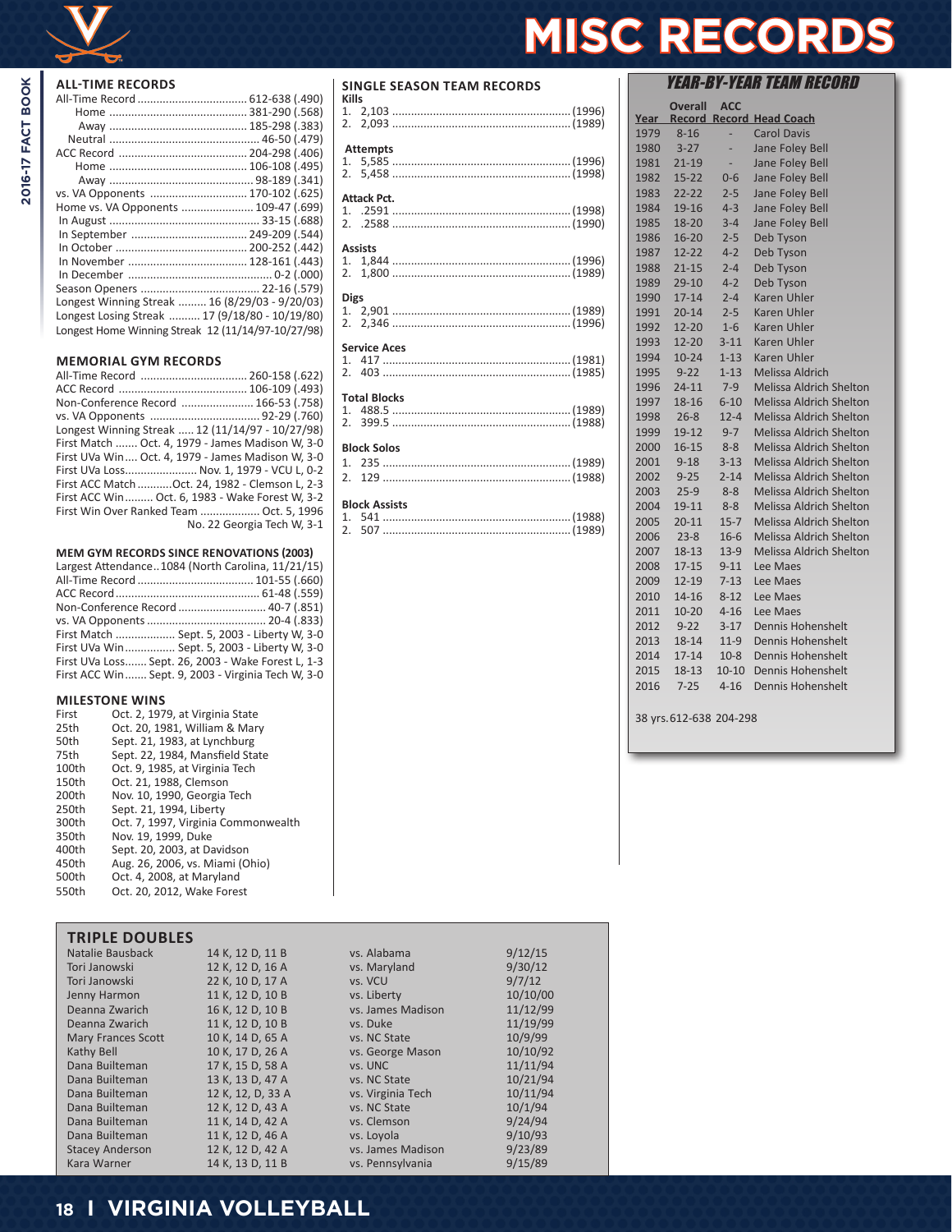# MISC RECORDS

## ALL-TIME RECORDS

All-Time Record .................................. 612-638 (.490)
Home ........................................... 381-290 (.568)
Away ........................................... 185-298 (.383)
Neutral ........................................... 46-50 (.479)
ACC Record ........................................ 204-298 (.406)
Home ........................................... 106-108 (.495)
Away .............................................. 98-189 (.341)
vs. VA Opponents ............................... 170-102 (.625)
Home vs. VA Opponents ....................... 109-47 (.699)
In August ............................................... 33-15 (.688)
In September ..................................... 249-209 (.544)
In October .......................................... 200-252 (.442)
In November ...................................... 128-161 (.443)
In December ............................................. 0-2 (.000)
Season Openers ...................................... 22-16 (.579)
Longest Winning Streak ......... 16 (8/29/03 - 9/20/03)
Longest Losing Streak .......... 17 (9/18/80 - 10/19/80)
Longest Home Winning Streak 12 (11/14/97-10/27/98)

## MEMORIAL GYM RECORDS

All-Time Record .................................. 260-158 (.622)
ACC Record ........................................ 106-109 (.493)
Non-Conference Record ....................... 166-53 (.758)
vs. VA Opponents .................................. 92-29 (.760)
Longest Winning Streak ..... 12 (11/14/97 - 10/27/98)
First Match ....... Oct. 4, 1979 - James Madison W, 3-0
First UVa Win .... Oct. 4, 1979 - James Madison W, 3-0
First UVa Loss....................... Nov. 1, 1979 - VCU L, 0-2
First ACC Match ...........Oct. 24, 1982 - Clemson L, 2-3
First ACC Win......... Oct. 6, 1983 - Wake Forest W, 3-2
First Win Over Ranked Team ................... Oct. 5, 1996
No. 22 Georgia Tech W, 3-1

## MEM GYM RECORDS SINCE RENOVATIONS (2003)

Largest Attendance..1084 (North Carolina, 11/21/15)
All-Time Record ..................................... 101-55 (.660)
ACC Record.............................................. 61-48 (.559)
Non-Conference Record ............................ 40-7 (.851)
vs. VA Opponents ...................................... 20-4 (.833)
First Match ................... Sept. 5, 2003 - Liberty W, 3-0
First UVa Win................ Sept. 5, 2003 - Liberty W, 3-0
First UVa Loss....... Sept. 26, 2003 - Wake Forest L, 1-3
First ACC Win....... Sept. 9, 2003 - Virginia Tech W, 3-0

## MILESTONE WINS

| | |
|---|---|
| First | Oct. 2, 1979, at Virginia State |
| 25th | Oct. 20, 1981, William & Mary |
| 50th | Sept. 21, 1983, at Lynchburg |
| 75th | Sept. 22, 1984, Mansfield State |
| 100th | Oct. 9, 1985, at Virginia Tech |
| 150th | Oct. 21, 1988, Clemson |
| 200th | Nov. 10, 1990, Georgia Tech |
| 250th | Sept. 21, 1994, Liberty |
| 300th | Oct. 7, 1997, Virginia Commonwealth |
| 350th | Nov. 19, 1999, Duke |
| 400th | Sept. 20, 2003, at Davidson |
| 450th | Aug. 26, 2006, vs. Miami (Ohio) |
| 500th | Oct. 4, 2008, at Maryland |
| 550th | Oct. 20, 2012, Wake Forest |

## SINGLE SEASON TEAM RECORDS

**Kills**
1. 2,103 ........................................................ (1996)
2. 2,093 ........................................................ (1989)

**Attempts**
1. 5,585 ........................................................ (1996)
2. 5,458 ........................................................ (1998)

**Attack Pct.**
1. .2591 ........................................................ (1998)
2. .2588 ........................................................ (1990)

**Assists**
1. 1,844 ........................................................ (1996)
2. 1,800 ........................................................ (1989)

**Digs**
1. 2,901 ........................................................ (1989)
2. 2,346 ........................................................ (1996)

**Service Aces**
1. 417 ........................................................... (1981)
2. 403 ........................................................... (1985)

**Total Blocks**
1. 488.5 ........................................................ (1989)
2. 399.5 ........................................................ (1988)

**Block Solos**
1. 235 ........................................................... (1989)
2. 129 ........................................................... (1988)

**Block Assists**
1. 541 ........................................................... (1988)
2. 507 ........................................................... (1989)

## YEAR-BY-YEAR TEAM RECORD

| Year | Overall Record | ACC Record | Head Coach |
|---|---|---|---|
| 1979 | 8-16 | - | Carol Davis |
| 1980 | 3-27 | - | Jane Foley Bell |
| 1981 | 21-19 | - | Jane Foley Bell |
| 1982 | 15-22 | 0-6 | Jane Foley Bell |
| 1983 | 22-22 | 2-5 | Jane Foley Bell |
| 1984 | 19-16 | 4-3 | Jane Foley Bell |
| 1985 | 18-20 | 3-4 | Jane Foley Bell |
| 1986 | 16-20 | 2-5 | Deb Tyson |
| 1987 | 12-22 | 4-2 | Deb Tyson |
| 1988 | 21-15 | 2-4 | Deb Tyson |
| 1989 | 29-10 | 4-2 | Deb Tyson |
| 1990 | 17-14 | 2-4 | Karen Uhler |
| 1991 | 20-14 | 2-5 | Karen Uhler |
| 1992 | 12-20 | 1-6 | Karen Uhler |
| 1993 | 12-20 | 3-11 | Karen Uhler |
| 1994 | 10-24 | 1-13 | Karen Uhler |
| 1995 | 9-22 | 1-13 | Melissa Aldrich |
| 1996 | 24-11 | 7-9 | Melissa Aldrich Shelton |
| 1997 | 18-16 | 6-10 | Melissa Aldrich Shelton |
| 1998 | 26-8 | 12-4 | Melissa Aldrich Shelton |
| 1999 | 19-12 | 9-7 | Melissa Aldrich Shelton |
| 2000 | 16-15 | 8-8 | Melissa Aldrich Shelton |
| 2001 | 9-18 | 3-13 | Melissa Aldrich Shelton |
| 2002 | 9-25 | 2-14 | Melissa Aldrich Shelton |
| 2003 | 25-9 | 8-8 | Melissa Aldrich Shelton |
| 2004 | 19-11 | 8-8 | Melissa Aldrich Shelton |
| 2005 | 20-11 | 15-7 | Melissa Aldrich Shelton |
| 2006 | 23-8 | 16-6 | Melissa Aldrich Shelton |
| 2007 | 18-13 | 13-9 | Melissa Aldrich Shelton |
| 2008 | 17-15 | 9-11 | Lee Maes |
| 2009 | 12-19 | 7-13 | Lee Maes |
| 2010 | 14-16 | 8-12 | Lee Maes |
| 2011 | 10-20 | 4-16 | Lee Maes |
| 2012 | 9-22 | 3-17 | Dennis Hohenshelt |
| 2013 | 18-14 | 11-9 | Dennis Hohenshelt |
| 2014 | 17-14 | 10-8 | Dennis Hohenshelt |
| 2015 | 18-13 | 10-10 | Dennis Hohenshelt |
| 2016 | 7-25 | 4-16 | Dennis Hohenshelt |

38 yrs. 612-638 204-298

## TRIPLE DOUBLES

| | | | |
|---|---|---|---|
| Natalie Bausback | 14 K, 12 D, 11 B | vs. Alabama | 9/12/15 |
| Tori Janowski | 12 K, 12 D, 16 A | vs. Maryland | 9/30/12 |
| Tori Janowski | 22 K, 10 D, 17 A | vs. VCU | 9/7/12 |
| Jenny Harmon | 11 K, 12 D, 10 B | vs. Liberty | 10/10/00 |
| Deanna Zwarich | 16 K, 12 D, 10 B | vs. James Madison | 11/12/99 |
| Deanna Zwarich | 11 K, 12 D, 10 B | vs. Duke | 11/19/99 |
| Mary Frances Scott | 10 K, 14 D, 65 A | vs. NC State | 10/9/99 |
| Kathy Bell | 10 K, 17 D, 26 A | vs. George Mason | 10/10/92 |
| Dana Builteman | 17 K, 15 D, 58 A | vs. UNC | 11/11/94 |
| Dana Builteman | 13 K, 13 D, 47 A | vs. NC State | 10/21/94 |
| Dana Builteman | 12 K, 12, D, 33 A | vs. Virginia Tech | 10/11/94 |
| Dana Builteman | 12 K, 12 D, 43 A | vs. NC State | 10/1/94 |
| Dana Builteman | 11 K, 14 D, 42 A | vs. Clemson | 9/24/94 |
| Dana Builteman | 11 K, 12 D, 46 A | vs. Loyola | 9/10/93 |
| Stacey Anderson | 12 K, 12 D, 42 A | vs. James Madison | 9/23/89 |
| Kara Warner | 14 K, 13 D, 11 B | vs. Pennsylvania | 9/15/89 |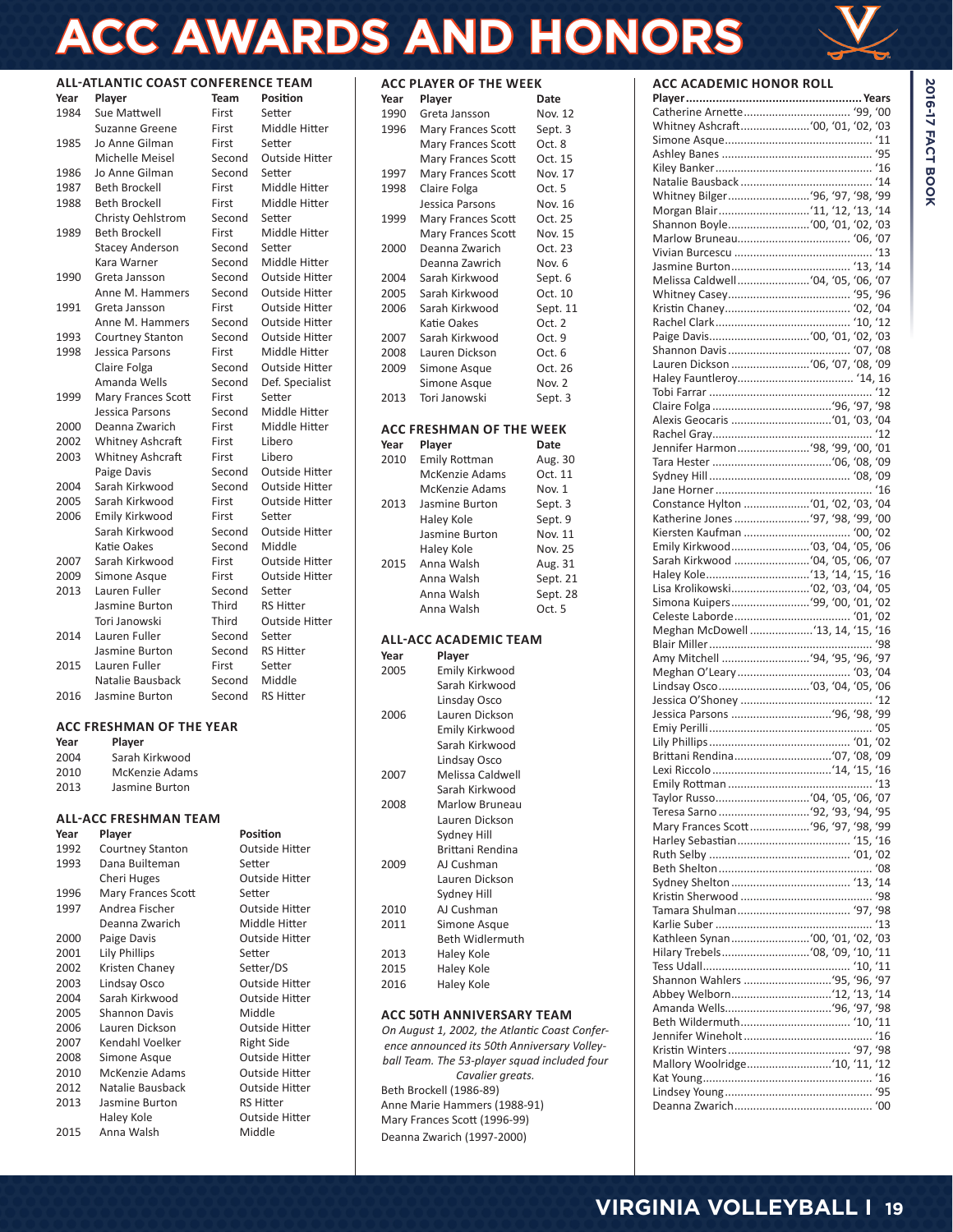# ACC AWARDS AND HONORS

## ALL-ATLANTIC COAST CONFERENCE TEAM

| Year | Player | Team | Position |
|---|---|---|---|
| 1984 | Sue Mattwell | First | Setter |
| | Suzanne Greene | First | Middle Hitter |
| 1985 | Jo Anne Gilman | First | Setter |
| | Michelle Meisel | Second | Outside Hitter |
| 1986 | Jo Anne Gilman | Second | Setter |
| 1987 | Beth Brockell | First | Middle Hitter |
| 1988 | Beth Brockell | First | Middle Hitter |
| | Christy Oehlstrom | Second | Setter |
| 1989 | Beth Brockell | First | Middle Hitter |
| | Stacey Anderson | Second | Setter |
| | Kara Warner | Second | Middle Hitter |
| 1990 | Greta Jansson | Second | Outside Hitter |
| | Anne M. Hammers | Second | Outside Hitter |
| 1991 | Greta Jansson | First | Outside Hitter |
| | Anne M. Hammers | Second | Outside Hitter |
| 1993 | Courtney Stanton | Second | Outside Hitter |
| 1998 | Jessica Parsons | First | Middle Hitter |
| | Claire Folga | Second | Outside Hitter |
| | Amanda Wells | Second | Def. Specialist |
| 1999 | Mary Frances Scott | First | Setter |
| | Jessica Parsons | Second | Middle Hitter |
| 2000 | Deanna Zwarich | First | Middle Hitter |
| 2002 | Whitney Ashcraft | First | Libero |
| 2003 | Whitney Ashcraft | First | Libero |
| | Paige Davis | Second | Outside Hitter |
| 2004 | Sarah Kirkwood | Second | Outside Hitter |
| 2005 | Sarah Kirkwood | First | Outside Hitter |
| 2006 | Emily Kirkwood | First | Setter |
| | Sarah Kirkwood | Second | Outside Hitter |
| | Katie Oakes | Second | Middle |
| 2007 | Sarah Kirkwood | First | Outside Hitter |
| 2009 | Simone Asque | First | Outside Hitter |
| 2013 | Lauren Fuller | Second | Setter |
| | Jasmine Burton | Third | RS Hitter |
| | Tori Janowski | Third | Outside Hitter |
| 2014 | Lauren Fuller | Second | Setter |
| | Jasmine Burton | Second | RS Hitter |
| 2015 | Lauren Fuller | First | Setter |
| | Natalie Bausback | Second | Middle |
| 2016 | Jasmine Burton | Second | RS Hitter |

## ACC FRESHMAN OF THE YEAR

| Year | Player |
|---|---|
| 2004 | Sarah Kirkwood |
| 2010 | McKenzie Adams |
| 2013 | Jasmine Burton |

## ALL-ACC FRESHMAN TEAM

| Year | Player | Position |
|---|---|---|
| 1992 | Courtney Stanton | Outside Hitter |
| 1993 | Dana Builteman | Setter |
| | Cheri Huges | Outside Hitter |
| 1996 | Mary Frances Scott | Setter |
| 1997 | Andrea Fischer | Outside Hitter |
| | Deanna Zwarich | Middle Hitter |
| 2000 | Paige Davis | Outside Hitter |
| 2001 | Lily Phillips | Setter |
| 2002 | Kristen Chaney | Setter/DS |
| 2003 | Lindsay Osco | Outside Hitter |
| 2004 | Sarah Kirkwood | Outside Hitter |
| 2005 | Shannon Davis | Middle |
| 2006 | Lauren Dickson | Outside Hitter |
| 2007 | Kendahl Voelker | Right Side |
| 2008 | Simone Asque | Outside Hitter |
| 2010 | McKenzie Adams | Outside Hitter |
| 2012 | Natalie Bausback | Outside Hitter |
| 2013 | Jasmine Burton | RS Hitter |
| | Haley Kole | Outside Hitter |
| 2015 | Anna Walsh | Middle |

## ACC PLAYER OF THE WEEK

| Year | Player | Date |
|---|---|---|
| 1990 | Greta Jansson | Nov. 12 |
| 1996 | Mary Frances Scott | Sept. 3 |
| | Mary Frances Scott | Oct. 8 |
| | Mary Frances Scott | Oct. 15 |
| 1997 | Mary Frances Scott | Nov. 17 |
| 1998 | Claire Folga | Oct. 5 |
| | Jessica Parsons | Nov. 16 |
| 1999 | Mary Frances Scott | Oct. 25 |
| | Mary Frances Scott | Nov. 15 |
| 2000 | Deanna Zwarich | Oct. 23 |
| | Deanna Zwarich | Nov. 6 |
| 2004 | Sarah Kirkwood | Sept. 6 |
| 2005 | Sarah Kirkwood | Oct. 10 |
| 2006 | Sarah Kirkwood | Sept. 11 |
| | Katie Oakes | Oct. 2 |
| 2007 | Sarah Kirkwood | Oct. 9 |
| 2008 | Lauren Dickson | Oct. 6 |
| 2009 | Simone Asque | Oct. 26 |
| | Simone Asque | Nov. 2 |
| 2013 | Tori Janowski | Sept. 3 |

## ACC FRESHMAN OF THE WEEK

| Year | Player | Date |
|---|---|---|
| 2010 | Emily Rottman | Aug. 30 |
| | McKenzie Adams | Oct. 11 |
| | McKenzie Adams | Nov. 1 |
| 2013 | Jasmine Burton | Sept. 3 |
| | Haley Kole | Sept. 9 |
| | Jasmine Burton | Nov. 11 |
| | Haley Kole | Nov. 25 |
| 2015 | Anna Walsh | Aug. 31 |
| | Anna Walsh | Sept. 21 |
| | Anna Walsh | Sept. 28 |
| | Anna Walsh | Oct. 5 |

## ALL-ACC ACADEMIC TEAM

| Year | Player |
|---|---|
| 2005 | Emily Kirkwood |
| | Sarah Kirkwood |
| | Linsday Osco |
| 2006 | Lauren Dickson |
| | Emily Kirkwood |
| | Sarah Kirkwood |
| | Lindsay Osco |
| 2007 | Melissa Caldwell |
| | Sarah Kirkwood |
| 2008 | Marlow Bruneau |
| | Lauren Dickson |
| | Sydney Hill |
| | Brittani Rendina |
| 2009 | AJ Cushman |
| | Lauren Dickson |
| | Sydney Hill |
| 2010 | AJ Cushman |
| 2011 | Simone Asque |
| | Beth Widlermuth |
| 2013 | Haley Kole |
| 2015 | Haley Kole |
| 2016 | Haley Kole |

## ACC 50TH ANNIVERSARY TEAM

*On August 1, 2002, the Atlantic Coast Conference announced its 50th Anniversary Volleyball Team. The 53-player squad included four Cavalier greats.*

Beth Brockell (1986-89)
Anne Marie Hammers (1988-91)
Mary Frances Scott (1996-99)
Deanna Zwarich (1997-2000)

## ACC ACADEMIC HONOR ROLL

| Player | Years |
|---|---|
| Catherine Arnette | '99, '00 |
| Whitney Ashcraft | '00, '01, '02, '03 |
| Simone Asque | '11 |
| Ashley Banes | '95 |
| Kiley Banker | '16 |
| Natalie Bausback | '14 |
| Whitney Bilger | '96, '97, '98, '99 |
| Morgan Blair | '11, '12, '13, '14 |
| Shannon Boyle | '00, '01, '02, '03 |
| Marlow Bruneau | '06, '07 |
| Vivian Burcescu | '13 |
| Jasmine Burton | '13, '14 |
| Melissa Caldwell | '04, '05, '06, '07 |
| Whitney Casey | '95, '96 |
| Kristin Chaney | '02, '04 |
| Rachel Clark | '10, '12 |
| Paige Davis | '00, '01, '02, '03 |
| Shannon Davis | '07, '08 |
| Lauren Dickson | '06, '07, '08, '09 |
| Haley Fauntleroy | '14, 16 |
| Tobi Farrar | '12 |
| Claire Folga | '96, '97, '98 |
| Alexis Geocaris | '01, '03, '04 |
| Rachel Gray | '12 |
| Jennifer Harmon | '98, '99, '00, '01 |
| Tara Hester | '06, '08, '09 |
| Sydney Hill | '08, '09 |
| Jane Horner | '16 |
| Constance Hylton | '01, '02, '03, '04 |
| Katherine Jones | '97, '98, '99, '00 |
| Kiersten Kaufman | '00, '02 |
| Emily Kirkwood | '03, '04, '05, '06 |
| Sarah Kirkwood | '04, '05, '06, '07 |
| Haley Kole | '13, '14, '15, '16 |
| Lisa Krolikowski | '02, '03, '04, '05 |
| Simona Kuipers | '99, '00, '01, '02 |
| Celeste Laborde | '01, '02 |
| Meghan McDowell | '13, 14, '15, '16 |
| Blair Miller | '98 |
| Amy Mitchell | '94, '95, '96, '97 |
| Meghan O'Leary | '03, '04 |
| Lindsay Osco | '03, '04, '05, '06 |
| Jessica O'Shoney | '12 |
| Jessica Parsons | '96, '98, '99 |
| Emiy Perilli | '05 |
| Lily Phillips | '01, '02 |
| Brittani Rendina | '07, '08, '09 |
| Lexi Riccolo | '14, '15, '16 |
| Emily Rottman | '13 |
| Taylor Russo | '04, '05, '06, '07 |
| Teresa Sarno | '92, '93, '94, '95 |
| Mary Frances Scott | '96, '97, '98, '99 |
| Harley Sebastian | '15, '16 |
| Ruth Selby | '01, '02 |
| Beth Shelton | '08 |
| Sydney Shelton | '13, '14 |
| Kristin Sherwood | '98 |
| Tamara Shulman | '97, '98 |
| Karlie Suber | '13 |
| Kathleen Synan | '00, '01, '02, '03 |
| Hilary Trebels | '08, '09, '10, '11 |
| Tess Udall | '10, '11 |
| Shannon Wahlers | '95, '96, '97 |
| Abbey Welborn | '12, '13, '14 |
| Amanda Wells | '96, '97, '98 |
| Beth Wildermuth | '10, '11 |
| Jennifer Wineholt | '16 |
| Kristin Winters | '97, '98 |
| Mallory Woolridge | '10, '11, '12 |
| Kat Young | '16 |
| Lindsey Young | '95 |
| Deanna Zwarich | '00 |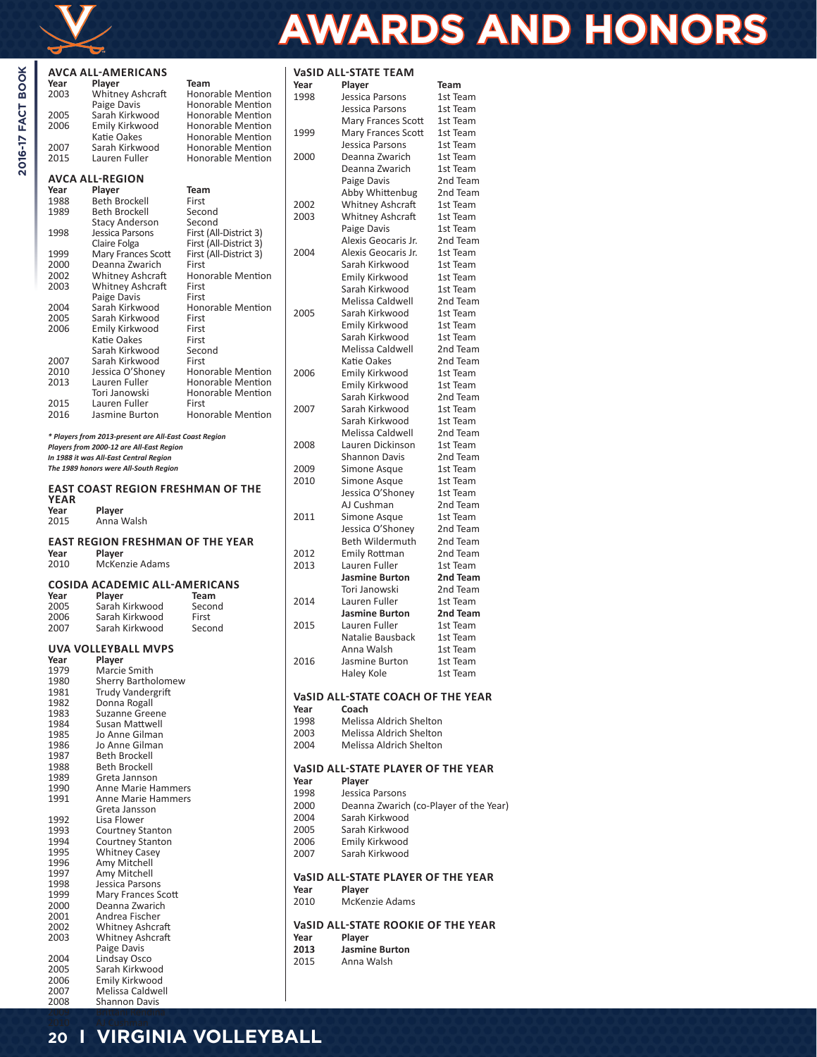# AWARDS AND HONORS

## AVCA ALL-AMERICANS

| Year | Player | Team |
|---|---|---|
| 2003 | Whitney Ashcraft | Honorable Mention |
| | Paige Davis | Honorable Mention |
| 2005 | Sarah Kirkwood | Honorable Mention |
| 2006 | Emily Kirkwood | Honorable Mention |
| | Katie Oakes | Honorable Mention |
| 2007 | Sarah Kirkwood | Honorable Mention |
| 2015 | Lauren Fuller | Honorable Mention |

## AVCA ALL-REGION

| Year | Player | Team |
|---|---|---|
| 1988 | Beth Brockell | First |
| 1989 | Beth Brockell | Second |
| | Stacy Anderson | Second |
| 1998 | Jessica Parsons | First (All-District 3) |
| | Claire Folga | First (All-District 3) |
| 1999 | Mary Frances Scott | First (All-District 3) |
| 2000 | Deanna Zwarich | First |
| 2002 | Whitney Ashcraft | Honorable Mention |
| 2003 | Whitney Ashcraft | First |
| | Paige Davis | First |
| 2004 | Sarah Kirkwood | Honorable Mention |
| 2005 | Sarah Kirkwood | First |
| 2006 | Emily Kirkwood | First |
| | Katie Oakes | First |
| | Sarah Kirkwood | Second |
| 2007 | Sarah Kirkwood | First |
| 2010 | Jessica O'Shoney | Honorable Mention |
| 2013 | Lauren Fuller | Honorable Mention |
| | Tori Janowski | Honorable Mention |
| 2015 | Lauren Fuller | First |
| 2016 | Jasmine Burton | Honorable Mention |

*\* Players from 2013-present are All-East Coast Region*
*Players from 2000-12 are All-East Region*
*In 1988 it was All-East Central Region*
*The 1989 honors were All-South Region*

## EAST COAST REGION FRESHMAN OF THE YEAR

| Year | Player |
|---|---|
| 2015 | Anna Walsh |

## EAST REGION FRESHMAN OF THE YEAR

| Year | Player |
|---|---|
| 2010 | McKenzie Adams |

## COSIDA ACADEMIC ALL-AMERICANS

| Year | Player | Team |
|---|---|---|
| 2005 | Sarah Kirkwood | Second |
| 2006 | Sarah Kirkwood | First |
| 2007 | Sarah Kirkwood | Second |

## UVA VOLLEYBALL MVPS

| Year | Player |
|---|---|
| 1979 | Marcie Smith |
| 1980 | Sherry Bartholomew |
| 1981 | Trudy Vandergrift |
| 1982 | Donna Rogall |
| 1983 | Suzanne Greene |
| 1984 | Susan Mattwell |
| 1985 | Jo Anne Gilman |
| 1986 | Jo Anne Gilman |
| 1987 | Beth Brockell |
| 1988 | Beth Brockell |
| 1989 | Greta Jannson |
| 1990 | Anne Marie Hammers |
| 1991 | Anne Marie Hammers |
| | Greta Jansson |
| 1992 | Lisa Flower |
| 1993 | Courtney Stanton |
| 1994 | Courtney Stanton |
| 1995 | Whitney Casey |
| 1996 | Amy Mitchell |
| 1997 | Amy Mitchell |
| 1998 | Jessica Parsons |
| 1999 | Mary Frances Scott |
| 2000 | Deanna Zwarich |
| 2001 | Andrea Fischer |
| 2002 | Whitney Ashcraft |
| 2003 | Whitney Ashcraft |
| | Paige Davis |
| 2004 | Lindsay Osco |
| 2005 | Sarah Kirkwood |
| 2006 | Emily Kirkwood |
| 2007 | Melissa Caldwell |
| 2008 | Shannon Davis |

## VaSID ALL-STATE TEAM

| Year | Player | Team |
|---|---|---|
| 1998 | Jessica Parsons | 1st Team |
| | Jessica Parsons | 1st Team |
| | Mary Frances Scott | 1st Team |
| 1999 | Mary Frances Scott | 1st Team |
| | Jessica Parsons | 1st Team |
| 2000 | Deanna Zwarich | 1st Team |
| | Deanna Zwarich | 1st Team |
| | Paige Davis | 2nd Team |
| | Abby Whittenbug | 2nd Team |
| 2002 | Whitney Ashcraft | 1st Team |
| 2003 | Whitney Ashcraft | 1st Team |
| | Paige Davis | 1st Team |
| | Alexis Geocaris Jr. | 2nd Team |
| 2004 | Alexis Geocaris Jr. | 1st Team |
| | Sarah Kirkwood | 1st Team |
| | Emily Kirkwood | 1st Team |
| | Sarah Kirkwood | 1st Team |
| | Melissa Caldwell | 2nd Team |
| 2005 | Sarah Kirkwood | 1st Team |
| | Emily Kirkwood | 1st Team |
| | Sarah Kirkwood | 1st Team |
| | Melissa Caldwell | 2nd Team |
| | Katie Oakes | 2nd Team |
| 2006 | Emily Kirkwood | 1st Team |
| | Emily Kirkwood | 1st Team |
| | Sarah Kirkwood | 2nd Team |
| 2007 | Sarah Kirkwood | 1st Team |
| | Sarah Kirkwood | 1st Team |
| | Melissa Caldwell | 2nd Team |
| 2008 | Lauren Dickinson | 1st Team |
| | Shannon Davis | 2nd Team |
| 2009 | Simone Asque | 1st Team |
| 2010 | Simone Asque | 1st Team |
| | Jessica O'Shoney | 1st Team |
| | AJ Cushman | 2nd Team |
| 2011 | Simone Asque | 1st Team |
| | Jessica O'Shoney | 2nd Team |
| | Beth Wildermuth | 2nd Team |
| 2012 | Emily Rottman | 2nd Team |
| 2013 | Lauren Fuller | 1st Team |
| | **Jasmine Burton** | **2nd Team** |
| | Tori Janowski | 2nd Team |
| 2014 | Lauren Fuller | 1st Team |
| | **Jasmine Burton** | **2nd Team** |
| 2015 | Lauren Fuller | 1st Team |
| | Natalie Bausback | 1st Team |
| | Anna Walsh | 1st Team |
| 2016 | Jasmine Burton | 1st Team |
| | Haley Kole | 1st Team |

## VaSID ALL-STATE COACH OF THE YEAR

| Year | Coach |
|---|---|
| 1998 | Melissa Aldrich Shelton |
| 2003 | Melissa Aldrich Shelton |
| 2004 | Melissa Aldrich Shelton |

## VaSID ALL-STATE PLAYER OF THE YEAR

| Year | Player |
|---|---|
| 1998 | Jessica Parsons |
| 2000 | Deanna Zwarich (co-Player of the Year) |
| 2004 | Sarah Kirkwood |
| 2005 | Sarah Kirkwood |
| 2006 | Emily Kirkwood |
| 2007 | Sarah Kirkwood |

## VaSID ALL-STATE PLAYER OF THE YEAR

| Year | Player |
|---|---|
| 2010 | McKenzie Adams |

## VaSID ALL-STATE ROOKIE OF THE YEAR

| Year | Player |
|---|---|
| **2013** | **Jasmine Burton** |
| 2015 | Anna Walsh |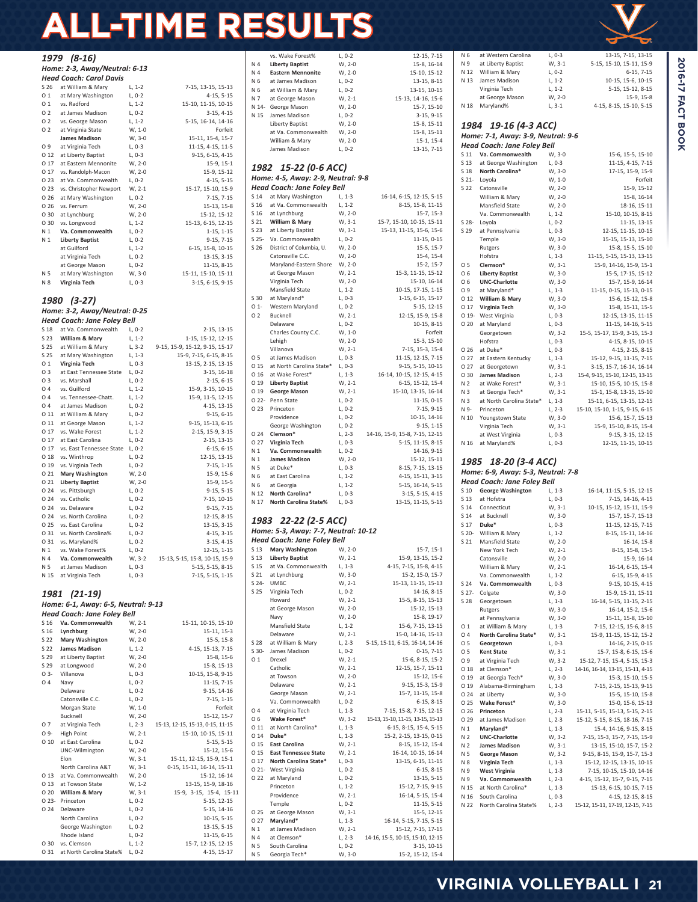# ALL-TIME RESULTS

## 1979 (8-16)

**Home: 2-3, Away/Neutral: 6-13**

**Head Coach: Carol Davis**

| Date | Opponent | Result | Scores |
|---|---|---|---|
| S 26 | at William & Mary | L, 1-2 | 7-15, 13-15, 15-13 |
| O 1 | at Mary Washington | L, 0-2 | 4-15, 5-15 |
| O 1 | vs. Radford | L, 1-2 | 15-10, 11-15, 10-15 |
| O 2 | at James Madison | L, 0-2 | 3-15, 4-15 |
| O 2 | vs. George Mason | L, 1-2 | 5-15, 16-14, 14-16 |
| O 2 | at Virginia State | W, 1-0 | Forfeit |
| | **James Madison** | W, 3-0 | 15-11, 15-4, 15-7 |
| O 9 | at Virginia Tech | L, 0-3 | 11-15, 4-15, 11-5 |
| O 12 | at Liberty Baptist | L, 0-3 | 9-15, 6-15, 4-15 |
| O 17 | at Eastern Mennonite | W, 2-0 | 15-9, 15-1 |
| O 17 | vs. Randolph-Macon | W, 2-0 | 15-9, 15-12 |
| O 23 | at Va. Commonwealth | L, 0-2 | 4-15, 5-15 |
| O 23 | vs. Christopher Newport | W, 2-1 | 15-17, 15-10, 15-9 |
| O 26 | at Mary Washington | L, 0-2 | 7-15, 7-15 |
| O 26 | vs. Ferrum | W, 2-0 | 15-13, 15-8 |
| O 30 | at Lynchburg | W, 2-0 | 15-12, 15-12 |
| O 30 | vs. Longwood | L, 1-2 | 15-13, 6-15, 12-15 |
| N 1 | **Va. Commonwealth** | L, 0-2 | 1-15, 1-15 |
| N 1 | **Liberty Baptist** | L, 0-2 | 9-15, 7-15 |
| | at Guilford | L, 1-2 | 6-15, 15-8, 10-15 |
| | at Virginia Tech | L, 0-2 | 13-15, 3-15 |
| | at George Mason | L, 0-2 | 11-15, 8-15 |
| N 5 | at Mary Washington | W, 3-0 | 15-11, 15-10, 15-11 |
| N 8 | **Virginia Tech** | L, 0-3 | 3-15, 6-15, 9-15 |

## 1980 (3-27)

**Home: 3-2, Away/Neutral: 0-25**

**Head Coach: Jane Foley Bell**

| Date | Opponent | Result | Scores |
|---|---|---|---|
| S 18 | at Va. Commonwealth | L, 0-2 | 2-15, 13-15 |
| S 23 | **William & Mary** | L, 1-2 | 1-15, 15-12, 12-15 |
| S 25 | at William & Mary | L, 3-2 | 9-15, 15-9, 15-12, 9-15, 15-17 |
| S 25 | at Mary Washington | L, 1-3 | 15-9, 7-15, 6-15, 8-15 |
| O 1 | **Virginia Tech** | L, 0-3 | 13-15, 2-15, 13-15 |
| O 3 | at East Tennessee State | L, 0-2 | 3-15, 16-18 |
| O 3 | vs. Marshall | L, 0-2 | 2-15, 6-15 |
| O 4 | vs. Guilford | L, 1-2 | 15-9, 3-15, 10-15 |
| O 4 | vs. Tennessee-Chatt. | L, 1-2 | 15-9, 11-5, 12-15 |
| O 4 | at James Madison | L, 0-2 | 4-15, 13-15 |
| O 11 | at William & Mary | L, 0-2 | 9-15, 6-15 |
| O 11 | at George Mason | L, 1-2 | 9-15, 15-13, 6-15 |
| O 17 | vs. Wake Forest | L, 1-2 | 2-15, 15-9, 3-15 |
| O 17 | at East Carolina | L, 0-2 | 2-15, 13-15 |
| O 17 | vs. East Tennessee State | L, 0-2 | 6-15, 6-15 |
| O 18 | vs. Winthrop | L, 0-2 | 12-15, 13-15 |
| O 19 | vs. Virginia Tech | L, 0-2 | 7-15, 1-15 |
| O 21 | **Mary Washington** | W, 2-0 | 15-9, 15-6 |
| O 21 | **Liberty Baptist** | W, 2-0 | 15-9, 15-5 |
| O 24 | vs. Pittsburgh | L, 0-2 | 9-15, 5-15 |
| O 24 | vs. Catholic | L, 0-2 | 7-15, 10-15 |
| O 24 | vs. Delaware | L, 0-2 | 9-15, 7-15 |
| O 24 | vs. North Carolina | L, 0-2 | 12-15, 8-15 |
| O 25 | vs. East Carolina | L, 0-2 | 13-15, 3-15 |
| O 31 | vs. North Carolina* | L, 0-2 | 4-15, 3-15 |
| O 31 | vs. Maryland% | L, 0-2 | 3-15, 4-15 |
| N 1 | vs. Wake Forest% | L, 0-2 | 12-15, 1-15 |
| N 4 | **Va. Commonwealth** | W, 3-2 | 15-13, 5-15, 15-8, 10-15, 15-9 |
| N 5 | at James Madison | L, 0-3 | 5-15, 5-15, 8-15 |
| N 15 | at Virginia Tech | L, 0-3 | 7-15, 5-15, 1-15 |

## 1981 (21-19)

**Home: 6-1, Away: 6-5, Neutral: 9-13**

**Head Coach: Jane Foley Bell**

| Date | Opponent | Result | Scores |
|---|---|---|---|
| S 16 | **Va. Commonwealth** | W, 2-1 | 15-11, 10-15, 15-10 |
| S 16 | **Lynchburg** | W, 2-0 | 15-11, 15-3 |
| S 22 | **Mary Washington** | W, 2-0 | 15-5, 15-8 |
| S 22 | **James Madison** | L, 1-2 | 4-15, 15-13, 7-15 |
| S 29 | at Liberty Baptist | W, 2-0 | 15-8, 15-6 |
| S 29 | at Longwood | W, 2-0 | 15-8, 15-13 |
| O 3- | Villanova | L, 0-3 | 10-15, 15-8, 9-15 |
| O 4 | Navy | L, 0-2 | 11-15, 7-15 |
| | Delaware | L, 0-2 | 9-15, 14-16 |
| | Catonsville C.C. | L, 0-2 | 7-15, 1-15 |
| | Morgan State | W, 1-0 | Forfeit |
| | Bucknell | W, 2-0 | 15-12, 15-7 |
| O 7 | at Virginia Tech | L, 2-3 | 15-13, 12-15, 15-13, 0-15, 11-15 |
| O 9- | High Point | W, 2-1 | 15-10, 10-15, 15-11 |
| O 10 | at East Carolina | L, 0-2 | 5-15, 5-15 |
| | UNC-Wilmington | W, 2-0 | 15-12, 15-6 |
| | Elon | W, 3-1 | 15-11, 12-15, 15-9, 15-1 |
| | North Carolina A&T | W, 3-1 | 0-15, 15-11, 16-14, 15-11 |
| O 13 | at Va. Commonwealth | W, 2-0 | 15-12, 16-14 |
| O 13 | at Towson State | W, 1-2 | 13-15, 15-9, 18-16 |
| O 20 | **William & Mary** | W, 3-1 | 15-9, 3-15, 15-4, 15-11 |
| O 23- | Princeton | L, 0-2 | 5-15, 12-15 |
| O 24 | Delaware | L, 0-2 | 5-15, 14-16 |
| | North Carolina | L, 0-2 | 10-15, 5-15 |
| | George Washington | L, 0-2 | 13-15, 5-15 |
| | Rhode Island | L, 0-2 | 11-15, 6-15 |
| O 30 | vs. Clemson | L, 1-2 | 15-7, 12-15, 12-15 |
| O 31 | at North Carolina State% | L, 0-2 | 4-15, 15-17 |
| | vs. Wake Forest% | L, 0-2 | 12-15, 7-15 |
| N 4 | **Liberty Baptist** | W, 2-0 | 15-8, 16-14 |
| N 4 | **Eastern Mennonite** | W, 2-0 | 15-10, 15-12 |
| N 6 | at James Madison | L, 0-2 | 13-15, 8-15 |
| N 6 | at William & Mary | L, 0-2 | 13-15, 10-15 |
| N 7 | at George Mason | W, 2-1 | 15-13, 14-16, 15-6 |
| N 14- | George Mason | W, 2-0 | 15-7, 15-10 |
| N 15 | James Madison | L, 0-2 | 3-15, 9-15 |
| | Liberty Baptist | W, 2-0 | 15-8, 15-11 |
| | at Va. Commonwealth | W, 2-0 | 15-8, 15-11 |
| | William & Mary | W, 2-0 | 15-1, 15-4 |
| | James Madison | L, 0-2 | 13-15, 7-15 |

## 1982 15-22 (0-6 ACC)

**Home: 4-5, Away: 2-9, Neutral: 9-8**

**Head Coach: Jane Foley Bell**

| Date | Opponent | Result | Scores |
|---|---|---|---|
| S 14 | at Mary Washington | L, 1-3 | 16-14, 6-15, 12-15, 5-15 |
| S 16 | at Va. Commonwealth | L, 1-2 | 8-15, 15-8, 11-15 |
| S 16 | at Lynchburg | W, 2-0 | 15-7, 15-3 |
| S 21 | **William & Mary** | W, 3-1 | 15-7, 15-10, 10-15, 15-11 |
| S 23 | at Liberty Baptist | W, 3-1 | 15-13, 11-15, 15-6, 15-6 |
| S 25- | Va. Commonwealth | L, 0-2 | 11-15, 0-15 |
| S 26 | District of Columbia, U. | W, 2-0 | 15-5, 15-7 |
| | Catonsville C.C. | W, 2-0 | 15-4, 15-4 |
| | Maryland-Eastern Shore | W, 2-0 | 15-2, 15-7 |
| | at George Mason | W, 2-1 | 15-3, 11-15, 15-12 |
| | Virginia Tech | W, 2-0 | 15-10, 16-14 |
| | Mansfield State | L, 1-2 | 10-15, 17-15, 1-15 |
| S 30 | at Maryland* | L, 0-3 | 1-15, 6-15, 15-17 |
| O 1- | Western Maryland | L, 0-2 | 5-15, 12-15 |
| O 2 | Bucknell | W, 2-1 | 12-15, 15-9, 15-8 |
| | Delaware | L, 0-2 | 10-15, 8-15 |
| | Charles County C.C. | W, 1-0 | Forfeit |
| | Lehigh | W, 2-0 | 15-3, 15-10 |
| | Villanova | W, 2-1 | 7-15, 15-3, 15-4 |
| O 5 | at James Madison | L, 0-3 | 11-15, 12-15, 7-15 |
| O 15 | at North Carolina State* | L, 0-3 | 9-15, 5-15, 10-15 |
| O 16 | at Wake Forest* | L, 1-3 | 16-14, 10-15, 12-15, 4-15 |
| O 19 | **Liberty Baptist** | W, 2-1 | 6-15, 15-12, 15-4 |
| O 19 | **George Mason** | W, 2-1 | 15-10, 13-15, 16-14 |
| O 22- | Penn State | L, 0-2 | 11-15, 0-15 |
| O 23 | Princeton | L, 0-2 | 7-15, 9-15 |
| | Providence | L, 0-2 | 10-15, 14-16 |
| | George Washington | L, 0-2 | 9-15, 1-15 |
| O 24 | **Clemson*** | L, 2-3 | 14-16, 15-9, 15-8, 7-15, 12-15 |
| O 27 | **Virginia Tech** | L, 0-3 | 5-15, 11-15, 8-15 |
| N 1 | **Va. Commonwealth** | L, 0-2 | 14-16, 9-15 |
| N 1 | **James Madison** | W, 2-0 | 15-12, 15-11 |
| N 5 | at Duke* | L, 0-3 | 8-15, 7-15, 13-15 |
| N 6 | at East Carolina | L, 1-2 | 4-15, 15-11, 3-15 |
| N 6 | at Georgia | L, 1-2 | 5-15, 16-14, 5-15 |
| N 12 | **North Carolina*** | L, 0-3 | 3-15, 5-15, 4-15 |
| N 17 | **North Carolina State%** | L, 0-3 | 13-15, 11-15, 5-15 |

## 1983 22-22 (2-5 ACC)

**Home: 5-3, Away: 7-7, Neutral: 10-12**

**Head Coach: Jane Foley Bell**

| Date | Opponent | Result | Scores |
|---|---|---|---|
| S 13 | **Mary Washington** | W, 2-0 | 15-7, 15-1 |
| S 13 | **Liberty Baptist** | W, 2-1 | 15-9, 13-15, 15-2 |
| S 15 | at Va. Commonwealth | L, 1-3 | 4-15, 7-15, 15-8, 4-15 |
| S 21 | at Lynchburg | W, 3-0 | 15-2, 15-0, 15-7 |
| S 24- | UMBC | W, 2-1 | 15-13, 11-15, 15-13 |
| S 25 | Virginia Tech | L, 0-2 | 14-16, 8-15 |
| | Howard | W, 2-1 | 15-5, 8-15, 15-13 |
| | at George Mason | W, 2-0 | 15-12, 15-13 |
| | Navy | W, 2-0 | 15-8, 19-17 |
| | Mansfield State | L, 1-2 | 15-6, 7-15, 13-15 |
| | Delaware | W, 2-1 | 15-0, 14-16, 15-13 |
| S 28 | at William & Mary | L, 2-3 | 5-15, 15-11, 6-15, 16-14, 14-16 |
| S 30- | James Madison | L, 0-2 | 0-15, 7-15 |
| O 1 | Drexel | W, 2-1 | 15-6, 8-15, 15-2 |
| | Catholic | W, 2-1 | 12-15, 15-7, 15-11 |
| | at Towson | W, 2-0 | 15-12, 15-6 |
| | Delaware | W, 2-1 | 9-15, 15-3, 15-9 |
| | George Mason | W, 2-1 | 15-7, 11-15, 15-8 |
| | Va. Commonwealth | L, 0-2 | 6-15, 8-15 |
| O 4 | at Virginia Tech | L, 1-3 | 7-15, 15-8, 7-15, 12-15 |
| O 6 | **Wake Forest*** | W, 3-2 | 15-13, 15-10, 11-15, 13-15, 15-13 |
| O 11 | at North Carolina* | L, 1-3 | 6-15, 8-15, 15-4, 5-15 |
| O 14 | **Duke*** | L, 1-3 | 15-2, 2-15, 13-15, 0-15 |
| O 15 | **East Carolina** | W, 2-1 | 8-15, 15-12, 15-4 |
| O 15 | **East Tennessee State** | W, 2-1 | 16-14, 10-15, 16-14 |
| O 17 | **North Carolina State*** | L, 0-3 | 13-15, 6-15, 11-15 |
| O 21- | West Virginia | L, 0-2 | 6-15, 8-15 |
| O 22 | at Maryland | L, 0-2 | 13-15, 5-15 |
| | Princeton | L, 1-2 | 15-12, 7-15, 9-15 |
| | Providence | W, 2-1 | 16-14, 5-15, 15-4 |
| | Temple | L, 0-2 | 11-15, 5-15 |
| O 25 | at George Mason | W, 3-1 | 15-5, 12-15 |
| O 27 | **Maryland*** | L, 1-3 | 16-14, 5-15, 7-15, 5-15 |
| N 1 | at James Madison | W, 2-1 | 15-12, 7-15, 17-15 |
| N 4 | at Clemson* | L, 2-3 | 14-16, 15-5, 10-15, 15-10, 12-15 |
| N 5 | South Carolina | L, 0-2 | 3-15, 10-15 |
| N 5 | Georgia Tech* | W, 3-0 | 15-2, 15-12, 15-4 |
| N 6 | at Western Carolina | L, 0-3 | 13-15, 7-15, 13-15 |
| N 9 | at Liberty Baptist | W, 3-1 | 5-15, 15-10, 15-11, 15-9 |
| N 12 | William & Mary | L, 0-2 | 6-15, 7-15 |
| N 13 | James Madison | L, 1-2 | 10-15, 15-6, 10-15 |
| | Virginia Tech | L, 1-2 | 5-15, 15-12, 8-15 |
| | at George Mason | W, 2-0 | 15-9, 15-8 |
| N 18 | Maryland% | L, 3-1 | 4-15, 8-15, 15-10, 5-15 |

## 1984 19-16 (4-3 ACC)

**Home: 7-1, Away: 3-9, Neutral: 9-6**

**Head Coach: Jane Foley Bell**

| Date | Opponent | Result | Scores |
|---|---|---|---|
| S 11 | **Va. Commonwealth** | W, 3-0 | 15-6, 15-5, 15-10 |
| S 13 | at George Washington | L, 0-3 | 11-15, 4-15, 7-15 |
| S 18 | **North Carolina*** | W, 3-0 | 17-15, 15-9, 15-9 |
| S 21- | Loyola | W, 1-0 | Forfeit |
| S 22 | Catonsville | W, 2-0 | 15-9, 15-12 |
| | William & Mary | W, 2-0 | 15-8, 16-14 |
| | Mansfield State | W, 2-0 | 18-16, 15-11 |
| | Va. Commonwealth | L, 1-2 | 15-10, 10-15, 8-15 |
| S 28- | Loyola | L, 0-2 | 11-15, 13-15 |
| S 29 | at Pennsylvania | L, 0-3 | 12-15, 11-15, 10-15 |
| | Temple | W, 3-0 | 15-15, 15-13, 15-10 |
| | Rutgers | W, 3-0 | 15-8, 15-5, 15-10 |
| | Hofstra | L, 1-3 | 11-15, 5-15, 15-13, 13-15 |
| O 5 | **Clemson*** | W, 3-1 | 15-9, 14-16, 15-9, 15-1 |
| O 6 | **Liberty Baptist** | W, 3-0 | 15-5, 17-15, 15-12 |
| O 6 | **UNC-Charlotte** | W, 3-0 | 15-7, 15-9, 16-14 |
| O 9 | at Maryland* | L, 1-3 | 11-15, 0-15, 15-13, 0-15 |
| O 12 | **William & Mary** | W, 3-0 | 15-6, 15-12, 15-8 |
| O 17 | **Virginia Tech** | W, 3-0 | 15-8, 15-11, 15-5 |
| O 19- | West Virginia | L, 0-3 | 12-15, 13-15, 11-15 |
| O 20 | at Maryland | L, 0-3 | 11-15, 14-16, 5-15 |
| | Georgetown | W, 3-2 | 15-5, 15-17, 15-9, 3-15, 15-3 |
| | Hofstra | L, 0-3 | 4-15, 8-15, 10-15 |
| O 26 | at Duke* | L, 0-3 | 4-15, 2-15, 8-15 |
| O 27 | at Eastern Kentucky | L, 1-3 | 15-12, 9-15, 11-15, 7-15 |
| O 27 | at Georgetown | W, 3-1 | 3-15, 15-7, 16-14, 16-14 |
| O 30 | **James Madison** | L, 2-3 | 15-4, 9-15, 15-10, 12-15, 13-15 |
| N 2 | at Wake Forest* | W, 3-1 | 15-10, 15-5, 10-15, 15-8 |
| N 3 | at Georgia Tech* | W, 3-1 | 15-1, 15-8, 13-15, 15-10 |
| N 3 | at North Carolina State* | L, 1-3 | 15-11, 6-15, 13-15, 12-15 |
| N 9- | Princeton | L, 2-3 | 15-10, 15-10, 1-15, 9-15, 6-15 |
| N 10 | Youngstown State | W, 3-0 | 15-6, 15-7, 15-13 |
| | Virginia Tech | W, 3-1 | 15-9, 15-10, 8-15, 15-4 |
| | at West Virginia | L, 0-3 | 9-15, 3-15, 12-15 |
| N 16 | at Maryland% | L, 0-3 | 12-15, 11-15, 10-15 |

## 1985 18-20 (3-4 ACC)

**Home: 6-9, Away: 5-3, Neutral: 7-8**

**Head Coach: Jane Foley Bell**

| Date | Opponent | Result | Scores |
|---|---|---|---|
| S 10 | **George Washington** | L, 1-3 | 16-14, 11-15, 5-15, 12-15 |
| S 13 | at Hofstra | L, 0-3 | 7-15, 14-16, 4-15 |
| S 14 | Connecticut | W, 3-1 | 10-15, 15-12, 15-11, 15-9 |
| S 14 | at Bucknell | W, 3-0 | 15-7, 15-7, 15-13 |
| S 17 | **Duke*** | L, 0-3 | 11-15, 12-15, 7-15 |
| S 20- | William & Mary | L, 1-2 | 8-15, 15-11, 14-16 |
| S 21 | Mansfield State | W, 2-0 | 16-14, 15-8 |
| | New York Tech | W, 2-1 | 8-15, 15-8, 15-5 |
| | Catonsville | W, 2-0 | 15-9, 16-14 |
| | William & Mary | W, 2-1 | 16-14, 6-15, 15-4 |
| | Va. Commonwealth | L, 1-2 | 6-15, 15-9, 4-15 |
| S 24 | **Va. Commonwealth** | L, 0-3 | 9-15, 10-15, 4-15 |
| S 27- | Colgate | W, 3-0 | 15-9, 15-11, 15-11 |
| S 28 | Georgetown | L, 1-3 | 16-14, 5-15, 11-15, 2-15 |
| | Rutgers | W, 3-0 | 16-14, 15-2, 15-6 |
| | at Pennsylvania | W, 3-0 | 15-11, 15-8, 15-10 |
| O 1 | at William & Mary | L, 1-3 | 7-15, 12-15, 15-6, 8-15 |
| O 4 | **North Carolina State*** | W, 3-1 | 15-9, 11-15, 15-12, 15-2 |
| O 5 | **Georgetown** | L, 0-3 | 14-16, 2-15, 0-15 |
| O 5 | **Kent State** | W, 3-1 | 15-7, 15-8, 6-15, 15-6 |
| O 9 | at Virginia Tech | W, 3-2 | 15-12, 7-15, 15-4, 5-15, 15-3 |
| O 18 | at Clemson* | L, 2-3 | 14-16, 16-14, 13-15, 15-11, 4-15 |
| O 19 | at Georgia Tech* | W, 3-0 | 15-3, 15-10, 15-5 |
| O 19 | Alabama-Birmingham | L, 1-3 | 7-15, 2-15, 15-13, 9-15 |
| O 24 | at Liberty | W, 3-0 | 15-5, 15-10, 15-8 |
| O 25 | **Wake Forest*** | W, 3-0 | 15-0, 15-6, 15-13 |
| O 26 | **Princeton** | L, 2-3 | 15-11, 5-15, 15-13, 5-15, 2-15 |
| O 29 | at James Madison | L, 2-3 | 15-12, 5-15, 8-15, 18-16, 7-15 |
| N 1 | **Maryland*** | L, 1-3 | 15-4, 14-16, 9-15, 8-15 |
| N 2 | **UNC-Charlotte** | W, 3-2 | 7-15, 15-3, 15-7, 7-15, 15-9 |
| N 2 | **James Madison** | W, 3-1 | 13-15, 15-10, 15-7, 15-2 |
| N 5 | **George Mason** | W, 3-2 | 9-15, 8-15, 15-9, 15-7, 15-3 |
| N 8 | **Virginia Tech** | L, 1-3 | 15-12, 12-15, 13-15, 10-15 |
| N 9 | **West Virginia** | L, 1-3 | 7-15, 10-15, 15-10, 14-16 |
| N 9 | **Va. Commonwealth** | L, 2-3 | 4-15, 15-12, 15-7, 9-15, 7-15 |
| N 15 | at North Carolina* | L, 1-3 | 15-13, 6-15, 10-15, 7-15 |
| N 16 | South Carolina | L, 0-3 | 4-15, 12-15, 8-15 |
| N 22 | North Carolina State% | L, 2-3 | 15-12, 15-11, 17-19, 12-15, 7-15 |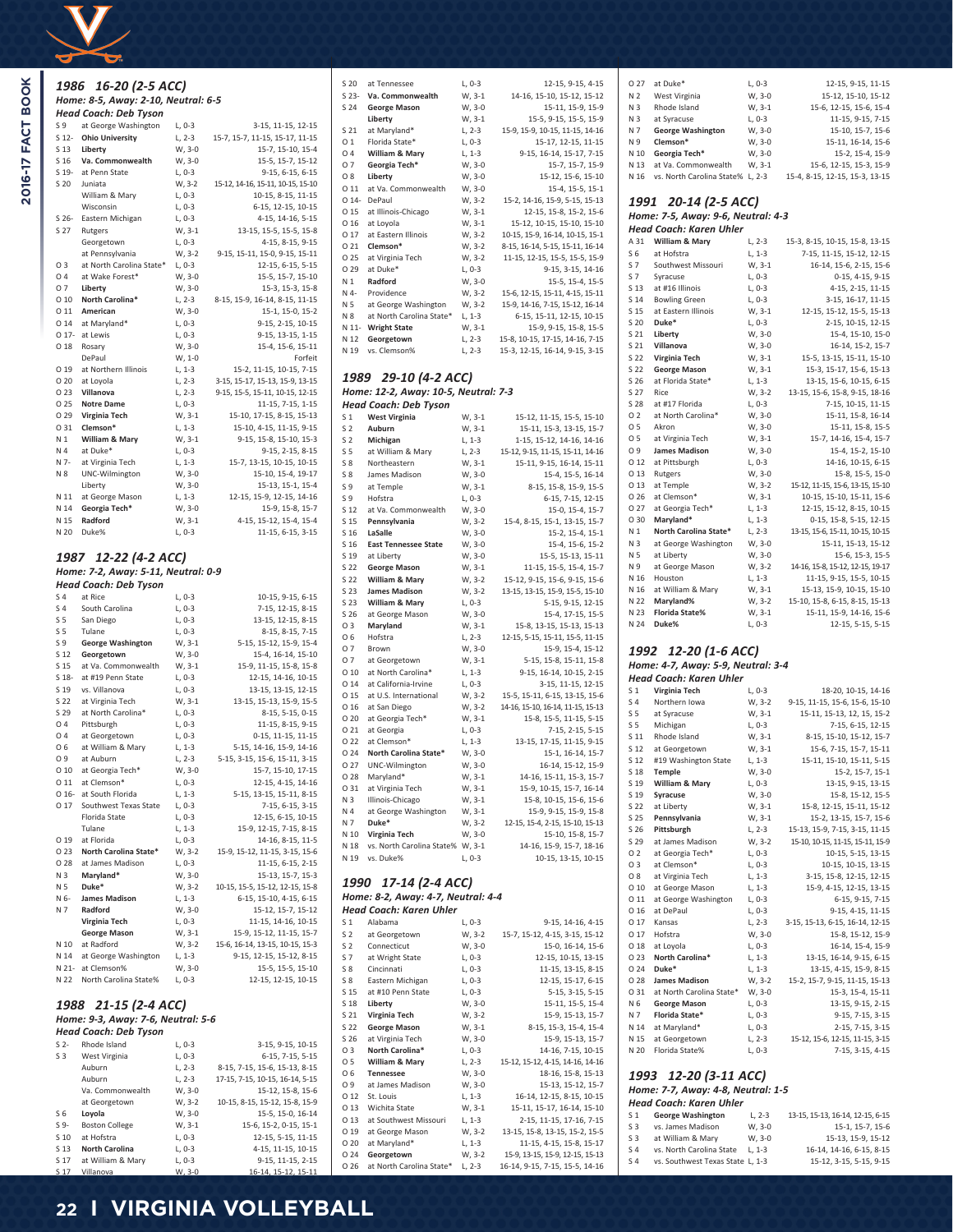## 1986 16-20 (2-5 ACC)

**Home: 8-5, Away: 2-10, Neutral: 6-5**

**Head Coach: Deb Tyson**

| Date | Opponent | Result | Scores |
|---|---|---|---|
| S 9 | at George Washington | L, 0-3 | 3-15, 11-15, 12-15 |
| S 12- | **Ohio University** | L, 2-3 | 15-7, 15-7, 11-15, 15-17, 11-15 |
| S 13 | **Liberty** | W, 3-0 | 15-7, 15-10, 15-4 |
| S 16 | **Va. Commonwealth** | W, 3-0 | 15-5, 15-7, 15-12 |
| S 19- | at Penn State | L, 0-3 | 9-15, 6-15, 6-15 |
| S 20 | Juniata | W, 3-2 | 15-12, 14-16, 15-11, 10-15, 15-10 |
| | William & Mary | L, 0-3 | 10-15, 8-15, 11-15 |
| | Wisconsin | L, 0-3 | 6-15, 12-15, 10-15 |
| S 26- | Eastern Michigan | L, 0-3 | 4-15, 14-16, 5-15 |
| S 27 | Rutgers | W, 3-1 | 13-15, 15-5, 15-5, 15-8 |
| | Georgetown | L, 0-3 | 4-15, 8-15, 9-15 |
| | at Pennsylvania | W, 3-2 | 9-15, 15-11, 15-0, 9-15, 15-11 |
| O 3 | at North Carolina State* | L, 0-3 | 12-15, 6-15, 5-15 |
| O 4 | at Wake Forest* | W, 3-0 | 15-5, 15-7, 15-10 |
| O 7 | **Liberty** | W, 3-0 | 15-3, 15-3, 15-8 |
| O 10 | **North Carolina*** | L, 2-3 | 8-15, 15-9, 16-14, 8-15, 11-15 |
| O 11 | **American** | W, 3-0 | 15-1, 15-0, 15-2 |
| O 14 | at Maryland* | L, 0-3 | 9-15, 2-15, 10-15 |
| O 17- | at Lewis | L, 0-3 | 9-15, 13-15, 1-15 |
| O 18 | Rosary | W, 3-0 | 15-4, 15-6, 15-11 |
| | DePaul | W, 1-0 | Forfeit |
| O 19 | at Northern Illinois | L, 1-3 | 15-2, 11-15, 10-15, 7-15 |
| O 20 | at Loyola | L, 2-3 | 3-15, 15-17, 15-13, 15-9, 13-15 |
| O 23 | **Villanova** | L, 2-3 | 9-15, 15-5, 15-11, 10-15, 12-15 |
| O 25 | **Notre Dame** | L, 0-3 | 11-15, 7-15, 1-15 |
| O 29 | **Virginia Tech** | W, 3-1 | 15-10, 17-15, 8-15, 15-13 |
| O 31 | **Clemson*** | L, 1-3 | 15-10, 4-15, 11-15, 9-15 |
| N 1 | **William & Mary** | W, 3-1 | 9-15, 15-8, 15-10, 15-3 |
| N 4 | at Duke* | W, 3-1 | 9-15, 2-15, 8-15 |
| N 7- | at Virginia Tech | L, 1-3 | 15-7, 13-15, 10-15, 10-15 |
| N 8 | UNC-Wilmington | W, 3-0 | 15-10, 15-4, 19-17 |
| | Liberty | W, 3-0 | 15-13, 15-1, 15-4 |
| N 11 | at George Mason | L, 1-3 | 12-15, 15-9, 12-15, 14-16 |
| N 14 | **Georgia Tech*** | W, 3-0 | 15-9, 15-8, 15-7 |
| N 15 | **Radford** | W, 3-1 | 4-15, 15-12, 15-4, 15-4 |
| N 20 | Duke% | L, 0-3 | 11-15, 6-15, 3-15 |

## 1987 12-22 (4-2 ACC)

**Home: 7-2, Away: 5-11, Neutral: 0-9**

**Head Coach: Deb Tyson**

| Date | Opponent | Result | Scores |
|---|---|---|---|
| S 4 | at Rice | L, 0-3 | 10-15, 9-15, 6-15 |
| S 4 | South Carolina | L, 0-3 | 7-15, 12-15, 8-15 |
| S 5 | San Diego | L, 0-3 | 13-15, 12-15, 8-15 |
| S 5 | Tulane | L, 0-3 | 8-15, 8-15, 7-15 |
| S 9 | **George Washington** | W, 3-1 | 5-15, 15-12, 15-9, 15-4 |
| S 12 | **Georgetown** | W, 3-0 | 15-4, 16-14, 15-10 |
| S 15 | at Va. Commonwealth | W, 3-1 | 15-9, 11-15, 15-8, 15-8 |
| S 18- | at #19 Penn State | L, 0-3 | 12-15, 14-16, 10-15 |
| S 19 | vs. Villanova | L, 0-3 | 13-15, 13-15, 12-15 |
| S 22 | at Virginia Tech | W, 3-1 | 13-15, 15-13, 15-9, 15-5 |
| S 29 | at North Carolina* | L, 0-3 | 8-15, 5-15, 0-15 |
| O 4 | Pittsburgh | L, 0-3 | 11-15, 8-15, 9-15 |
| O 4 | at Georgetown | L, 0-3 | 0-15, 11-15, 11-15 |
| O 6 | at William & Mary | L, 1-3 | 5-15, 14-16, 15-9, 14-16 |
| O 9 | at Auburn | L, 2-3 | 5-15, 3-15, 15-6, 15-11, 3-15 |
| O 10 | at Georgia Tech* | W, 3-0 | 15-7, 15-10, 17-15 |
| O 11 | at Clemson* | L, 0-3 | 12-15, 4-15, 14-16 |
| O 16- | at South Florida | L, 1-3 | 5-15, 13-15, 15-11, 8-15 |
| O 17 | Southwest Texas State | L, 0-3 | 7-15, 6-15, 3-15 |
| | Florida State | L, 0-3 | 12-15, 6-15, 10-15 |
| | Tulane | L, 1-3 | 15-9, 12-15, 7-15, 8-15 |
| O 19 | at Florida | L, 0-3 | 14-16, 8-15, 11-5 |
| O 23 | **North Carolina State*** | W, 3-2 | 15-9, 15-12, 11-15, 3-15, 15-6 |
| O 28 | at James Madison | L, 0-3 | 11-15, 6-15, 2-15 |
| N 3 | **Maryland*** | W, 3-0 | 15-13, 15-7, 15-3 |
| N 5 | **Duke*** | W, 3-2 | 10-15, 15-5, 15-12, 12-15, 15-8 |
| N 6- | **James Madison** | L, 1-3 | 6-15, 15-10, 4-15, 6-15 |
| N 7 | **Radford** | W, 3-0 | 15-12, 15-7, 15-12 |
| | **Virginia Tech** | L, 0-3 | 11-15, 14-16, 10-15 |
| | **George Mason** | W, 3-1 | 15-9, 15-12, 11-15, 15-7 |
| N 10 | at Radford | W, 3-2 | 15-6, 16-14, 13-15, 10-15, 15-3 |
| N 14 | at George Washington | L, 1-3 | 9-15, 12-15, 15-12, 8-15 |
| N 21- | at Clemson% | W, 3-0 | 15-5, 15-5, 15-10 |
| N 22 | North Carolina State% | L, 0-3 | 12-15, 12-15, 10-15 |

## 1988 21-15 (2-4 ACC)

**Home: 9-3, Away: 7-6, Neutral: 5-6**

**Head Coach: Deb Tyson**

| Date | Opponent | Result | Scores |
|---|---|---|---|
| S 2- | Rhode Island | L, 0-3 | 3-15, 9-15, 10-15 |
| S 3 | West Virginia | L, 0-3 | 6-15, 7-15, 5-15 |
| | Auburn | L, 2-3 | 8-15, 7-15, 15-6, 15-13, 8-15 |
| | Auburn | L, 2-3 | 17-15, 7-15, 10-15, 16-14, 5-15 |
| | Va. Commonwealth | W, 3-0 | 15-12, 15-8, 15-6 |
| | at Georgetown | W, 3-2 | 10-15, 8-15, 15-12, 15-8, 15-9 |
| S 6 | **Loyola** | W, 3-0 | 15-5, 15-0, 16-14 |
| S 9- | Boston College | W, 3-1 | 15-6, 15-2, 0-15, 15-1 |
| S 10 | at Hofstra | L, 0-3 | 12-15, 5-15, 11-15 |
| S 13 | **North Carolina** | L, 0-3 | 4-15, 11-15, 10-15 |
| S 17 | at William & Mary | L, 0-3 | 9-15, 11-15, 2-15 |
| S 17 | Villanova | W, 3-0 | 16-14, 15-12, 15-11 |
| S 20 | at Tennessee | L, 0-3 | 12-15, 9-15, 4-15 |
| S 23- | **Va. Commonwealth** | W, 3-1 | 14-16, 15-10, 15-12, 15-12 |
| S 24 | **George Mason** | W, 3-0 | 15-11, 15-9, 15-9 |
| | **Liberty** | W, 3-1 | 15-5, 9-15, 15-5, 15-9 |
| S 21 | at Maryland* | L, 2-3 | 15-9, 15-9, 10-15, 11-15, 14-16 |
| O 1 | Florida State* | L, 0-3 | 15-17, 12-15, 11-15 |
| O 4 | **William & Mary** | L, 1-3 | 9-15, 16-14, 15-17, 7-15 |
| O 7 | **Georgia Tech*** | W, 3-0 | 15-7, 15-7, 15-9 |
| O 8 | **Liberty** | W, 3-0 | 15-12, 15-6, 15-10 |
| O 11 | at Va. Commonwealth | W, 3-0 | 15-4, 15-5, 15-1 |
| O 14- | DePaul | W, 3-2 | 15-2, 14-16, 15-9, 5-15, 15-13 |
| O 15 | at Illinois-Chicago | W, 3-1 | 12-15, 15-8, 15-2, 15-6 |
| O 16 | at Loyola | W, 3-1 | 15-12, 10-15, 15-10, 15-10 |
| O 17 | at Eastern Illinois | W, 3-2 | 10-15, 15-9, 16-14, 10-15, 15-1 |
| O 21 | **Clemson*** | W, 3-2 | 8-15, 16-14, 5-15, 15-11, 16-14 |
| O 25 | at Virginia Tech | W, 3-2 | 11-15, 12-15, 15-5, 15-5, 15-9 |
| O 29 | at Duke* | L, 0-3 | 9-15, 3-15, 14-16 |
| N 1 | **Radford** | W, 3-0 | 15-5, 15-4, 15-5 |
| N 4- | Providence | W, 3-2 | 15-6, 12-15, 15-11, 4-15, 15-11 |
| N 5 | at George Washington | W, 3-2 | 15-9, 14-16, 7-15, 15-12, 16-14 |
| N 8 | at North Carolina State* | L, 1-3 | 6-15, 15-11, 12-15, 10-15 |
| N 11- | **Wright State** | W, 3-1 | 15-9, 9-15, 15-8, 15-5 |
| N 12 | **Georgetown** | L, 2-3 | 15-8, 10-15, 17-15, 14-16, 7-15 |
| N 19 | vs. Clemson% | L, 2-3 | 15-3, 12-15, 16-14, 9-15, 3-15 |

## 1989 29-10 (4-2 ACC)

**Home: 12-2, Away: 10-5, Neutral: 7-3**

**Head Coach: Deb Tyson**

| Date | Opponent | Result | Scores |
|---|---|---|---|
| S 1 | **West Virginia** | W, 3-1 | 15-12, 11-15, 15-5, 15-10 |
| S 2 | **Auburn** | W, 3-1 | 15-11, 15-3, 13-15, 15-7 |
| S 2 | **Michigan** | L, 1-3 | 1-15, 15-12, 14-16, 14-16 |
| S 5 | at William & Mary | L, 2-3 | 15-12, 9-15, 11-15, 15-11, 14-16 |
| S 8 | Northeastern | W, 3-1 | 15-11, 9-15, 16-14, 15-11 |
| S 8 | James Madison | W, 3-0 | 15-4, 15-5, 16-14 |
| S 9 | at Temple | W, 3-1 | 8-15, 15-8, 15-9, 15-5 |
| S 9 | Hofstra | L, 0-3 | 6-15, 7-15, 12-15 |
| S 12 | at Va. Commonwealth | W, 3-0 | 15-0, 15-4, 15-7 |
| S 15 | **Pennsylvania** | W, 3-2 | 15-4, 8-15, 15-1, 13-15, 15-7 |
| S 16 | **LaSalle** | W, 3-0 | 15-2, 15-4, 15-1 |
| S 16 | **East Tennessee State** | W, 3-0 | 15-4, 15-6, 15-2 |
| S 19 | at Liberty | W, 3-0 | 15-5, 15-13, 15-11 |
| S 22 | **George Mason** | W, 3-1 | 11-15, 15-5, 15-4, 15-7 |
| S 22 | **William & Mary** | W, 3-2 | 15-12, 9-15, 15-6, 9-15, 15-6 |
| S 23 | **James Madison** | W, 3-2 | 13-15, 13-15, 15-9, 15-5, 15-10 |
| S 23 | **William & Mary** | L, 0-3 | 5-15, 9-15, 12-15 |
| S 26 | at George Mason | W, 3-0 | 15-4, 17-15, 15-5 |
| O 3 | **Maryland** | W, 3-1 | 15-8, 13-15, 15-13, 15-13 |
| O 6 | Hofstra | L, 2-3 | 12-15, 5-15, 15-11, 15-5, 11-15 |
| O 7 | Brown | W, 3-0 | 15-9, 15-4, 15-12 |
| O 7 | at Georgetown | W, 3-1 | 5-15, 15-8, 15-11, 15-8 |
| O 10 | at North Carolina* | L, 1-3 | 9-15, 16-14, 10-15, 2-15 |
| O 14 | at California-Irvine | L, 0-3 | 3-15, 11-15, 12-15 |
| O 15 | at U.S. International | W, 3-2 | 15-5, 15-13, 6-15, 13-15, 15-6 |
| O 16 | at San Diego | W, 3-2 | 14-16, 15-10, 16-14, 11-15, 15-13 |
| O 20 | at Georgia Tech* | W, 3-1 | 15-8, 15-5, 11-15, 5-15 |
| O 21 | at Georgia | L, 0-3 | 7-15, 2-15, 5-15 |
| O 22 | at Clemson* | L, 1-3 | 13-15, 17-15, 11-15, 9-15 |
| O 24 | **North Carolina State*** | W, 3-0 | 15-1, 16-14, 15-7 |
| O 27 | UNC-Wilmington | W, 3-0 | 16-14, 15-12, 15-9 |
| O 28 | Maryland* | W, 3-1 | 14-16, 15-11, 15-3, 15-7 |
| O 31 | at Virginia Tech | W, 3-1 | 15-9, 10-15, 15-7, 16-14 |
| N 3 | Illinois-Chicago | W, 3-1 | 15-8, 10-15, 15-6, 15-6 |
| N 4 | at George Washington | W, 3-1 | 15-9, 9-15, 15-9, 15-8 |
| N 7 | **Duke*** | W, 3-2 | 12-15, 15-4, 2-15, 15-10, 15-13 |
| N 10 | **Virginia Tech** | W, 3-0 | 15-10, 15-8, 15-7 |
| N 18 | vs. North Carolina State% | W, 3-1 | 14-16, 15-9, 15-7, 18-16 |
| N 19 | vs. Duke% | L, 0-3 | 10-15, 13-15, 10-15 |

## 1990 17-14 (2-4 ACC)

**Home: 8-2, Away: 4-7, Neutral: 4-4**

**Head Coach: Karen Uhler**

| Date | Opponent | Result | Scores |
|---|---|---|---|
| S 1 | Alabama | L, 0-3 | 9-15, 14-16, 4-15 |
| S 2 | at Georgetown | W, 3-2 | 15-7, 15-12, 4-15, 3-15, 15-12 |
| S 2 | Connecticut | W, 3-0 | 15-0, 16-14, 15-6 |
| S 7 | at Wright State | L, 0-3 | 12-15, 10-15, 13-15 |
| S 8 | Cincinnati | L, 0-3 | 11-15, 13-15, 8-15 |
| S 8 | Eastern Michigan | L, 0-3 | 12-15, 15-17, 6-15 |
| S 15 | at #10 Penn State | L, 0-3 | 5-15, 3-15, 5-15 |
| S 18 | **Liberty** | W, 3-0 | 15-11, 15-5, 15-4 |
| S 21 | **Virginia Tech** | W, 3-2 | 15-9, 15-13, 15-7 |
| S 22 | **George Mason** | W, 3-1 | 8-15, 15-3, 15-4, 15-4 |
| S 26 | at Virginia Tech | W, 3-0 | 15-9, 15-13, 15-7 |
| O 3 | **North Carolina*** | L, 0-3 | 14-16, 7-15, 10-15 |
| O 5 | **William & Mary** | L, 2-3 | 15-12, 15-12, 4-15, 14-16, 14-16 |
| O 6 | **Tennessee** | W, 3-0 | 18-16, 15-8, 15-13 |
| O 9 | at James Madison | W, 3-0 | 15-13, 15-12, 15-7 |
| O 12 | St. Louis | L, 1-3 | 16-14, 12-15, 8-15, 10-15 |
| O 13 | Wichita State | W, 3-1 | 15-11, 15-17, 16-14, 15-10 |
| O 13 | at Southwest Missouri | L, 1-3 | 2-15, 11-15, 17-16, 7-15 |
| O 19 | at George Mason | W, 3-2 | 13-15, 15-8, 13-15, 15-2, 15-5 |
| O 20 | at Maryland* | L, 1-3 | 11-15, 4-15, 15-8, 15-17 |
| O 24 | **Georgetown** | W, 3-2 | 15-9, 13-15, 15-9, 12-15, 15-13 |
| O 26 | at North Carolina State* | L, 2-3 | 16-14, 9-15, 7-15, 15-5, 14-16 |
| O 27 | at Duke* | L, 0-3 | 12-15, 9-15, 11-15 |
| N 2 | West Virginia | W, 3-0 | 15-12, 15-10, 15-12 |
| N 3 | Rhode Island | W, 3-1 | 15-6, 12-15, 15-6, 15-4 |
| N 3 | at Syracuse | L, 0-3 | 11-15, 9-15, 7-15 |
| N 7 | **George Washington** | W, 3-0 | 15-10, 15-7, 15-6 |
| N 9 | **Clemson*** | W, 3-0 | 15-11, 16-14, 15-6 |
| N 10 | **Georgia Tech*** | W, 3-0 | 15-2, 15-4, 15-9 |
| N 13 | at Va. Commonwealth | W, 3-1 | 15-6, 12-15, 15-3, 15-9 |
| N 16 | vs. North Carolina State% | L, 2-3 | 15-4, 8-15, 12-15, 15-3, 13-15 |

## 1991 20-14 (2-5 ACC)

**Home: 7-5, Away: 9-6, Neutral: 4-3**

**Head Coach: Karen Uhler**

| Date | Opponent | Result | Scores |
|---|---|---|---|
| A 31 | **William & Mary** | L, 2-3 | 15-3, 8-15, 10-15, 15-8, 13-15 |
| S 6 | at Hofstra | L, 1-3 | 7-15, 11-15, 15-12, 12-15 |
| S 7 | Southwest Missouri | W, 3-1 | 16-14, 15-6, 2-15, 15-6 |
| S 7 | Syracuse | L, 0-3 | 0-15, 4-15, 9-15 |
| S 13 | at #16 Illinois | L, 0-3 | 4-15, 2-15, 11-15 |
| S 14 | Bowling Green | L, 0-3 | 3-15, 16-17, 11-15 |
| S 15 | at Eastern Illinois | W, 3-1 | 12-15, 15-12, 15-5, 15-13 |
| S 20 | **Duke*** | L, 0-3 | 2-15, 10-15, 12-15 |
| S 21 | **Liberty** | W, 3-0 | 15-4, 15-10, 15-0 |
| S 21 | **Villanova** | W, 3-0 | 16-14, 15-2, 15-7 |
| S 22 | **Virginia Tech** | W, 3-1 | 15-5, 13-15, 15-11, 15-10 |
| S 22 | **George Mason** | W, 3-1 | 15-3, 15-17, 15-6, 15-13 |
| S 26 | at Florida State* | L, 1-3 | 13-15, 15-6, 10-15, 6-15 |
| S 27 | Rice | W, 3-2 | 13-15, 15-6, 15-8, 9-15, 18-16 |
| S 28 | at #17 Florida | L, 0-3 | 7-15, 10-15, 11-15 |
| O 2 | at North Carolina* | W, 3-0 | 15-11, 15-8, 16-14 |
| O 5 | Akron | W, 3-0 | 15-11, 15-8, 15-5 |
| O 5 | at Virginia Tech | W, 3-1 | 15-7, 14-16, 15-4, 15-7 |
| O 9 | **James Madison** | W, 3-0 | 15-4, 15-2, 15-10 |
| O 12 | at Pittsburgh | L, 0-3 | 14-16, 10-15, 6-15 |
| O 13 | Rutgers | W, 3-0 | 15-8, 15-5, 15-0 |
| O 13 | at Temple | W, 3-2 | 15-12, 11-15, 15-6, 13-15, 15-10 |
| O 26 | at Clemson* | W, 3-1 | 10-15, 15-10, 15-11, 15-6 |
| O 27 | at Georgia Tech* | L, 1-3 | 12-15, 15-12, 8-15, 10-15 |
| O 30 | **Maryland*** | L, 1-3 | 0-15, 15-8, 5-15, 12-15 |
| N 1 | **North Carolina State*** | L, 2-3 | 13-15, 15-6, 15-11, 10-15, 10-15 |
| N 3 | at George Washington | W, 3-0 | 15-11, 15-13, 15-13 |
| N 5 | at Liberty | W, 3-0 | 15-6, 15-3, 15-5 |
| N 9 | at George Mason | W, 3-2 | 14-16, 15-8, 15-12, 12-15, 19-17 |
| N 16 | Houston | L, 1-3 | 11-15, 9-15, 15-5, 10-15 |
| N 16 | at William & Mary | W, 3-1 | 15-13, 15-9, 10-15, 15-10 |
| N 22 | **Maryland%** | W, 3-2 | 15-10, 15-8, 6-15, 8-15, 15-13 |
| N 23 | **Florida State%** | W, 3-1 | 15-11, 15-9, 14-16, 15-6 |
| N 24 | **Duke%** | L, 0-3 | 12-15, 5-15, 5-15 |

## 1992 12-20 (1-6 ACC)

**Home: 4-7, Away: 5-9, Neutral: 3-4**

**Head Coach: Karen Uhler**

| Date | Opponent | Result | Scores |
|---|---|---|---|
| S 1 | **Virginia Tech** | L, 0-3 | 18-20, 10-15, 14-16 |
| S 4 | Northern Iowa | W, 3-2 | 9-15, 11-15, 15-6, 15-6, 15-10 |
| S 5 | at Syracuse | W, 3-1 | 15-11, 15-13, 12, 15, 15-2 |
| S 5 | Michigan | L, 0-3 | 7-15, 6-15, 12-15 |
| S 11 | Rhode Island | W, 3-1 | 8-15, 15-10, 15-12, 15-7 |
| S 12 | at Georgetown | W, 3-1 | 15-6, 7-15, 15-7, 15-11 |
| S 12 | #19 Washington State | L, 1-3 | 15-11, 15-10, 15-11, 5-15 |
| S 18 | **Temple** | W, 3-0 | 15-2, 15-7, 15-1 |
| S 19 | **William & Mary** | L, 0-3 | 13-15, 9-15, 13-15 |
| S 19 | **Syracuse** | W, 3-0 | 15-8, 15-12, 15-5 |
| S 22 | at Liberty | W, 3-1 | 15-8, 12-15, 15-11, 15-12 |
| S 25 | **Pennsylvania** | W, 3-1 | 15-2, 13-15, 15-7, 15-6 |
| S 26 | **Pittsburgh** | L, 2-3 | 15-13, 15-9, 7-15, 3-15, 11-15 |
| S 29 | at James Madison | W, 3-2 | 15-10, 10-15, 11-15, 15-11, 15-9 |
| O 2 | at Georgia Tech* | L, 0-3 | 10-15, 5-15, 13-15 |
| O 3 | at Clemson* | L, 0-3 | 10-15, 10-15, 13-15 |
| O 8 | at Virginia Tech | L, 1-3 | 3-15, 15-8, 12-15, 12-15 |
| O 10 | at George Mason | L, 1-3 | 15-9, 4-15, 12-15, 13-15 |
| O 11 | at George Washington | L, 0-3 | 6-15, 9-15, 7-15 |
| O 16 | at DePaul | L, 0-3 | 9-15, 4-15, 11-15 |
| O 17 | Kansas | L, 2-3 | 3-15, 15-13, 6-15, 16-14, 12-15 |
| O 17 | Hofstra | W, 3-0 | 15-8, 15-12, 15-9 |
| O 18 | at Loyola | L, 0-3 | 16-14, 15-4, 15-9 |
| O 23 | **North Carolina*** | L, 1-3 | 13-15, 16-14, 9-15, 6-15 |
| O 24 | **Duke*** | L, 1-3 | 13-15, 4-15, 15-9, 8-15 |
| O 28 | **James Madison** | W, 3-2 | 15-2, 15-7, 9-15, 11-15, 15-13 |
| O 31 | at North Carolina State* | W, 3-0 | 15-3, 15-4, 15-11 |
| N 6 | **George Mason** | L, 0-3 | 13-15, 9-15, 2-15 |
| N 7 | **Florida State*** | L, 0-3 | 9-15, 7-15, 3-15 |
| N 14 | at Maryland* | L, 0-3 | 2-15, 7-15, 3-15 |
| N 15 | at Georgetown | L, 2-3 | 15-12, 15-6, 12-15, 11-15, 3-15 |
| N 20 | Florida State% | L, 0-3 | 7-15, 3-15, 4-15 |

## 1993 12-20 (3-11 ACC)

**Home: 7-7, Away: 4-8, Neutral: 1-5**

**Head Coach: Karen Uhler**

| Date | Opponent | Result | Scores |
|---|---|---|---|
| S 1 | **George Washington** | L, 2-3 | 13-15, 15-13, 16-14, 12-15, 6-15 |
| S 3 | vs. James Madison | W, 3-0 | 15-1, 15-7, 15-6 |
| S 3 | at William & Mary | W, 3-0 | 15-13, 15-9, 15-12 |
| S 4 | vs. North Carolina State | L, 1-3 | 16-14, 14-16, 6-15, 8-15 |
| S 4 | vs. Southwest Texas State | L, 1-3 | 15-12, 3-15, 5-15, 9-15 |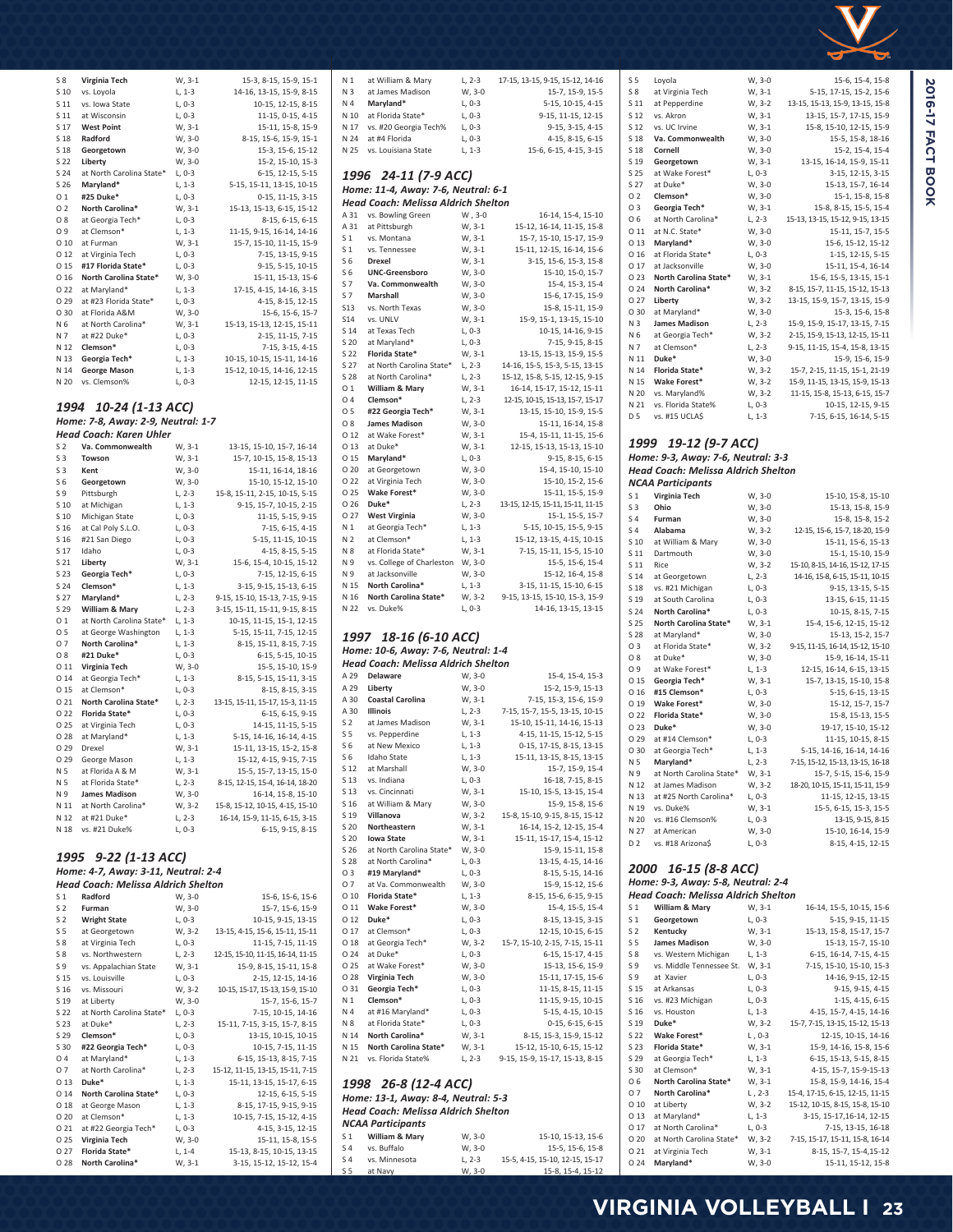| | | | |
|---|---|---|---|
| S 8 | **Virginia Tech** | W, 3-1 | 15-3, 8-15, 15-9, 15-1 |
| S 10 | vs. Loyola | L, 1-3 | 14-16, 13-15, 15-9, 8-15 |
| S 11 | vs. Iowa State | L, 0-3 | 10-15, 12-15, 8-15 |
| S 11 | at Wisconsin | L, 0-3 | 11-15, 0-15, 4-15 |
| S 17 | **West Point** | W, 3-1 | 15-11, 15-8, 15-9 |
| S 18 | **Radford** | W, 3-0 | 8-15, 15-6, 15-9, 15-1 |
| S 18 | **Georgetown** | W, 3-0 | 15-3, 15-6, 15-12 |
| S 22 | **Liberty** | W, 3-0 | 15-2, 15-10, 15-3 |
| S 24 | at North Carolina State* | L, 0-3 | 6-15, 12-15, 5-15 |
| S 26 | **Maryland*** | L, 1-3 | 5-15, 15-11, 13-15, 10-15 |
| O 1 | **#25 Duke*** | L, 0-3 | 0-15, 11-15, 3-15 |
| O 2 | **North Carolina*** | W, 3-1 | 15-13, 15-13, 6-15, 15-12 |
| O 8 | at Georgia Tech* | L, 0-3 | 8-15, 6-15, 6-15 |
| O 9 | at Clemson* | L, 1-3 | 11-15, 9-15, 16-14, 14-16 |
| O 10 | at Furman | W, 3-1 | 15-7, 10-15, 11-15, 15-9 |
| O 12 | at Virginia Tech | L, 0-3 | 7-15, 13-15, 9-15 |
| O 15 | **#17 Florida State*** | L, 0-3 | 9-15, 5-15, 10-15 |
| O 16 | **North Carolina State*** | W, 3-0 | 15-11, 15-13, 15-6 |
| O 22 | at Maryland* | L, 1-3 | 17-15, 4-15, 14-16, 3-15 |
| O 29 | at #23 Florida State* | L, 0-3 | 4-15, 8-15, 12-15 |
| O 30 | at Florida A&M | W, 3-0 | 15-6, 15-6, 15-7 |
| N 6 | at North Carolina* | W, 3-1 | 15-13, 15-13, 12-15, 15-11 |
| N 7 | at #22 Duke* | L, 0-3 | 2-15, 11-15, 7-15 |
| N 12 | **Clemson*** | L, 0-3 | 7-15, 3-15, 4-15 |
| N 13 | **Georgia Tech*** | L, 1-3 | 10-15, 10-15, 15-11, 14-16 |
| N 14 | **George Mason** | L, 1-3 | 15-12, 10-15, 14-16, 12-15 |
| N 20 | vs. Clemson% | L, 0-3 | 12-15, 12-15, 11-15 |

## 1994 10-24 (1-13 ACC)

***Home: 7-8, Away: 2-9, Neutral: 1-7***

***Head Coach: Karen Uhler***

| | | | |
|---|---|---|---|
| S 2 | **Va. Commonwealth** | W, 3-1 | 13-15, 15-10, 15-7, 16-14 |
| S 3 | **Towson** | W, 3-1 | 15-7, 10-15, 15-8, 15-13 |
| S 3 | **Kent** | W, 3-0 | 15-11, 16-14, 18-16 |
| S 6 | **Georgetown** | W, 3-0 | 15-10, 15-12, 15-10 |
| S 9 | Pittsburgh | L, 2-3 | 15-8, 15-11, 2-15, 10-15, 5-15 |
| S 10 | at Michigan | L, 1-3 | 9-15, 15-7, 10-15, 2-15 |
| S 10 | Michigan State | L, 0-3 | 11-15, 5-15, 9-15 |
| S 16 | at Cal Poly S.L.O. | L, 0-3 | 7-15, 6-15, 4-15 |
| S 16 | #21 San Diego | L, 0-3 | 5-15, 11-15, 10-15 |
| S 17 | Idaho | L, 0-3 | 4-15, 8-15, 5-15 |
| S 21 | **Liberty** | W, 3-1 | 15-6, 15-4, 10-15, 15-12 |
| S 23 | **Georgia Tech*** | L, 0-3 | 7-15, 12-15, 6-15 |
| S 24 | **Clemson*** | L, 1-3 | 3-15, 9-15, 15-13, 6-15 |
| S 27 | **Maryland*** | L, 2-3 | 9-15, 15-10, 15-13, 7-15, 9-15 |
| S 29 | **William & Mary** | L, 2-3 | 3-15, 15-11, 15-11, 9-15, 8-15 |
| O 1 | at North Carolina State* | L, 1-3 | 10-15, 11-15, 15-1, 12-15 |
| O 5 | at George Washington | L, 1-3 | 5-15, 15-11, 7-15, 12-15 |
| O 7 | **North Carolina*** | L, 1-3 | 8-15, 15-11, 8-15, 7-15 |
| O 8 | **#21 Duke*** | L, 0-3 | 6-15, 5-15, 10-15 |
| O 11 | **Virginia Tech** | W, 3-0 | 15-5, 15-10, 15-9 |
| O 14 | at Georgia Tech* | L, 1-3 | 8-15, 5-15, 15-11, 3-15 |
| O 15 | at Clemson* | L, 0-3 | 8-15, 8-15, 3-15 |
| O 21 | **North Carolina State*** | L, 2-3 | 13-15, 15-11, 15-17, 15-3, 11-15 |
| O 22 | **Florida State*** | L, 0-3 | 6-15, 6-15, 9-15 |
| O 25 | at Virginia Tech | L, 0-3 | 14-15, 11-15, 5-15 |
| O 28 | at Maryland* | L, 1-3 | 5-15, 14-16, 16-14, 4-15 |
| O 29 | Drexel | W, 3-1 | 15-11, 13-15, 15-2, 15-8 |
| O 29 | George Mason | L, 1-3 | 15-12, 4-15, 9-15, 7-15 |
| N 5 | at Florida A & M | W, 3-1 | 15-5, 15-7, 13-15, 15-0 |
| N 5 | at Florida State* | L, 2-3 | 8-15, 12-15, 15-4, 16-14, 18-20 |
| N 9 | **James Madison** | W, 3-0 | 16-14, 15-8, 15-10 |
| N 11 | at North Carolina* | W, 3-2 | 15-8, 10-15, 12-15, 15-10, 15-13 |
| N 12 | at #21 Duke* | L, 2-3 | 16-14, 15-9, 11-15, 6-15, 3-15 |
| N 18 | vs. #21 Duke% | L, 0-3 | 6-15, 9-15, 8-15 |

## 1995 9-22 (1-13 ACC)

***Home: 4-7, Away: 3-11, Neutral: 2-4***

***Head Coach: Melissa Aldrich Shelton***

| | | | |
|---|---|---|---|
| S 1 | **Radford** | W, 3-0 | 15-6, 15-6, 15-6 |
| S 2 | **Furman** | W, 3-0 | 15-7, 15-6, 15-9 |
| S 2 | **Wright State** | L, 0-3 | 10-15, 9-15, 13-15 |
| S 5 | at Georgetown | W, 3-2 | 13-15, 4-15, 15-6, 15-11, 15-11 |
| S 8 | at Virginia Tech | L, 0-3 | 11-15, 7-15, 11-15 |
| S 8 | vs. Northwestern | L, 2-3 | 12-15, 15-10, 11-15, 16-14, 11-15 |
| S 9 | vs. Appalachian State | W, 3-1 | 15-9, 8-15, 15-11, 15-8 |
| S 15 | vs. Louisville | L, 0-3 | 2-15, 12-15, 14-16 |
| S 16 | vs. Missouri | W, 3-2 | 10-15, 15-17, 15-13, 15-9, 15-10 |
| S 19 | at Liberty | W, 3-0 | 15-7, 15-6, 15-7 |
| S 22 | at North Carolina State* | L, 0-3 | 7-15, 10-15, 14-16 |
| S 23 | at Duke* | L, 2-3 | 15-11, 7-15, 3-15, 15-7, 8-15 |
| S 29 | **Clemson*** | L, 0-3 | 13-15, 10-15, 10-15 |
| S 30 | **#22 Georgia Tech*** | L, 0-3 | 10-15, 7-15, 11-15 |
| O 4 | at Maryland* | L, 1-3 | 6-15, 15-13, 8-15, 7-15 |
| O 7 | at North Carolina* | L, 2-3 | 15-12, 11-15, 13-15, 15-11, 7-15 |
| O 13 | **Duke*** | L, 1-3 | 15-11, 13-15, 15-17, 6-15 |
| O 14 | **North Carolina State*** | L, 0-3 | 12-15, 6-15, 5-15 |
| O 18 | at George Mason | L, 1-3 | 8-15, 17-15, 9-15, 9-15 |
| O 20 | at Clemson* | L, 1-3 | 10-15, 7-15, 15-12, 4-15 |
| O 21 | at #22 Georgia Tech* | L, 0-3 | 4-15, 3-15, 12-15 |
| O 25 | **Virginia Tech** | W, 3-0 | 15-11, 15-8, 15-5 |
| O 27 | **Florida State*** | L, 1-4 | 15-13, 8-15, 10-15, 13-15 |
| O 28 | **North Carolina*** | W, 3-1 | 3-15, 15-12, 15-12, 15-4 |
| N 1 | at William & Mary | L, 2-3 | 17-15, 13-15, 9-15, 15-12, 14-16 |
| N 3 | at James Madison | W, 3-0 | 15-7, 15-9, 15-5 |
| N 4 | **Maryland*** | L, 0-3 | 5-15, 10-15, 4-15 |
| N 10 | at Florida State* | L, 0-3 | 9-15, 11-15, 12-15 |
| N 17 | vs. #20 Georgia Tech% | L, 0-3 | 9-15, 3-15, 4-15 |
| N 24 | at #4 Florida | L, 0-3 | 4-15, 8-15, 6-15 |
| N 25 | vs. Louisiana State | L, 1-3 | 15-6, 6-15, 4-15, 3-15 |

## 1996 24-11 (7-9 ACC)

***Home: 11-4, Away: 7-6, Neutral: 6-1***

***Head Coach: Melissa Aldrich Shelton***

| | | | |
|---|---|---|---|
| A 31 | vs. Bowling Green | W , 3-0 | 16-14, 15-4, 15-10 |
| A 31 | at Pittsburgh | W, 3-1 | 15-12, 16-14, 11-15, 15-8 |
| S 1 | vs. Montana | W, 3-1 | 15-7, 15-10, 15-17, 15-9 |
| S 1 | vs. Tennessee | W, 3-1 | 15-11, 12-15, 16-14, 15-6 |
| S 6 | **Drexel** | W, 3-1 | 3-15, 15-6, 15-3, 15-8 |
| S 6 | **UNC-Greensboro** | W, 3-0 | 15-10, 15-0, 15-7 |
| S 7 | **Va. Commonwealth** | W, 3-0 | 15-4, 15-3, 15-4 |
| S 7 | **Marshall** | W, 3-0 | 15-6, 17-15, 15-9 |
| S13 | vs. North Texas | W, 3-0 | 15-8, 15-11, 15-9 |
| S14 | vs. UNLV | W, 3-1 | 15-9, 15-1, 13-15, 15-10 |
| S 14 | at Texas Tech | L, 0-3 | 10-15, 14-16, 9-15 |
| S 20 | at Maryland* | L, 0-3 | 7-15, 9-15, 8-15 |
| S 22 | **Florida State*** | W, 3-1 | 13-15, 15-13, 15-9, 15-5 |
| S 27 | at North Carolina State* | L, 2-3 | 14-16, 15-5, 15-3, 5-15, 13-15 |
| S 28 | at North Carolina* | L, 2-3 | 15-12, 15-8, 5-15, 12-15, 9-15 |
| O 1 | **William & Mary** | W, 3-1 | 16-14, 15-17, 15-12, 15-11 |
| O 4 | **Clemson*** | L, 2-3 | 12-15, 10-15, 15-13, 15-7, 15-17 |
| O 5 | **#22 Georgia Tech*** | W, 3-1 | 13-15, 15-10, 15-9, 15-5 |
| O 8 | **James Madison** | W, 3-0 | 15-11, 16-14, 15-8 |
| O 12 | at Wake Forest* | W, 3-1 | 15-4, 15-11, 11-15, 15-6 |
| O 13 | at Duke* | W, 3-1 | 12-15, 15-13, 15-13, 15-10 |
| O 15 | **Maryland*** | L, 0-3 | 9-15, 8-15, 6-15 |
| O 20 | at Georgetown | W, 3-0 | 15-4, 15-10, 15-10 |
| O 22 | at Virginia Tech | W, 3-0 | 15-10, 15-2, 15-6 |
| O 25 | **Wake Forest*** | W, 3-0 | 15-11, 15-5, 15-9 |
| O 26 | **Duke*** | L, 2-3 | 13-15, 12-15, 15-11, 15-11, 11-15 |
| O 27 | **West Virginia** | W, 3-0 | 15-1, 15-5, 15-7 |
| N 1 | at Georgia Tech* | L, 1-3 | 5-15, 10-15, 15-5, 9-15 |
| N 2 | at Clemson* | L, 1-3 | 15-12, 13-15, 4-15, 10-15 |
| N 8 | at Florida State* | W, 3-1 | 7-15, 15-11, 15-5, 15-10 |
| N 9 | vs. College of Charleston | W, 3-0 | 15-5, 15-6, 15-4 |
| N 9 | at Jacksonville | W, 3-0 | 15-12, 16-4, 15-8 |
| N 15 | **North Carolina*** | L, 1-3 | 3-15, 11-15, 15-10, 6-15 |
| N 16 | **North Carolina State*** | W, 3-2 | 9-15, 13-15, 15-10, 15-3, 15-9 |
| N 22 | vs. Duke% | L, 0-3 | 14-16, 13-15, 13-15 |

## 1997 18-16 (6-10 ACC)

***Home: 10-6, Away: 7-6, Neutral: 1-4***

***Head Coach: Melissa Aldrich Shelton***

| | | | |
|---|---|---|---|
| A 29 | **Delaware** | W, 3-0 | 15-4, 15-4, 15-3 |
| A 29 | **Liberty** | W, 3-0 | 15-2, 15-9, 15-13 |
| A 30 | **Coastal Carolina** | W, 3-1 | 7-15, 15-3, 15-6, 15-9 |
| A 30 | **Illinois** | L, 2-3 | 7-15, 15-7, 15-5, 13-15, 10-15 |
| S 2 | at James Madison | W, 3-1 | 15-10, 15-11, 14-16, 15-13 |
| S 5 | vs. Pepperdine | L, 1-3 | 4-15, 11-15, 15-12, 5-15 |
| S 6 | at New Mexico | L, 1-3 | 0-15, 17-15, 8-15, 13-15 |
| S 6 | Idaho State | L, 1-3 | 15-11, 13-15, 8-15, 13-15 |
| S 12 | at Marshall | W, 3-0 | 15-7, 15-9, 15-4 |
| S 13 | vs. Indiana | L, 0-3 | 16-18, 7-15, 8-15 |
| S 13 | vs. Cincinnati | W, 3-1 | 15-10, 15-5, 13-15, 15-4 |
| S 16 | at William & Mary | W, 3-0 | 15-9, 15-8, 15-6 |
| S 19 | **Villanova** | W, 3-2 | 15-8, 10-15, 9-15, 8-15, 15-12 |
| S 20 | **Northeastern** | W, 3-1 | 16-14, 15-2, 12-15, 15-4 |
| S 20 | **Iowa State** | W, 3-1 | 15-11, 15-17, 15-4, 15-12 |
| S 26 | at North Carolina State* | W, 3-0 | 15-9, 15-11, 15-8 |
| S 28 | at North Carolina* | L, 0-3 | 13-15, 4-15, 14-16 |
| O 3 | **#19 Maryland*** | L, 0-3 | 8-15, 5-15, 14-16 |
| O 7 | at Va. Commonwealth | W, 3-0 | 15-9, 15-12, 15-6 |
| O 10 | **Florida State*** | L, 1-3 | 8-15, 15-6, 6-15, 9-15 |
| O 11 | **Wake Forest*** | W, 3-0 | 15-4, 15-5, 15-4 |
| O 12 | **Duke*** | L, 0-3 | 8-15, 13-15, 3-15 |
| O 17 | at Clemson* | L, 0-3 | 12-15, 10-15, 6-15 |
| O 18 | at Georgia Tech* | W, 3-2 | 15-7, 15-10, 2-15, 7-15, 15-11 |
| O 24 | at Duke* | L, 0-3 | 6-15, 15-17, 4-15 |
| O 25 | at Wake Forest* | W, 3-0 | 15-13, 15-6, 15-9 |
| O 28 | **Virginia Tech** | W, 3-0 | 15-11, 17-15, 15-6 |
| O 31 | **Georgia Tech*** | L, 0-3 | 11-15, 8-15, 11-15 |
| N 1 | **Clemson*** | L, 0-3 | 11-15, 9-15, 10-15 |
| N 4 | at #16 Maryland* | L, 0-3 | 5-15, 6-15, 10-15 |
| N 8 | at Florida State* | L, 0-3 | 0-15, 6-15, 6-15 |
| N 14 | **North Carolina*** | W, 3-1 | 8-15, 15-3, 15-9, 15-12 |
| N 15 | **North Carolina State*** | W, 3-1 | 15-12, 15-10, 6-15, 15-12 |
| N 21 | vs. Florida State% | L, 2-3 | 9-15, 15-9, 15-17, 15-13, 8-15 |

## 1998 26-8 (12-4 ACC)

***Home: 13-1, Away: 8-4, Neutral: 5-3***

***Head Coach: Melissa Aldrich Shelton***

***NCAA Participants***

| | | | |
|---|---|---|---|
| S 1 | **William & Mary** | W, 3-0 | 15-10, 15-13, 15-6 |
| S 4 | vs. Buffalo | W, 3-0 | 15-5, 15-6, 15-8 |
| S 4 | vs. Minnesota | L, 2-3 | 15-5, 4-15, 15-10, 12-15, 15-17 |
| S 5 | at Navy | W, 3-0 | 15-8, 15-4, 15-12 |
| S 5 | Loyola | W, 3-0 | 15-6, 15-4, 15-8 |
| S 8 | at Virginia Tech | W, 3-1 | 5-15, 17-15, 15-2, 15-6 |
| S 11 | at Pepperdine | W, 3-2 | 13-15, 15-13, 15-9, 13-15, 15-8 |
| S 12 | vs. Akron | W, 3-1 | 13-15, 15-7, 17-15, 15-9 |
| S 12 | vs. UC Irvine | W, 3-1 | 15-8, 15-10, 12-15, 15-9 |
| S 18 | **Va. Commonwealth** | W, 3-0 | 15-5, 15-8, 18-16 |
| S 18 | **Cornell** | W, 3-0 | 15-2, 15-4, 15-4 |
| S 19 | **Georgetown** | W, 3-1 | 13-15, 16-14, 15-9, 15-11 |
| S 25 | at Wake Forest* | L, 0-3 | 3-15, 12-15, 3-15 |
| S 27 | at Duke* | W, 3-0 | 15-13, 15-7, 16-14 |
| O 2 | **Clemson*** | W, 3-0 | 15-1, 15-8, 15-8 |
| O 3 | **Georgia Tech*** | W, 3-1 | 15-8, 8-15, 15-5, 15-4 |
| O 6 | at North Carolina* | L, 2-3 | 15-13, 13-15, 15-12, 9-15, 13-15 |
| O 11 | at N.C. State* | W, 3-0 | 15-11, 15-7, 15-5 |
| O 13 | **Maryland*** | W, 3-0 | 15-6, 15-12, 15-12 |
| O 16 | at Florida State* | L, 0-3 | 1-15, 12-15, 5-15 |
| O 17 | at Jacksonville | W, 3-0 | 15-11, 15-4, 16-14 |
| O 23 | **North Carolina State*** | W, 3-1 | 15-6, 15-5, 13-15, 15-1 |
| O 24 | **North Carolina*** | W, 3-2 | 8-15, 15-7, 11-15, 15-12, 15-13 |
| O 27 | **Liberty** | W, 3-2 | 13-15, 15-9, 15-7, 13-15, 15-9 |
| O 30 | at Maryland* | W, 3-0 | 15-3, 15-6, 15-8 |
| N 3 | **James Madison** | L, 2-3 | 15-9, 15-9, 15-17, 13-15, 7-15 |
| N 6 | at Georgia Tech* | W, 3-2 | 2-15, 15-9, 15-13, 12-15, 15-11 |
| N 7 | at Clemson* | L, 2-3 | 9-15, 11-15, 15-4, 15-8, 13-15 |
| N 11 | **Duke*** | W, 3-0 | 15-9, 15-6, 15-9 |
| N 14 | **Florida State*** | W, 3-2 | 15-7, 2-15, 11-15, 15-1, 21-19 |
| N 15 | **Wake Forest*** | W, 3-2 | 15-9, 11-15, 13-15, 15-9, 15-13 |
| N 20 | vs. Maryland% | W, 3-2 | 11-15, 15-8, 15-13, 6-15, 15-7 |
| N 21 | vs. Florida State% | L, 0-3 | 10-15, 12-15, 9-15 |
| D 5 | vs. #15 UCLA$ | L, 1-3 | 7-15, 6-15, 16-14, 5-15 |

## 1999 19-12 (9-7 ACC)

***Home: 9-3, Away: 7-6, Neutral: 3-3***

***Head Coach: Melissa Aldrich Shelton***

***NCAA Participants***

| | | | |
|---|---|---|---|
| S 1 | **Virginia Tech** | W, 3-0 | 15-10, 15-8, 15-10 |
| S 3 | **Ohio** | W, 3-0 | 15-13, 15-8, 15-9 |
| S 4 | **Furman** | W, 3-0 | 15-8, 15-8, 15-2 |
| S 4 | **Alabama** | W, 3-2 | 12-15, 15-6, 15-7, 18-20, 15-9 |
| S 10 | at William & Mary | W, 3-0 | 15-11, 15-6, 15-13 |
| S 11 | Dartmouth | W, 3-0 | 15-1, 15-10, 15-9 |
| S 11 | Rice | W, 3-2 | 15-10, 8-15, 14-16, 15-12, 17-15 |
| S 14 | at Georgetown | L, 2-3 | 14-16, 15-8, 6-15, 15-11, 10-15 |
| S 18 | vs. #21 Michigan | L, 0-3 | 9-15, 13-15, 5-15 |
| S 19 | at South Carolina | L, 0-3 | 13-15, 6-15, 11-15 |
| S 24 | **North Carolina*** | L, 0-3 | 10-15, 8-15, 7-15 |
| S 25 | **North Carolina State*** | W, 3-1 | 15-4, 15-6, 12-15, 15-12 |
| S 28 | at Maryland* | W, 3-0 | 15-13, 15-2, 15-7 |
| O 3 | at Florida State* | W, 3-2 | 9-15, 11-15, 16-14, 15-12, 15-10 |
| O 8 | at Duke* | W, 3-0 | 15-9, 16-14, 15-11 |
| O 9 | at Wake Forest* | L, 1-3 | 12-15, 16-14, 6-15, 13-15 |
| O 15 | **Georgia Tech*** | W, 3-1 | 15-7, 13-15, 15-10, 15-8 |
| O 16 | **#15 Clemson*** | L, 0-3 | 5-15, 6-15, 13-15 |
| O 19 | **Wake Forest*** | W, 3-0 | 15-12, 15-7, 15-7 |
| O 22 | **Florida State*** | W, 3-0 | 15-8, 15-13, 15-5 |
| O 23 | **Duke*** | W, 3-0 | 19-17, 15-10, 15-12 |
| O 29 | at #14 Clemson* | L, 0-3 | 11-15, 10-15, 8-15 |
| O 30 | at Georgia Tech* | L, 1-3 | 5-15, 14-16, 16-14, 14-16 |
| N 5 | **Maryland*** | L, 2-3 | 7-15, 15-12, 15-13, 13-15, 16-18 |
| N 9 | at North Carolina State* | W, 3-1 | 15-7, 5-15, 15-6, 15-9 |
| N 12 | at James Madison | W, 3-2 | 18-20, 10-15, 15-11, 15-11, 15-9 |
| N 13 | at #25 North Carolina* | L, 0-3 | 11-15, 12-15, 13-15 |
| N 19 | vs. Duke% | W, 3-1 | 15-5, 6-15, 15-3, 15-5 |
| N 20 | vs. #16 Clemson% | L, 0-3 | 13-15, 9-15, 8-15 |
| N 27 | at American | W, 3-0 | 15-10, 16-14, 15-9 |
| D 2 | vs. #18 Arizona$ | L, 0-3 | 8-15, 4-15, 12-15 |

## 2000 16-15 (8-8 ACC)

***Home: 9-3, Away: 5-8, Neutral: 2-4***

***Head Coach: Melissa Aldrich Shelton***

| | | | |
|---|---|---|---|
| S 1 | **William & Mary** | W, 3-1 | 16-14, 15-5, 10-15, 15-6 |
| S 1 | **Georgetown** | L, 0-3 | 5-15, 9-15, 11-15 |
| S 2 | **Kentucky** | W, 3-1 | 15-13, 15-8, 15-17, 15-7 |
| S 5 | **James Madison** | W, 3-0 | 15-13, 15-7, 15-10 |
| S 8 | vs. Western Michigan | L, 1-3 | 6-15, 16-14, 7-15, 4-15 |
| S 9 | vs. Middle Tennessee St. | W, 3-1 | 7-15, 15-10, 15-10, 15-3 |
| S 9 | at Xavier | L, 0-3 | 14-16, 9-15, 12-15 |
| S 15 | at Arkansas | L, 0-3 | 9-15, 9-15, 4-15 |
| S 16 | vs. #23 Michigan | L, 0-3 | 1-15, 4-15, 6-15 |
| S 16 | vs. Houston | L, 1-3 | 4-15, 15-7, 4-15, 14-16 |
| S 19 | **Duke*** | W, 3-2 | 15-7, 7-15, 13-15, 15-12, 15-13 |
| S 22 | **Wake Forest*** | L , 0-3 | 12-15, 10-15, 14-16 |
| S 23 | **Florida State*** | W, 3-1 | 15-9, 14-16, 15-8, 15-6 |
| S 29 | at Georgia Tech* | L, 1-3 | 6-15, 15-13, 5-15, 8-15 |
| S 30 | at Clemson* | W, 3-1 | 4-15, 15-7, 15-9-15-13 |
| O 6 | **North Carolina State*** | W, 3-1 | 15-8, 15-9, 14-16, 15-4 |
| O 7 | **North Carolina*** | L , 2-3 | 15-4, 17-15, 6-15, 12-15, 11-15 |
| O 10 | at Liberty | W, 3-2 | 15-12, 10-15, 8-15, 15-8, 15-10 |
| O 13 | at Maryland* | L, 1-3 | 3-15, 15-17,16-14, 12-15 |
| O 17 | at North Carolina* | L, 0-3 | 7-15, 13-15, 16-18 |
| O 20 | at North Carolina State* | W, 3-2 | 7-15, 15-17, 15-11, 15-8, 16-14 |
| O 21 | at Virginia Tech | W, 3-1 | 8-15, 15-7, 15-4,15-12 |
| O 24 | **Maryland*** | W, 3-0 | 15-11, 15-12, 15-8 |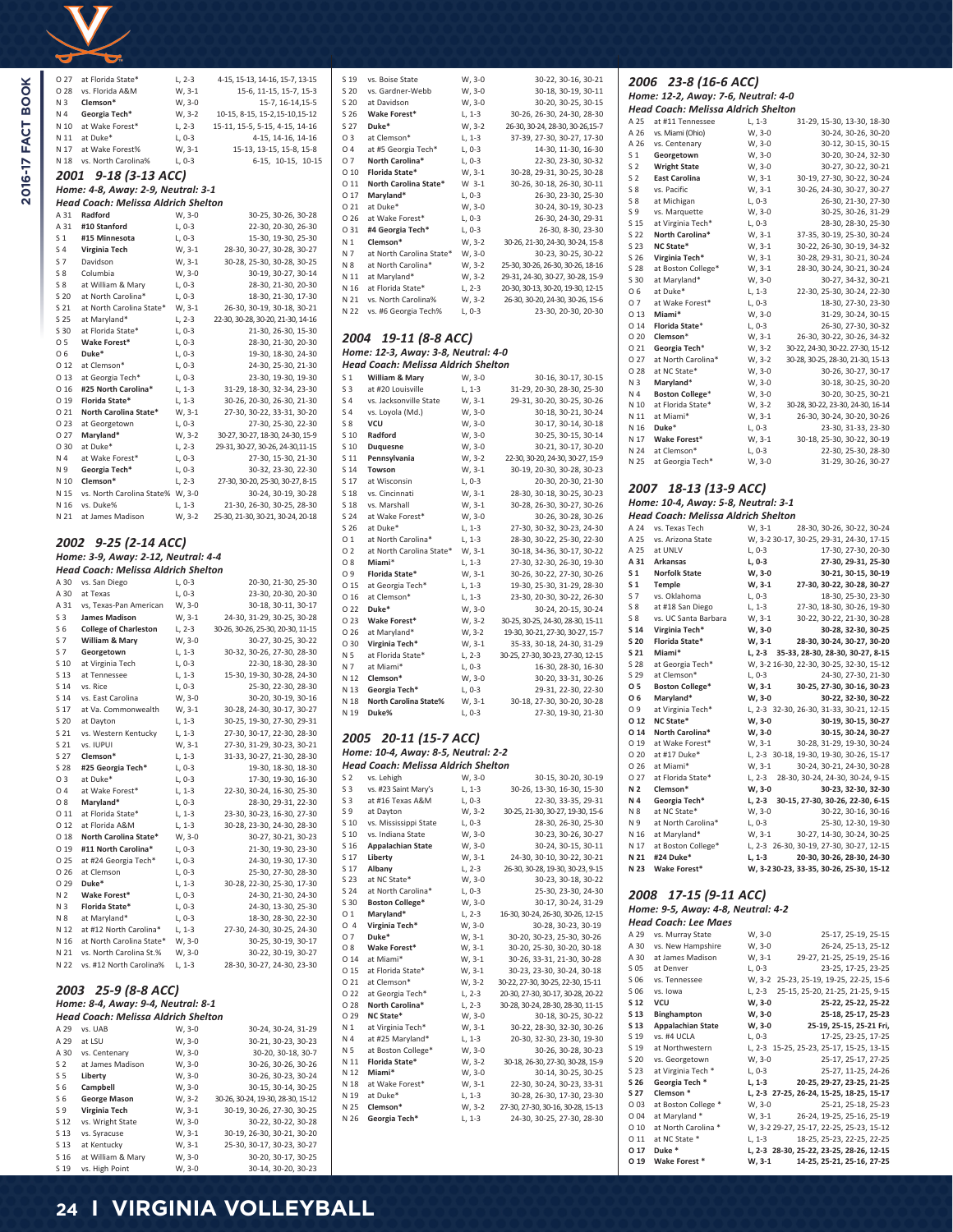| | | | |
|---|---|---|---|
| O 27 | at Florida State* | L, 2-3 | 4-15, 15-13, 14-16, 15-7, 13-15 |
| O 28 | vs. Florida A&M | W, 3-1 | 15-6, 11-15, 15-7, 15-3 |
| N 3 | **Clemson*** | W, 3-0 | 15-7, 16-14,15-5 |
| N 4 | **Georgia Tech*** | W, 3-2 | 10-15, 8-15, 15-2,15-10,15-12 |
| N 10 | at Wake Forest* | L, 2-3 | 15-11, 15-5, 5-15, 4-15, 14-16 |
| N 11 | at Duke* | L, 0-3 | 4-15, 14-16, 14-16 |
| N 17 | at Wake Forest% | W, 3-1 | 15-13, 13-15, 15-8, 15-8 |
| N 18 | vs. North Carolina% | L, 0-3 | 6-15, 10-15, 10-15 |

## 2001 9-18 (3-13 ACC)

**Home: 4-8, Away: 2-9, Neutral: 3-1**

**Head Coach: Melissa Aldrich Shelton**

| | | | |
|---|---|---|---|
| A 31 | **Radford** | W, 3-0 | 30-25, 30-26, 30-28 |
| A 31 | **#10 Stanford** | L, 0-3 | 22-30, 20-30, 26-30 |
| S 1 | **#15 Minnesota** | L, 0-3 | 15-30, 19-30, 25-30 |
| S 4 | **Virginia Tech** | W, 3-1 | 28-30, 30-27, 30-28, 30-27 |
| S 7 | Davidson | W, 3-1 | 30-28, 25-30, 30-28, 30-25 |
| S 8 | Columbia | W, 3-0 | 30-19, 30-27, 30-14 |
| S 8 | at William & Mary | L, 0-3 | 28-30, 21-30, 20-30 |
| S 20 | at North Carolina* | L, 0-3 | 18-30, 21-30, 17-30 |
| S 21 | at North Carolina State* | W, 3-1 | 26-30, 30-19, 30-18, 30-21 |
| S 25 | at Maryland* | L, 2-3 | 22-30, 30-28, 30-20, 21-30, 14-16 |
| S 30 | at Florida State* | L, 0-3 | 21-30, 26-30, 15-30 |
| O 5 | **Wake Forest*** | L, 0-3 | 28-30, 21-30, 20-30 |
| O 6 | **Duke*** | L, 0-3 | 19-30, 18-30, 24-30 |
| O 12 | at Clemson* | L, 0-3 | 24-30, 25-30, 21-30 |
| O 13 | at Georgia Tech* | L, 0-3 | 23-30, 19-30, 19-30 |
| O 16 | **#25 North Carolina*** | L, 1-3 | 31-29, 18-30, 32-34, 23-30 |
| O 19 | **Florida State*** | L, 1-3 | 30-26, 20-30, 26-30, 21-30 |
| O 21 | **North Carolina State*** | W, 3-1 | 27-30, 30-22, 33-31, 30-20 |
| O 23 | at Georgetown | L, 0-3 | 27-30, 25-30, 22-30 |
| O 27 | **Maryland*** | W, 3-2 | 30-27, 30-27, 18-30, 24-30, 15-9 |
| O 30 | at Duke* | L, 2-3 | 29-31, 30-27, 30-26, 24-30,11-15 |
| N 4 | at Wake Forest* | L, 0-3 | 27-30, 15-30, 21-30 |
| N 9 | **Georgia Tech*** | L, 0-3 | 30-32, 23-30, 22-30 |
| N 10 | **Clemson*** | L, 2-3 | 27-30, 30-20, 25-30, 30-27, 8-15 |
| N 15 | vs. North Carolina State% | W, 3-0 | 30-24, 30-19, 30-28 |
| N 16 | vs. Duke% | L, 1-3 | 21-30, 26-30, 30-25, 28-30 |
| N 21 | at James Madison | W, 3-2 | 25-30, 21-30, 30-21, 30-24, 20-18 |

## 2002 9-25 (2-14 ACC)

**Home: 3-9, Away: 2-12, Neutral: 4-4**

**Head Coach: Melissa Aldrich Shelton**

| | | | |
|---|---|---|---|
| A 30 | vs. San Diego | L, 0-3 | 20-30, 21-30, 25-30 |
| A 30 | at Texas | L, 0-3 | 23-30, 20-30, 20-30 |
| A 31 | vs, Texas-Pan American | W, 3-0 | 30-18, 30-11, 30-17 |
| S 3 | **James Madison** | W, 3-1 | 24-30, 31-29, 30-25, 30-28 |
| S 6 | **College of Charleston** | L, 2-3 | 30-26, 30-26, 25-30, 20-30, 11-15 |
| S 7 | **William & Mary** | W, 3-0 | 30-27, 30-25, 30-22 |
| S 7 | **Georgetown** | L, 1-3 | 30-32, 30-26, 27-30, 28-30 |
| S 10 | at Virginia Tech | L, 0-3 | 22-30, 18-30, 28-30 |
| S 13 | at Tennessee | L, 1-3 | 15-30, 19-30, 30-28, 24-30 |
| S 14 | vs. Rice | L, 0-3 | 25-30, 22-30, 28-30 |
| S 14 | vs. East Carolina | W, 3-0 | 30-20, 30-19, 30-16 |
| S 17 | at Va. Commonwealth | W, 3-1 | 30-28, 24-30, 30-17, 30-27 |
| S 20 | at Dayton | L, 1-3 | 30-25, 19-30, 27-30, 29-31 |
| S 21 | vs. Western Kentucky | L, 1-3 | 27-30, 30-17, 22-30, 28-30 |
| S 21 | vs. IUPUI | W, 3-1 | 27-30, 31-29, 30-23, 30-21 |
| S 27 | **Clemson*** | L, 1-3 | 31-33, 30-27, 21-30, 28-30 |
| S 28 | **#25 Georgia Tech*** | L, 0-3 | 19-30, 18-30, 18-30 |
| O 3 | at Duke* | L, 0-3 | 17-30, 19-30, 16-30 |
| O 4 | at Wake Forest* | L, 1-3 | 22-30, 30-24, 16-30, 23-30 |
| O 8 | **Maryland*** | L, 0-3 | 28-30, 29-31, 22-30 |
| O 11 | at Florida State* | L, 1-3 | 23-30, 30-23, 16-30, 27-30 |
| O 12 | at Florida A&M | L, 1-3 | 30-28, 23-30, 24-30, 28-30 |
| O 18 | **North Carolina State*** | W, 3-0 | 30-27, 30-21, 30-23 |
| O 19 | **#11 North Carolina*** | L, 0-3 | 21-30, 19-30, 23-30 |
| O 25 | at #24 Georgia Tech* | L, 0-3 | 24-30, 19-30, 17-30 |
| O 26 | at Clemson | L, 0-3 | 25-30, 27-30, 28-30 |
| O 29 | **Duke*** | L, 1-3 | 30-28, 22-30, 25-30, 17-30 |
| N 2 | **Wake Forest*** | L, 0-3 | 24-30, 21-30, 24-30 |
| N 3 | **Florida State*** | L, 0-3 | 24-30, 13-30, 25-30 |
| N 8 | at Maryland* | L, 0-3 | 18-30, 28-30, 22-30 |
| N 12 | at #12 North Carolina* | L, 1-3 | 27-30, 24-30, 30-25, 24-30 |
| N 16 | at North Carolina State* | W, 3-0 | 30-25, 30-19, 30-17 |
| N 21 | vs. North Carolina St.% | W, 3-0 | 30-22, 30-19, 30-27 |
| N 22 | vs. #12 North Carolina% | L, 1-3 | 28-30, 30-27, 24-30, 23-30 |

## 2003 25-9 (8-8 ACC)

**Home: 8-4, Away: 9-4, Neutral: 8-1**

**Head Coach: Melissa Aldrich Shelton**

| | | | |
|---|---|---|---|
| A 29 | vs. UAB | W, 3-0 | 30-24, 30-24, 31-29 |
| A 29 | at LSU | W, 3-0 | 30-21, 30-23, 30-23 |
| A 30 | vs. Centenary | W, 3-0 | 30-20, 30-18, 30-7 |
| S 2 | at James Madison | W, 3-0 | 30-26, 30-26, 30-26 |
| S 5 | **Liberty** | W, 3-0 | 30-26, 30-23, 30-24 |
| S 6 | **Campbell** | W, 3-0 | 30-15, 30-14, 30-25 |
| S 6 | **George Mason** | W, 3-2 | 30-26, 30-24, 19-30, 28-30, 15-12 |
| S 9 | **Virginia Tech** | W, 3-1 | 30-19, 30-26, 27-30, 30-25 |
| S 12 | vs. Wright State | W, 3-0 | 30-22, 30-22, 30-28 |
| S 13 | vs. Syracuse | W, 3-1 | 30-19, 26-30, 30-21, 30-20 |
| S 13 | at Kentucky | W, 3-1 | 25-30, 30-17, 30-23, 30-27 |
| S 16 | at William & Mary | W, 3-0 | 30-20, 30-17, 30-25 |
| S 19 | vs. High Point | W, 3-0 | 30-14, 30-20, 30-23 |
| S 19 | vs. Boise State | W, 3-0 | 30-22, 30-16, 30-21 |
| S 20 | vs. Gardner-Webb | W, 3-0 | 30-18, 30-19, 30-11 |
| S 20 | at Davidson | W, 3-0 | 30-20, 30-25, 30-15 |
| S 26 | **Wake Forest*** | L, 1-3 | 30-26, 26-30, 24-30, 28-30 |
| S 27 | **Duke*** | W, 3-2 | 26-30, 30-24, 28-30, 30-26,15-7 |
| O 3 | at Clemson* | L, 1-3 | 37-39, 27-30, 30-27, 17-30 |
| O 4 | at #5 Georgia Tech* | L, 0-3 | 14-30, 11-30, 16-30 |
| O 7 | **North Carolina*** | L, 0-3 | 22-30, 23-30, 30-32 |
| O 10 | **Florida State*** | W, 3-1 | 30-28, 29-31, 30-25, 30-28 |
| O 11 | **North Carolina State*** | W 3-1 | 30-26, 30-18, 26-30, 30-11 |
| O 17 | **Maryland*** | L, 0-3 | 26-30, 23-30, 25-30 |
| O 21 | at Duke* | W, 3-0 | 30-24, 30-19, 30-23 |
| O 26 | at Wake Forest* | L, 0-3 | 26-30, 24-30, 29-31 |
| O 31 | **#4 Georgia Tech*** | L, 0-3 | 26-30, 8-30, 23-30 |
| N 1 | **Clemson*** | W, 3-2 | 30-26, 21-30, 24-30, 30-24, 15-8 |
| N 7 | at North Carolina State* | W, 3-0 | 30-23, 30-25, 30-22 |
| N 8 | at North Carolina* | W, 3-2 | 25-30, 30-26, 26-30, 30-26, 18-16 |
| N 11 | at Maryland* | W, 3-2 | 29-31, 24-30, 30-27, 30-28, 15-9 |
| N 16 | at Florida State* | L, 2-3 | 20-30, 30-13, 30-20, 19-30, 12-15 |
| N 21 | vs. North Carolina% | W, 3-2 | 26-30, 30-20, 24-30, 30-26, 15-6 |
| N 22 | vs. #6 Georgia Tech% | L, 0-3 | 23-30, 20-30, 20-30 |

## 2004 19-11 (8-8 ACC)

**Home: 12-3, Away: 3-8, Neutral: 4-0**

**Head Coach: Melissa Aldrich Shelton**

| | | | |
|---|---|---|---|
| S 1 | **William & Mary** | W, 3-0 | 30-16, 30-17, 30-15 |
| S 3 | at #20 Louisville | L, 1-3 | 31-29, 20-30, 28-30, 25-30 |
| S 4 | vs. Jacksonville State | W, 3-1 | 29-31, 30-20, 30-25, 30-26 |
| S 4 | vs. Loyola (Md.) | W, 3-0 | 30-18, 30-21, 30-24 |
| S 8 | **VCU** | W, 3-0 | 30-17, 30-14, 30-18 |
| S 10 | **Radford** | W, 3-0 | 30-25, 30-15, 30-14 |
| S 10 | **Duquesne** | W, 3-0 | 30-21, 30-17, 30-20 |
| S 11 | **Pennsylvania** | W, 3-2 | 22-30, 30-20, 24-30, 30-27, 15-9 |
| S 14 | **Towson** | W, 3-1 | 30-19, 20-30, 30-28, 30-23 |
| S 17 | at Wisconsin | L, 0-3 | 20-30, 20-30, 21-30 |
| S 18 | vs. Cincinnati | W, 3-1 | 28-30, 30-18, 30-25, 30-23 |
| S 18 | vs. Marshall | W, 3-1 | 30-28, 26-30, 30-27, 30-26 |
| S 24 | at Wake Forest* | W, 3-0 | 30-26, 30-28, 30-26 |
| S 26 | at Duke* | L, 1-3 | 27-30, 30-32, 30-23, 24-30 |
| O 1 | at North Carolina* | L, 1-3 | 28-30, 30-22, 25-30, 22-30 |
| O 2 | at North Carolina State* | W, 3-1 | 30-18, 34-36, 30-17, 30-22 |
| O 8 | **Miami*** | L, 1-3 | 27-30, 32-30, 26-30, 19-30 |
| O 9 | **Florida State*** | W, 3-1 | 30-26, 30-22, 27-30, 30-26 |
| O 15 | at Georgia Tech* | L, 1-3 | 19-30, 25-30, 31-29, 28-30 |
| O 16 | at Clemson* | L, 1-3 | 23-30, 20-30, 30-22, 26-30 |
| O 22 | **Duke*** | W, 3-0 | 30-24, 20-15, 30-24 |
| O 23 | **Wake Forest*** | W, 3-2 | 30-25, 30-25, 24-30, 28-30, 15-11 |
| O 26 | at Maryland* | W, 3-2 | 19-30, 30-21, 27-30, 30-27, 15-7 |
| O 30 | **Virginia Tech*** | W, 3-1 | 35-33, 30-18, 24-30, 30-19 |
| N 5 | at Florida State* | L, 2-3 | 30-25, 27-30, 30-23, 27-30, 12-15 |
| N 7 | at Miami* | L, 0-3 | 16-30, 28-30, 16-30 |
| N 12 | **Clemson*** | W, 3-0 | 30-20, 33-31, 30-26 |
| N 13 | **Georgia Tech*** | L, 0-3 | 29-31, 22-30, 22-30 |
| N 18 | **North Carolina State%** | W, 3-1 | 30-18, 27-30, 30-20, 30-28 |
| N 19 | **Duke%** | L, 0-3 | 27-30, 19-30, 21-30 |

## 2005 20-11 (15-7 ACC)

**Home: 10-4, Away: 8-5, Neutral: 2-2**

**Head Coach: Melissa Aldrich Shelton**

| | | | |
|---|---|---|---|
| S 2 | vs. Lehigh | W, 3-0 | 30-15, 30-20, 30-19 |
| S 3 | vs. #23 Saint Mary's | L, 1-3 | 30-26, 13-30, 16-30, 15-30 |
| S 3 | at #16 Texas A&M | L, 0-3 | 22-30, 33-35, 29-31 |
| S 9 | at Dayton | W, 3-2 | 30-25, 21-30, 30-27, 19-30, 15-6 |
| S 10 | vs. Mississippi State | L, 0-3 | 28-30, 26-30, 25-30 |
| S 10 | vs. Indiana State | W, 3-0 | 30-23, 30-26, 30-27 |
| S 16 | **Appalachian State** | W, 3-0 | 30-24, 30-15, 30-11 |
| S 17 | **Liberty** | W, 3-1 | 24-30, 30-10, 30-22, 30-21 |
| S 17 | **Albany** | L, 2-3 | 26-30, 30-28, 19-30, 30-23, 9-15 |
| S 23 | at NC State* | W, 3-0 | 30-23, 30-18, 30-22 |
| S 24 | at North Carolina* | L, 0-3 | 25-30, 23-30, 24-30 |
| S 30 | **Boston College*** | W, 3-0 | 30-17, 30-24, 31-29 |
| O 1 | **Maryland*** | L, 2-3 | 16-30, 30-24, 26-30, 30-26, 12-15 |
| O 4 | **Virginia Tech*** | W, 3-0 | 30-28, 30-23, 30-19 |
| O 7 | **Duke*** | W, 3-1 | 30-20, 30-23, 25-30, 30-26 |
| O 8 | **Wake Forest*** | W, 3-1 | 30-20, 25-30, 30-20, 30-18 |
| O 14 | at Miami* | W, 3-1 | 30-26, 33-31, 21-30, 30-28 |
| O 15 | at Florida State* | W, 3-1 | 30-23, 23-30, 30-24, 30-18 |
| O 21 | at Clemson* | W, 3-2 | 30-22, 27-30, 30-25, 22-30, 15-11 |
| O 22 | at Georgia Tech* | L, 2-3 | 20-30, 27-30, 30-17, 30-28, 20-22 |
| O 28 | **North Carolina*** | L, 2-3 | 30-28, 30-24, 28-30, 28-30, 11-15 |
| O 29 | **NC State*** | W, 3-0 | 30-18, 30-25, 30-22 |
| N 1 | at Virginia Tech* | W, 3-1 | 30-22, 28-30, 32-30, 30-26 |
| N 4 | at #25 Maryland* | L, 1-3 | 20-30, 32-30, 23-30, 19-30 |
| N 5 | at Boston College* | W, 3-0 | 30-26, 30-28, 30-23 |
| N 11 | **Florida State*** | W, 3-2 | 30-18, 26-30, 27-30, 30-28, 15-9 |
| N 12 | **Miami*** | W, 3-0 | 30-14, 30-25, 30-25 |
| N 18 | at Wake Forest* | W, 3-1 | 22-30, 30-24, 30-23, 33-31 |
| N 19 | at Duke* | L, 1-3 | 30-28, 26-30, 17-30, 23-30 |
| N 25 | **Clemson*** | W, 3-2 | 27-30, 27-30, 30-16, 30-28, 15-13 |
| N 26 | **Georgia Tech*** | L, 1-3 | 24-30, 30-25, 27-30, 28-30 |

## 2006 23-8 (16-6 ACC)

**Home: 12-2, Away: 7-6, Neutral: 4-0**

**Head Coach: Melissa Aldrich Shelton**

| | | | |
|---|---|---|---|
| A 25 | at #11 Tennessee | L, 1-3 | 31-29, 15-30, 13-30, 18-30 |
| A 26 | vs. Miami (Ohio) | W, 3-0 | 30-24, 30-26, 30-20 |
| A 26 | vs. Centenary | W, 3-0 | 30-12, 30-15, 30-15 |
| S 1 | **Georgetown** | W, 3-0 | 30-20, 30-24, 32-30 |
| S 2 | **Wright State** | W, 3-0 | 30-27, 30-22, 30-21 |
| S 2 | **East Carolina** | W, 3-1 | 30-19, 27-30, 30-22, 30-24 |
| S 8 | vs. Pacific | W, 3-1 | 30-26, 24-30, 30-27, 30-27 |
| S 8 | at Michigan | L, 0-3 | 26-30, 21-30, 27-30 |
| S 9 | vs. Marquette | W, 3-0 | 30-25, 30-26, 31-29 |
| S 15 | at Virginia Tech* | L, 0-3 | 28-30, 28-30, 25-30 |
| S 22 | **North Carolina*** | W, 3-1 | 37-35, 30-19, 25-30, 30-24 |
| S 23 | **NC State*** | W, 3-1 | 30-22, 26-30, 30-19, 34-32 |
| S 26 | **Virginia Tech*** | W, 3-1 | 30-28, 29-31, 30-21, 30-24 |
| S 28 | at Boston College* | W, 3-1 | 28-30, 30-24, 30-21, 30-24 |
| S 30 | at Maryland* | W, 3-0 | 30-27, 34-32, 30-21 |
| O 6 | at Duke* | L, 1-3 | 22-30, 25-30, 30-24, 22-30 |
| O 7 | at Wake Forest* | L, 0-3 | 18-30, 27-30, 23-30 |
| O 13 | **Miami*** | W, 3-0 | 31-29, 30-24, 30-15 |
| O 14 | **Florida State*** | L, 0-3 | 26-30, 27-30, 30-32 |
| O 20 | **Clemson*** | W, 3-1 | 26-30, 30-22, 30-26, 34-32 |
| O 21 | **Georgia Tech*** | W, 3-2 | 30-22, 24-30, 30-22. 27-30, 15-12 |
| O 27 | at North Carolina* | W, 3-2 | 30-28, 30-25, 28-30, 21-30, 15-13 |
| O 28 | at NC State* | W, 3-0 | 30-26, 30-27, 30-17 |
| N 3 | **Maryland*** | W, 3-0 | 30-18, 30-25, 30-20 |
| N 4 | **Boston College*** | W, 3-0 | 30-20, 30-25, 30-21 |
| N 10 | at Florida State* | W, 3-2 | 30-28, 30-22, 23-30, 24-30, 16-14 |
| N 11 | at Miami* | W, 3-1 | 26-30, 30-24, 30-20, 30-26 |
| N 16 | **Duke*** | L, 0-3 | 23-30, 31-33, 23-30 |
| N 17 | **Wake Forest*** | W, 3-1 | 30-18, 25-30, 30-22, 30-19 |
| N 24 | at Clemson* | L, 0-3 | 22-30, 25-30, 28-30 |
| N 25 | at Georgia Tech* | W, 3-0 | 31-29, 30-26, 30-27 |

## 2007 18-13 (13-9 ACC)

**Home: 10-4, Away: 5-8, Neutral: 3-1**

**Head Coach: Melissa Aldrich Shelton**

| | | | |
|---|---|---|---|
| A 24 | vs. Texas Tech | W, 3-1 | 28-30, 30-26, 30-22, 30-24 |
| A 25 | vs. Arizona State | W, 3-2 | 30-17, 30-25, 29-31, 24-30, 17-15 |
| A 25 | at UNLV | L, 0-3 | 17-30, 27-30, 20-30 |
| **A 31** | **Arkansas** | **L, 0-3** | **27-30, 29-31, 25-30** |
| **S 1** | **Norfolk State** | **W, 3-0** | **30-21, 30-15, 30-19** |
| **S 1** | **Temple** | **W, 3-1** | **27-30, 30-22, 30-28, 30-27** |
| S 7 | vs. Oklahoma | L, 0-3 | 18-30, 25-30, 23-30 |
| S 8 | at #18 San Diego | L, 1-3 | 27-30, 18-30, 30-26, 19-30 |
| S 8 | vs. UC Santa Barbara | W, 3-1 | 30-22, 30-22, 21-30, 30-28 |
| **S 14** | **Virginia Tech*** | **W, 3-0** | **30-28, 32-30, 30-25** |
| **S 20** | **Florida State*** | **W, 3-1** | **28-30, 30-24, 30-27, 30-20** |
| **S 21** | **Miami*** | **L, 2-3** | **35-33, 28-30, 28-30, 30-27, 8-15** |
| S 28 | at Georgia Tech* | W, 3-2 | 16-30, 22-30, 30-25, 32-30, 15-12 |
| S 29 | at Clemson* | L, 0-3 | 24-30, 27-30, 21-30 |
| **O 5** | **Boston College*** | **W, 3-1** | **30-25, 27-30, 30-16, 30-23** |
| **O 6** | **Maryland*** | **W, 3-0** | **30-22, 32-30, 30-22** |
| O 9 | at Virginia Tech* | L, 2-3 | 32-30, 26-30, 31-33, 30-21, 12-15 |
| **O 12** | **NC State*** | **W, 3-0** | **30-19, 30-15, 30-27** |
| **O 14** | **North Carolina*** | **W, 3-0** | **30-15, 30-24, 30-27** |
| O 19 | at Wake Forest* | W, 3-1 | 30-28, 31-29, 19-30, 30-24 |
| O 20 | at #17 Duke* | L, 2-3 | 30-18, 19-30, 19-30, 30-26, 15-17 |
| O 26 | at Miami* | W, 3-1 | 30-24, 30-21, 24-30, 30-28 |
| O 27 | at Florida State* | L, 2-3 | 28-30, 30-24, 24-30, 30-24, 9-15 |
| **N 2** | **Clemson*** | **W, 3-0** | **30-23, 32-30, 32-30** |
| **N 4** | **Georgia Tech*** | **L, 2-3** | **30-15, 27-30, 30-26, 22-30, 6-15** |
| N 8 | at NC State* | W, 3-0 | 30-22, 30-16, 30-16 |
| N 9 | at North Carolina* | L, 0-3 | 25-30, 12-30, 19-30 |
| N 16 | at Maryland* | W, 3-1 | 30-27, 14-30, 30-24, 30-25 |
| N 17 | at Boston College* | L, 2-3 | 26-30, 30-19, 27-30, 30-27, 12-15 |
| **N 21** | **#24 Duke*** | **L, 1-3** | **20-30, 30-26, 28-30, 24-30** |
| **N 23** | **Wake Forest*** | **W, 3-2** | **30-23, 33-35, 30-26, 25-30, 15-12** |

## 2008 17-15 (9-11 ACC)

**Home: 9-5, Away: 4-8, Neutral: 4-2**

**Head Coach: Lee Maes**

| | | | |
|---|---|---|---|
| A 29 | vs. Murray State | W, 3-0 | 25-17, 25-19, 25-15 |
| A 30 | vs. New Hampshire | W, 3-0 | 26-24, 25-13, 25-12 |
| A 30 | at James Madison | W, 3-1 | 29-27, 21-25, 25-19, 25-16 |
| S 05 | at Denver | L, 0-3 | 23-25, 17-25, 23-25 |
| S 06 | vs. Tennessee | W, 3-2 | 25-23, 25-19, 19-25, 22-25, 15-6 |
| S 06 | vs. Iowa | L, 2-3 | 25-15, 25-20, 21-25, 21-25, 9-15 |
| **S 12** | **VCU** | **W, 3-0** | **25-22, 25-22, 25-22** |
| **S 13** | **Binghampton** | **W, 3-0** | **25-18, 25-17, 25-23** |
| **S 13** | **Appalachian State** | **W, 3-0** | **25-19, 25-15, 25-21 Fri,** |
| S 19 | vs. #4 UCLA | L, 0-3 | 17-25, 23-25, 17-25 |
| S 19 | at Northwestern | L, 2-3 | 15-25, 25-23, 25-17, 15-25, 13-15 |
| S 20 | vs. Georgetown | W, 3-0 | 25-17, 25-17, 27-25 |
| S 23 | at Virginia Tech * | L, 0-3 | 25-27, 11-25, 24-26 |
| **S 26** | **Georgia Tech *** | **L, 1-3** | **20-25, 29-27, 23-25, 21-25** |
| **S 27** | **Clemson *** | **L, 2-3** | **27-25, 26-24, 15-25, 18-25, 15-17** |
| O 03 | at Boston College * | W, 3-0 | 25-21, 25-18, 25-23 |
| O 04 | at Maryland * | W, 3-1 | 26-24, 19-25, 25-16, 25-19 |
| O 10 | at North Carolina * | W, 3-2 | 29-27, 25-17, 22-25, 25-23, 15-12 |
| O 11 | at NC State * | L, 1-3 | 18-25, 25-23, 22-25, 22-25 |
| **O 17** | **Duke *** | **L, 2-3** | **28-30, 25-17, 25-22, 28-26, 12-15** |
| **O 19** | **Wake Forest *** | **W, 3-1** | **14-25, 25-21, 25-16, 27-25** |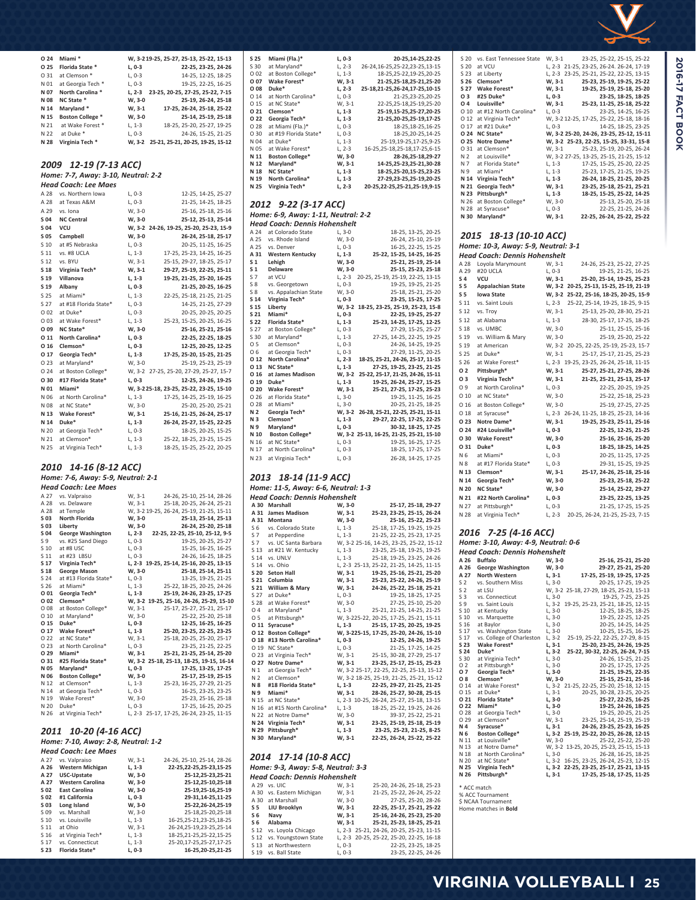| Date | Opponent | Result | Scores |
|---|---|---|---|
| O 24 | **Miami *** | **W, 3-2** | **19-25, 25-27, 25-13, 25-22, 15-13** |
| O 25 | **Florida State *** | **L, 0-3** | **22-25, 23-25, 24-26** |
| O 31 | at Clemson * | L, 0-3 | 14-25, 12-25, 18-25 |
| N 01 | at Georgia Tech * | L, 0-3 | 19-25, 22-25, 16-25 |
| N 07 | **North Carolina *** | **L, 2-3** | **23-25, 20-25, 27-25, 25-22, 7-15** |
| N 08 | **NC State *** | **W, 3-0** | **25-19, 26-24, 25-18** |
| N 14 | **Maryland *** | **W, 3-1** | **17-25, 26-25, 25-18, 25-22** |
| N 15 | **Boston College *** | **W, 3-0** | **25-14, 25-19, 25-18** |
| N 21 | at Wake Forest * | L, 1-3 | 18-25, 25-20, 25-27, 19-25 |
| N 22 | at Duke * | L, 0-3 | 24-26, 15-25, 21-25 |
| N 28 | **Virginia Tech *** | **W, 3-2** | **25-21, 25-21, 20-25, 19-25, 15-12** |

## 2009 12-19 (7-13 ACC)

*Home: 7-7, Away: 3-10, Neutral: 2-2*

*Head Coach: Lee Maes*

| Date | Opponent | Result | Scores |
|---|---|---|---|
| A 28 | vs. Northern Iowa | L, 0-3 | 12-25, 14-25, 25-27 |
| A 28 | at Texas A&M | L, 0-3 | 21-25, 14-25, 18-25 |
| A 29 | vs. Iona | W, 3-0 | 25-16, 25-18, 25-16 |
| S 04 | **NC Central** | **W, 3-0** | **25-12, 25-13, 25-14** |
| S 04 | **VCU** | **W, 3-2** | **24-26, 19-25, 25-20, 25-23, 15-9** |
| S 05 | **Campbell** | **W, 3-0** | **26-24, 25-18, 25-17** |
| S 10 | at #5 Nebraska | L, 0-3 | 20-25, 11-25, 16-25 |
| S 11 | vs. #8 UCLA | L, 1-3 | 17-25, 25-23, 14-25, 16-25 |
| S 12 | vs. BYU | W, 3-1 | 25-15, 29-27, 18-25, 25-17 |
| S 18 | **Virginia Tech*** | **W, 3-1** | **29-27, 25-19, 22-25, 25-11** |
| S 19 | **Villanova** | **L, 1-3** | **19-25, 21-25, 25-20, 16-25** |
| S 19 | **Albany** | **L, 0-3** | **21-25, 20-25, 16-25** |
| S 25 | at Miami* | L, 1-3 | 22-25, 25-18, 21-25, 21-25 |
| S 27 | at #18 Florida State* | L, 0-3 | 14-25, 21-25, 27-29 |
| O 02 | at Duke* | L, 0-3 | 20-25, 20-25, 20-25 |
| O 03 | at Wake Forest* | L, 1-3 | 25-23, 15-25, 20-25, 16-25 |
| O 09 | **NC State*** | **W, 3-0** | **25-16, 25-21, 25-16** |
| O 11 | **North Carolina*** | **L, 0-3** | **22-25, 22-25, 18-25** |
| O 16 | **Clemson*** | **L, 0-3** | **12-25, 20-25, 12-25** |
| O 17 | **Georgia Tech*** | **L, 1-3** | **17-25, 25-20, 15-25, 21-25** |
| O 23 | at Maryland* | W, 3-0 | 25-19, 25-23, 25-19 |
| O 24 | at Boston College* | W, 3-2 | 27-25, 25-20, 27-29, 25-27, 15-7 |
| O 30 | **#17 Florida State*** | **L, 0-3** | **12-25, 24-26, 19-25** |
| N 01 | **Miami*** | **W, 3-2** | **25-18, 23-25, 25-22, 23-25, 15-10** |
| N 06 | at North Carolina* | L, 1-3 | 17-25, 14-25, 25-19, 16-25 |
| N 08 | at NC State* | W, 3-0 | 25-20, 25-20, 25-21 |
| N 13 | **Wake Forest*** | **W, 3-1** | **25-16, 21-25, 26-24, 25-17** |
| N 14 | **Duke*** | **L, 1-3** | **26-24, 25-27, 15-25, 22-25** |
| N 20 | at Georgia Tech* | L, 0-3 | 18-25, 20-25, 15-25 |
| N 21 | at Clemson* | L, 1-3 | 25-22, 18-25, 23-25, 15-25 |
| N 25 | at Virginia Tech* | L, 1-3 | 18-25, 15-25, 25-22, 20-25 |

## 2010 14-16 (8-12 ACC)

*Home: 7-6, Away: 5-9, Neutral: 2-1*

*Head Coach: Lee Maes*

| Date | Opponent | Result | Scores |
|---|---|---|---|
| A 27 | vs. Valparaiso | W, 3-1 | 24-26, 25-10, 25-14, 28-26 |
| A 28 | vs. Delaware | W, 3-1 | 25-18, 20-25, 26-24, 25-21 |
| A 28 | at Temple | W, 3-2 | 19-25, 26-24, 25-19, 21-25, 15-11 |
| S 03 | **North Florida** | **W, 3-0** | **25-13, 25-14, 25-13** |
| S 03 | **Liberty** | **W, 3-0** | **26-24, 25-20, 25-18** |
| S 04 | **George Washington** | **L, 2-3** | **22-25, 22-25, 25-10, 25-12, 9-5** |
| S 9 | vs. #25 Sand Diego | L, 0-3 | 19-25, 20-25, 25-27 |
| S 10 | at #8 USC | L, 0-3 | 15-25, 16-25, 16-25 |
| S 11 | at #23 LBSU | L, 0-3 | 24-26, 16-25, 18-25 |
| S 17 | **Virginia Tech*** | **L, 2-3** | **19-25, 25-14, 25-16, 20-25, 13-15** |
| S 18 | **George Mason** | **W, 3-0** | **25-18, 25-14, 25-11** |
| S 24 | at #13 Florida State* | L, 0-3 | 13-25, 19-25, 21-25 |
| S 26 | at Miami* | L, 1-3 | 25-22, 18-25, 20-25, 24-26 |
| O 01 | **Georgia Tech*** | **L, 1-3** | **25-19, 24-26, 23-25, 17-25** |
| O 02 | **Clemson*** | **W, 3-2** | **19-25, 25-16, 24-26, 25-29, 15-10** |
| O 08 | at Boston College* | W, 3-1 | 25-17, 25-27, 25-21, 25-17 |
| O 10 | at Maryland* | W, 3-0 | 25-22, 25-20, 25-18 |
| O 15 | **Duke*** | **L, 0-3** | **12-25, 16-25, 16-25** |
| O 17 | **Wake Forest*** | **L, 1-3** | **25-20, 23-25, 22-25, 23-25** |
| O 22 | at NC State* | W, 3-1 | 25-18, 20-25, 25-20, 25-17 |
| O 23 | at North Carolina* | L, 0-3 | 23-25, 21-25, 22-25 |
| O 29 | **Miami*** | **W, 3-1** | **25-21, 21-25, 25-14, 25-20** |
| O 31 | **#25 Florida State*** | **W, 3-2** | **25-18, 25-13, 18-25, 19-15, 16-14** |
| N 05 | **Maryland*** | **L, 0-3** | **17-25, 13-25, 17-25** |
| N 06 | **Boston College*** | **W, 3-0** | **25-17, 25-19, 25-15** |
| N 12 | at Clemson* | L, 1-3 | 25-23, 16-25, 27-29, 21-25 |
| N 14 | at Georgia Tech* | L, 0-3 | 16-25, 23-25, 23-25 |
| N 19 | Wake Forest* | W, 3-0 | 25-23, 25-16, 25-18 |
| N 20 | Duke* | L, 0-3 | 17-25, 16-25, 20-25 |
| N 26 | at Virginia Tech* | L, 2-3 | 25-17, 17-25, 26-24, 23-25, 11-15 |

## 2011 10-20 (4-16 ACC)

*Home: 7-10, Away: 2-8, Neutral: 1-2*

*Head Coach: Lee Maes*

| Date | Opponent | Result | Scores |
|---|---|---|---|
| A 27 | vs. Valparaiso | W, 3-1 | 24-26, 25-10, 25-14, 28-26 |
| A 26 | **Western Michigan** | **L, 1-3** | **22-25,22-25,25-23,15-25** |
| A 27 | **USC-Upstate** | **W, 3-0** | **25-12,25-23,25-21** |
| A 27 | **Western Carolina** | **W, 3-0** | **25-12,25-10,25-18** |
| S 02 | **East Carolina** | **W, 3-0** | **25-19,25-16,25-19** |
| S 02 | **#1 California** | **L, 0-3** | **29-31,14-25,11-25** |
| S 03 | **Long Island** | **W, 3-0** | **25-22,26-24,25-19** |
| S 09 | vs. Marshall | W, 3-0 | 25-18,25-20,25-18 |
| S 10 | vs. Louisville | L, 1-3 | 16-25,25-21,23-25,18-25 |
| S 11 | at Ohio | W, 3-1 | 26-24,25-19,23-25,25-14 |
| S 16 | at Virginia Tech* | L, 1-3 | 18-25,21-25,22-25,15-25 |
| S 17 | vs. Connecticut | L, 1-3 | 25-20,17-25,25-27,17-25 |
| S 23 | **Florida State*** | **L, 0-3** | **16-25,20-25,21-25** |
| S 25 | **Miami (Fla.)*** | **L, 0-3** | **20-25,14-25,22-25** |
| S 30 | at Maryland* | L, 2-3 | 26-24,16-25,25-22,23-25,13-15 |
| O 02 | at Boston College* | L, 1-3 | 18-25,25-22,19-25,20-25 |
| O 07 | **Wake Forest*** | **W, 3-1** | **21-25,25-18,25-21,25-20** |
| O 08 | **Duke*** | **L, 2-3** | **25-18,21-25,26-24,17-25,10-15** |
| O 14 | at North Carolina* | L, 0-3 | 21-25,23-25,20-25 |
| O 15 | at NC State* | W, 3-1 | 22-25,25-18,25-19,25-20 |
| O 21 | **Clemson*** | **L, 1-3** | **25-19,15-25,25-27,20-25** |
| O 22 | **Georgia Tech*** | **L, 1-3** | **21-25,20-25,25-19,17-25** |
| O 28 | at Miami (Fla.)* | L, 0-3 | 18-25,18-25,16-25 |
| O 30 | at #19 Florida State* | L, 0-3 | 18-25,20-25,14-25 |
| N 04 | at Duke* | L, 1-3 | 25-19,19-25,17-25,9-25 |
| N 05 | at Wake Forest* | L, 2-3 | 16-25,25-18,25-18,17-25,6-15 |
| N 11 | **Boston College*** | **W, 3-0** | **28-26,25-18,29-27** |
| N 12 | **Maryland*** | **W, 3-1** | **14-25,25-23,25-21,30-28** |
| N 18 | **NC State*** | **L, 1-3** | **18-25,20-25,15-25,23-25** |
| N 19 | **North Carolina*** | **L, 1-3** | **27-29,23-25,25-19,20-25** |
| N 25 | **Virginia Tech*** | **L, 2-3** | **20-25,22-25,25-21,25-19,9-15** |

## 2012 9-22 (3-17 ACC)

*Home: 6-9, Away: 1-11, Neutral: 2-2*

*Head Coach: Dennis Hohenshelt*

| Date | Opponent | Result | Scores |
|---|---|---|---|
| A 24 | at Colorado State | L, 3-0 | 18-25, 13-25, 20-25 |
| A 25 | vs. Rhode Island | W, 3-0 | 26-24, 25-10, 25-19 |
| A 25 | vs. Denver | L, 0-3 | 16-25, 22-25, 15-25 |
| A 31 | **Western Kentucky** | **L, 1-3** | **25-22, 15-25, 14-25, 16-25** |
| S 1 | **Lehigh** | **W, 3-0** | **25-21, 25-19, 25-14** |
| S 1 | **Delaware** | **W, 3-0** | **25-15, 25-23, 25-18** |
| S 7 | at VCU | L, 2-3 | 20-25, 25-19, 25-19, 22-25, 13-15 |
| S 8 | vs. Georgetown | L, 0-3 | 19-25, 19-25, 21-25 |
| S 8 | vs. Appalachian State | W, 3-0 | 25-18, 25-21, 25-20 |
| S 14 | **Virginia Tech*** | **L, 0-3** | **23-25, 15-25, 17-25** |
| S 15 | **Liberty** | **W, 3-2** | **18-25, 23-25, 25-19, 25-23, 15-8** |
| S 21 | **Miami*** | **L, 0-3** | **22-25, 19-25, 25-27** |
| S 22 | **Florida State*** | **L, 1-3** | **25-23, 14-25, 17-25, 12-25** |
| S 27 | at Boston College* | L, 0-3 | 27-29, 15-25, 27-25 |
| S 30 | at Maryland* | L, 1-3 | 27-25, 14-25, 22-25, 19-25 |
| O 5 | at Clemson* | L, 0-3 | 24-26, 14-25, 19-25 |
| O 6 | at Georgia Tech* | L, 0-3 | 27-29, 11-25, 20-25 |
| O 12 | **North Carolina*** | **L, 2-3** | **18-25, 25-21, 24-26, 25-17, 11-15** |
| O 13 | **NC State*** | **L, 1-3** | **27-25, 19-25, 23-25, 19-25** |
| O 16 | **at James Madison** | **W, 3-2** | **25-22, 25-17, 21-25, 24-26, 15-11** |
| O 19 | **Duke*** | **L, 1-3** | **19-25, 26-24, 25-27, 15-25** |
| O 20 | **Wake Forest*** | **W, 3-1** | **25-21, 27-25, 17-25, 25-23** |
| O 26 | at Florida State* | L, 3-0 | 19-25, 11-25, 16-25 |
| O 28 | at Miami* | L, 3-0 | 20-25, 21-25, 18-25 |
| N 2 | **Georgia Tech*** | **W, 3-2** | **26-28, 25-21, 22-25, 25-21, 15-11** |
| N 3 | **Clemson*** | **L, 1-3** | **29-27, 22-25, 17-25, 22-25** |
| N 9 | **Maryland*** | **L, 0-3** | **30-32, 18-25, 17-25** |
| N 10 | **Boston College*** | **W, 3-2** | **25-13, 16-25, 21-25, 25-21, 15-10** |
| N 16 | at NC State* | L, 0-3 | 19-25, 16-25, 17-25 |
| N 17 | at North Carolina* | L, 0-3 | 18-25, 17-25, 17-25 |
| N 23 | at Virginia Tech* | L, 0-3 | 26-28, 14-25, 17-25 |

## 2013 18-14 (11-9 ACC)

*Home: 11-5, Away: 6-6, Neutral: 1-3*

*Head Coach: Dennis Hohenshelt*

| Date | Opponent | Result | Scores |
|---|---|---|---|
| A 30 | **Marshall** | **W, 3-0** | **25-17, 25-18, 29-27** |
| A 31 | **James Madison** | **W, 3-1** | **25-23, 23-25, 25-15, 26-24** |
| A 31 | **Montana** | **W, 3-0** | **25-16, 25-22, 25-23** |
| S 6 | vs. Colorado State | L, 1-3 | 25-18, 17-25, 19-25, 19-25 |
| S 7 | at Pepperdine | L, 1-3 | 21-25, 22-25, 25-23, 17-25 |
| S 7 | vs. UC Santa Barbara | W, 3-2 | 25-16, 14-25, 23-25, 25-22, 15-12 |
| S 13 | at #21 W. Kentucky | L, 1-3 | 23-25, 25-18, 19-25, 19-25 |
| S 14 | vs. UNLV | L, 1-3 | 25-18, 19-25, 23-25, 24-26 |
| S 14 | vs. Ohio | L, 2-3 | 25-13, 25-22, 21-25, 14-25, 11-15 |
| S 20 | **Seton Hall** | **W, 3-1** | **19-25, 25-16, 25-21, 25-20** |
| S 21 | **Columbia** | **W, 3-1** | **25-23, 25-22, 24-26, 25-19** |
| S 21 | **William & Mary** | **W, 3-1** | **24-26, 25-22, 25-18, 25-21** |
| S 27 | at Duke* | L, 0-3 | 19-25, 18-25, 17-25 |
| S 28 | at Wake Forest* | W, 3-0 | 27-25, 25-10, 25-20 |
| O 4 | at Maryland* | L, 1-3 | 25-21, 21-25, 14-25, 21-25 |
| O 5 | at Pittsburgh* | W, 3-2 | 25-22, 20-25, 17-25, 25-21, 15-11 |
| O 11 | **Syracuse*** | **L, 1-3** | **25-15, 17-25, 20-25, 19-25** |
| O 12 | **Boston College*** | **W, 3-2** | **25-15, 17-25, 20-25, 24-26, 15-10** |
| O 18 | **#13 North Carolina*** | **L, 0-3** | **12-25, 24-26, 19-25** |
| O 19 | NC State* | L, 0-3 | 21-25, 17-25, 14-25 |
| O 23 | at Virginia Tech* | W, 3-1 | 25-15, 30-28, 27-29, 25-17 |
| O 27 | **Notre Dame*** | **W, 3-1** | **23-25, 25-17, 25-15, 25-23** |
| N 1 | at Georgia Tech* | W, 3-2 | 25-17, 22-25, 22-25, 25-13, 15-12 |
| N 2 | at Clemson* | W, 3-2 | 18-25, 25-19, 25-21, 25-21, 15-12 |
| N 8 | **#18 Florida State*** | **L, 1-3** | **22-25, 29-27, 21-25, 21-25** |
| N 9 | **Miami*** | **W, 3-1** | **28-26, 25-27, 30-28, 25-15** |
| N 15 | at NC State* | L, 2-3 | 10-25, 26-24, 25-27, 25-18, 13-15 |
| N 16 | at #15 North Carolina* | L, 1-3 | 18-25, 25-22, 19-25, 24-26 |
| N 22 | at Notre Dame* | W, 3-0 | 39-37, 25-22, 25-21 |
| N 24 | **Virginia Tech*** | **W, 3-1** | **23-25, 25-19, 25-18, 25-19** |
| N 29 | **Pittsburgh*** | **L, 1-3** | **23-25, 25-23, 21-25, 8-25** |
| N 30 | **Maryland*** | **W, 3-1** | **22-25, 26-24, 25-22, 25-22** |

## 2014 17-14 (10-8 ACC)

*Home: 9-3, Away: 5-8, Neutral: 3-3*

*Head Coach: Dennis Hohenshelt*

| Date | Opponent | Result | Scores |
|---|---|---|---|
| A 29 | vs. UIC | W, 3-1 | 25-20, 24-26, 25-18, 25-23 |
| A 30 | vs. Eastern Michigan | W, 3-1 | 21-25, 25-22, 26-24, 25-22 |
| A 30 | at Marshall | W, 3-0 | 27-25, 25-20, 28-26 |
| S 5 | **LIU Brooklyn** | **W, 3-1** | **22-25, 25-17, 25-21, 25-22** |
| S 6 | **Navy** | **W, 3-1** | **25-16, 24-26, 25-23, 25-20** |
| S 6 | **Alabama** | **W, 3-1** | **25-21, 25-23, 18-25, 25-21** |
| S 12 | vs. Loyola Chicago | L, 2-3 | 25-21, 24-26, 20-25, 25-23, 11-15 |
| S 12 | vs. Youngstown State | L, 2-3 | 20-25, 25-22, 25-20, 22-25, 16-18 |
| S 13 | at Northwestern | L, 0-3 | 22-25, 23-25, 18-25 |
| S 19 | vs. Ball State | L, 0-3 | 23-25, 22-25, 24-26 |
| S 20 | vs. East Tennessee State | W, 3-1 | 23-25, 25-22, 25-15, 25-22 |
| S 20 | at VCU | L, 2-3 | 21-25, 23-25, 26-24, 26-24, 17-19 |
| S 23 | at Liberty | L, 2-3 | 23-25, 25-21, 25-22, 22-25, 13-15 |
| S 26 | **Clemson*** | **W, 3-1** | **25-23, 25-19, 19-25, 25-22** |
| S 27 | **Wake Forest*** | **W, 3-1** | **19-25, 25-19, 25-18, 25-20** |
| O 3 | **#25 Duke*** | **L, 0-3** | **23-25, 18-25, 18-25** |
| O 4 | **Louisville*** | **W, 3-1** | **25-23, 11-25, 25-18, 25-16** |
| O 10 | at #12 North Carolina* | L, 0-3 | 23-25, 14-25, 16-25 |
| O 12 | at Virginia Tech* | W, 3-2 | 12-25, 17-25, 25-22, 25-18, 18-16 |
| O 17 | at #21 Duke* | L, 0-3 | 14-25, 18-25, 23-25 |
| O 24 | **NC State*** | **W, 3-2** | **25-20, 24-26, 23-25, 25-21, 15-11** |
| O 25 | **Notre Dame*** | **W, 3-2** | **25-23, 22-25, 15-25, 33-31, 15-8** |
| O 31 | at Clemson* | W, 3-1 | 25-23, 25-19, 20-25, 26-24 |
| N 2 | at Louisville* | W, 3-2 | 27-25, 13-25, 25-15, 21-25, 15-12 |
| N 7 | at Florida State* | L, 1-3 | 17-25, 15-25, 25-20, 22-25 |
| N 9 | at Miami* | L, 1-3 | 25-23, 17-25, 21-25, 19-25 |
| N 14 | **Virginia Tech*** | **L, 1-3** | **26-24, 18-25, 21-25, 20-25** |
| N 21 | **Georgia Tech*** | **W, 3-1** | **23-25, 25-18, 25-21, 25-21** |
| N 23 | **Pittsburgh*** | **L, 1-3** | **18-25, 15-25, 25-22, 14-25** |
| N 26 | at Boston College* | W, 3-0 | 25-13, 25-20, 25-18 |
| N 28 | at Syracuse* | L, 0-3 | 22-25, 21-25, 24-26 |
| N 30 | **Maryland*** | **W, 3-1** | **22-25, 26-24, 25-22, 25-22** |

## 2015 18-13 (10-10 ACC)

*Home: 10-3, Away: 5-9, Neutral: 3-1*

*Head Coach: Dennis Hohenshelt*

| Date | Opponent | Result | Scores |
|---|---|---|---|
| A 28 | Loyola Marymount | W, 3-1 | 24-26, 25-23, 25-22, 27-25 |
| A 29 | #20 UCLA | L, 0-3 | 19-25, 21-25, 16-25 |
| S 4 | **VCU** | **W, 3-1** | **25-20, 25-14, 19-25, 25-23** |
| S 5 | **Appalachian State** | **W, 3-2** | **20-25, 25-13, 25-15, 25-19, 21-19** |
| S 5 | **Iowa State** | **W, 3-2** | **25-22, 25-16, 18-25, 20-25, 15-9** |
| S 11 | vs. Saint Louis | L, 2-3 | 25-22, 25-14, 19-25, 18-25, 9-15 |
| S 12 | vs. Troy | W, 3-1 | 25-13, 25-20, 28-30, 25-21 |
| S 12 | at Alabama | L, 1-3 | 28-30, 25-17, 17-25, 18-25 |
| S 18 | vs. UMBC | W, 3-0 | 25-11, 25-15, 25-16 |
| S 19 | vs. William & Mary | W, 3-0 | 25-19, 25-20, 25-22 |
| S 19 | at American | W, 3-2 | 20-25, 22-25, 25-19, 25-23, 15-7 |
| S 25 | at Duke* | W, 3-1 | 25-17, 25-17, 21-25, 25-23 |
| S 26 | at Wake Forest* | L, 2-3 | 19-25, 23-25, 26-24, 25-18, 11-15 |
| O 2 | **Pittsburgh*** | **W, 3-1** | **25-27, 25-21, 27-25, 28-26** |
| O 3 | **Virginia Tech*** | **W, 3-1** | **21-25, 25-21, 25-13, 25-17** |
| O 9 | at North Carolina* | L, 0-3 | 22-25, 20-25, 19-25 |
| O 10 | at NC State* | W, 3-0 | 25-22, 25-18, 25-23 |
| O 16 | at Boston College* | W, 3-0 | 25-19, 27-25, 27-25 |
| O 18 | at Syracuse* | L, 2-3 | 26-24, 11-25, 18-25, 25-23, 14-16 |
| O 23 | **Notre Dame*** | **W, 3-1** | **19-25, 25-23, 25-11, 25-16** |
| O 24 | **#24 Louisville*** | **L, 0-3** | **22-25, 12-25, 21-25** |
| O 30 | **Wake Forest*** | **W, 3-0** | **25-16, 25-16, 25-20** |
| O 31 | **Duke*** | **L, 0-3** | **18-25, 18-25, 14-25** |
| N 6 | at Miami* | L, 0-3 | 20-25, 11-25, 17-25 |
| N 8 | at #17 Florida State* | L, 0-3 | 29-31, 15-25, 19-25 |
| N 13 | **Clemson*** | **W, 3-1** | **25-17, 24-26, 25-18, 25-16** |
| N 14 | **Georgia Tech*** | **W, 3-0** | **25-23, 25-18, 25-22** |
| N 20 | **NC State*** | **W, 3-0** | **25-14, 25-22, 29-27** |
| N 21 | **#22 North Carolina*** | **L, 0-3** | **23-25, 22-25, 13-25** |
| N 27 | at Pittsburgh* | L, 0-3 | 21-25, 17-25, 15-25 |
| N 28 | at Virginia Tech* | L, 2-3 | 20-25, 26-24, 21-25, 25-23, 7-15 |

## 2016 7-25 (4-16 ACC)

*Home: 3-10, Away: 4-9, Neutral: 0-6*

*Head Coach: Dennis Hohenshelt*

| Date | Opponent | Result | Scores |
|---|---|---|---|
| A 26 | **Buffalo** | **W, 3-0** | **25-16, 25-21, 25-20** |
| A 26 | **George Washington** | **W, 3-0** | **29-27, 25-21, 25-20** |
| A 27 | **North Western** | **L, 3-1** | **17-25, 25-19, 19-25, 17-25** |
| S 2 | vs. Southern Miss | L, 3-0 | 20-25, 17-25, 19-25 |
| S 2 | at LSU | W, 3-2 | 25-18, 27-29, 18-25, 25-23, 15-13 |
| S 3 | vs. Connecticut | L, 3-0 | 19-25, 7-25, 23-25 |
| S 9 | vs. Saint Louis | L, 3-2 | 19-25, 25-23, 25-21, 18-25, 12-15 |
| S 10 | at Kentucky | L, 3-0 | 12-25, 18-25, 18-25 |
| S 10 | vs. Marquette | L, 3-0 | 19-25, 22-25, 12-25 |
| S 16 | at Baylor | L, 3-0 | 20-25, 14-25, 14-25 |
| S 17 | vs. Washington State | L, 3-0 | 10-25, 15-25, 16-25 |
| S 17 | vs. College of Charleston | L, 3-2 | 25-19, 25-22, 22-25, 27-29, 8-15 |
| S 23 | **Wake Forest*** | **L, 3-1** | **25-20, 23-25, 24-26, 19-25** |
| S 24 | **Duke*** | **L, 3-2** | **25-22, 30-32, 22-25, 26-24, 7-15** |
| S 30 | at Virginia Tech* | L, 3-0 | 24-26, 15-25, 21-25 |
| O 2 | at Pittsburgh* | L, 3-0 | 20-25, 17-25, 17-25 |
| O 7 | **Georgia Tech*** | **L, 3-0** | **21-25, 19-25, 22-35** |
| O 8 | **Clemson*** | **W, 3-0** | **25-15, 25-21, 25-16** |
| O 14 | at Wake Forest* | L, 3-2 | 21-25, 22-25, 25-20, 25-18, 12-15 |
| O 15 | at Duke* | L, 3-1 | 20-25, 30-28, 23-25, 20-25 |
| O 21 | **Florida State*** | **L, 3-0** | **25-27, 22-25, 16-25** |
| O 22 | **Miami*** | **L, 3-0** | **19-25, 24-26, 18-25** |
| O 28 | at Georgia Tech* | L, 3-0 | 19-25, 20-25, 21-25 |
| O 29 | at Clemson* | W, 3-1 | 23-25, 25-14, 25-19, 25-19 |
| N 4 | **Syracuse*** | **L, 3-1** | **24-26, 23-25, 25-23, 16-25** |
| N 6 | **Boston College*** | **L, 3-2** | **25-19, 25-22, 20-25, 26-28, 12-15** |
| N 11 | at Louisville* | W, 3-0 | 25-22, 25-22, 25-20 |
| N 13 | at Notre Dame* | W, 3-2 | 13-25, 20-25, 25-23, 25-15, 15-13 |
| N 18 | at North Carolina* | L, 3-0 | 26-28, 16-25, 18-25 |
| N 20 | at NC State* | L, 3-2 | 16-25, 23-25, 26-24, 25-23, 12-15 |
| N 25 | **Virginia Tech*** | **L, 3-2** | **22-25, 23-25, 25-17, 25-21, 13-15** |
| N 26 | **Pittsburgh*** | **L, 3-1** | **17-25, 25-18, 17-25, 11-25** |

\* ACC match
% ACC Tournament
$ NCAA Tournament
Home matches in **Bold**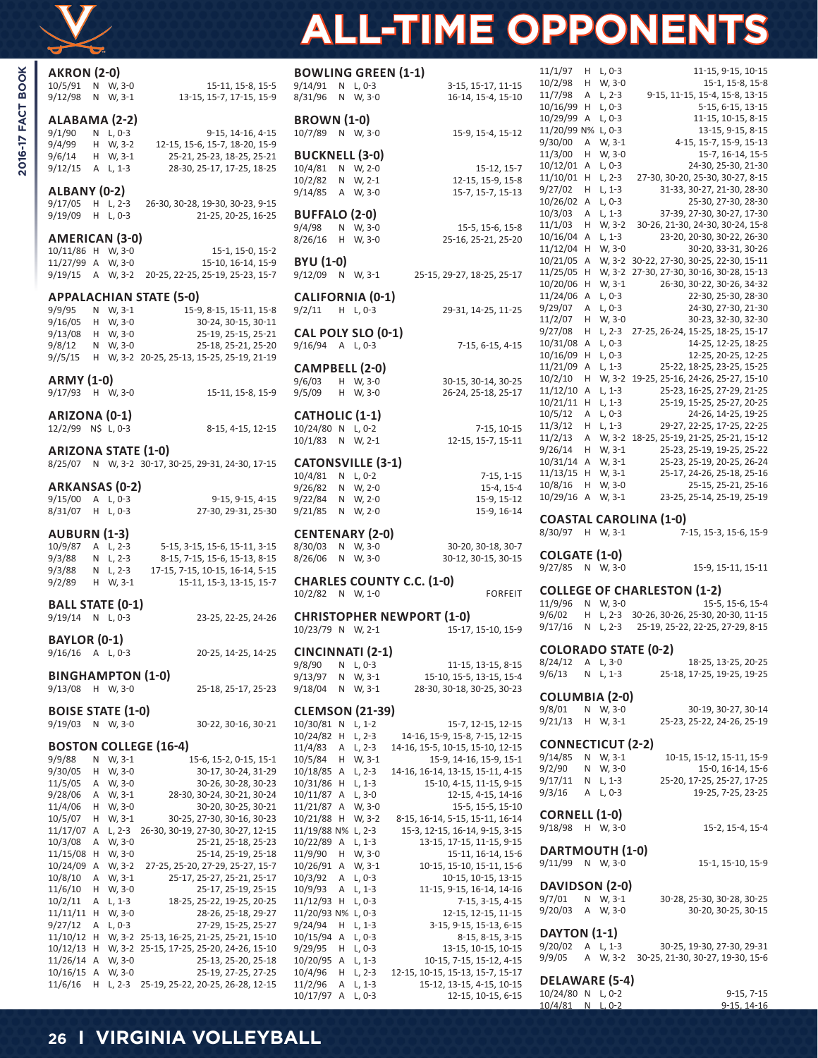// ALL-TIME OPPONENTS

### AKRON (2-0)

| | | | |
|---|---|---|---|
| 10/5/91 | N | W, 3-0 | 15-11, 15-8, 15-5 |
| 9/12/98 | N | W, 3-1 | 13-15, 15-7, 17-15, 15-9 |

### ALABAMA (2-2)

| | | | |
|---|---|---|---|
| 9/1/90 | N | L, 0-3 | 9-15, 14-16, 4-15 |
| 9/4/99 | H | W, 3-2 | 12-15, 15-6, 15-7, 18-20, 15-9 |
| 9/6/14 | H | W, 3-1 | 25-21, 25-23, 18-25, 25-21 |
| 9/12/15 | A | L, 1-3 | 28-30, 25-17, 17-25, 18-25 |

### ALBANY (0-2)

| | | | |
|---|---|---|---|
| 9/17/05 | H | L, 2-3 | 26-30, 30-28, 19-30, 30-23, 9-15 |
| 9/19/09 | H | L, 0-3 | 21-25, 20-25, 16-25 |

### AMERICAN (3-0)

| | | | |
|---|---|---|---|
| 10/11/86 | H | W, 3-0 | 15-1, 15-0, 15-2 |
| 11/27/99 | A | W, 3-0 | 15-10, 16-14, 15-9 |
| 9/19/15 | A | W, 3-2 | 20-25, 22-25, 25-19, 25-23, 15-7 |

### APPALACHIAN STATE (5-0)

| | | | |
|---|---|---|---|
| 9/9/95 | N | W, 3-1 | 15-9, 8-15, 15-11, 15-8 |
| 9/16/05 | H | W, 3-0 | 30-24, 30-15, 30-11 |
| 9/13/08 | H | W, 3-0 | 25-19, 25-15, 25-21 |
| 9/8/12 | N | W, 3-0 | 25-18, 25-21, 25-20 |
| 9//5/15 | H | W, 3-2 | 20-25, 25-13, 15-25, 25-19, 21-19 |

### ARMY (1-0)

| | | | |
|---|---|---|---|
| 9/17/93 | H | W, 3-0 | 15-11, 15-8, 15-9 |

### ARIZONA (0-1)

| | | | |
|---|---|---|---|
| 12/2/99 | N$ | L, 0-3 | 8-15, 4-15, 12-15 |

### ARIZONA STATE (1-0)

| | | | |
|---|---|---|---|
| 8/25/07 | N | W, 3-2 | 30-17, 30-25, 29-31, 24-30, 17-15 |

### ARKANSAS (0-2)

| | | | |
|---|---|---|---|
| 9/15/00 | A | L, 0-3 | 9-15, 9-15, 4-15 |
| 8/31/07 | H | L, 0-3 | 27-30, 29-31, 25-30 |

### AUBURN (1-3)

| | | | |
|---|---|---|---|
| 10/9/87 | A | L, 2-3 | 5-15, 3-15, 15-6, 15-11, 3-15 |
| 9/3/88 | N | L, 2-3 | 8-15, 7-15, 15-6, 15-13, 8-15 |
| 9/3/88 | N | L, 2-3 | 17-15, 7-15, 10-15, 16-14, 5-15 |
| 9/2/89 | H | W, 3-1 | 15-11, 15-3, 13-15, 15-7 |

### BALL STATE (0-1)

| | | | |
|---|---|---|---|
| 9/19/14 | N | L, 0-3 | 23-25, 22-25, 24-26 |

### BAYLOR (0-1)

| | | | |
|---|---|---|---|
| 9/16/16 | A | L, 0-3 | 20-25, 14-25, 14-25 |

### BINGHAMPTON (1-0)

| | | | |
|---|---|---|---|
| 9/13/08 | H | W, 3-0 | 25-18, 25-17, 25-23 |

### BOISE STATE (1-0)

| | | | |
|---|---|---|---|
| 9/19/03 | N | W, 3-0 | 30-22, 30-16, 30-21 |

### BOSTON COLLEGE (16-4)

| | | | |
|---|---|---|---|
| 9/9/88 | N | W, 3-1 | 15-6, 15-2, 0-15, 15-1 |
| 9/30/05 | H | W, 3-0 | 30-17, 30-24, 31-29 |
| 11/5/05 | A | W, 3-0 | 30-26, 30-28, 30-23 |
| 9/28/06 | A | W, 3-1 | 28-30, 30-24, 30-21, 30-24 |
| 11/4/06 | H | W, 3-0 | 30-20, 30-25, 30-21 |
| 10/5/07 | H | W, 3-1 | 30-25, 27-30, 30-16, 30-23 |
| 11/17/07 | A | L, 2-3 | 26-30, 30-19, 27-30, 30-27, 12-15 |
| 10/3/08 | A | W, 3-0 | 25-21, 25-18, 25-23 |
| 11/15/08 | H | W, 3-0 | 25-14, 25-19, 25-18 |
| 10/24/09 | A | W, 3-2 | 27-25, 25-20, 27-29, 25-27, 15-7 |
| 10/8/10 | A | W, 3-1 | 25-17, 25-27, 25-21, 25-17 |
| 11/6/10 | H | W, 3-0 | 25-17, 25-19, 25-15 |
| 10/2/11 | A | L, 1-3 | 18-25, 25-22, 19-25, 20-25 |
| 11/11/11 | H | W, 3-0 | 28-26, 25-18, 29-27 |
| 9/27/12 | A | L, 0-3 | 27-29, 15-25, 25-27 |
| 11/10/12 | H | W, 3-2 | 25-13, 16-25, 21-25, 25-21, 15-10 |
| 10/12/13 | H | W, 3-2 | 25-15, 17-25, 25-20, 24-26, 15-10 |
| 11/26/14 | A | W, 3-0 | 25-13, 25-20, 25-18 |
| 10/16/15 | A | W, 3-0 | 25-19, 27-25, 27-25 |
| 11/6/16 | H | L, 2-3 | 25-19, 25-22, 20-25, 26-28, 12-15 |

### BOWLING GREEN (1-1)

| | | | |
|---|---|---|---|
| 9/14/91 | N | L, 0-3 | 3-15, 15-17, 11-15 |
| 8/31/96 | N | W, 3-0 | 16-14, 15-4, 15-10 |

### BROWN (1-0)

| | | | |
|---|---|---|---|
| 10/7/89 | N | W, 3-0 | 15-9, 15-4, 15-12 |

### BUCKNELL (3-0)

| | | | |
|---|---|---|---|
| 10/4/81 | N | W, 2-0 | 15-12, 15-7 |
| 10/2/82 | N | W, 2-1 | 12-15, 15-9, 15-8 |
| 9/14/85 | A | W, 3-0 | 15-7, 15-7, 15-13 |

### BUFFALO (2-0)

| | | | |
|---|---|---|---|
| 9/4/98 | N | W, 3-0 | 15-5, 15-6, 15-8 |
| 8/26/16 | H | W, 3-0 | 25-16, 25-21, 25-20 |

### BYU (1-0)

| | | | |
|---|---|---|---|
| 9/12/09 | N | W, 3-1 | 25-15, 29-27, 18-25, 25-17 |

### CALIFORNIA (0-1)

| | | | |
|---|---|---|---|
| 9/2/11 | H | L, 0-3 | 29-31, 14-25, 11-25 |

### CAL POLY SLO (0-1)

| | | | |
|---|---|---|---|
| 9/16/94 | A | L, 0-3 | 7-15, 6-15, 4-15 |

### CAMPBELL (2-0)

| | | | |
|---|---|---|---|
| 9/6/03 | H | W, 3-0 | 30-15, 30-14, 30-25 |
| 9/5/09 | H | W, 3-0 | 26-24, 25-18, 25-17 |

### CATHOLIC (1-1)

| | | | |
|---|---|---|---|
| 10/24/80 | N | L, 0-2 | 7-15, 10-15 |
| 10/1/83 | N | W, 2-1 | 12-15, 15-7, 15-11 |

### CATONSVILLE (3-1)

| | | | |
|---|---|---|---|
| 10/4/81 | N | L, 0-2 | 7-15, 1-15 |
| 9/26/82 | N | W, 2-0 | 15-4, 15-4 |
| 9/22/84 | N | W, 2-0 | 15-9, 15-12 |
| 9/21/85 | N | W, 2-0 | 15-9, 16-14 |

### CENTENARY (2-0)

| | | | |
|---|---|---|---|
| 8/30/03 | N | W, 3-0 | 30-20, 30-18, 30-7 |
| 8/26/06 | N | W, 3-0 | 30-12, 30-15, 30-15 |

### CHARLES COUNTY C.C. (1-0)

| | | | |
|---|---|---|---|
| 10/2/82 | N | W, 1-0 | FORFEIT |

### CHRISTOPHER NEWPORT (1-0)

| | | | |
|---|---|---|---|
| 10/23/79 | N | W, 2-1 | 15-17, 15-10, 15-9 |

### CINCINNATI (2-1)

| | | | |
|---|---|---|---|
| 9/8/90 | N | L, 0-3 | 11-15, 13-15, 8-15 |
| 9/13/97 | N | W, 3-1 | 15-10, 15-5, 13-15, 15-4 |
| 9/18/04 | N | W, 3-1 | 28-30, 30-18, 30-25, 30-23 |

### CLEMSON (21-39)

| | | | |
|---|---|---|---|
| 10/30/81 | N | L, 1-2 | 15-7, 12-15, 12-15 |
| 10/24/82 | H | L, 2-3 | 14-16, 15-9, 15-8, 7-15, 12-15 |
| 11/4/83 | A | L, 2-3 | 14-16, 15-5, 10-15, 15-10, 12-15 |
| 10/5/84 | H | W, 3-1 | 15-9, 14-16, 15-9, 15-1 |
| 10/18/85 | A | L, 2-3 | 14-16, 16-14, 13-15, 15-11, 4-15 |
| 10/31/86 | H | L, 1-3 | 15-10, 4-15, 11-15, 9-15 |
| 10/11/87 | A | L, 3-0 | 12-15, 4-15, 14-16 |
| 11/21/87 | A | W, 3-0 | 15-5, 15-5, 15-10 |
| 10/21/88 | H | W, 3-2 | 8-15, 16-14, 5-15, 15-11, 16-14 |
| 11/19/88 | N% | L, 2-3 | 15-3, 12-15, 16-14, 9-15, 3-15 |
| 10/22/89 | A | L, 1-3 | 13-15, 17-15, 11-15, 9-15 |
| 11/9/90 | H | W, 3-0 | 15-11, 16-14, 15-6 |
| 10/26/91 | A | W, 3-1 | 10-15, 15-10, 15-11, 15-6 |
| 10/3/92 | A | L, 0-3 | 10-15, 10-15, 13-15 |
| 10/9/93 | A | L, 1-3 | 11-15, 9-15, 16-14, 14-16 |
| 11/12/93 | H | L, 0-3 | 7-15, 3-15, 4-15 |
| 11/20/93 | N% | L, 0-3 | 12-15, 12-15, 11-15 |
| 9/24/94 | H | L, 1-3 | 3-15, 9-15, 15-13, 6-15 |
| 10/15/94 | A | L, 0-3 | 8-15, 8-15, 3-15 |
| 9/29/95 | H | L, 0-3 | 13-15, 10-15, 10-15 |
| 10/20/95 | A | L, 1-3 | 10-15, 7-15, 15-12, 4-15 |
| 10/4/96 | H | L, 2-3 | 12-15, 10-15, 15-13, 15-7, 15-17 |
| 11/2/96 | A | L, 1-3 | 15-12, 13-15, 4-15, 10-15 |
| 10/17/97 | A | L, 0-3 | 12-15, 10-15, 6-15 |
| 11/1/97 | H | L, 0-3 | 11-15, 9-15, 10-15 |
| 10/2/98 | H | W, 3-0 | 15-1, 15-8, 15-8 |
| 11/7/98 | A | L, 2-3 | 9-15, 11-15, 15-4, 15-8, 13-15 |
| 10/16/99 | H | L, 0-3 | 5-15, 6-15, 13-15 |
| 10/29/99 | A | L, 0-3 | 11-15, 10-15, 8-15 |
| 11/20/99 | N% | L, 0-3 | 13-15, 9-15, 8-15 |
| 9/30/00 | A | W, 3-1 | 4-15, 15-7, 15-9, 15-13 |
| 11/3/00 | H | W, 3-0 | 15-7, 16-14, 15-5 |
| 10/12/01 | A | L, 0-3 | 24-30, 25-30, 21-30 |
| 11/10/01 | H | L, 2-3 | 27-30, 30-20, 25-30, 30-27, 8-15 |
| 9/27/02 | H | L, 1-3 | 31-33, 30-27, 21-30, 28-30 |
| 10/26/02 | A | L, 0-3 | 25-30, 27-30, 28-30 |
| 10/3/03 | A | L, 1-3 | 37-39, 27-30, 30-27, 17-30 |
| 11/1/03 | H | W, 3-2 | 30-26, 21-30, 24-30, 30-24, 15-8 |
| 10/16/04 | A | L, 1-3 | 23-20, 20-30, 30-22, 26-30 |
| 11/12/04 | H | W, 3-0 | 30-20, 33-31, 30-26 |
| 10/21/05 | A | W, 3-2 | 30-22, 27-30, 30-25, 22-30, 15-11 |
| 11/25/05 | H | W, 3-2 | 27-30, 27-30, 30-16, 30-28, 15-13 |
| 10/20/06 | H | W, 3-1 | 26-30, 30-22, 30-26, 34-32 |
| 11/24/06 | A | L, 0-3 | 22-30, 25-30, 28-30 |
| 9/29/07 | A | L, 0-3 | 24-30, 27-30, 21-30 |
| 11/2/07 | H | W, 3-0 | 30-23, 32-30, 32-30 |
| 9/27/08 | H | L, 2-3 | 27-25, 26-24, 15-25, 18-25, 15-17 |
| 10/31/08 | A | L, 0-3 | 14-25, 12-25, 18-25 |
| 10/16/09 | H | L, 0-3 | 12-25, 20-25, 12-25 |
| 11/21/09 | A | L, 1-3 | 25-22, 18-25, 23-25, 15-25 |
| 10/2/10 | H | W, 3-2 | 19-25, 25-16, 24-26, 25-17, 15-10 |
| 11/12/10 | A | L, 1-3 | 25-23, 16-25, 27-29, 21-25 |
| 10/21/11 | H | L, 1-3 | 25-19, 15-25, 25-27, 20-25 |
| 10/5/12 | A | L, 0-3 | 24-26, 14-25, 19-25 |
| 11/3/12 | H | L, 1-3 | 29-27, 22-25, 17-25, 22-25 |
| 11/2/13 | A | W, 3-2 | 18-25, 25-19, 21-25, 25-21, 15-12 |
| 9/26/14 | H | W, 3-1 | 25-23, 25-19, 19-25, 25-22 |
| 10/31/14 | A | W, 3-1 | 25-23, 25-19, 20-25, 26-24 |
| 11/13/15 | H | W, 3-1 | 25-17, 24-26, 25-18, 25-16 |
| 10/8/16 | H | W, 3-0 | 25-15, 25-21, 25-16 |
| 10/29/16 | A | W, 3-1 | 23-25, 25-14, 25-19, 25-19 |

### COASTAL CAROLINA (1-0)

| | | | |
|---|---|---|---|
| 8/30/97 | H | W, 3-1 | 7-15, 15-3, 15-6, 15-9 |

### COLGATE (1-0)

| | | | |
|---|---|---|---|
| 9/27/85 | N | W, 3-0 | 15-9, 15-11, 15-11 |

### COLLEGE OF CHARLESTON (1-2)

| | | | |
|---|---|---|---|
| 11/9/96 | N | W, 3-0 | 15-5, 15-6, 15-4 |
| 9/6/02 | H | L, 2-3 | 30-26, 30-26, 25-30, 20-30, 11-15 |
| 9/17/16 | N | L, 2-3 | 25-19, 25-22, 22-25, 27-29, 8-15 |

### COLORADO STATE (0-2)

| | | | |
|---|---|---|---|
| 8/24/12 | A | L, 3-0 | 18-25, 13-25, 20-25 |
| 9/6/13 | N | L, 1-3 | 25-18, 17-25, 19-25, 19-25 |

### COLUMBIA (2-0)

| | | | |
|---|---|---|---|
| 9/8/01 | N | W, 3-0 | 30-19, 30-27, 30-14 |
| 9/21/13 | H | W, 3-1 | 25-23, 25-22, 24-26, 25-19 |

### CONNECTICUT (2-2)

| | | | |
|---|---|---|---|
| 9/14/85 | N | W, 3-1 | 10-15, 15-12, 15-11, 15-9 |
| 9/2/90 | N | W, 3-0 | 15-0, 16-14, 15-6 |
| 9/17/11 | N | L, 1-3 | 25-20, 17-25, 25-27, 17-25 |
| 9/3/16 | A | L, 0-3 | 19-25, 7-25, 23-25 |

### CORNELL (1-0)

| | | | |
|---|---|---|---|
| 9/18/98 | H | W, 3-0 | 15-2, 15-4, 15-4 |

### DARTMOUTH (1-0)

| | | | |
|---|---|---|---|
| 9/11/99 | N | W, 3-0 | 15-1, 15-10, 15-9 |

### DAVIDSON (2-0)

| | | | |
|---|---|---|---|
| 9/7/01 | N | W, 3-1 | 30-28, 25-30, 30-28, 30-25 |
| 9/20/03 | A | W, 3-0 | 30-20, 30-25, 30-15 |

### DAYTON (1-1)

| | | | |
|---|---|---|---|
| 9/20/02 | A | L, 1-3 | 30-25, 19-30, 27-30, 29-31 |
| 9/9/05 | A | W, 3-2 | 30-25, 21-30, 30-27, 19-30, 15-6 |

### DELAWARE (5-4)

| | | | |
|---|---|---|---|
| 10/24/80 | N | L, 0-2 | 9-15, 7-15 |
| 10/4/81 | N | L, 0-2 | 9-15, 14-16 |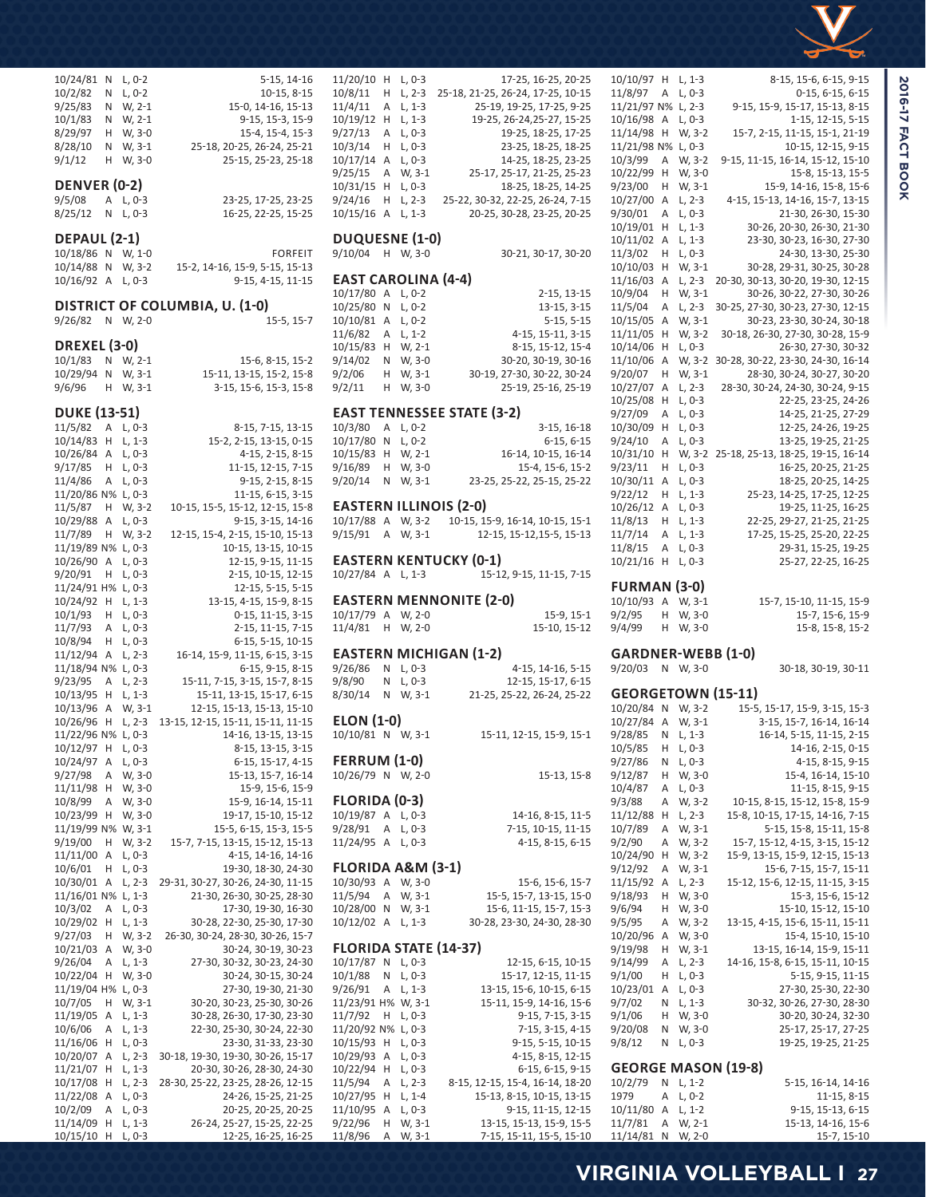| | | | |
|---|---|---|---|
| 10/24/81 | N | L, 0-2 | 5-15, 14-16 |
| 10/2/82 | N | L, 0-2 | 10-15, 8-15 |
| 9/25/83 | N | W, 2-1 | 15-0, 14-16, 15-13 |
| 10/1/83 | N | W, 2-1 | 9-15, 15-3, 15-9 |
| 8/29/97 | H | W, 3-0 | 15-4, 15-4, 15-3 |
| 8/28/10 | N | W, 3-1 | 25-18, 20-25, 26-24, 25-21 |
| 9/1/12 | H | W, 3-0 | 25-15, 25-23, 25-18 |

## DENVER (0-2)

| | | | |
|---|---|---|---|
| 9/5/08 | A | L, 0-3 | 23-25, 17-25, 23-25 |
| 8/25/12 | N | L, 0-3 | 16-25, 22-25, 15-25 |

## DEPAUL (2-1)

| | | | |
|---|---|---|---|
| 10/18/86 | N | W, 1-0 | FORFEIT |
| 10/14/88 | N | W, 3-2 | 15-2, 14-16, 15-9, 5-15, 15-13 |
| 10/16/92 | A | L, 0-3 | 9-15, 4-15, 11-15 |

## DISTRICT OF COLUMBIA, U. (1-0)

| | | | |
|---|---|---|---|
| 9/26/82 | N | W, 2-0 | 15-5, 15-7 |

## DREXEL (3-0)

| | | | |
|---|---|---|---|
| 10/1/83 | N | W, 2-1 | 15-6, 8-15, 15-2 |
| 10/29/94 | N | W, 3-1 | 15-11, 13-15, 15-2, 15-8 |
| 9/6/96 | H | W, 3-1 | 3-15, 15-6, 15-3, 15-8 |

## DUKE (13-51)

| | | | |
|---|---|---|---|
| 11/5/82 | A | L, 0-3 | 8-15, 7-15, 13-15 |
| 10/14/83 | H | L, 1-3 | 15-2, 2-15, 13-15, 0-15 |
| 10/26/84 | A | L, 0-3 | 4-15, 2-15, 8-15 |
| 9/17/85 | H | L, 0-3 | 11-15, 12-15, 7-15 |
| 11/4/86 | A | L, 0-3 | 9-15, 2-15, 8-15 |
| 11/20/86 | N% | L, 0-3 | 11-15, 6-15, 3-15 |
| 11/5/87 | H | W, 3-2 | 10-15, 15-5, 15-12, 12-15, 15-8 |
| 10/29/88 | A | L, 0-3 | 9-15, 3-15, 14-16 |
| 11/7/89 | H | W, 3-2 | 12-15, 15-4, 2-15, 15-10, 15-13 |
| 11/19/89 | N% | L, 0-3 | 10-15, 13-15, 10-15 |
| 10/26/90 | A | L, 0-3 | 12-15, 9-15, 11-15 |
| 9/20/91 | H | L, 0-3 | 2-15, 10-15, 12-15 |
| 11/24/91 | H% | L, 0-3 | 12-15, 5-15, 5-15 |
| 10/24/92 | H | L, 1-3 | 13-15, 4-15, 15-9, 8-15 |
| 10/1/93 | H | L, 0-3 | 0-15, 11-15, 3-15 |
| 11/7/93 | A | L, 0-3 | 2-15, 11-15, 7-15 |
| 10/8/94 | H | L, 0-3 | 6-15, 5-15, 10-15 |
| 11/12/94 | A | L, 2-3 | 16-14, 15-9, 11-15, 6-15, 3-15 |
| 11/18/94 | N% | L, 0-3 | 6-15, 9-15, 8-15 |
| 9/23/95 | A | L, 2-3 | 15-11, 7-15, 3-15, 15-7, 8-15 |
| 10/13/95 | H | L, 1-3 | 15-11, 13-15, 15-17, 6-15 |
| 10/13/96 | A | W, 3-1 | 12-15, 15-13, 15-13, 15-10 |
| 10/26/96 | H | L, 2-3 | 13-15, 12-15, 15-11, 15-11, 11-15 |
| 11/22/96 | N% | L, 0-3 | 14-16, 13-15, 13-15 |
| 10/12/97 | H | L, 0-3 | 8-15, 13-15, 3-15 |
| 10/24/97 | A | L, 0-3 | 6-15, 15-17, 4-15 |
| 9/27/98 | A | W, 3-0 | 15-13, 15-7, 16-14 |
| 11/11/98 | H | W, 3-0 | 15-9, 15-6, 15-9 |
| 10/8/99 | A | W, 3-0 | 15-9, 16-14, 15-11 |
| 10/23/99 | H | W, 3-0 | 19-17, 15-10, 15-12 |
| 11/19/99 | N% | W, 3-1 | 15-5, 6-15, 15-3, 15-5 |
| 9/19/00 | H | W, 3-2 | 15-7, 7-15, 13-15, 15-12, 15-13 |
| 11/11/00 | A | L, 0-3 | 4-15, 14-16, 14-16 |
| 10/6/01 | H | L, 0-3 | 19-30, 18-30, 24-30 |
| 10/30/01 | A | L, 2-3 | 29-31, 30-27, 30-26, 24-30, 11-15 |
| 11/16/01 | N% | L, 1-3 | 21-30, 26-30, 30-25, 28-30 |
| 10/3/02 | A | L, 0-3 | 17-30, 19-30, 16-30 |
| 10/29/02 | H | L, 1-3 | 30-28, 22-30, 25-30, 17-30 |
| 9/27/03 | H | W, 3-2 | 26-30, 30-24, 28-30, 30-26, 15-7 |
| 10/21/03 | A | W, 3-0 | 30-24, 30-19, 30-23 |
| 9/26/04 | A | L, 1-3 | 27-30, 30-32, 30-23, 24-30 |
| 10/22/04 | H | W, 3-0 | 30-24, 30-15, 30-24 |
| 11/19/04 | H% | L, 0-3 | 27-30, 19-30, 21-30 |
| 10/7/05 | H | W, 3-1 | 30-20, 30-23, 25-30, 30-26 |
| 11/19/05 | A | L, 1-3 | 30-28, 26-30, 17-30, 23-30 |
| 10/6/06 | A | L, 1-3 | 22-30, 25-30, 30-24, 22-30 |
| 11/16/06 | H | L, 0-3 | 23-30, 31-33, 23-30 |
| 10/20/07 | A | L, 2-3 | 30-18, 19-30, 19-30, 30-26, 15-17 |
| 11/21/07 | H | L, 1-3 | 20-30, 30-26, 28-30, 24-30 |
| 10/17/08 | H | L, 2-3 | 28-30, 25-22, 23-25, 28-26, 12-15 |
| 11/22/08 | A | L, 0-3 | 24-26, 15-25, 21-25 |
| 10/2/09 | A | L, 0-3 | 20-25, 20-25, 20-25 |
| 11/14/09 | H | L, 1-3 | 26-24, 25-27, 15-25, 22-25 |
| 10/15/10 | H | L, 0-3 | 12-25, 16-25, 16-25 |
| 11/20/10 | H | L, 0-3 | 17-25, 16-25, 20-25 |
| 10/8/11 | H | L, 2-3 | 25-18, 21-25, 26-24, 17-25, 10-15 |
| 11/4/11 | A | L, 1-3 | 25-19, 19-25, 17-25, 9-25 |
| 10/19/12 | H | L, 1-3 | 19-25, 26-24,25-27, 15-25 |
| 9/27/13 | A | L, 0-3 | 19-25, 18-25, 17-25 |
| 10/3/14 | H | L, 0-3 | 23-25, 18-25, 18-25 |
| 10/17/14 | A | L, 0-3 | 14-25, 18-25, 23-25 |
| 9/25/15 | A | W, 3-1 | 25-17, 25-17, 21-25, 25-23 |
| 10/31/15 | H | L, 0-3 | 18-25, 18-25, 14-25 |
| 9/24/16 | H | L, 2-3 | 25-22, 30-32, 22-25, 26-24, 7-15 |
| 10/15/16 | A | L, 1-3 | 20-25, 30-28, 23-25, 20-25 |

## DUQUESNE (1-0)

| | | | |
|---|---|---|---|
| 9/10/04 | H | W, 3-0 | 30-21, 30-17, 30-20 |

## EAST CAROLINA (4-4)

| | | | |
|---|---|---|---|
| 10/17/80 | A | L, 0-2 | 2-15, 13-15 |
| 10/25/80 | N | L, 0-2 | 13-15, 3-15 |
| 10/10/81 | A | L, 0-2 | 5-15, 5-15 |
| 11/6/82 | A | L, 1-2 | 4-15, 15-11, 3-15 |
| 10/15/83 | H | W, 2-1 | 8-15, 15-12, 15-4 |
| 9/14/02 | N | W, 3-0 | 30-20, 30-19, 30-16 |
| 9/2/06 | H | W, 3-1 | 30-19, 27-30, 30-22, 30-24 |
| 9/2/11 | H | W, 3-0 | 25-19, 25-16, 25-19 |

## EAST TENNESSEE STATE (3-2)

| | | | |
|---|---|---|---|
| 10/3/80 | A | L, 0-2 | 3-15, 16-18 |
| 10/17/80 | N | L, 0-2 | 6-15, 6-15 |
| 10/15/83 | H | W, 2-1 | 16-14, 10-15, 16-14 |
| 9/16/89 | H | W, 3-0 | 15-4, 15-6, 15-2 |
| 9/20/14 | N | W, 3-1 | 23-25, 25-22, 25-15, 25-22 |

## EASTERN ILLINOIS (2-0)

| | | | |
|---|---|---|---|
| 10/17/88 | A | W, 3-2 | 10-15, 15-9, 16-14, 10-15, 15-1 |
| 9/15/91 | A | W, 3-1 | 12-15, 15-12,15-5, 15-13 |

## EASTERN KENTUCKY (0-1)

| | | | |
|---|---|---|---|
| 10/27/84 | A | L, 1-3 | 15-12, 9-15, 11-15, 7-15 |

## EASTERN MENNONITE (2-0)

| | | | |
|---|---|---|---|
| 10/17/79 | A | W, 2-0 | 15-9, 15-1 |
| 11/4/81 | H | W, 2-0 | 15-10, 15-12 |

## EASTERN MICHIGAN (1-2)

| | | | |
|---|---|---|---|
| 9/26/86 | N | L, 0-3 | 4-15, 14-16, 5-15 |
| 9/8/90 | N | L, 0-2 | 12-15, 15-17, 6-15 |
| 8/30/14 | N | W, 3-1 | 21-25, 25-22, 26-24, 25-22 |

## ELON (1-0)

| | | | |
|---|---|---|---|
| 10/10/81 | N | W, 3-1 | 15-11, 12-15, 15-9, 15-1 |

## FERRUM (1-0)

| | | | |
|---|---|---|---|
| 10/26/79 | N | W, 2-0 | 15-13, 15-8 |

## FLORIDA (0-3)

| | | | |
|---|---|---|---|
| 10/19/87 | A | L, 0-3 | 14-16, 8-15, 11-5 |
| 9/28/91 | A | L, 0-3 | 7-15, 10-15, 11-15 |
| 11/24/95 | A | L, 0-3 | 4-15, 8-15, 6-15 |

## FLORIDA A&M (3-1)

| | | | |
|---|---|---|---|
| 10/30/93 | A | W, 3-0 | 15-6, 15-6, 15-7 |
| 11/5/94 | A | W, 3-1 | 15-5, 15-7, 13-15, 15-0 |
| 10/28/00 | N | W, 3-1 | 15-6, 11-15, 15-7, 15-3 |
| 10/12/02 | A | L, 1-3 | 30-28, 23-30, 24-30, 28-30 |

## FLORIDA STATE (14-37)

| | | | |
|---|---|---|---|
| 10/17/87 | N | L, 0-3 | 12-15, 6-15, 10-15 |
| 10/1/88 | N | L, 0-3 | 15-17, 12-15, 11-15 |
| 9/26/91 | A | L, 1-3 | 13-15, 15-6, 10-15, 6-15 |
| 11/23/91 | H% | W, 3-1 | 15-11, 15-9, 14-16, 15-6 |
| 11/7/92 | H | L, 0-3 | 9-15, 7-15, 3-15 |
| 11/20/92 | N% | L, 0-3 | 7-15, 3-15, 4-15 |
| 10/15/93 | H | L, 0-3 | 9-15, 5-15, 10-15 |
| 10/29/93 | A | L, 0-3 | 4-15, 8-15, 12-15 |
| 10/22/94 | H | L, 0-3 | 6-15, 6-15, 9-15 |
| 11/5/94 | A | L, 2-3 | 8-15, 12-15, 15-4, 16-14, 18-20 |
| 10/27/95 | H | L, 1-4 | 15-13, 8-15, 10-15, 13-15 |
| 11/10/95 | A | L, 0-3 | 9-15, 11-15, 12-15 |
| 9/22/96 | H | W, 3-1 | 13-15, 15-13, 15-9, 15-5 |
| 11/8/96 | A | W, 3-1 | 7-15, 15-11, 15-5, 15-10 |
| 10/10/97 | H | L, 1-3 | 8-15, 15-6, 6-15, 9-15 |
| 11/8/97 | A | L, 0-3 | 0-15, 6-15, 6-15 |
| 11/21/97 | N% | L, 2-3 | 9-15, 15-9, 15-17, 15-13, 8-15 |
| 10/16/98 | A | L, 0-3 | 1-15, 12-15, 5-15 |
| 11/14/98 | H | W, 3-2 | 15-7, 2-15, 11-15, 15-1, 21-19 |
| 11/21/98 | N% | L, 0-3 | 10-15, 12-15, 9-15 |
| 10/3/99 | A | W, 3-2 | 9-15, 11-15, 16-14, 15-12, 15-10 |
| 10/22/99 | H | W, 3-0 | 15-8, 15-13, 15-5 |
| 9/23/00 | H | W, 3-1 | 15-9, 14-16, 15-8, 15-6 |
| 10/27/00 | A | L, 2-3 | 4-15, 15-13, 14-16, 15-7, 13-15 |
| 9/30/01 | A | L, 0-3 | 21-30, 26-30, 15-30 |
| 10/19/01 | H | L, 1-3 | 30-26, 20-30, 26-30, 21-30 |
| 10/11/02 | A | L, 1-3 | 23-30, 30-23, 16-30, 27-30 |
| 11/3/02 | H | L, 0-3 | 24-30, 13-30, 25-30 |
| 10/10/03 | H | W, 3-1 | 30-28, 29-31, 30-25, 30-28 |
| 11/16/03 | A | L, 2-3 | 20-30, 30-13, 30-20, 19-30, 12-15 |
| 10/9/04 | H | W, 3-1 | 30-26, 30-22, 27-30, 30-26 |
| 11/5/04 | A | L, 2-3 | 30-25, 27-30, 30-23, 27-30, 12-15 |
| 10/15/05 | A | W, 3-1 | 30-23, 23-30, 30-24, 30-18 |
| 11/11/05 | H | W, 3-2 | 30-18, 26-30, 27-30, 30-28, 15-9 |
| 10/14/06 | H | L, 0-3 | 26-30, 27-30, 30-32 |
| 11/10/06 | A | W, 3-2 | 30-28, 30-22, 23-30, 24-30, 16-14 |
| 9/20/07 | H | W, 3-1 | 28-30, 30-24, 30-27, 30-20 |
| 10/27/07 | A | L, 2-3 | 28-30, 30-24, 24-30, 30-24, 9-15 |
| 10/25/08 | H | L, 0-3 | 22-25, 23-25, 24-26 |
| 9/27/09 | A | L, 0-3 | 14-25, 21-25, 27-29 |
| 10/30/09 | H | L, 0-3 | 12-25, 24-26, 19-25 |
| 9/24/10 | A | L, 0-3 | 13-25, 19-25, 21-25 |
| 10/31/10 | H | W, 3-2 | 25-18, 25-13, 18-25, 19-15, 16-14 |
| 9/23/11 | H | L, 0-3 | 16-25, 20-25, 21-25 |
| 10/30/11 | A | L, 0-3 | 18-25, 20-25, 14-25 |
| 9/22/12 | H | L, 1-3 | 25-23, 14-25, 17-25, 12-25 |
| 10/26/12 | A | L, 0-3 | 19-25, 11-25, 16-25 |
| 11/8/13 | H | L, 1-3 | 22-25, 29-27, 21-25, 21-25 |
| 11/7/14 | A | L, 1-3 | 17-25, 15-25, 25-20, 22-25 |
| 11/8/15 | A | L, 0-3 | 29-31, 15-25, 19-25 |
| 10/21/16 | H | L, 0-3 | 25-27, 22-25, 16-25 |

## FURMAN (3-0)

| | | | |
|---|---|---|---|
| 10/10/93 | A | W, 3-1 | 15-7, 15-10, 11-15, 15-9 |
| 9/2/95 | H | W, 3-0 | 15-7, 15-6, 15-9 |
| 9/4/99 | H | W, 3-0 | 15-8, 15-8, 15-2 |

## GARDNER-WEBB (1-0)

| | | | |
|---|---|---|---|
| 9/20/03 | N | W, 3-0 | 30-18, 30-19, 30-11 |

## GEORGETOWN (15-11)

| | | | |
|---|---|---|---|
| 10/20/84 | N | W, 3-2 | 15-5, 15-17, 15-9, 3-15, 15-3 |
| 10/27/84 | A | W, 3-1 | 3-15, 15-7, 16-14, 16-14 |
| 9/28/85 | N | L, 1-3 | 16-14, 5-15, 11-15, 2-15 |
| 10/5/85 | H | L, 0-3 | 14-16, 2-15, 0-15 |
| 9/27/86 | N | L, 0-3 | 4-15, 8-15, 9-15 |
| 9/12/87 | H | W, 3-0 | 15-4, 16-14, 15-10 |
| 10/4/87 | A | L, 0-3 | 11-15, 8-15, 9-15 |
| 9/3/88 | A | W, 3-2 | 10-15, 8-15, 15-12, 15-8, 15-9 |
| 11/12/88 | H | L, 2-3 | 15-8, 10-15, 17-15, 14-16, 7-15 |
| 10/7/89 | A | W, 3-1 | 5-15, 15-8, 15-11, 15-8 |
| 9/2/90 | A | W, 3-2 | 15-7, 15-12, 4-15, 3-15, 15-12 |
| 10/24/90 | H | W, 3-2 | 15-9, 13-15, 15-9, 12-15, 15-13 |
| 9/12/92 | A | W, 3-1 | 15-6, 7-15, 15-7, 15-11 |
| 11/15/92 | A | L, 2-3 | 15-12, 15-6, 12-15, 11-15, 3-15 |
| 9/18/93 | H | W, 3-0 | 15-3, 15-6, 15-12 |
| 9/6/94 | H | W, 3-0 | 15-10, 15-12, 15-10 |
| 9/5/95 | A | W, 3-2 | 13-15, 4-15, 15-6, 15-11, 15-11 |
| 10/20/96 | A | W, 3-0 | 15-4, 15-10, 15-10 |
| 9/19/98 | H | W, 3-1 | 13-15, 16-14, 15-9, 15-11 |
| 9/14/99 | A | L, 2-3 | 14-16, 15-8, 6-15, 15-11, 10-15 |
| 9/1/00 | H | L, 0-3 | 5-15, 9-15, 11-15 |
| 10/23/01 | A | L, 0-3 | 27-30, 25-30, 22-30 |
| 9/7/02 | N | L, 1-3 | 30-32, 30-26, 27-30, 28-30 |
| 9/1/06 | H | W, 3-0 | 30-20, 30-24, 32-30 |
| 9/20/08 | N | W, 3-0 | 25-17, 25-17, 27-25 |
| 9/8/12 | N | L, 0-3 | 19-25, 19-25, 21-25 |

## GEORGE MASON (19-8)

| | | | |
|---|---|---|---|
| 10/2/79 | N | L, 1-2 | 5-15, 16-14, 14-16 |
| 1979 | A | L, 0-2 | 11-15, 8-15 |
| 10/11/80 | A | L, 1-2 | 9-15, 15-13, 6-15 |
| 11/7/81 | A | W, 2-1 | 15-13, 14-16, 15-6 |
| 11/14/81 | N | W, 2-0 | 15-7, 15-10 |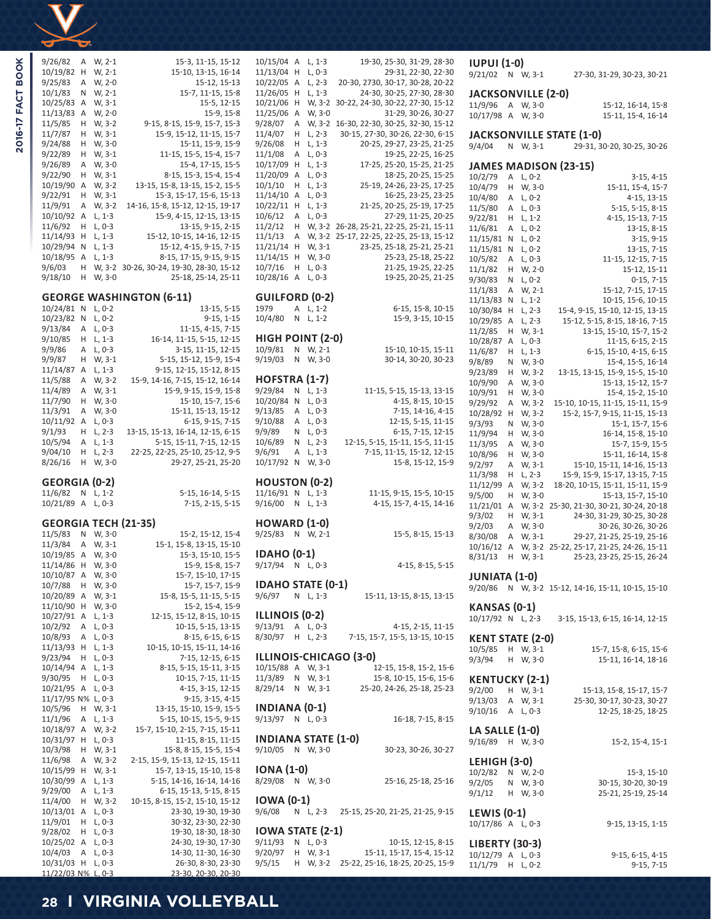| Date | Site | Result | Scores |
|---|---|---|---|
| 9/26/82 | A | W, 2-1 | 15-3, 11-15, 15-12 |
| 10/19/82 | H | W, 2-1 | 15-10, 13-15, 16-14 |
| 9/25/83 | A | W, 2-0 | 15-12, 15-13 |
| 10/1/83 | N | W, 2-1 | 15-7, 11-15, 15-8 |
| 10/25/83 | A | W, 3-1 | 15-5, 12-15 |
| 11/13/83 | A | W, 2-0 | 15-9, 15-8 |
| 11/5/85 | H | W, 3-2 | 9-15, 8-15, 15-9, 15-7, 15-3 |
| 11/7/87 | H | W, 3-1 | 15-9, 15-12, 11-15, 15-7 |
| 9/24/88 | H | W, 3-0 | 15-11, 15-9, 15-9 |
| 9/22/89 | H | W, 3-1 | 11-15, 15-5, 15-4, 15-7 |
| 9/26/89 | A | W, 3-0 | 15-4, 17-15, 15-5 |
| 9/22/90 | H | W, 3-1 | 8-15, 15-3, 15-4, 15-4 |
| 10/19/90 | A | W, 3-2 | 13-15, 15-8, 13-15, 15-2, 15-5 |
| 9/22/91 | H | W, 3-1 | 15-3, 15-17, 15-6, 15-13 |
| 11/9/91 | A | W, 3-2 | 14-16, 15-8, 15-12, 12-15, 19-17 |
| 10/10/92 | A | L, 1-3 | 15-9, 4-15, 12-15, 13-15 |
| 11/6/92 | H | L, 0-3 | 13-15, 9-15, 2-15 |
| 11/14/93 | H | L, 1-3 | 15-12, 10-15, 14-16, 12-15 |
| 10/29/94 | N | L, 1-3 | 15-12, 4-15, 9-15, 7-15 |
| 10/18/95 | A | L, 1-3 | 8-15, 17-15, 9-15, 9-15 |
| 9/6/03 | H | W, 3-2 | 30-26, 30-24, 19-30, 28-30, 15-12 |
| 9/18/10 | H | W, 3-0 | 25-18, 25-14, 25-11 |

## GEORGE WASHINGTON (6-11)

| Date | Site | Result | Scores |
|---|---|---|---|
| 10/24/81 | N | L, 0-2 | 13-15, 5-15 |
| 10/23/82 | N | L, 0-2 | 9-15, 1-15 |
| 9/13/84 | A | L, 0-3 | 11-15, 4-15, 7-15 |
| 9/10/85 | H | L, 1-3 | 16-14, 11-15, 5-15, 12-15 |
| 9/9/86 | A | L, 0-3 | 3-15, 11-15, 12-15 |
| 9/9/87 | H | W, 3-1 | 5-15, 15-12, 15-9, 15-4 |
| 11/14/87 | A | L, 1-3 | 9-15, 12-15, 15-12, 8-15 |
| 11/5/88 | A | W, 3-2 | 15-9, 14-16, 7-15, 15-12, 16-14 |
| 11/4/89 | A | W, 3-1 | 15-9, 9-15, 15-9, 15-8 |
| 11/7/90 | H | W, 3-0 | 15-10, 15-7, 15-6 |
| 11/3/91 | A | W, 3-0 | 15-11, 15-13, 15-12 |
| 10/11/92 | A | L, 0-3 | 6-15, 9-15, 7-15 |
| 9/1/93 | H | L, 2-3 | 13-15, 15-13, 16-14, 12-15, 6-15 |
| 10/5/94 | A | L, 1-3 | 5-15, 15-11, 7-15, 12-15 |
| 9/04/10 | H | L, 2-3 | 22-25, 22-25, 25-10, 25-12, 9-5 |
| 8/26/16 | H | W, 3-0 | 29-27, 25-21, 25-20 |

## GEORGIA (0-2)

| Date | Site | Result | Scores |
|---|---|---|---|
| 11/6/82 | N | L, 1-2 | 5-15, 16-14, 5-15 |
| 10/21/89 | A | L, 0-3 | 7-15, 2-15, 5-15 |

## GEORGIA TECH (21-35)

| Date | Site | Result | Scores |
|---|---|---|---|
| 11/5/83 | N | W, 3-0 | 15-2, 15-12, 15-4 |
| 11/3/84 | A | W, 3-1 | 15-1, 15-8, 13-15, 15-10 |
| 10/19/85 | A | W, 3-0 | 15-3, 15-10, 15-5 |
| 11/14/86 | H | W, 3-0 | 15-9, 15-8, 15-7 |
| 10/10/87 | A | W, 3-0 | 15-7, 15-10, 17-15 |
| 10/7/88 | H | W, 3-0 | 15-7, 15-7, 15-9 |
| 10/20/89 | A | W, 3-1 | 15-8, 15-5, 11-15, 5-15 |
| 11/10/90 | H | W, 3-0 | 15-2, 15-4, 15-9 |
| 10/27/91 | A | L, 1-3 | 12-15, 15-12, 8-15, 10-15 |
| 10/2/92 | A | L, 0-3 | 10-15, 5-15, 13-15 |
| 10/8/93 | A | L, 0-3 | 8-15, 6-15, 6-15 |
| 11/13/93 | H | L, 1-3 | 10-15, 10-15, 15-11, 14-16 |
| 9/23/94 | H | L, 0-3 | 7-15, 12-15, 6-15 |
| 10/14/94 | A | L, 1-3 | 8-15, 5-15, 15-11, 3-15 |
| 9/30/95 | H | L, 0-3 | 10-15, 7-15, 11-15 |
| 10/21/95 | A | L, 0-3 | 4-15, 3-15, 12-15 |
| 11/17/95 | N% | L, 0-3 | 9-15, 3-15, 4-15 |
| 10/5/96 | H | W, 3-1 | 13-15, 15-10, 15-9, 15-5 |
| 11/1/96 | A | L, 1-3 | 5-15, 10-15, 15-5, 9-15 |
| 10/18/97 | A | W, 3-2 | 15-7, 15-10, 2-15, 7-15, 15-11 |
| 10/31/97 | H | L, 0-3 | 11-15, 8-15, 11-15 |
| 10/3/98 | H | W, 3-1 | 15-8, 8-15, 15-5, 15-4 |
| 11/6/98 | A | W, 3-2 | 2-15, 15-9, 15-13, 12-15, 15-11 |
| 10/15/99 | H | W, 3-1 | 15-7, 13-15, 15-10, 15-8 |
| 10/30/99 | A | L, 1-3 | 5-15, 14-16, 16-14, 14-16 |
| 9/29/00 | A | L, 1-3 | 6-15, 15-13, 5-15, 8-15 |
| 11/4/00 | H | W, 3-2 | 10-15, 8-15, 15-2, 15-10, 15-12 |
| 10/13/01 | A | L, 0-3 | 23-30, 19-30, 19-30 |
| 11/9/01 | H | L, 0-3 | 30-32, 23-30, 22-30 |
| 9/28/02 | H | L, 0-3 | 19-30, 18-30, 18-30 |
| 10/25/02 | A | L, 0-3 | 24-30, 19-30, 17-30 |
| 10/4/03 | A | L, 0-3 | 14-30, 11-30, 16-30 |
| 10/31/03 | H | L, 0-3 | 26-30, 8-30, 23-30 |
| 11/22/03 | N% | L, 0-3 | 23-30, 20-30, 20-30 |
| 10/15/04 | A | L, 1-3 | 19-30, 25-30, 31-29, 28-30 |
| 11/13/04 | H | L, 0-3 | 29-31, 22-30, 22-30 |
| 10/22/05 | A | L, 2-3 | 20-30, 2730, 30-17, 30-28, 20-22 |
| 11/26/05 | H | L, 1-3 | 24-30, 30-25, 27-30, 28-30 |
| 10/21/06 | H | W, 3-2 | 30-22, 24-30, 30-22, 27-30, 15-12 |
| 11/25/06 | A | W, 3-0 | 31-29, 30-26, 30-27 |
| 9/28/07 | A | W, 3-2 | 16-30, 22-30, 30-25, 32-30, 15-12 |
| 11/4/07 | H | L, 2-3 | 30-15, 27-30, 30-26, 22-30, 6-15 |
| 9/26/08 | H | L, 1-3 | 20-25, 29-27, 23-25, 21-25 |
| 11/1/08 | A | L, 0-3 | 19-25, 22-25, 16-25 |
| 10/17/09 | H | L, 1-3 | 17-25, 25-20, 15-25, 21-25 |
| 11/20/09 | A | L, 0-3 | 18-25, 20-25, 15-25 |
| 10/1/10 | H | L, 1-3 | 25-19, 24-26, 23-25, 17-25 |
| 11/14/10 | A | L, 0-3 | 16-25, 23-25, 23-25 |
| 10/22/11 | H | L, 1-3 | 21-25, 20-25, 25-19, 17-25 |
| 10/6/12 | A | L, 0-3 | 27-29, 11-25, 20-25 |
| 11/2/12 | H | W, 3-2 | 26-28, 25-21, 22-25, 25-21, 15-11 |
| 11/1/13 | A | W, 3-2 | 25-17, 22-25, 22-25, 25-13, 15-12 |
| 11/21/14 | H | W, 3-1 | 23-25, 25-18, 25-21, 25-21 |
| 11/14/15 | H | W, 3-0 | 25-23, 25-18, 25-22 |
| 10/7/16 | H | L, 0-3 | 21-25, 19-25, 22-25 |
| 10/28/16 | A | L, 0-3 | 19-25, 20-25, 21-25 |

## GUILFORD (0-2)

| Date | Site | Result | Scores |
|---|---|---|---|
| 1979 | A | L, 1-2 | 6-15, 15-8, 10-15 |
| 10/4/80 | N | L, 1-2 | 15-9, 3-15, 10-15 |

## HIGH POINT (2-0)

| Date | Site | Result | Scores |
|---|---|---|---|
| 10/9/81 | N | W, 2-1 | 15-10, 10-15, 15-11 |
| 9/19/03 | N | W, 3-0 | 30-14, 30-20, 30-23 |

## HOFSTRA (1-7)

| Date | Site | Result | Scores |
|---|---|---|---|
| 9/29/84 | N | L, 1-3 | 11-15, 5-15, 15-13, 13-15 |
| 10/20/84 | N | L, 0-3 | 4-15, 8-15, 10-15 |
| 9/13/85 | A | L, 0-3 | 7-15, 14-16, 4-15 |
| 9/10/88 | A | L, 0-3 | 12-15, 5-15, 11-15 |
| 9/9/89 | N | L, 0-3 | 6-15, 7-15, 12-15 |
| 10/6/89 | N | L, 2-3 | 12-15, 5-15, 15-11, 15-5, 11-15 |
| 9/6/91 | A | L, 1-3 | 7-15, 11-15, 15-12, 12-15 |
| 10/17/92 | N | W, 3-0 | 15-8, 15-12, 15-9 |

## HOUSTON (0-2)

| Date | Site | Result | Scores |
|---|---|---|---|
| 11/16/91 | N | L, 1-3 | 11-15, 9-15, 15-5, 10-15 |
| 9/16/00 | N | L, 1-3 | 4-15, 15-7, 4-15, 14-16 |

## HOWARD (1-0)

| Date | Site | Result | Scores |
|---|---|---|---|
| 9/25/83 | N | W, 2-1 | 15-5, 8-15, 15-13 |

## IDAHO (0-1)

| Date | Site | Result | Scores |
|---|---|---|---|
| 9/17/94 | N | L, 0-3 | 4-15, 8-15, 5-15 |

## IDAHO STATE (0-1)

| Date | Site | Result | Scores |
|---|---|---|---|
| 9/6/97 | N | L, 1-3 | 15-11, 13-15, 8-15, 13-15 |

## ILLINOIS (0-2)

| Date | Site | Result | Scores |
|---|---|---|---|
| 9/13/91 | A | L, 0-3 | 4-15, 2-15, 11-15 |
| 8/30/97 | H | L, 2-3 | 7-15, 15-7, 15-5, 13-15, 10-15 |

## ILLINOIS-CHICAGO (3-0)

| Date | Site | Result | Scores |
|---|---|---|---|
| 10/15/88 | A | W, 3-1 | 12-15, 15-8, 15-2, 15-6 |
| 11/3/89 | N | W, 3-1 | 15-8, 10-15, 15-6, 15-6 |
| 8/29/14 | N | W, 3-1 | 25-20, 24-26, 25-18, 25-23 |

## INDIANA (0-1)

| Date | Site | Result | Scores |
|---|---|---|---|
| 9/13/97 | N | L, 0-3 | 16-18, 7-15, 8-15 |

## INDIANA STATE (1-0)

| Date | Site | Result | Scores |
|---|---|---|---|
| 9/10/05 | N | W, 3-0 | 30-23, 30-26, 30-27 |

## IONA (1-0)

| Date | Site | Result | Scores |
|---|---|---|---|
| 8/29/08 | N | W, 3-0 | 25-16, 25-18, 25-16 |

## IOWA (0-1)

| Date | Site | Result | Scores |
|---|---|---|---|
| 9/6/08 | N | L, 2-3 | 25-15, 25-20, 21-25, 21-25, 9-15 |

## IOWA STATE (2-1)

| Date | Site | Result | Scores |
|---|---|---|---|
| 9/11/93 | N | L, 0-3 | 10-15, 12-15, 8-15 |
| 9/20/97 | H | W, 3-1 | 15-11, 15-17, 15-4, 15-12 |
| 9/5/15 | H | W, 3-2 | 25-22, 25-16, 18-25, 20-25, 15-9 |

## IUPUI (1-0)

| Date | Site | Result | Scores |
|---|---|---|---|
| 9/21/02 | N | W, 3-1 | 27-30, 31-29, 30-23, 30-21 |

## JACKSONVILLE (2-0)

| Date | Site | Result | Scores |
|---|---|---|---|
| 11/9/96 | A | W, 3-0 | 15-12, 16-14, 15-8 |
| 10/17/98 | A | W, 3-0 | 15-11, 15-4, 16-14 |

## JACKSONVILLE STATE (1-0)

| Date | Site | Result | Scores |
|---|---|---|---|
| 9/4/04 | N | W, 3-1 | 29-31, 30-20, 30-25, 30-26 |

## JAMES MADISON (23-15)

| Date | Site | Result | Scores |
|---|---|---|---|
| 10/2/79 | A | L, 0-2 | 3-15, 4-15 |
| 10/4/79 | H | W, 3-0 | 15-11, 15-4, 15-7 |
| 10/4/80 | A | L, 0-2 | 4-15, 13-15 |
| 11/5/80 | A | L, 0-3 | 5-15, 5-15, 8-15 |
| 9/22/81 | H | L, 1-2 | 4-15, 15-13, 7-15 |
| 11/6/81 | A | L, 0-2 | 13-15, 8-15 |
| 11/15/81 | N | L, 0-2 | 3-15, 9-15 |
| 11/15/81 | N | L, 0-2 | 13-15, 7-15 |
| 10/5/82 | A | L, 0-3 | 11-15, 12-15, 7-15 |
| 11/1/82 | H | W, 2-0 | 15-12, 15-11 |
| 9/30/83 | N | L, 0-2 | 0-15, 7-15 |
| 11/1/83 | A | W, 2-1 | 15-12, 7-15, 17-15 |
| 11/13/83 | N | L, 1-2 | 10-15, 15-6, 10-15 |
| 10/30/84 | H | L, 2-3 | 15-4, 9-15, 15-10, 12-15, 13-15 |
| 10/29/85 | A | L, 2-3 | 15-12, 5-15, 8-15, 18-16, 7-15 |
| 11/2/85 | H | W, 3-1 | 13-15, 15-10, 15-7, 15-2 |
| 10/28/87 | A | L, 0-3 | 11-15, 6-15, 2-15 |
| 11/6/87 | H | L, 1-3 | 6-15, 15-10, 4-15, 6-15 |
| 9/8/89 | N | W, 3-0 | 15-4, 15-5, 16-14 |
| 9/23/89 | H | W, 3-2 | 13-15, 13-15, 15-9, 15-5, 15-10 |
| 10/9/90 | A | W, 3-0 | 15-13, 15-12, 15-7 |
| 10/9/91 | H | W, 3-0 | 15-4, 15-2, 15-10 |
| 9/29/92 | A | W, 3-2 | 15-10, 10-15, 11-15, 15-11, 15-9 |
| 10/28/92 | H | W, 3-2 | 15-2, 15-7, 9-15, 11-15, 15-13 |
| 9/3/93 | N | W, 3-0 | 15-1, 15-7, 15-6 |
| 11/9/94 | H | W, 3-0 | 16-14, 15-8, 15-10 |
| 11/3/95 | A | W, 3-0 | 15-7, 15-9, 15-5 |
| 10/8/96 | H | W, 3-0 | 15-11, 16-14, 15-8 |
| 9/2/97 | A | W, 3-1 | 15-10, 15-11, 14-16, 15-13 |
| 11/3/98 | H | L, 2-3 | 15-9, 15-9, 15-17, 13-15, 7-15 |
| 11/12/99 | A | W, 3-2 | 18-20, 10-15, 15-11, 15-11, 15-9 |
| 9/5/00 | H | W, 3-0 | 15-13, 15-7, 15-10 |
| 11/21/01 | A | W, 3-2 | 25-30, 21-30, 30-21, 30-24, 20-18 |
| 9/3/02 | H | W, 3-1 | 24-30, 31-29, 30-25, 30-28 |
| 9/2/03 | A | W, 3-0 | 30-26, 30-26, 30-26 |
| 8/30/08 | A | W, 3-1 | 29-27, 21-25, 25-19, 25-16 |
| 10/16/12 | A | W, 3-2 | 25-22, 25-17, 21-25, 24-26, 15-11 |
| 8/31/13 | H | W, 3-1 | 25-23, 23-25, 25-15, 26-24 |

## JUNIATA (1-0)

| Date | Site | Result | Scores |
|---|---|---|---|
| 9/20/86 | N | W, 3-2 | 15-12, 14-16, 15-11, 10-15, 15-10 |

## KANSAS (0-1)

| Date | Site | Result | Scores |
|---|---|---|---|
| 10/17/92 | N | L, 2-3 | 3-15, 15-13, 6-15, 16-14, 12-15 |

## KENT STATE (2-0)

| Date | Site | Result | Scores |
|---|---|---|---|
| 10/5/85 | H | W, 3-1 | 15-7, 15-8, 6-15, 15-6 |
| 9/3/94 | H | W, 3-0 | 15-11, 16-14, 18-16 |

## KENTUCKY (2-1)

| Date | Site | Result | Scores |
|---|---|---|---|
| 9/2/00 | H | W, 3-1 | 15-13, 15-8, 15-17, 15-7 |
| 9/13/03 | A | W, 3-1 | 25-30, 30-17, 30-23, 30-27 |
| 9/10/16 | A | L, 0-3 | 12-25, 18-25, 18-25 |

## LA SALLE (1-0)

| Date | Site | Result | Scores |
|---|---|---|---|
| 9/16/89 | H | W, 3-0 | 15-2, 15-4, 15-1 |

## LEHIGH (3-0)

| Date | Site | Result | Scores |
|---|---|---|---|
| 10/2/82 | N | W, 2-0 | 15-3, 15-10 |
| 9/2/05 | N | W, 3-0 | 30-15, 30-20, 30-19 |
| 9/1/12 | H | W, 3-0 | 25-21, 25-19, 25-14 |

## LEWIS (0-1)

| Date | Site | Result | Scores |
|---|---|---|---|
| 10/17/86 | A | L, 0-3 | 9-15, 13-15, 1-15 |

## LIBERTY (30-3)

| Date | Site | Result | Scores |
|---|---|---|---|
| 10/12/79 | A | L, 0-3 | 9-15, 6-15, 4-15 |
| 11/1/79 | H | L, 0-2 | 9-15, 7-15 |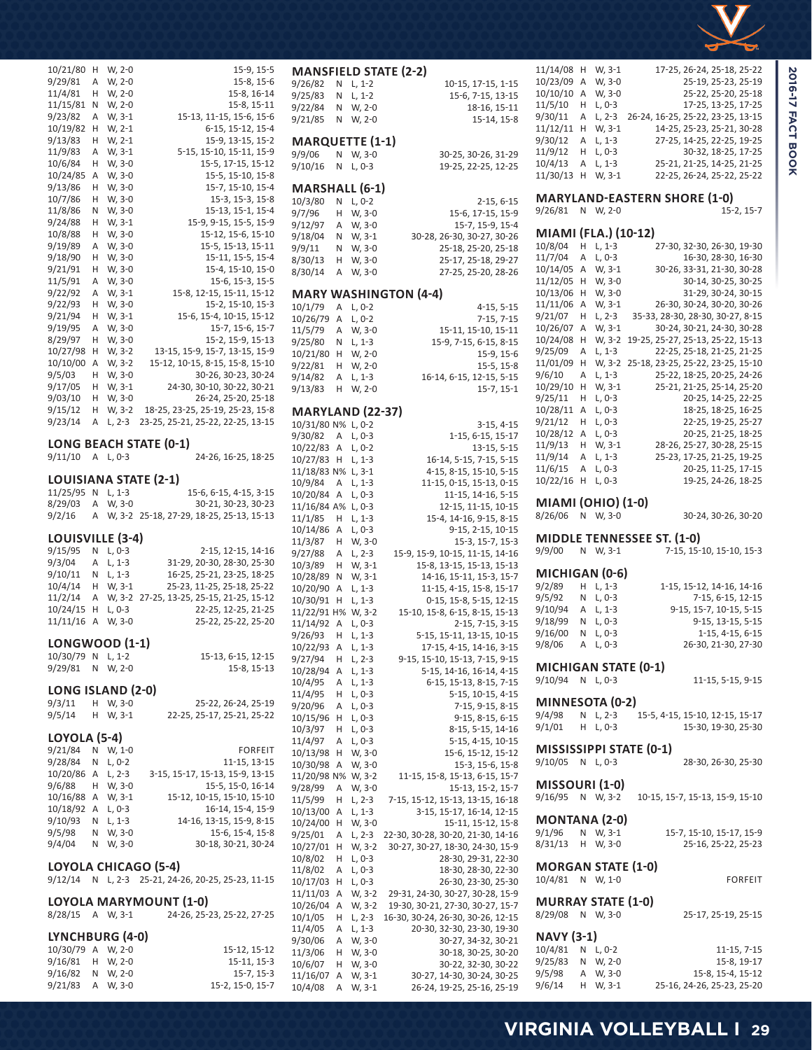| | | | |
|---|---|---|---|
| 10/21/80 | H | W, 2-0 | 15-9, 15-5 |
| 9/29/81 | A | W, 2-0 | 15-8, 15-6 |
| 11/4/81 | H | W, 2-0 | 15-8, 16-14 |
| 11/15/81 | N | W, 2-0 | 15-8, 15-11 |
| 9/23/82 | A | W, 3-1 | 15-13, 11-15, 15-6, 15-6 |
| 10/19/82 | H | W, 2-1 | 6-15, 15-12, 15-4 |
| 9/13/83 | H | W, 2-1 | 15-9, 13-15, 15-2 |
| 11/9/83 | A | W, 3-1 | 5-15, 15-10, 15-11, 15-9 |
| 10/6/84 | H | W, 3-0 | 15-5, 17-15, 15-12 |
| 10/24/85 | A | W, 3-0 | 15-5, 15-10, 15-8 |
| 9/13/86 | H | W, 3-0 | 15-7, 15-10, 15-4 |
| 10/7/86 | H | W, 3-0 | 15-3, 15-3, 15-8 |
| 11/8/86 | N | W, 3-0 | 15-13, 15-1, 15-4 |
| 9/24/88 | H | W, 3-1 | 15-9, 9-15, 15-5, 15-9 |
| 10/8/88 | H | W, 3-0 | 15-12, 15-6, 15-10 |
| 9/19/89 | A | W, 3-0 | 15-5, 15-13, 15-11 |
| 9/18/90 | H | W, 3-0 | 15-11, 15-5, 15-4 |
| 9/21/91 | H | W, 3-0 | 15-4, 15-10, 15-0 |
| 11/5/91 | A | W, 3-0 | 15-6, 15-3, 15-5 |
| 9/22/92 | A | W, 3-1 | 15-8, 12-15, 15-11, 15-12 |
| 9/22/93 | H | W, 3-0 | 15-2, 15-10, 15-3 |
| 9/21/94 | H | W, 3-1 | 15-6, 15-4, 10-15, 15-12 |
| 9/19/95 | A | W, 3-0 | 15-7, 15-6, 15-7 |
| 8/29/97 | H | W, 3-0 | 15-2, 15-9, 15-13 |
| 10/27/98 | H | W, 3-2 | 13-15, 15-9, 15-7, 13-15, 15-9 |
| 10/10/00 | A | W, 3-2 | 15-12, 10-15, 8-15, 15-8, 15-10 |
| 9/5/03 | H | W, 3-0 | 30-26, 30-23, 30-24 |
| 9/17/05 | H | W, 3-1 | 24-30, 30-10, 30-22, 30-21 |
| 9/03/10 | H | W, 3-0 | 26-24, 25-20, 25-18 |
| 9/15/12 | H | W, 3-2 | 18-25, 23-25, 25-19, 25-23, 15-8 |
| 9/23/14 | A | L, 2-3 | 23-25, 25-21, 25-22, 22-25, 13-15 |

### LONG BEACH STATE (0-1)

| | | | |
|---|---|---|---|
| 9/11/10 | A | L, 0-3 | 24-26, 16-25, 18-25 |

### LOUISIANA STATE (2-1)

| | | | |
|---|---|---|---|
| 11/25/95 | N | L, 1-3 | 15-6, 6-15, 4-15, 3-15 |
| 8/29/03 | A | W, 3-0 | 30-21, 30-23, 30-23 |
| 9/2/16 | A | W, 3-2 | 25-18, 27-29, 18-25, 25-13, 15-13 |

### LOUISVILLE (3-4)

| | | | |
|---|---|---|---|
| 9/15/95 | N | L, 0-3 | 2-15, 12-15, 14-16 |
| 9/3/04 | A | L, 1-3 | 31-29, 20-30, 28-30, 25-30 |
| 9/10/11 | N | L, 1-3 | 16-25, 25-21, 23-25, 18-25 |
| 10/4/14 | H | W, 3-1 | 25-23, 11-25, 25-18, 25-22 |
| 11/2/14 | A | W, 3-2 | 27-25, 13-25, 25-15, 21-25, 15-12 |
| 10/24/15 | H | L, 0-3 | 22-25, 12-25, 21-25 |
| 11/11/16 | A | W, 3-0 | 25-22, 25-22, 25-20 |

### LONGWOOD (1-1)

| | | | |
|---|---|---|---|
| 10/30/79 | N | L, 1-2 | 15-13, 6-15, 12-15 |
| 9/29/81 | N | W, 2-0 | 15-8, 15-13 |

### LONG ISLAND (2-0)

| | | | |
|---|---|---|---|
| 9/3/11 | H | W, 3-0 | 25-22, 26-24, 25-19 |
| 9/5/14 | H | W, 3-1 | 22-25, 25-17, 25-21, 25-22 |

### LOYOLA (5-4)

| | | | |
|---|---|---|---|
| 9/21/84 | N | W, 1-0 | FORFEIT |
| 9/28/84 | N | L, 0-2 | 11-15, 13-15 |
| 10/20/86 | A | L, 2-3 | 3-15, 15-17, 15-13, 15-9, 13-15 |
| 9/6/88 | H | W, 3-0 | 15-5, 15-0, 16-14 |
| 10/16/88 | A | W, 3-1 | 15-12, 10-15, 15-10, 15-10 |
| 10/18/92 | A | L, 0-3 | 16-14, 15-4, 15-9 |
| 9/10/93 | N | L, 1-3 | 14-16, 13-15, 15-9, 8-15 |
| 9/5/98 | N | W, 3-0 | 15-6, 15-4, 15-8 |
| 9/4/04 | N | W, 3-0 | 30-18, 30-21, 30-24 |

### LOYOLA CHICAGO (5-4)

| | | | |
|---|---|---|---|
| 9/12/14 | N | L, 2-3 | 25-21, 24-26, 20-25, 25-23, 11-15 |

### LOYOLA MARYMOUNT (1-0)

| | | | |
|---|---|---|---|
| 8/28/15 | A | W, 3-1 | 24-26, 25-23, 25-22, 27-25 |

### LYNCHBURG (4-0)

| | | | |
|---|---|---|---|
| 10/30/79 | A | W, 2-0 | 15-12, 15-12 |
| 9/16/81 | H | W, 2-0 | 15-11, 15-3 |
| 9/16/82 | N | W, 2-0 | 15-7, 15-3 |
| 9/21/83 | A | W, 3-0 | 15-2, 15-0, 15-7 |

### MANSFIELD STATE (2-2)

| | | | |
|---|---|---|---|
| 9/26/82 | N | L, 1-2 | 10-15, 17-15, 1-15 |
| 9/25/83 | N | L, 1-2 | 15-6, 7-15, 13-15 |
| 9/22/84 | N | W, 2-0 | 18-16, 15-11 |
| 9/21/85 | N | W, 2-0 | 15-14, 15-8 |

### MARQUETTE (1-1)

| | | | |
|---|---|---|---|
| 9/9/06 | N | W, 3-0 | 30-25, 30-26, 31-29 |
| 9/10/16 | N | L, 0-3 | 19-25, 22-25, 12-25 |

### MARSHALL (6-1)

| | | | |
|---|---|---|---|
| 10/3/80 | N | L, 0-2 | 2-15, 6-15 |
| 9/7/96 | H | W, 3-0 | 15-6, 17-15, 15-9 |
| 9/12/97 | A | W, 3-0 | 15-7, 15-9, 15-4 |
| 9/18/04 | N | W, 3-1 | 30-28, 26-30, 30-27, 30-26 |
| 9/9/11 | N | W, 3-0 | 25-18, 25-20, 25-18 |
| 8/30/13 | H | W, 3-0 | 25-17, 25-18, 29-27 |
| 8/30/14 | A | W, 3-0 | 27-25, 25-20, 28-26 |

### MARY WASHINGTON (4-4)

| | | | |
|---|---|---|---|
| 10/1/79 | A | L, 0-2 | 4-15, 5-15 |
| 10/26/79 | A | L, 0-2 | 7-15, 7-15 |
| 11/5/79 | A | W, 3-0 | 15-11, 15-10, 15-11 |
| 9/25/80 | N | L, 1-3 | 15-9, 7-15, 6-15, 8-15 |
| 10/21/80 | H | W, 2-0 | 15-9, 15-6 |
| 9/22/81 | H | W, 2-0 | 15-5, 15-8 |
| 9/14/82 | A | L, 1-3 | 16-14, 6-15, 12-15, 5-15 |
| 9/13/83 | H | W, 2-0 | 15-7, 15-1 |

### MARYLAND (22-37)

| | | | |
|---|---|---|---|
| 10/31/80 | N% | L, 0-2 | 3-15, 4-15 |
| 9/30/82 | A | L, 0-3 | 1-15, 6-15, 15-17 |
| 10/22/83 | A | L, 0-2 | 13-15, 5-15 |
| 10/27/83 | H | L, 1-3 | 16-14, 5-15, 7-15, 5-15 |
| 11/18/83 | N% | L, 3-1 | 4-15, 8-15, 15-10, 5-15 |
| 10/9/84 | A | L, 1-3 | 11-15, 0-15, 15-13, 0-15 |
| 10/20/84 | A | L, 0-3 | 11-15, 14-16, 5-15 |
| 11/16/84 | A% | L, 0-3 | 12-15, 11-15, 10-15 |
| 11/1/85 | H | L, 1-3 | 15-4, 14-16, 9-15, 8-15 |
| 10/14/86 | A | L, 0-3 | 9-15, 2-15, 10-15 |
| 11/3/87 | H | W, 3-0 | 15-3, 15-7, 15-3 |
| 9/27/88 | A | L, 2-3 | 15-9, 15-9, 10-15, 11-15, 14-16 |
| 10/3/89 | H | W, 3-1 | 15-8, 13-15, 15-13, 15-13 |
| 10/28/89 | N | W, 3-1 | 14-16, 15-11, 15-3, 15-7 |
| 10/20/90 | A | L, 1-3 | 11-15, 4-15, 15-8, 15-17 |
| 10/30/91 | H | L, 1-3 | 0-15, 15-8, 5-15, 12-15 |
| 11/22/91 | H% | W, 3-2 | 15-10, 15-8, 6-15, 8-15, 15-13 |
| 11/14/92 | A | L, 0-3 | 2-15, 7-15, 3-15 |
| 9/26/93 | H | L, 1-3 | 5-15, 15-11, 13-15, 10-15 |
| 10/22/93 | A | L, 1-3 | 17-15, 4-15, 14-16, 3-15 |
| 9/27/94 | H | L, 2-3 | 9-15, 15-10, 15-13, 7-15, 9-15 |
| 10/28/94 | A | L, 1-3 | 5-15, 14-16, 16-14, 4-15 |
| 10/4/95 | A | L, 1-3 | 6-15, 15-13, 8-15, 7-15 |
| 11/4/95 | H | L, 0-3 | 5-15, 10-15, 4-15 |
| 9/20/96 | A | L, 0-3 | 7-15, 9-15, 8-15 |
| 10/15/96 | H | L, 0-3 | 9-15, 8-15, 6-15 |
| 10/3/97 | H | L, 0-3 | 8-15, 5-15, 14-16 |
| 11/4/97 | A | L, 0-3 | 5-15, 4-15, 10-15 |
| 10/13/98 | H | W, 3-0 | 15-6, 15-12, 15-12 |
| 10/30/98 | A | W, 3-0 | 15-3, 15-6, 15-8 |
| 11/20/98 | N% | W, 3-2 | 11-15, 15-8, 15-13, 6-15, 15-7 |
| 9/28/99 | A | W, 3-0 | 15-13, 15-2, 15-7 |
| 11/5/99 | H | L, 2-3 | 7-15, 15-12, 15-13, 13-15, 16-18 |
| 10/13/00 | A | L, 1-3 | 3-15, 15-17, 16-14, 12-15 |
| 10/24/00 | H | W, 3-0 | 15-11, 15-12, 15-8 |
| 9/25/01 | A | L, 2-3 | 22-30, 30-28, 30-20, 21-30, 14-16 |
| 10/27/01 | H | W, 3-2 | 30-27, 30-27, 18-30, 24-30, 15-9 |
| 10/8/02 | H | L, 0-3 | 28-30, 29-31, 22-30 |
| 11/8/02 | A | L, 0-3 | 18-30, 28-30, 22-30 |
| 10/17/03 | H | L, 0-3 | 26-30, 23-30, 25-30 |
| 11/11/03 | A | W, 3-2 | 29-31, 24-30, 30-27, 30-28, 15-9 |
| 10/26/04 | A | W, 3-2 | 19-30, 30-21, 27-30, 30-27, 15-7 |
| 10/1/05 | H | L, 2-3 | 16-30, 30-24, 26-30, 30-26, 12-15 |
| 11/4/05 | A | L, 1-3 | 20-30, 32-30, 23-30, 19-30 |
| 9/30/06 | A | W, 3-0 | 30-27, 34-32, 30-21 |
| 11/3/06 | H | W, 3-0 | 30-18, 30-25, 30-20 |
| 10/6/07 | H | W, 3-0 | 30-22, 32-30, 30-22 |
| 11/16/07 | A | W, 3-1 | 30-27, 14-30, 30-24, 30-25 |
| 10/4/08 | A | W, 3-1 | 26-24, 19-25, 25-16, 25-19 |
| 11/14/08 | H | W, 3-1 | 17-25, 26-24, 25-18, 25-22 |
| 10/23/09 | A | W, 3-0 | 25-19, 25-23, 25-19 |
| 10/10/10 | A | W, 3-0 | 25-22, 25-20, 25-18 |
| 11/5/10 | H | L, 0-3 | 17-25, 13-25, 17-25 |
| 9/30/11 | A | L, 2-3 | 26-24, 16-25, 25-22, 23-25, 13-15 |
| 11/12/11 | H | W, 3-1 | 14-25, 25-23, 25-21, 30-28 |
| 9/30/12 | A | L, 1-3 | 27-25, 14-25, 22-25, 19-25 |
| 11/9/12 | H | L, 0-3 | 30-32, 18-25, 17-25 |
| 10/4/13 | A | L, 1-3 | 25-21, 21-25, 14-25, 21-25 |
| 11/30/13 | H | W, 3-1 | 22-25, 26-24, 25-22, 25-22 |

### MARYLAND-EASTERN SHORE (1-0)

| | | | |
|---|---|---|---|
| 9/26/81 | N | W, 2-0 | 15-2, 15-7 |

### MIAMI (FLA.) (10-12)

| | | | |
|---|---|---|---|
| 10/8/04 | H | L, 1-3 | 27-30, 32-30, 26-30, 19-30 |
| 11/7/04 | A | L, 0-3 | 16-30, 28-30, 16-30 |
| 10/14/05 | A | W, 3-1 | 30-26, 33-31, 21-30, 30-28 |
| 11/12/05 | H | W, 3-0 | 30-14, 30-25, 30-25 |
| 10/13/06 | H | W, 3-0 | 31-29, 30-24, 30-15 |
| 11/11/06 | A | W, 3-1 | 26-30, 30-24, 30-20, 30-26 |
| 9/21/07 | H | L, 2-3 | 35-33, 28-30, 28-30, 30-27, 8-15 |
| 10/26/07 | A | W, 3-1 | 30-24, 30-21, 24-30, 30-28 |
| 10/24/08 | H | W, 3-2 | 19-25, 25-27, 25-13, 25-22, 15-13 |
| 9/25/09 | A | L, 1-3 | 22-25, 25-18, 21-25, 21-25 |
| 11/01/09 | H | W, 3-2 | 25-18, 23-25, 25-22, 23-25, 15-10 |
| 9/6/10 | A | L, 1-3 | 25-22, 18-25, 20-25, 24-26 |
| 10/29/10 | H | W, 3-1 | 25-21, 21-25, 25-14, 25-20 |
| 9/25/11 | H | L, 0-3 | 20-25, 14-25, 22-25 |
| 10/28/11 | A | L, 0-3 | 18-25, 18-25, 16-25 |
| 9/21/12 | H | L, 0-3 | 22-25, 19-25, 25-27 |
| 10/28/12 | A | L, 0-3 | 20-25, 21-25, 18-25 |
| 11/9/13 | H | W, 3-1 | 28-26, 25-27, 30-28, 25-15 |
| 11/9/14 | A | L, 1-3 | 25-23, 17-25, 21-25, 19-25 |
| 11/6/15 | A | L, 0-3 | 20-25, 11-25, 17-15 |
| 10/22/16 | H | L, 0-3 | 19-25, 24-26, 18-25 |

### MIAMI (OHIO) (1-0)

| | | | |
|---|---|---|---|
| 8/26/06 | N | W, 3-0 | 30-24, 30-26, 30-20 |

### MIDDLE TENNESSEE ST. (1-0)

| | | | |
|---|---|---|---|
| 9/9/00 | N | W, 3-1 | 7-15, 15-10, 15-10, 15-3 |

### MICHIGAN (0-6)

| | | | |
|---|---|---|---|
| 9/2/89 | H | L, 1-3 | 1-15, 15-12, 14-16, 14-16 |
| 9/5/92 | N | L, 0-3 | 7-15, 6-15, 12-15 |
| 9/10/94 | A | L, 1-3 | 9-15, 15-7, 10-15, 5-15 |
| 9/18/99 | N | L, 0-3 | 9-15, 13-15, 5-15 |
| 9/16/00 | N | L, 0-3 | 1-15, 4-15, 6-15 |
| 9/8/06 | A | L, 0-3 | 26-30, 21-30, 27-30 |

### MICHIGAN STATE (0-1)

| | | | |
|---|---|---|---|
| 9/10/94 | N | L, 0-3 | 11-15, 5-15, 9-15 |

### MINNESOTA (0-2)

| | | | |
|---|---|---|---|
| 9/4/98 | N | L, 2-3 | 15-5, 4-15, 15-10, 12-15, 15-17 |
| 9/1/01 | H | L, 0-3 | 15-30, 19-30, 25-30 |

### MISSISSIPPI STATE (0-1)

| | | | |
|---|---|---|---|
| 9/10/05 | N | L, 0-3 | 28-30, 26-30, 25-30 |

### MISSOURI (1-0)

| | | | |
|---|---|---|---|
| 9/16/95 | N | W, 3-2 | 10-15, 15-7, 15-13, 15-9, 15-10 |

### MONTANA (2-0)

| | | | |
|---|---|---|---|
| 9/1/96 | N | W, 3-1 | 15-7, 15-10, 15-17, 15-9 |
| 8/31/13 | H | W, 3-0 | 25-16, 25-22, 25-23 |

### MORGAN STATE (1-0)

| | | | |
|---|---|---|---|
| 10/4/81 | N | W, 1-0 | FORFEIT |

### MURRAY STATE (1-0)

| | | | |
|---|---|---|---|
| 8/29/08 | N | W, 3-0 | 25-17, 25-19, 25-15 |

### NAVY (3-1)

| | | | |
|---|---|---|---|
| 10/4/81 | N | L, 0-2 | 11-15, 7-15 |
| 9/25/83 | N | W, 2-0 | 15-8, 19-17 |
| 9/5/98 | A | W, 3-0 | 15-8, 15-4, 15-12 |
| 9/6/14 | H | W, 3-1 | 25-16, 24-26, 25-23, 25-20 |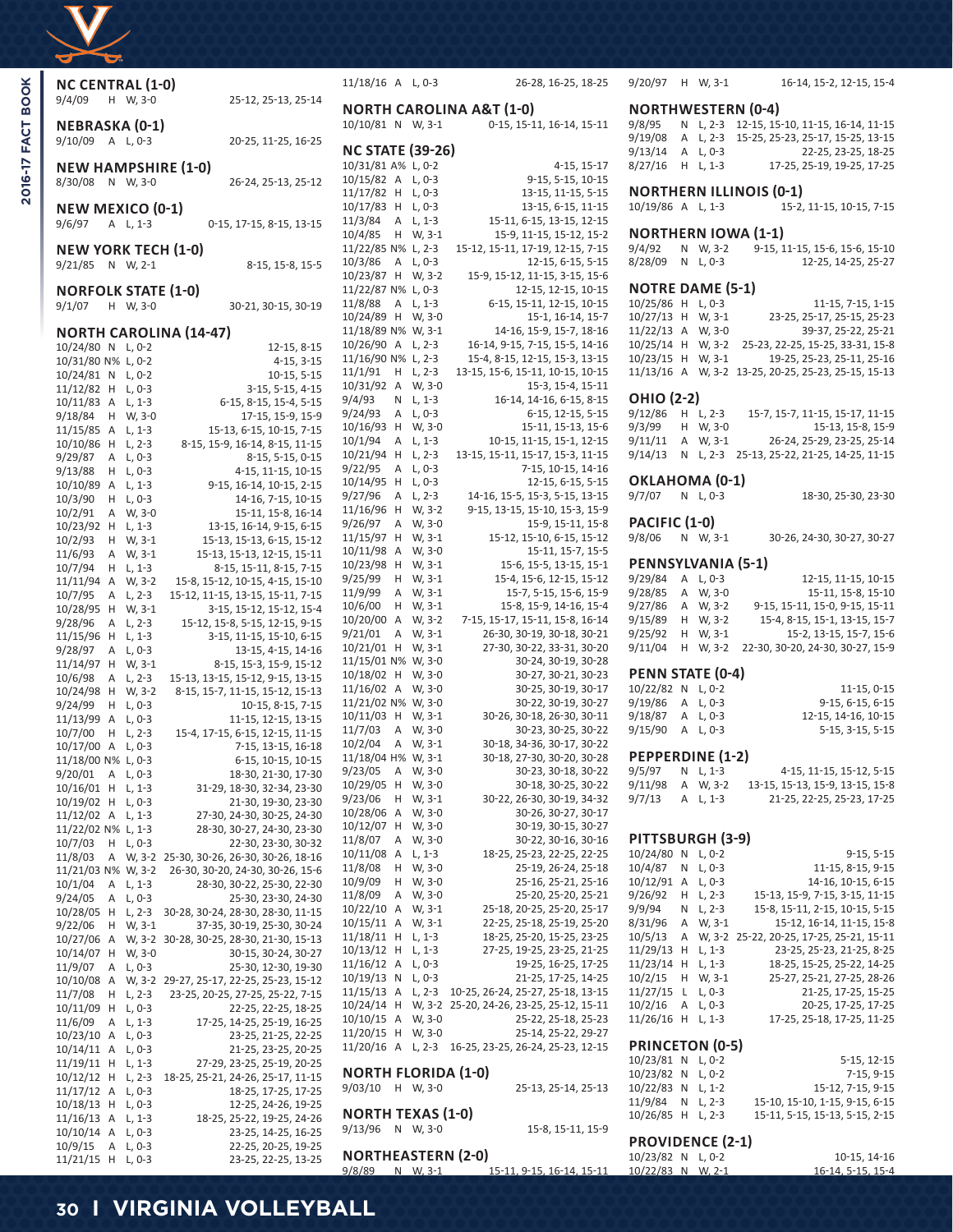## NC CENTRAL (1-0)

| | | | |
|---|---|---|---|
| 9/4/09 | H | W, 3-0 | 25-12, 25-13, 25-14 |

## NEBRASKA (0-1)

| | | | |
|---|---|---|---|
| 9/10/09 | A | L, 0-3 | 20-25, 11-25, 16-25 |

## NEW HAMPSHIRE (1-0)

| | | | |
|---|---|---|---|
| 8/30/08 | N | W, 3-0 | 26-24, 25-13, 25-12 |

## NEW MEXICO (0-1)

| | | | |
|---|---|---|---|
| 9/6/97 | A | L, 1-3 | 0-15, 17-15, 8-15, 13-15 |

## NEW YORK TECH (1-0)

| | | | |
|---|---|---|---|
| 9/21/85 | N | W, 2-1 | 8-15, 15-8, 15-5 |

## NORFOLK STATE (1-0)

| | | | |
|---|---|---|---|
| 9/1/07 | H | W, 3-0 | 30-21, 30-15, 30-19 |

## NORTH CAROLINA (14-47)

| | | | |
|---|---|---|---|
| 10/24/80 | N | L, 0-2 | 12-15, 8-15 |
| 10/31/80 | N% | L, 0-2 | 4-15, 3-15 |
| 10/24/81 | N | L, 0-2 | 10-15, 5-15 |
| 11/12/82 | H | L, 0-3 | 3-15, 5-15, 4-15 |
| 10/11/83 | A | L, 1-3 | 6-15, 8-15, 15-4, 5-15 |
| 9/18/84 | H | W, 3-0 | 17-15, 15-9, 15-9 |
| 11/15/85 | A | L, 1-3 | 15-13, 6-15, 10-15, 7-15 |
| 10/10/86 | H | L, 2-3 | 8-15, 15-9, 16-14, 8-15, 11-15 |
| 9/29/87 | A | L, 0-3 | 8-15, 5-15, 0-15 |
| 9/13/88 | H | L, 0-3 | 4-15, 11-15, 10-15 |
| 10/10/89 | A | L, 1-3 | 9-15, 16-14, 10-15, 2-15 |
| 10/3/90 | H | L, 0-3 | 14-16, 7-15, 10-15 |
| 10/2/91 | A | W, 3-0 | 15-11, 15-8, 16-14 |
| 10/23/92 | H | L, 1-3 | 13-15, 16-14, 9-15, 6-15 |
| 10/2/93 | H | W, 3-1 | 15-13, 15-13, 6-15, 15-12 |
| 11/6/93 | A | W, 3-1 | 15-13, 15-13, 12-15, 15-11 |
| 10/7/94 | H | L, 1-3 | 8-15, 15-11, 8-15, 7-15 |
| 11/11/94 | A | W, 3-2 | 15-8, 15-12, 10-15, 4-15, 15-10 |
| 10/7/95 | A | L, 2-3 | 15-12, 11-15, 13-15, 15-11, 7-15 |
| 10/28/95 | H | W, 3-1 | 3-15, 15-12, 15-12, 15-4 |
| 9/28/96 | A | L, 2-3 | 15-12, 15-8, 5-15, 12-15, 9-15 |
| 11/15/96 | H | L, 1-3 | 3-15, 11-15, 15-10, 6-15 |
| 9/28/97 | A | L, 0-3 | 13-15, 4-15, 14-16 |
| 11/14/97 | H | W, 3-1 | 8-15, 15-3, 15-9, 15-12 |
| 10/6/98 | A | L, 2-3 | 15-13, 13-15, 15-12, 9-15, 13-15 |
| 10/24/98 | H | W, 3-2 | 8-15, 15-7, 11-15, 15-12, 15-13 |
| 9/24/99 | H | L, 0-3 | 10-15, 8-15, 7-15 |
| 11/13/99 | A | L, 0-3 | 11-15, 12-15, 13-15 |
| 10/7/00 | H | L, 2-3 | 15-4, 17-15, 6-15, 12-15, 11-15 |
| 10/17/00 | A | L, 0-3 | 7-15, 13-15, 16-18 |
| 11/18/00 | N% | L, 0-3 | 6-15, 10-15, 10-15 |
| 9/20/01 | A | L, 0-3 | 18-30, 21-30, 17-30 |
| 10/16/01 | H | L, 1-3 | 31-29, 18-30, 32-34, 23-30 |
| 10/19/02 | H | L, 0-3 | 21-30, 19-30, 23-30 |
| 11/12/02 | A | L, 1-3 | 27-30, 24-30, 30-25, 24-30 |
| 11/22/02 | N% | L, 1-3 | 28-30, 30-27, 24-30, 23-30 |
| 10/7/03 | H | L, 0-3 | 22-30, 23-30, 30-32 |
| 11/8/03 | A | W, 3-2 | 25-30, 30-26, 26-30, 30-26, 18-16 |
| 11/21/03 | N% | W, 3-2 | 26-30, 30-20, 24-30, 30-26, 15-6 |
| 10/1/04 | A | L, 1-3 | 28-30, 30-22, 25-30, 22-30 |
| 9/24/05 | A | L, 0-3 | 25-30, 23-30, 24-30 |
| 10/28/05 | H | L, 2-3 | 30-28, 30-24, 28-30, 28-30, 11-15 |
| 9/22/06 | H | W, 3-1 | 37-35, 30-19, 25-30, 30-24 |
| 10/27/06 | A | W, 3-2 | 30-28, 30-25, 28-30, 21-30, 15-13 |
| 10/14/07 | H | W, 3-0 | 30-15, 30-24, 30-27 |
| 11/9/07 | A | L, 0-3 | 25-30, 12-30, 19-30 |
| 10/10/08 | A | W, 3-2 | 29-27, 25-17, 22-25, 25-23, 15-12 |
| 11/7/08 | H | L, 2-3 | 23-25, 20-25, 27-25, 25-22, 7-15 |
| 10/11/09 | H | L, 0-3 | 22-25, 22-25, 18-25 |
| 11/6/09 | A | L, 1-3 | 17-25, 14-25, 25-19, 16-25 |
| 10/23/10 | A | L, 0-3 | 23-25, 21-25, 22-25 |
| 10/14/11 | A | L, 0-3 | 21-25, 23-25, 20-25 |
| 11/19/11 | H | L, 1-3 | 27-29, 23-25, 25-19, 20-25 |
| 10/12/12 | H | L, 2-3 | 18-25, 25-21, 24-26, 25-17, 11-15 |
| 11/17/12 | A | L, 0-3 | 18-25, 17-25, 17-25 |
| 10/18/13 | H | L, 0-3 | 12-25, 24-26, 19-25 |
| 11/16/13 | A | L, 1-3 | 18-25, 25-22, 19-25, 24-26 |
| 10/10/14 | A | L, 0-3 | 23-25, 14-25, 16-25 |
| 10/9/15 | A | L, 0-3 | 22-25, 20-25, 19-25 |
| 11/21/15 | H | L, 0-3 | 23-25, 22-25, 13-25 |
| 11/18/16 | A | L, 0-3 | 26-28, 16-25, 18-25 |

## NORTH CAROLINA A&T (1-0)

| | | | |
|---|---|---|---|
| 10/10/81 | N | W, 3-1 | 0-15, 15-11, 16-14, 15-11 |

## NC STATE (39-26)

| | | | |
|---|---|---|---|
| 10/31/81 | A% | L, 0-2 | 4-15, 15-17 |
| 10/15/82 | A | L, 0-3 | 9-15, 5-15, 10-15 |
| 11/17/82 | H | L, 0-3 | 13-15, 11-15, 5-15 |
| 10/17/83 | H | L, 0-3 | 13-15, 6-15, 11-15 |
| 11/3/84 | A | L, 1-3 | 15-11, 6-15, 13-15, 12-15 |
| 10/4/85 | H | W, 3-1 | 15-9, 11-15, 15-12, 15-2 |
| 11/22/85 | N% | L, 2-3 | 15-12, 15-11, 17-19, 12-15, 7-15 |
| 10/3/86 | A | L, 0-3 | 12-15, 6-15, 5-15 |
| 10/23/87 | H | W, 3-2 | 15-9, 15-12, 11-15, 3-15, 15-6 |
| 11/22/87 | N% | L, 0-3 | 12-15, 12-15, 10-15 |
| 11/8/88 | A | L, 1-3 | 6-15, 15-11, 12-15, 10-15 |
| 10/24/89 | H | W, 3-0 | 15-1, 16-14, 15-7 |
| 11/18/89 | N% | W, 3-1 | 14-16, 15-9, 15-7, 18-16 |
| 10/26/90 | A | L, 2-3 | 16-14, 9-15, 7-15, 15-5, 14-16 |
| 11/16/90 | N% | L, 2-3 | 15-4, 8-15, 12-15, 15-3, 13-15 |
| 11/1/91 | H | L, 2-3 | 13-15, 15-6, 15-11, 10-15, 10-15 |
| 10/31/92 | A | W, 3-0 | 15-3, 15-4, 15-11 |
| 9/4/93 | N | L, 1-3 | 16-14, 14-16, 6-15, 8-15 |
| 9/24/93 | A | L, 0-3 | 6-15, 12-15, 5-15 |
| 10/16/93 | H | W, 3-0 | 15-11, 15-13, 15-6 |
| 10/1/94 | A | L, 1-3 | 10-15, 11-15, 15-1, 12-15 |
| 10/21/94 | H | L, 2-3 | 13-15, 15-11, 15-17, 15-3, 11-15 |
| 9/22/95 | A | L, 0-3 | 7-15, 10-15, 14-16 |
| 10/14/95 | H | L, 0-3 | 12-15, 6-15, 5-15 |
| 9/27/96 | A | L, 2-3 | 14-16, 15-5, 15-3, 5-15, 13-15 |
| 11/16/96 | H | W, 3-2 | 9-15, 13-15, 15-10, 15-3, 15-9 |
| 9/26/97 | A | W, 3-0 | 15-9, 15-11, 15-8 |
| 11/15/97 | H | W, 3-1 | 15-12, 15-10, 6-15, 15-12 |
| 10/11/98 | A | W, 3-0 | 15-11, 15-7, 15-5 |
| 10/23/98 | H | W, 3-1 | 15-6, 15-5, 13-15, 15-1 |
| 9/25/99 | H | W, 3-1 | 15-4, 15-6, 12-15, 15-12 |
| 11/9/99 | A | W, 3-1 | 15-7, 5-15, 15-6, 15-9 |
| 10/6/00 | H | W, 3-1 | 15-8, 15-9, 14-16, 15-4 |
| 10/20/00 | A | W, 3-2 | 7-15, 15-17, 15-11, 15-8, 16-14 |
| 9/21/01 | A | W, 3-1 | 26-30, 30-19, 30-18, 30-21 |
| 10/21/01 | H | W, 3-1 | 27-30, 30-22, 33-31, 30-20 |
| 11/15/01 | N% | W, 3-0 | 30-24, 30-19, 30-28 |
| 10/18/02 | H | W, 3-0 | 30-27, 30-21, 30-23 |
| 11/16/02 | A | W, 3-0 | 30-25, 30-19, 30-17 |
| 11/21/02 | N% | W, 3-0 | 30-22, 30-19, 30-27 |
| 10/11/03 | H | W, 3-1 | 30-26, 30-18, 26-30, 30-11 |
| 11/7/03 | A | W, 3-0 | 30-23, 30-25, 30-22 |
| 10/2/04 | A | W, 3-1 | 30-18, 34-36, 30-17, 30-22 |
| 11/18/04 | H% | W, 3-1 | 30-18, 27-30, 30-20, 30-28 |
| 9/23/05 | A | W, 3-0 | 30-23, 30-18, 30-22 |
| 10/29/05 | H | W, 3-0 | 30-18, 30-25, 30-22 |
| 9/23/06 | H | W, 3-1 | 30-22, 26-30, 30-19, 34-32 |
| 10/28/06 | A | W, 3-0 | 30-26, 30-27, 30-17 |
| 10/12/07 | H | W, 3-0 | 30-19, 30-15, 30-27 |
| 11/8/07 | A | W, 3-0 | 30-22, 30-16, 30-16 |
| 10/11/08 | A | L, 1-3 | 18-25, 25-23, 22-25, 22-25 |
| 11/8/08 | H | W, 3-0 | 25-19, 26-24, 25-18 |
| 10/9/09 | H | W, 3-0 | 25-16, 25-21, 25-16 |
| 11/8/09 | A | W, 3-0 | 25-20, 25-20, 25-21 |
| 10/22/10 | A | W, 3-1 | 25-18, 20-25, 25-20, 25-17 |
| 10/15/11 | A | W, 3-1 | 22-25, 25-18, 25-19, 25-20 |
| 11/18/11 | H | L, 1-3 | 18-25, 25-20, 15-25, 23-25 |
| 10/13/12 | H | L, 1-3 | 27-25, 19-25, 23-25, 21-25 |
| 11/16/12 | A | L, 0-3 | 19-25, 16-25, 17-25 |
| 10/19/13 | N | L, 0-3 | 21-25, 17-25, 14-25 |
| 11/15/13 | A | L, 2-3 | 10-25, 26-24, 25-27, 25-18, 13-15 |
| 10/24/14 | H | W, 3-2 | 25-20, 24-26, 23-25, 25-12, 15-11 |
| 10/10/15 | A | W, 3-0 | 25-22, 25-18, 25-23 |
| 11/20/15 | H | W, 3-0 | 25-14, 25-22, 29-27 |
| 11/20/16 | A | L, 2-3 | 16-25, 23-25, 26-24, 25-23, 12-15 |

## NORTH FLORIDA (1-0)

| | | | |
|---|---|---|---|
| 9/03/10 | H | W, 3-0 | 25-13, 25-14, 25-13 |

## NORTH TEXAS (1-0)

| | | | |
|---|---|---|---|
| 9/13/96 | N | W, 3-0 | 15-8, 15-11, 15-9 |

## NORTHEASTERN (2-0)

| | | | |
|---|---|---|---|
| 9/8/89 | N | W, 3-1 | 15-11, 9-15, 16-14, 15-11 |
| 9/20/97 | H | W, 3-1 | 16-14, 15-2, 12-15, 15-4 |

## NORTHWESTERN (0-4)

| | | | |
|---|---|---|---|
| 9/8/95 | N | L, 2-3 | 12-15, 15-10, 11-15, 16-14, 11-15 |
| 9/19/08 | A | L, 2-3 | 15-25, 25-23, 25-17, 15-25, 13-15 |
| 9/13/14 | A | L, 0-3 | 22-25, 23-25, 18-25 |
| 8/27/16 | H | L, 1-3 | 17-25, 25-19, 19-25, 17-25 |

## NORTHERN ILLINOIS (0-1)

| | | | |
|---|---|---|---|
| 10/19/86 | A | L, 1-3 | 15-2, 11-15, 10-15, 7-15 |

## NORTHERN IOWA (1-1)

| | | | |
|---|---|---|---|
| 9/4/92 | N | W, 3-2 | 9-15, 11-15, 15-6, 15-6, 15-10 |
| 8/28/09 | N | L, 0-3 | 12-25, 14-25, 25-27 |

## NOTRE DAME (5-1)

| | | | |
|---|---|---|---|
| 10/25/86 | H | L, 0-3 | 11-15, 7-15, 1-15 |
| 10/27/13 | H | W, 3-1 | 23-25, 25-17, 25-15, 25-23 |
| 11/22/13 | A | W, 3-0 | 39-37, 25-22, 25-21 |
| 10/25/14 | H | W, 3-2 | 25-23, 22-25, 15-25, 33-31, 15-8 |
| 10/23/15 | H | W, 3-1 | 19-25, 25-23, 25-11, 25-16 |
| 11/13/16 | A | W, 3-2 | 13-25, 20-25, 25-23, 25-15, 15-13 |

## OHIO (2-2)

| | | | |
|---|---|---|---|
| 9/12/86 | H | L, 2-3 | 15-7, 15-7, 11-15, 15-17, 11-15 |
| 9/3/99 | H | W, 3-0 | 15-13, 15-8, 15-9 |
| 9/11/11 | A | W, 3-1 | 26-24, 25-29, 23-25, 25-14 |
| 9/14/13 | N | L, 2-3 | 25-13, 25-22, 21-25, 14-25, 11-15 |

## OKLAHOMA (0-1)

| | | | |
|---|---|---|---|
| 9/7/07 | N | L, 0-3 | 18-30, 25-30, 23-30 |

## PACIFIC (1-0)

| | | | |
|---|---|---|---|
| 9/8/06 | N | W, 3-1 | 30-26, 24-30, 30-27, 30-27 |

## PENNSYLVANIA (5-1)

| | | | |
|---|---|---|---|
| 9/29/84 | A | L, 0-3 | 12-15, 11-15, 10-15 |
| 9/28/85 | A | W, 3-0 | 15-11, 15-8, 15-10 |
| 9/27/86 | A | W, 3-2 | 9-15, 15-11, 15-0, 9-15, 15-11 |
| 9/15/89 | H | W, 3-2 | 15-4, 8-15, 15-1, 13-15, 15-7 |
| 9/25/92 | H | W, 3-1 | 15-2, 13-15, 15-7, 15-6 |
| 9/11/04 | H | W, 3-2 | 22-30, 30-20, 24-30, 30-27, 15-9 |

## PENN STATE (0-4)

| | | | |
|---|---|---|---|
| 10/22/82 | N | L, 0-2 | 11-15, 0-15 |
| 9/19/86 | A | L, 0-3 | 9-15, 6-15, 6-15 |
| 9/18/87 | A | L, 0-3 | 12-15, 14-16, 10-15 |
| 9/15/90 | A | L, 0-3 | 5-15, 3-15, 5-15 |

## PEPPERDINE (1-2)

| | | | |
|---|---|---|---|
| 9/5/97 | N | L, 1-3 | 4-15, 11-15, 15-12, 5-15 |
| 9/11/98 | A | W, 3-2 | 13-15, 15-13, 15-9, 13-15, 15-8 |
| 9/7/13 | A | L, 1-3 | 21-25, 22-25, 25-23, 17-25 |

## PITTSBURGH (3-9)

| | | | |
|---|---|---|---|
| 10/24/80 | N | L, 0-2 | 9-15, 5-15 |
| 10/4/87 | N | L, 0-3 | 11-15, 8-15, 9-15 |
| 10/12/91 | A | L, 0-3 | 14-16, 10-15, 6-15 |
| 9/26/92 | H | L, 2-3 | 15-13, 15-9, 7-15, 3-15, 11-15 |
| 9/9/94 | N | L, 2-3 | 15-8, 15-11, 2-15, 10-15, 5-15 |
| 8/31/96 | A | W, 3-1 | 15-12, 16-14, 11-15, 15-8 |
| 10/5/13 | A | W, 3-2 | 25-22, 20-25, 17-25, 25-21, 15-11 |
| 11/29/13 | H | L, 1-3 | 23-25, 25-23, 21-25, 8-25 |
| 11/23/14 | H | L, 1-3 | 18-25, 15-25, 25-22, 14-25 |
| 10/2/15 | H | W, 3-1 | 25-27, 25-21, 27-25, 28-26 |
| 11/27/15 | L | L, 0-3 | 21-25, 17-25, 15-25 |
| 10/2/16 | A | L, 0-3 | 20-25, 17-25, 17-25 |
| 11/26/16 | H | L, 1-3 | 17-25, 25-18, 17-25, 11-25 |

## PRINCETON (0-5)

| | | | |
|---|---|---|---|
| 10/23/81 | N | L, 0-2 | 5-15, 12-15 |
| 10/23/82 | N | L, 0-2 | 7-15, 9-15 |
| 10/22/83 | N | L, 1-2 | 15-12, 7-15, 9-15 |
| 11/9/84 | N | L, 2-3 | 15-10, 15-10, 1-15, 9-15, 6-15 |
| 10/26/85 | H | L, 2-3 | 15-11, 5-15, 15-13, 5-15, 2-15 |

## PROVIDENCE (2-1)

| | | | |
|---|---|---|---|
| 10/23/82 | N | L, 0-2 | 10-15, 14-16 |
| 10/22/83 | N | W, 2-1 | 16-14, 5-15, 15-4 |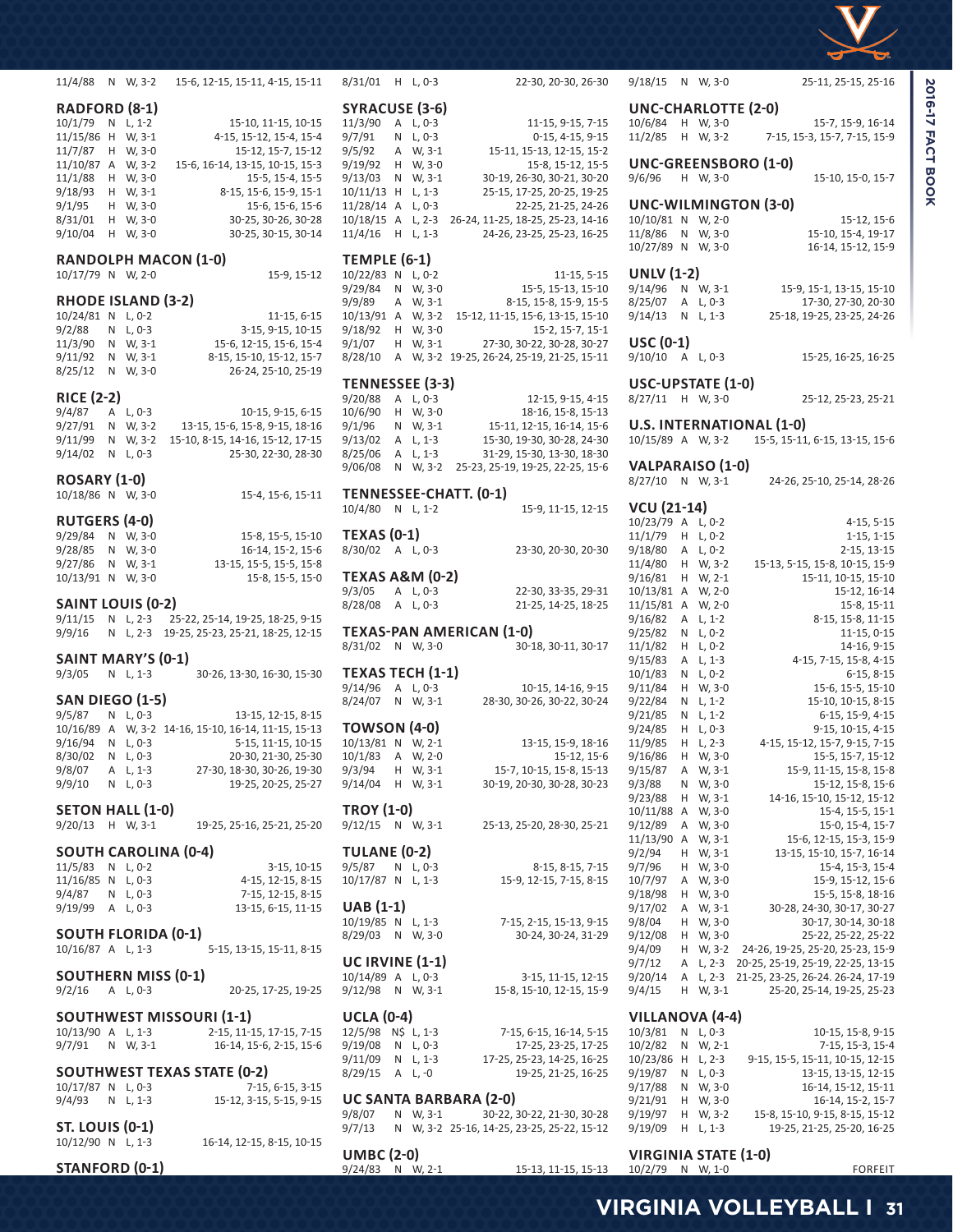11/4/88 N W, 3-2 15-6, 12-15, 15-11, 4-15, 15-11

## RADFORD (8-1)

| | | | |
|---|---|---|---|
| 10/1/79 | N | L, 1-2 | 15-10, 11-15, 10-15 |
| 11/15/86 | H | W, 3-1 | 4-15, 15-12, 15-4, 15-4 |
| 11/7/87 | H | W, 3-0 | 15-12, 15-7, 15-12 |
| 11/10/87 | A | W, 3-2 | 15-6, 16-14, 13-15, 10-15, 15-3 |
| 11/1/88 | H | W, 3-0 | 15-5, 15-4, 15-5 |
| 9/18/93 | H | W, 3-1 | 8-15, 15-6, 15-9, 15-1 |
| 9/1/95 | H | W, 3-0 | 15-6, 15-6, 15-6 |
| 8/31/01 | H | W, 3-0 | 30-25, 30-26, 30-28 |
| 9/10/04 | H | W, 3-0 | 30-25, 30-15, 30-14 |

## RANDOLPH MACON (1-0)

| | | | |
|---|---|---|---|
| 10/17/79 | N | W, 2-0 | 15-9, 15-12 |

## RHODE ISLAND (3-2)

| | | | |
|---|---|---|---|
| 10/24/81 | N | L, 0-2 | 11-15, 6-15 |
| 9/2/88 | N | L, 0-3 | 3-15, 9-15, 10-15 |
| 11/3/90 | N | W, 3-1 | 15-6, 12-15, 15-6, 15-4 |
| 9/11/92 | N | W, 3-1 | 8-15, 15-10, 15-12, 15-7 |
| 8/25/12 | N | W, 3-0 | 26-24, 25-10, 25-19 |

## RICE (2-2)

| | | | |
|---|---|---|---|
| 9/4/87 | A | L, 0-3 | 10-15, 9-15, 6-15 |
| 9/27/91 | N | W, 3-2 | 13-15, 15-6, 15-8, 9-15, 18-16 |
| 9/11/99 | N | W, 3-2 | 15-10, 8-15, 14-16, 15-12, 17-15 |
| 9/14/02 | N | L, 0-3 | 25-30, 22-30, 28-30 |

## ROSARY (1-0)

| | | | |
|---|---|---|---|
| 10/18/86 | N | W, 3-0 | 15-4, 15-6, 15-11 |

## RUTGERS (4-0)

| | | | |
|---|---|---|---|
| 9/29/84 | N | W, 3-0 | 15-8, 15-5, 15-10 |
| 9/28/85 | N | W, 3-0 | 16-14, 15-2, 15-6 |
| 9/27/86 | N | W, 3-1 | 13-15, 15-5, 15-5, 15-8 |
| 10/13/91 | N | W, 3-0 | 15-8, 15-5, 15-0 |

## SAINT LOUIS (0-2)

| | | | |
|---|---|---|---|
| 9/11/15 | N | L, 2-3 | 25-22, 25-14, 19-25, 18-25, 9-15 |
| 9/9/16 | N | L, 2-3 | 19-25, 25-23, 25-21, 18-25, 12-15 |

## SAINT MARY'S (0-1)

| | | | |
|---|---|---|---|
| 9/3/05 | N | L, 1-3 | 30-26, 13-30, 16-30, 15-30 |

## SAN DIEGO (1-5)

| | | | |
|---|---|---|---|
| 9/5/87 | N | L, 0-3 | 13-15, 12-15, 8-15 |
| 10/16/89 | A | W, 3-2 | 14-16, 15-10, 16-14, 11-15, 15-13 |
| 9/16/94 | N | L, 0-3 | 5-15, 11-15, 10-15 |
| 8/30/02 | N | L, 0-3 | 20-30, 21-30, 25-30 |
| 9/8/07 | A | L, 1-3 | 27-30, 18-30, 30-26, 19-30 |
| 9/9/10 | N | L, 0-3 | 19-25, 20-25, 25-27 |

## SETON HALL (1-0)

| | | | |
|---|---|---|---|
| 9/20/13 | H | W, 3-1 | 19-25, 25-16, 25-21, 25-20 |

## SOUTH CAROLINA (0-4)

| | | | |
|---|---|---|---|
| 11/5/83 | N | L, 0-2 | 3-15, 10-15 |
| 11/16/85 | N | L, 0-3 | 4-15, 12-15, 8-15 |
| 9/4/87 | N | L, 0-3 | 7-15, 12-15, 8-15 |
| 9/19/99 | A | L, 0-3 | 13-15, 6-15, 11-15 |

## SOUTH FLORIDA (0-1)

| | | | |
|---|---|---|---|
| 10/16/87 | A | L, 1-3 | 5-15, 13-15, 15-11, 8-15 |

## SOUTHERN MISS (0-1)

| | | | |
|---|---|---|---|
| 9/2/16 | A | L, 0-3 | 20-25, 17-25, 19-25 |

## SOUTHWEST MISSOURI (1-1)

| | | | |
|---|---|---|---|
| 10/13/90 | A | L, 1-3 | 2-15, 11-15, 17-15, 7-15 |
| 9/7/91 | N | W, 3-1 | 16-14, 15-6, 2-15, 15-6 |

## SOUTHWEST TEXAS STATE (0-2)

| | | | |
|---|---|---|---|
| 10/17/87 | N | L, 0-3 | 7-15, 6-15, 3-15 |
| 9/4/93 | N | L, 1-3 | 15-12, 3-15, 5-15, 9-15 |

## ST. LOUIS (0-1)

| | | | |
|---|---|---|---|
| 10/12/90 | N | L, 1-3 | 16-14, 12-15, 8-15, 10-15 |

## STANFORD (0-1)

| | | | |
|---|---|---|---|
| 8/31/01 | H | L, 0-3 | 22-30, 20-30, 26-30 |

## SYRACUSE (3-6)

| | | | |
|---|---|---|---|
| 11/3/90 | A | L, 0-3 | 11-15, 9-15, 7-15 |
| 9/7/91 | N | L, 0-3 | 0-15, 4-15, 9-15 |
| 9/5/92 | A | W, 3-1 | 15-11, 15-13, 12-15, 15-2 |
| 9/19/92 | H | W, 3-0 | 15-8, 15-12, 15-5 |
| 9/13/03 | N | W, 3-1 | 30-19, 26-30, 30-21, 30-20 |
| 10/11/13 | H | L, 1-3 | 25-15, 17-25, 20-25, 19-25 |
| 11/28/14 | A | L, 0-3 | 22-25, 21-25, 24-26 |
| 10/18/15 | A | L, 2-3 | 26-24, 11-25, 18-25, 25-23, 14-16 |
| 11/4/16 | H | L, 1-3 | 24-26, 23-25, 25-23, 16-25 |

## TEMPLE (6-1)

| | | | |
|---|---|---|---|
| 10/22/83 | N | L, 0-2 | 11-15, 5-15 |
| 9/29/84 | N | W, 3-0 | 15-5, 15-13, 15-10 |
| 9/9/89 | A | W, 3-1 | 8-15, 15-8, 15-9, 15-5 |
| 10/13/91 | A | W, 3-2 | 15-12, 11-15, 15-6, 13-15, 15-10 |
| 9/18/92 | H | W, 3-0 | 15-2, 15-7, 15-1 |
| 9/1/07 | H | W, 3-1 | 27-30, 30-22, 30-28, 30-27 |
| 8/28/10 | A | W, 3-2 | 19-25, 26-24, 25-19, 21-25, 15-11 |

## TENNESSEE (3-3)

| | | | |
|---|---|---|---|
| 9/20/88 | A | L, 0-3 | 12-15, 9-15, 4-15 |
| 10/6/90 | H | W, 3-0 | 18-16, 15-8, 15-13 |
| 9/1/96 | N | W, 3-1 | 15-11, 12-15, 16-14, 15-6 |
| 9/13/02 | A | L, 1-3 | 15-30, 19-30, 30-28, 24-30 |
| 8/25/06 | A | L, 1-3 | 31-29, 15-30, 13-30, 18-30 |
| 9/06/08 | N | W, 3-2 | 25-23, 25-19, 19-25, 22-25, 15-6 |

## TENNESSEE-CHATT. (0-1)

| | | | |
|---|---|---|---|
| 10/4/80 | N | L, 1-2 | 15-9, 11-15, 12-15 |

## TEXAS (0-1)

| | | | |
|---|---|---|---|
| 8/30/02 | A | L, 0-3 | 23-30, 20-30, 20-30 |

## TEXAS A&M (0-2)

| | | | |
|---|---|---|---|
| 9/3/05 | A | L, 0-3 | 22-30, 33-35, 29-31 |
| 8/28/08 | A | L, 0-3 | 21-25, 14-25, 18-25 |

## TEXAS-PAN AMERICAN (1-0)

| | | | |
|---|---|---|---|
| 8/31/02 | N | W, 3-0 | 30-18, 30-11, 30-17 |

## TEXAS TECH (1-1)

| | | | |
|---|---|---|---|
| 9/14/96 | A | L, 0-3 | 10-15, 14-16, 9-15 |
| 8/24/07 | N | W, 3-1 | 28-30, 30-26, 30-22, 30-24 |

## TOWSON (4-0)

| | | | |
|---|---|---|---|
| 10/13/81 | N | W, 2-1 | 13-15, 15-9, 18-16 |
| 10/1/83 | A | W, 2-0 | 15-12, 15-6 |
| 9/3/94 | H | W, 3-1 | 15-7, 10-15, 15-8, 15-13 |
| 9/14/04 | H | W, 3-1 | 30-19, 20-30, 30-28, 30-23 |

## TROY (1-0)

| | | | |
|---|---|---|---|
| 9/12/15 | N | W, 3-1 | 25-13, 25-20, 28-30, 25-21 |

## TULANE (0-2)

| | | | |
|---|---|---|---|
| 9/5/87 | N | L, 0-3 | 8-15, 8-15, 7-15 |
| 10/17/87 | N | L, 1-3 | 15-9, 12-15, 7-15, 8-15 |

## UAB (1-1)

| | | | |
|---|---|---|---|
| 10/19/85 | N | L, 1-3 | 7-15, 2-15, 15-13, 9-15 |
| 8/29/03 | N | W, 3-0 | 30-24, 30-24, 31-29 |

## UC IRVINE (1-1)

| | | | |
|---|---|---|---|
| 10/14/89 | A | L, 0-3 | 3-15, 11-15, 12-15 |
| 9/12/98 | N | W, 3-1 | 15-8, 15-10, 12-15, 15-9 |

## UCLA (0-4)

| | | | |
|---|---|---|---|
| 12/5/98 | N$ | L, 1-3 | 7-15, 6-15, 16-14, 5-15 |
| 9/19/08 | N | L, 0-3 | 17-25, 23-25, 17-25 |
| 9/11/09 | N | L, 1-3 | 17-25, 25-23, 14-25, 16-25 |
| 8/29/15 | A | L, -0 | 19-25, 21-25, 16-25 |

## UC SANTA BARBARA (2-0)

| | | | |
|---|---|---|---|
| 9/8/07 | N | W, 3-1 | 30-22, 30-22, 21-30, 30-28 |
| 9/7/13 | N | W, 3-2 | 25-16, 14-25, 23-25, 25-22, 15-12 |

## UMBC (2-0)

| | | | |
|---|---|---|---|
| 9/24/83 | N | W, 2-1 | 15-13, 11-15, 15-13 |
| 9/18/15 | N | W, 3-0 | 25-11, 25-15, 25-16 |

## UNC-CHARLOTTE (2-0)

| | | | |
|---|---|---|---|
| 10/6/84 | H | W, 3-0 | 15-7, 15-9, 16-14 |
| 11/2/85 | H | W, 3-2 | 7-15, 15-3, 15-7, 7-15, 15-9 |

## UNC-GREENSBORO (1-0)

| | | | |
|---|---|---|---|
| 9/6/96 | H | W, 3-0 | 15-10, 15-0, 15-7 |

## UNC-WILMINGTON (3-0)

| | | | |
|---|---|---|---|
| 10/10/81 | N | W, 2-0 | 15-12, 15-6 |
| 11/8/86 | N | W, 3-0 | 15-10, 15-4, 19-17 |
| 10/27/89 | N | W, 3-0 | 16-14, 15-12, 15-9 |

## UNLV (1-2)

| | | | |
|---|---|---|---|
| 9/14/96 | N | W, 3-1 | 15-9, 15-1, 13-15, 15-10 |
| 8/25/07 | A | L, 0-3 | 17-30, 27-30, 20-30 |
| 9/14/13 | N | L, 1-3 | 25-18, 19-25, 23-25, 24-26 |

## USC (0-1)

| | | | |
|---|---|---|---|
| 9/10/10 | A | L, 0-3 | 15-25, 16-25, 16-25 |

## USC-UPSTATE (1-0)

| | | | |
|---|---|---|---|
| 8/27/11 | H | W, 3-0 | 25-12, 25-23, 25-21 |

## U.S. INTERNATIONAL (1-0)

| | | | |
|---|---|---|---|
| 10/15/89 | A | W, 3-2 | 15-5, 15-11, 6-15, 13-15, 15-6 |

## VALPARAISO (1-0)

| | | | |
|---|---|---|---|
| 8/27/10 | N | W, 3-1 | 24-26, 25-10, 25-14, 28-26 |

## VCU (21-14)

| | | | |
|---|---|---|---|
| 10/23/79 | A | L, 0-2 | 4-15, 5-15 |
| 11/1/79 | H | L, 0-2 | 1-15, 1-15 |
| 9/18/80 | A | L, 0-2 | 2-15, 13-15 |
| 11/4/80 | H | W, 3-2 | 15-13, 5-15, 15-8, 10-15, 15-9 |
| 9/16/81 | H | W, 2-1 | 15-11, 10-15, 15-10 |
| 10/13/81 | A | W, 2-0 | 15-12, 16-14 |
| 11/15/81 | A | W, 2-0 | 15-8, 15-11 |
| 9/16/82 | A | L, 1-2 | 8-15, 15-8, 11-15 |
| 9/25/82 | N | L, 0-2 | 11-15, 0-15 |
| 11/1/82 | H | L, 0-2 | 14-16, 9-15 |
| 9/15/83 | A | L, 1-3 | 4-15, 7-15, 15-8, 4-15 |
| 10/1/83 | N | L, 0-2 | 6-15, 8-15 |
| 9/11/84 | H | W, 3-0 | 15-6, 15-5, 15-10 |
| 9/22/84 | N | L, 1-2 | 15-10, 10-15, 8-15 |
| 9/21/85 | N | L, 1-2 | 6-15, 15-9, 4-15 |
| 9/24/85 | H | L, 0-3 | 9-15, 10-15, 4-15 |
| 11/9/85 | H | L, 2-3 | 4-15, 15-12, 15-7, 9-15, 7-15 |
| 9/16/86 | H | W, 3-0 | 15-5, 15-7, 15-12 |
| 9/15/87 | A | W, 3-1 | 15-9, 11-15, 15-8, 15-8 |
| 9/3/88 | N | W, 3-0 | 15-12, 15-8, 15-6 |
| 9/23/88 | H | W, 3-1 | 14-16, 15-10, 15-12, 15-12 |
| 10/11/88 | A | W, 3-0 | 15-4, 15-5, 15-1 |
| 9/12/89 | A | W, 3-0 | 15-0, 15-4, 15-7 |
| 11/13/90 | A | W, 3-1 | 15-6, 12-15, 15-3, 15-9 |
| 9/2/94 | H | W, 3-1 | 13-15, 15-10, 15-7, 16-14 |
| 9/7/96 | H | W, 3-0 | 15-4, 15-3, 15-4 |
| 10/7/97 | A | W, 3-0 | 15-9, 15-12, 15-6 |
| 9/18/98 | H | W, 3-0 | 15-5, 15-8, 18-16 |
| 9/17/02 | A | W, 3-1 | 30-28, 24-30, 30-17, 30-27 |
| 9/8/04 | H | W, 3-0 | 30-17, 30-14, 30-18 |
| 9/12/08 | H | W, 3-0 | 25-22, 25-22, 25-22 |
| 9/4/09 | H | W, 3-2 | 24-26, 19-25, 25-20, 25-23, 15-9 |
| 9/7/12 | A | L, 2-3 | 20-25, 25-19, 25-19, 22-25, 13-15 |
| 9/20/14 | A | L, 2-3 | 21-25, 23-25, 26-24. 26-24, 17-19 |
| 9/4/15 | H | W, 3-1 | 25-20, 25-14, 19-25, 25-23 |

## VILLANOVA (4-4)

| | | | |
|---|---|---|---|
| 10/3/81 | N | L, 0-3 | 10-15, 15-8, 9-15 |
| 10/2/82 | N | W, 2-1 | 7-15, 15-3, 15-4 |
| 10/23/86 | H | L, 2-3 | 9-15, 15-5, 15-11, 10-15, 12-15 |
| 9/19/87 | N | L, 0-3 | 13-15, 13-15, 12-15 |
| 9/17/88 | N | W, 3-0 | 16-14, 15-12, 15-11 |
| 9/21/91 | H | W, 3-0 | 16-14, 15-2, 15-7 |
| 9/19/97 | H | W, 3-2 | 15-8, 15-10, 9-15, 8-15, 15-12 |
| 9/19/09 | H | L, 1-3 | 19-25, 21-25, 25-20, 16-25 |

## VIRGINIA STATE (1-0)

| | | | |
|---|---|---|---|
| 10/2/79 | N | W, 1-0 | FORFEIT |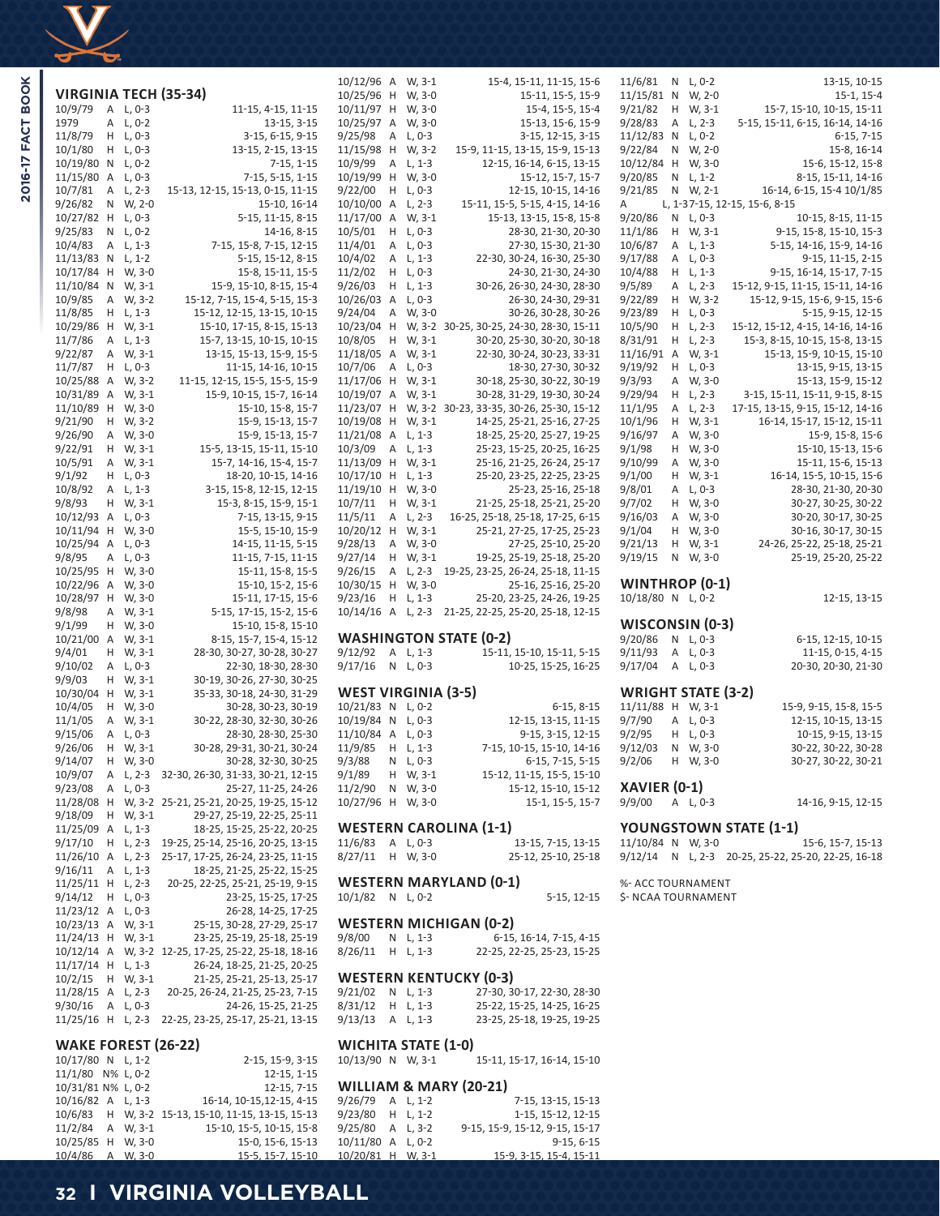## VIRGINIA TECH (35-34)

| Date | Site | Result | Scores |
|---|---|---|---|
| 10/9/79 | A | L, 0-3 | 11-15, 4-15, 11-15 |
| 1979 | A | L, 0-2 | 13-15, 3-15 |
| 11/8/79 | H | L, 0-3 | 3-15, 6-15, 9-15 |
| 10/1/80 | H | L, 0-3 | 13-15, 2-15, 13-15 |
| 10/19/80 | N | L, 0-2 | 7-15, 1-15 |
| 11/15/80 | A | L, 0-3 | 7-15, 5-15, 1-15 |
| 10/7/81 | A | L, 2-3 | 15-13, 12-15, 15-13, 0-15, 11-15 |
| 9/26/82 | N | W, 2-0 | 15-10, 16-14 |
| 10/27/82 | H | L, 0-3 | 5-15, 11-15, 8-15 |
| 9/25/83 | N | L, 0-2 | 14-16, 8-15 |
| 10/4/83 | A | L, 1-3 | 7-15, 15-8, 7-15, 12-15 |
| 11/13/83 | N | L, 1-2 | 5-15, 15-12, 8-15 |
| 10/17/84 | H | W, 3-0 | 15-8, 15-11, 15-5 |
| 11/10/84 | N | W, 3-1 | 15-9, 15-10, 8-15, 15-4 |
| 10/9/85 | A | W, 3-2 | 15-12, 7-15, 15-4, 5-15, 15-3 |
| 11/8/85 | H | L, 1-3 | 15-12, 12-15, 13-15, 10-15 |
| 10/29/86 | H | W, 3-1 | 15-10, 17-15, 8-15, 15-13 |
| 11/7/86 | A | L, 1-3 | 15-7, 13-15, 10-15, 10-15 |
| 9/22/87 | A | W, 3-1 | 13-15, 15-13, 15-9, 15-5 |
| 11/7/87 | H | L, 0-3 | 11-15, 14-16, 10-15 |
| 10/25/88 | A | W, 3-2 | 11-15, 12-15, 15-5, 15-5, 15-9 |
| 10/31/89 | A | W, 3-1 | 15-9, 10-15, 15-7, 16-14 |
| 11/10/89 | H | W, 3-0 | 15-10, 15-8, 15-7 |
| 9/21/90 | H | W, 3-2 | 15-9, 15-13, 15-7 |
| 9/26/90 | A | W, 3-0 | 15-9, 15-13, 15-7 |
| 9/22/91 | H | W, 3-1 | 15-5, 13-15, 15-11, 15-10 |
| 10/5/91 | A | W, 3-1 | 15-7, 14-16, 15-4, 15-7 |
| 9/1/92 | H | L, 0-3 | 18-20, 10-15, 14-16 |
| 10/8/92 | A | L, 1-3 | 3-15, 15-8, 12-15, 12-15 |
| 9/8/93 | H | W, 3-1 | 15-3, 8-15, 15-9, 15-1 |
| 10/12/93 | A | L, 0-3 | 7-15, 13-15, 9-15 |
| 10/11/94 | H | W, 3-0 | 15-5, 15-10, 15-9 |
| 10/25/94 | A | L, 0-3 | 14-15, 11-15, 5-15 |
| 9/8/95 | A | L, 0-3 | 11-15, 7-15, 11-15 |
| 10/25/95 | H | W, 3-0 | 15-11, 15-8, 15-5 |
| 10/22/96 | A | W, 3-0 | 15-10, 15-2, 15-6 |
| 10/28/97 | H | W, 3-0 | 15-11, 17-15, 15-6 |
| 9/8/98 | A | W, 3-1 | 5-15, 17-15, 15-2, 15-6 |
| 9/1/99 | H | W, 3-0 | 15-10, 15-8, 15-10 |
| 10/21/00 | A | W, 3-1 | 8-15, 15-7, 15-4, 15-12 |
| 9/4/01 | H | W, 3-1 | 28-30, 30-27, 30-28, 30-27 |
| 9/10/02 | A | L, 0-3 | 22-30, 18-30, 28-30 |
| 9/9/03 | H | W, 3-1 | 30-19, 30-26, 27-30, 30-25 |
| 10/30/04 | H | W, 3-1 | 35-33, 30-18, 24-30, 31-29 |
| 10/4/05 | H | W, 3-0 | 30-28, 30-23, 30-19 |
| 11/1/05 | A | W, 3-1 | 30-22, 28-30, 32-30, 30-26 |
| 9/15/06 | A | L, 0-3 | 28-30, 28-30, 25-30 |
| 9/26/06 | H | W, 3-1 | 30-28, 29-31, 30-21, 30-24 |
| 9/14/07 | H | W, 3-0 | 30-28, 32-30, 30-25 |
| 10/9/07 | A | L, 2-3 | 32-30, 26-30, 31-33, 30-21, 12-15 |
| 9/23/08 | A | L, 0-3 | 25-27, 11-25, 24-26 |
| 11/28/08 | H | W, 3-2 | 25-21, 25-21, 20-25, 19-25, 15-12 |
| 9/18/09 | H | W, 3-1 | 29-27, 25-19, 22-25, 25-11 |
| 11/25/09 | A | L, 1-3 | 18-25, 15-25, 25-22, 20-25 |
| 9/17/10 | H | L, 2-3 | 19-25, 25-14, 25-16, 20-25, 13-15 |
| 11/26/10 | A | L, 2-3 | 25-17, 17-25, 26-24, 23-25, 11-15 |
| 9/16/11 | A | L, 1-3 | 18-25, 21-25, 25-22, 15-25 |
| 11/25/11 | H | L, 2-3 | 20-25, 22-25, 25-21, 25-19, 9-15 |
| 9/14/12 | H | L, 0-3 | 23-25, 15-25, 17-25 |
| 11/23/12 | A | L, 0-3 | 26-28, 14-25, 17-25 |
| 10/23/13 | A | W, 3-1 | 25-15, 30-28, 27-29, 25-17 |
| 11/24/13 | H | W, 3-1 | 23-25, 25-19, 25-18, 25-19 |
| 10/12/14 | A | W, 3-2 | 12-25, 17-25, 25-22, 25-18, 18-16 |
| 11/17/14 | H | L, 1-3 | 26-24, 18-25, 21-25, 20-25 |
| 10/2/15 | H | W, 3-1 | 21-25, 25-21, 25-13, 25-17 |
| 11/28/15 | A | L, 2-3 | 20-25, 26-24, 21-25, 25-23, 7-15 |
| 9/30/16 | A | L, 0-3 | 24-26, 15-25, 21-25 |
| 11/25/16 | H | L, 2-3 | 22-25, 23-25, 25-17, 25-21, 13-15 |

## WAKE FOREST (26-22)

| Date | Site | Result | Scores |
|---|---|---|---|
| 10/17/80 | N | L, 1-2 | 2-15, 15-9, 3-15 |
| 11/1/80 | N% | L, 0-2 | 12-15, 1-15 |
| 10/31/81 | N% | L, 0-2 | 12-15, 7-15 |
| 10/16/82 | A | L, 1-3 | 16-14, 10-15,12-15, 4-15 |
| 10/6/83 | H | W, 3-2 | 15-13, 15-10, 11-15, 13-15, 15-13 |
| 11/2/84 | A | W, 3-1 | 15-10, 15-5, 10-15, 15-8 |
| 10/25/85 | H | W, 3-0 | 15-0, 15-6, 15-13 |
| 10/4/86 | A | W, 3-0 | 15-5, 15-7, 15-10 |
| 10/12/96 | A | W, 3-1 | 15-4, 15-11, 11-15, 15-6 |
| 10/25/96 | H | W, 3-0 | 15-11, 15-5, 15-9 |
| 10/11/97 | H | W, 3-0 | 15-4, 15-5, 15-4 |
| 10/25/97 | A | W, 3-0 | 15-13, 15-6, 15-9 |
| 9/25/98 | A | L, 0-3 | 3-15, 12-15, 3-15 |
| 11/15/98 | H | W, 3-2 | 15-9, 11-15, 13-15, 15-9, 15-13 |
| 10/9/99 | A | L, 1-3 | 12-15, 16-14, 6-15, 13-15 |
| 10/19/99 | H | W, 3-0 | 15-12, 15-7, 15-7 |
| 9/22/00 | H | L, 0-3 | 12-15, 10-15, 14-16 |
| 10/10/00 | A | L, 2-3 | 15-11, 15-5, 5-15, 4-15, 14-16 |
| 11/17/00 | A | W, 3-1 | 15-13, 13-15, 15-8, 15-8 |
| 10/5/01 | H | L, 0-3 | 28-30, 21-30, 20-30 |
| 11/4/01 | A | L, 0-3 | 27-30, 15-30, 21-30 |
| 10/4/02 | A | L, 1-3 | 22-30, 30-24, 16-30, 25-30 |
| 11/2/02 | H | L, 0-3 | 24-30, 21-30, 24-30 |
| 9/26/03 | H | L, 1-3 | 30-26, 26-30, 24-30, 28-30 |
| 10/26/03 | A | L, 0-3 | 26-30, 24-30, 29-31 |
| 9/24/04 | A | W, 3-0 | 30-26, 30-28, 30-26 |
| 10/23/04 | H | W, 3-2 | 30-25, 30-25, 24-30, 28-30, 15-11 |
| 10/8/05 | H | W, 3-1 | 30-20, 25-30, 30-20, 30-18 |
| 11/18/05 | A | W, 3-1 | 22-30, 30-24, 30-23, 33-31 |
| 10/7/06 | A | L, 0-3 | 18-30, 27-30, 30-32 |
| 11/17/06 | H | W, 3-1 | 30-18, 25-30, 30-22, 30-19 |
| 10/19/07 | A | W, 3-1 | 30-28, 31-29, 19-30, 30-24 |
| 11/23/07 | H | W, 3-2 | 30-23, 33-35, 30-26, 25-30, 15-12 |
| 10/19/08 | H | W, 3-1 | 14-25, 25-21, 25-16, 27-25 |
| 11/21/08 | A | L, 1-3 | 18-25, 25-20, 25-27, 19-25 |
| 10/3/09 | A | L, 1-3 | 25-23, 15-25, 20-25, 16-25 |
| 11/13/09 | H | W, 3-1 | 25-16, 21-25, 26-24, 25-17 |
| 10/17/10 | H | L, 1-3 | 25-20, 23-25, 22-25, 23-25 |
| 11/19/10 | H | W, 3-0 | 25-23, 25-16, 25-18 |
| 10/7/11 | H | W, 3-1 | 21-25, 25-18, 25-21, 25-20 |
| 11/5/11 | A | L, 2-3 | 16-25, 25-18, 25-18, 17-25, 6-15 |
| 10/20/12 | H | W, 3-1 | 25-21, 27-25, 17-25, 25-23 |
| 9/28/13 | A | W, 3-0 | 27-25, 25-10, 25-20 |
| 9/27/14 | H | W, 3-1 | 19-25, 25-19, 25-18, 25-20 |
| 9/26/15 | A | L, 2-3 | 19-25, 23-25, 26-24, 25-18, 11-15 |
| 10/30/15 | H | W, 3-0 | 25-16, 25-16, 25-20 |
| 9/23/16 | H | L, 1-3 | 25-20, 23-25, 24-26, 19-25 |
| 10/14/16 | A | L, 2-3 | 21-25, 22-25, 25-20, 25-18, 12-15 |

## WASHINGTON STATE (0-2)

| Date | Site | Result | Scores |
|---|---|---|---|
| 9/12/92 | A | L, 1-3 | 15-11, 15-10, 15-11, 5-15 |
| 9/17/16 | N | L, 0-3 | 10-25, 15-25, 16-25 |

## WEST VIRGINIA (3-5)

| Date | Site | Result | Scores |
|---|---|---|---|
| 10/21/83 | N | L, 0-2 | 6-15, 8-15 |
| 10/19/84 | N | L, 0-3 | 12-15, 13-15, 11-15 |
| 11/10/84 | A | L, 0-3 | 9-15, 3-15, 12-15 |
| 11/9/85 | H | L, 1-3 | 7-15, 10-15, 15-10, 14-16 |
| 9/3/88 | N | L, 0-3 | 6-15, 7-15, 5-15 |
| 9/1/89 | H | W, 3-1 | 15-12, 11-15, 15-5, 15-10 |
| 11/2/90 | N | W, 3-0 | 15-12, 15-10, 15-12 |
| 10/27/96 | H | W, 3-0 | 15-1, 15-5, 15-7 |

## WESTERN CAROLINA (1-1)

| Date | Site | Result | Scores |
|---|---|---|---|
| 11/6/83 | A | L, 0-3 | 13-15, 7-15, 13-15 |
| 8/27/11 | H | W, 3-0 | 25-12, 25-10, 25-18 |

## WESTERN MARYLAND (0-1)

| Date | Site | Result | Scores |
|---|---|---|---|
| 10/1/82 | N | L, 0-2 | 5-15, 12-15 |

## WESTERN MICHIGAN (0-2)

| Date | Site | Result | Scores |
|---|---|---|---|
| 9/8/00 | N | L, 1-3 | 6-15, 16-14, 7-15, 4-15 |
| 8/26/11 | H | L, 1-3 | 22-25, 22-25, 25-23, 15-25 |

## WESTERN KENTUCKY (0-3)

| Date | Site | Result | Scores |
|---|---|---|---|
| 9/21/02 | N | L, 1-3 | 27-30, 30-17, 22-30, 28-30 |
| 8/31/12 | H | L, 1-3 | 25-22, 15-25, 14-25, 16-25 |
| 9/13/13 | A | L, 1-3 | 23-25, 25-18, 19-25, 19-25 |

## WICHITA STATE (1-0)

| Date | Site | Result | Scores |
|---|---|---|---|
| 10/13/90 | N | W, 3-1 | 15-11, 15-17, 16-14, 15-10 |

## WILLIAM & MARY (20-21)

| Date | Site | Result | Scores |
|---|---|---|---|
| 9/26/79 | A | L, 1-2 | 7-15, 13-15, 15-13 |
| 9/23/80 | H | L, 1-2 | 1-15, 15-12, 12-15 |
| 9/25/80 | A | L, 3-2 | 9-15, 15-9, 15-12, 9-15, 15-17 |
| 10/11/80 | A | L, 0-2 | 9-15, 6-15 |
| 10/20/81 | H | W, 3-1 | 15-9, 3-15, 15-4, 15-11 |
| 11/6/81 | N | L, 0-2 | 13-15, 10-15 |
| 11/15/81 | N | W, 2-0 | 15-1, 15-4 |
| 9/21/82 | H | W, 3-1 | 15-7, 15-10, 10-15, 15-11 |
| 9/28/83 | A | L, 2-3 | 5-15, 15-11, 6-15, 16-14, 14-16 |
| 11/12/83 | N | L, 0-2 | 6-15, 7-15 |
| 9/22/84 | N | W, 2-0 | 15-8, 16-14 |
| 10/12/84 | H | W, 3-0 | 15-6, 15-12, 15-8 |
| 9/20/85 | N | L, 1-2 | 8-15, 15-11, 14-16 |
| 9/21/85 | N | W, 2-1 | 16-14, 6-15, 15-4 10/1/85 |
| A | | L, 1-3 | 7-15, 12-15, 15-6, 8-15 |
| 9/20/86 | N | L, 0-3 | 10-15, 8-15, 11-15 |
| 11/1/86 | H | W, 3-1 | 9-15, 15-8, 15-10, 15-3 |
| 10/6/87 | A | L, 1-3 | 5-15, 14-16, 15-9, 14-16 |
| 9/17/88 | A | L, 0-3 | 9-15, 11-15, 2-15 |
| 10/4/88 | H | L, 1-3 | 9-15, 16-14, 15-17, 7-15 |
| 9/5/89 | A | L, 2-3 | 15-12, 9-15, 11-15, 15-11, 14-16 |
| 9/22/89 | H | W, 3-2 | 15-12, 9-15, 15-6, 9-15, 15-6 |
| 9/23/89 | H | L, 0-3 | 5-15, 9-15, 12-15 |
| 10/5/90 | H | L, 2-3 | 15-12, 15-12, 4-15, 14-16, 14-16 |
| 8/31/91 | H | L, 2-3 | 15-3, 8-15, 10-15, 15-8, 13-15 |
| 11/16/91 | A | W, 3-1 | 15-13, 15-9, 10-15, 15-10 |
| 9/19/92 | H | L, 0-3 | 13-15, 9-15, 13-15 |
| 9/3/93 | A | W, 3-0 | 15-13, 15-9, 15-12 |
| 9/29/94 | H | L, 2-3 | 3-15, 15-11, 15-11, 9-15, 8-15 |
| 11/1/95 | A | L, 2-3 | 17-15, 13-15, 9-15, 15-12, 14-16 |
| 10/1/96 | H | W, 3-1 | 16-14, 15-17, 15-12, 15-11 |
| 9/16/97 | A | W, 3-0 | 15-9, 15-8, 15-6 |
| 9/1/98 | H | W, 3-0 | 15-10, 15-13, 15-6 |
| 9/10/99 | A | W, 3-0 | 15-11, 15-6, 15-13 |
| 9/1/00 | H | W, 3-1 | 16-14, 15-5, 10-15, 15-6 |
| 9/8/01 | A | L, 0-3 | 28-30, 21-30, 20-30 |
| 9/7/02 | H | W, 3-0 | 30-27, 30-25, 30-22 |
| 9/16/03 | A | W, 3-0 | 30-20, 30-17, 30-25 |
| 9/1/04 | H | W, 3-0 | 30-16, 30-17, 30-15 |
| 9/21/13 | H | W, 3-1 | 24-26, 25-22, 25-18, 25-21 |
| 9/19/15 | N | W, 3-0 | 25-19, 25-20, 25-22 |

## WINTHROP (0-1)

| Date | Site | Result | Scores |
|---|---|---|---|
| 10/18/80 | N | L, 0-2 | 12-15, 13-15 |

## WISCONSIN (0-3)

| Date | Site | Result | Scores |
|---|---|---|---|
| 9/20/86 | N | L, 0-3 | 6-15, 12-15, 10-15 |
| 9/11/93 | A | L, 0-3 | 11-15, 0-15, 4-15 |
| 9/17/04 | A | L, 0-3 | 20-30, 20-30, 21-30 |

## WRIGHT STATE (3-2)

| Date | Site | Result | Scores |
|---|---|---|---|
| 11/11/88 | H | W, 3-1 | 15-9, 9-15, 15-8, 15-5 |
| 9/7/90 | A | L, 0-3 | 12-15, 10-15, 13-15 |
| 9/2/95 | H | L, 0-3 | 10-15, 9-15, 13-15 |
| 9/12/03 | N | W, 3-0 | 30-22, 30-22, 30-28 |
| 9/2/06 | H | W, 3-0 | 30-27, 30-22, 30-21 |

## XAVIER (0-1)

| Date | Site | Result | Scores |
|---|---|---|---|
| 9/9/00 | A | L, 0-3 | 14-16, 9-15, 12-15 |

## YOUNGSTOWN STATE (1-1)

| Date | Site | Result | Scores |
|---|---|---|---|
| 11/10/84 | N | W, 3-0 | 15-6, 15-7, 15-13 |
| 9/12/14 | N | L, 2-3 | 20-25, 25-22, 25-20, 22-25, 16-18 |

%- ACC TOURNAMENT
$- NCAA TOURNAMENT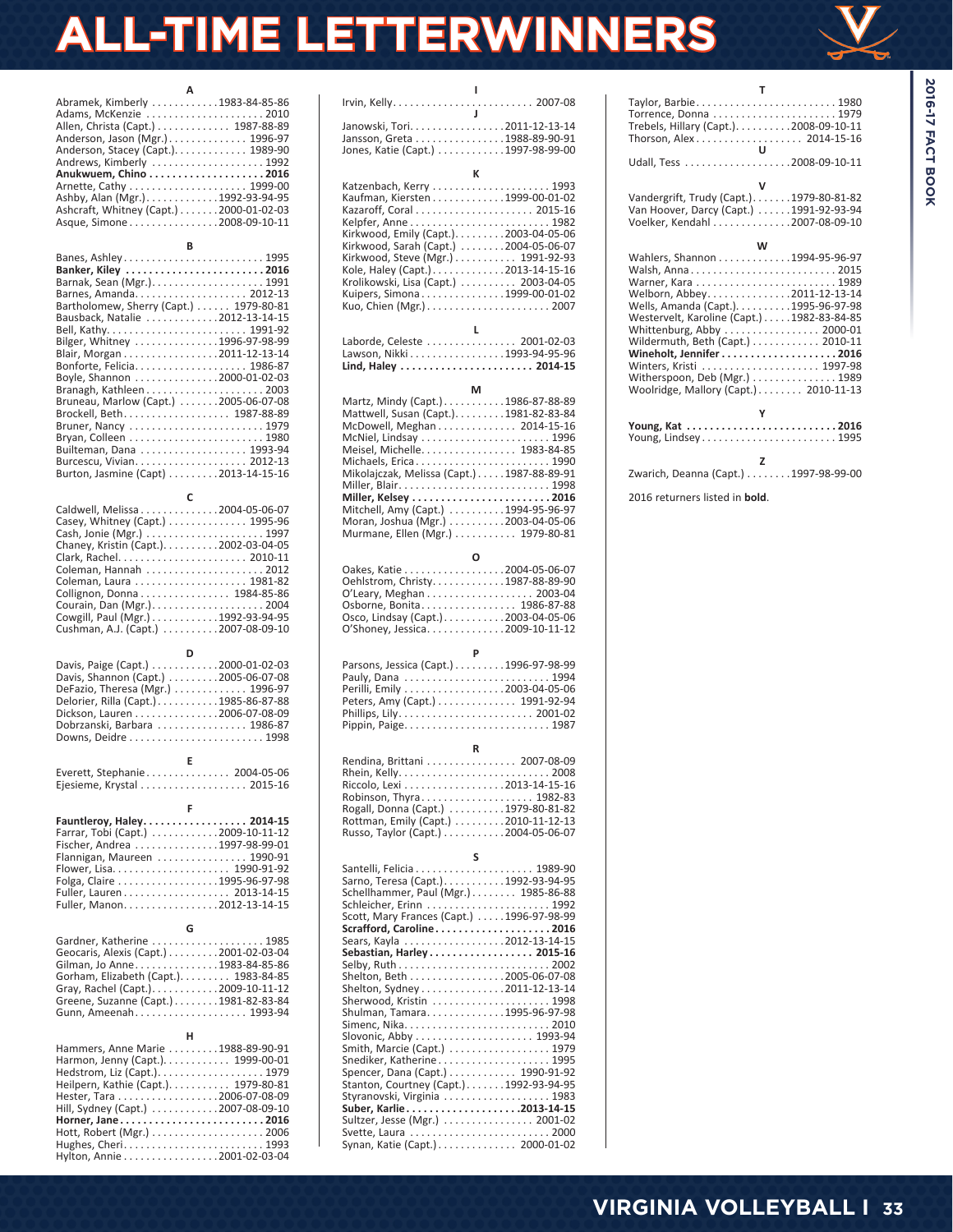# ALL-TIME LETTERWINNERS

**A**

Abramek, Kimberly ............1983-84-85-86
Adams, McKenzie ........................ 2010
Allen, Christa (Capt.) ............. 1987-88-89
Anderson, Jason (Mgr.).............. 1996-97
Anderson, Stacey (Capt.)............. 1989-90
Andrews, Kimberly ...................... 1992
**Anukwuem, Chino ....................2016**
Arnette, Cathy ...................... 1999-00
Ashby, Alan (Mgr.)............1992-93-94-95
Ashcraft, Whitney (Capt.) .......2000-01-02-03
Asque, Simone ................2008-09-10-11

**B**

Banes, Ashley ............................ 1995
**Banker, Kiley ........................2016**
Barnak, Sean (Mgr.)...................... 1991
Barnes, Amanda..................... 2012-13
Bartholomew, Sherry (Capt.) ...... 1979-80-81
Bausback, Natalie .............2012-13-14-15
Bell, Kathy.............................. 1991-92
Bilger, Whitney ...............1996-97-98-99
Blair, Morgan .................2011-12-13-14
Bonforte, Felicia..................... 1986-87
Boyle, Shannon ...............2000-01-02-03
Branagh, Kathleen ...................... 2003
Bruneau, Marlow (Capt.) .......2005-06-07-08
Brockell, Beth................... 1987-88-89
Bruner, Nancy .......................... 1979
Bryan, Colleen .......................... 1980
Builteman, Dana ................... 1993-94
Burcescu, Vivian..................... 2012-13
Burton, Jasmine (Capt) .........2013-14-15-16

**C**

Caldwell, Melissa ..............2004-05-06-07
Casey, Whitney (Capt.) .............. 1995-96
Cash, Jonie (Mgr.) ...................... 1997
Chaney, Kristin (Capt.)..........2002-03-04-05
Clark, Rachel........................ 2010-11
Coleman, Hannah ...................... 2012
Coleman, Laura ..................... 1981-82
Collignon, Donna ................ 1984-85-86
Courain, Dan (Mgr.)..................... 2004
Cowgill, Paul (Mgr.) ............1992-93-94-95
Cushman, A.J. (Capt.) ..........2007-08-09-10

**D**

Davis, Paige (Capt.) ............2000-01-02-03
Davis, Shannon (Capt.) .........2005-06-07-08
DeFazio, Theresa (Mgr.) ............. 1996-97
Delorier, Rilla (Capt.)...........1985-86-87-88
Dickson, Lauren ...............2006-07-08-09
Dobrzanski, Barbara ................ 1986-87
Downs, Deidre ........................... 1998

**E**

Everett, Stephanie............... 2004-05-06
Ejesieme, Krystal ................... 2015-16

**F**

**Fauntleroy, Haley................. 2014-15**
Farrar, Tobi (Capt.) ............2009-10-11-12
Fischer, Andrea ...............1997-98-99-01
Flannigan, Maureen ................ 1990-91
Flower, Lisa..................... 1990-91-92
Folga, Claire ..................1995-96-97-98
Fuller, Lauren ................... 2013-14-15
Fuller, Manon.................2012-13-14-15

**G**

Gardner, Katherine ..................... 1985
Geocaris, Alexis (Capt.) .........2001-02-03-04
Gilman, Jo Anne...............1983-84-85-86
Gorham, Elizabeth (Capt.)......... 1983-84-85
Gray, Rachel (Capt.)............2009-10-11-12
Greene, Suzanne (Capt.)........1981-82-83-84
Gunn, Ameenah.................... 1993-94

**H**

Hammers, Anne Marie .........1988-89-90-91
Harmon, Jenny (Capt.)............ 1999-00-01
Hedstrom, Liz (Capt.).................... 1979
Heilpern, Kathie (Capt.)........... 1979-80-81
Hester, Tara ..................2006-07-08-09
Hill, Sydney (Capt.) ............2007-08-09-10
**Horner, Jane.........................2016**
Hott, Robert (Mgr.) ..................... 2006
Hughes, Cheri............................ 1993
Hylton, Annie .................2001-02-03-04

**I**

Irvin, Kelly.......................... 2007-08

**J**

Janowski, Tori.................2011-12-13-14
Jansson, Greta ................1988-89-90-91
Jones, Katie (Capt.) ............1997-98-99-00

**K**

Katzenbach, Kerry ...................... 1993
Kaufman, Kiersten .............1999-00-01-02
Kazaroff, Coral ..................... 2015-16
Kelpfer, Anne ............................ 1982
Kirkwood, Emily (Capt.).........2003-04-05-06
Kirkwood, Sarah (Capt) .........2004-05-06-07
Kirkwood, Steve (Mgr.)........... 1991-92-93
Kole, Haley (Capt.).............2013-14-15-16
Krolikowski, Lisa (Capt.) .......... 2003-04-05
Kuipers, Simona ...............1999-00-01-02
Kuo, Chien (Mgr.)....................... 2007

**L**

Laborde, Celeste ................ 2001-02-03
Lawson, Nikki .................1993-94-95-96
**Lind, Haley ....................... 2014-15**

**M**

Martz, Mindy (Capt.)...........1986-87-88-89
Mattwell, Susan (Capt.).........1981-82-83-84
McDowell, Meghan .............. 2014-15-16
McNiel, Lindsay ......................... 1996
Meisel, Michelle................. 1983-84-85
Michaels, Erica.......................... 1990
Mikolajczak, Melissa (Capt.) .....1987-88-89-91
Miller, Blair.............................. 1998
**Miller, Kelsey ........................2016**
Mitchell, Amy (Capt.) ..........1994-95-96-97
Moran, Joshua (Mgr.) ..........2003-04-05-06
Murmane, Ellen (Mgr.) ........... 1979-80-81

**O**

Oakes, Katie ..................2004-05-06-07
Oehlstrom, Christy.............1987-88-89-90
O'Leary, Meghan ................... 2003-04
Osborne, Bonita................. 1986-87-88
Osco, Lindsay (Capt.)...........2003-04-05-06
O'Shoney, Jessica..............2009-10-11-12

**P**

Parsons, Jessica (Capt.).........1996-97-98-99
Pauly, Dana ............................. 1994
Perilli, Emily ..................2003-04-05-06
Peters, Amy (Capt.) .............. 1991-92-94
Phillips, Lily........................ 2001-02
Pippin, Paige............................. 1987

**R**

Rendina, Brittani ................ 2007-08-09
Rhein, Kelly.............................. 2008
Riccolo, Lexi ..................2013-14-15-16
Robinson, Thyra.................... 1982-83
Rogall, Donna (Capt.) ..........1979-80-81-82
Rottman, Emily (Capt.) .........2010-11-12-13
Russo, Taylor (Capt.) ...........2004-05-06-07

**S**

Santelli, Felicia..................... 1989-90
Sarno, Teresa (Capt.)...........1992-93-94-95
Schellhammer, Paul (Mgr.)......... 1985-86-88
Schleicher, Erinn ....................... 1992
Scott, Mary Frances (Capt.) .....1996-97-98-99
**Scrafford, Caroline....................2016**
Sears, Kayla ..................2012-13-14-15
**Sebastian, Harley.................. 2015-16**
Selby, Ruth .............................. 2002
Shelton, Beth .................2005-06-07-08
Shelton, Sydney ...............2011-12-13-14
Sherwood, Kristin ....................... 1998
Shulman, Tamara..............1995-96-97-98
Simenc, Nika............................. 2010
Slovonic, Abby ..................... 1993-94
Smith, Marcie (Capt.) .................. 1979
Snediker, Katherine ..................... 1995
Spencer, Dana (Capt.) ............ 1990-91-92
Stanton, Courtney (Capt.).......1992-93-94-95
Styranovski, Virginia ................... 1983
**Suber, Karlie....................2013-14-15**
Sultzer, Jesse (Mgr.) ................ 2001-02
Svette, Laura ............................ 2000
Synan, Katie (Capt.).............. 2000-01-02

**T**

Taylor, Barbie............................ 1980
Torrence, Donna ........................ 1979
Trebels, Hillary (Capt.)..........2008-09-10-11
Thorson, Alex................... 2014-15-16

**U**

Udall, Tess ...................2008-09-10-11

**V**

Vandergrift, Trudy (Capt.).......1979-80-81-82
Van Hoover, Darcy (Capt.) .......1991-92-93-94
Voelker, Kendahl ..............2007-08-09-10

**W**

Wahlers, Shannon .............1994-95-96-97
Walsh, Anna............................. 2015
Warner, Kara ............................ 1989
Welborn, Abbey...............2011-12-13-14
Wells, Amanda (Capt.)..........1995-96-97-98
Westervelt, Karoline (Capt.) .....1982-83-84-85
Whittenburg, Abby ................. 2000-01
Wildermuth, Beth (Capt.) ............ 2010-11
**Wineholt, Jennifer ....................2016**
Winters, Kristi ...................... 1997-98
Witherspoon, Deb (Mgr.) ............... 1989
Woolridge, Mallory (Capt.)........ 2010-11-13

**Y**

**Young, Kat ..........................2016**
Young, Lindsey........................... 1995

**Z**

Zwarich, Deanna (Capt.) ........1997-98-99-00

2016 returners listed in **bold**.